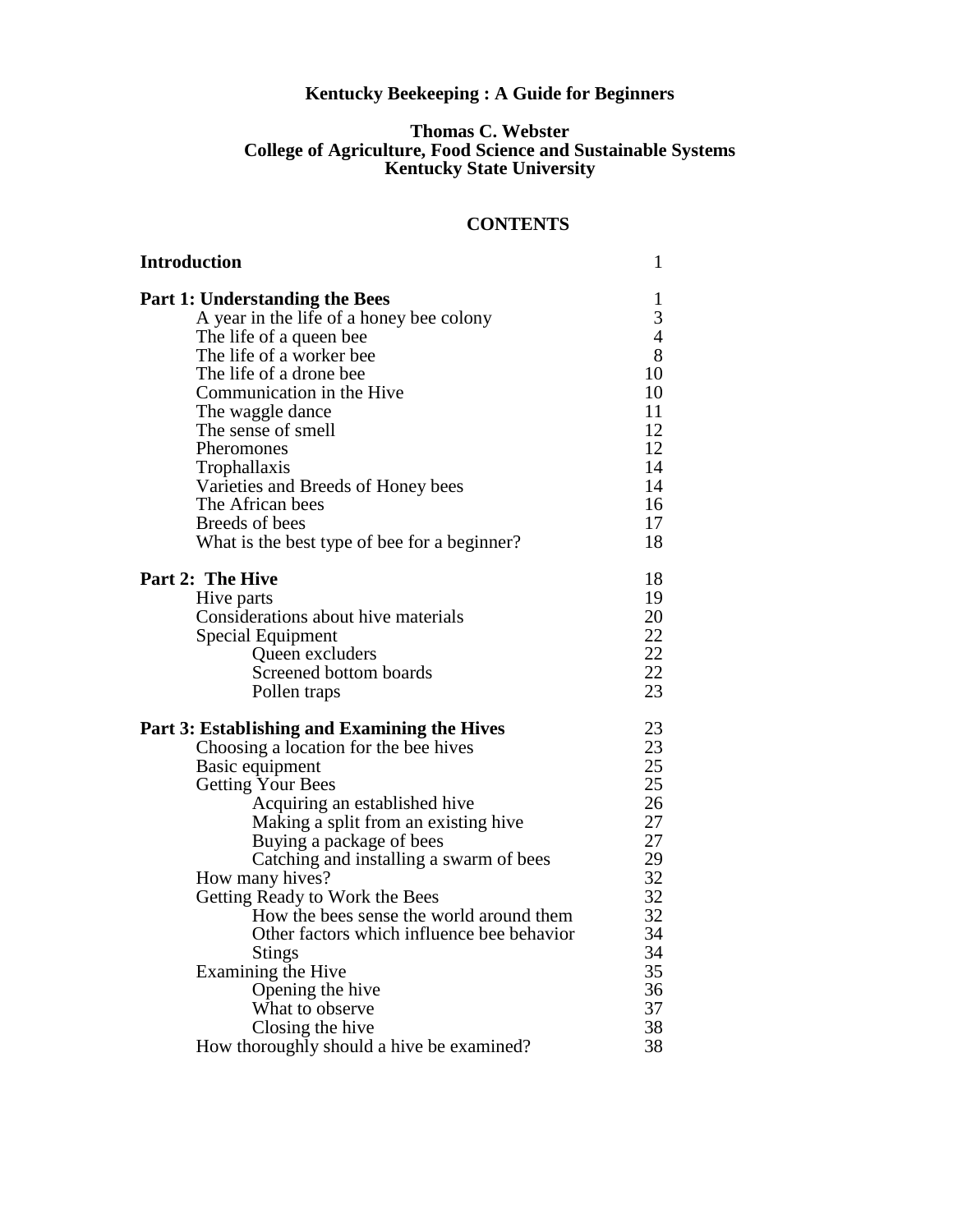# Kentucky Beekeeping : A Guide for Beginners

**Thomas C. Webster**
**College of Agriculture, Food Science and Sustainable Systems**
**Kentucky State University**

## CONTENTS

| | |
|---|---|
| **Introduction** | 1 |
| **Part 1: Understanding the Bees** | 1 |
| A year in the life of a honey bee colony | 3 |
| The life of a queen bee | 4 |
| The life of a worker bee | 8 |
| The life of a drone bee | 10 |
| Communication in the Hive | 10 |
| The waggle dance | 11 |
| The sense of smell | 12 |
| Pheromones | 12 |
| Trophallaxis | 14 |
| Varieties and Breeds of Honey bees | 14 |
| The African bees | 16 |
| Breeds of bees | 17 |
| What is the best type of bee for a beginner? | 18 |
| **Part 2: The Hive** | 18 |
| Hive parts | 19 |
| Considerations about hive materials | 20 |
| Special Equipment | 22 |
| Queen excluders | 22 |
| Screened bottom boards | 22 |
| Pollen traps | 23 |
| **Part 3: Establishing and Examining the Hives** | 23 |
| Choosing a location for the bee hives | 23 |
| Basic equipment | 25 |
| Getting Your Bees | 25 |
| Acquiring an established hive | 26 |
| Making a split from an existing hive | 27 |
| Buying a package of bees | 27 |
| Catching and installing a swarm of bees | 29 |
| How many hives? | 32 |
| Getting Ready to Work the Bees | 32 |
| How the bees sense the world around them | 32 |
| Other factors which influence bee behavior | 34 |
| Stings | 34 |
| Examining the Hive | 35 |
| Opening the hive | 36 |
| What to observe | 37 |
| Closing the hive | 38 |
| How thoroughly should a hive be examined? | 38 |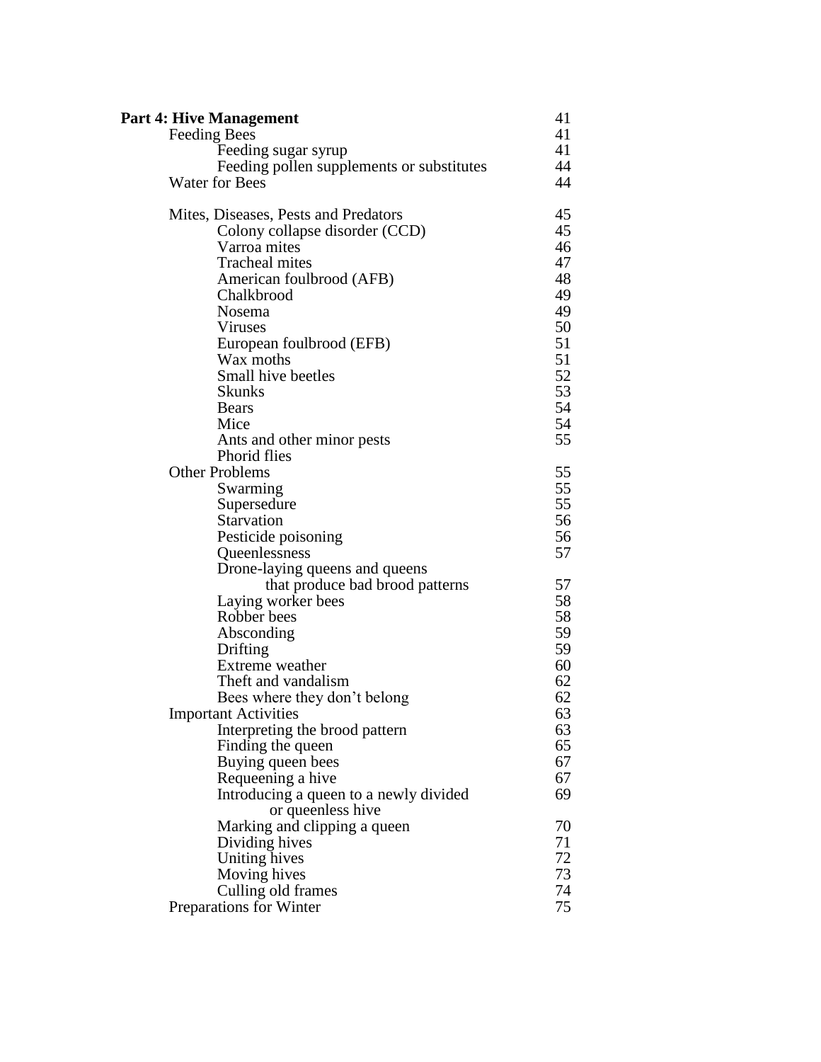| | |
|---|---|
| **Part 4: Hive Management** | 41 |
| Feeding Bees | 41 |
| Feeding sugar syrup | 41 |
| Feeding pollen supplements or substitutes | 44 |
| Water for Bees | 44 |
| | |
| Mites, Diseases, Pests and Predators | 45 |
| Colony collapse disorder (CCD) | 45 |
| Varroa mites | 46 |
| Tracheal mites | 47 |
| American foulbrood (AFB) | 48 |
| Chalkbrood | 49 |
| Nosema | 49 |
| Viruses | 50 |
| European foulbrood (EFB) | 51 |
| Wax moths | 51 |
| Small hive beetles | 52 |
| Skunks | 53 |
| Bears | 54 |
| Mice | 54 |
| Ants and other minor pests | 55 |
| Phorid flies | |
| Other Problems | 55 |
| Swarming | 55 |
| Supersedure | 55 |
| Starvation | 56 |
| Pesticide poisoning | 56 |
| Queenlessness | 57 |
| Drone-laying queens and queens that produce bad brood patterns | 57 |
| Laying worker bees | 58 |
| Robber bees | 58 |
| Absconding | 59 |
| Drifting | 59 |
| Extreme weather | 60 |
| Theft and vandalism | 62 |
| Bees where they don't belong | 62 |
| Important Activities | 63 |
| Interpreting the brood pattern | 63 |
| Finding the queen | 65 |
| Buying queen bees | 67 |
| Requeening a hive | 67 |
| Introducing a queen to a newly divided or queenless hive | 69 |
| Marking and clipping a queen | 70 |
| Dividing hives | 71 |
| Uniting hives | 72 |
| Moving hives | 73 |
| Culling old frames | 74 |
| Preparations for Winter | 75 |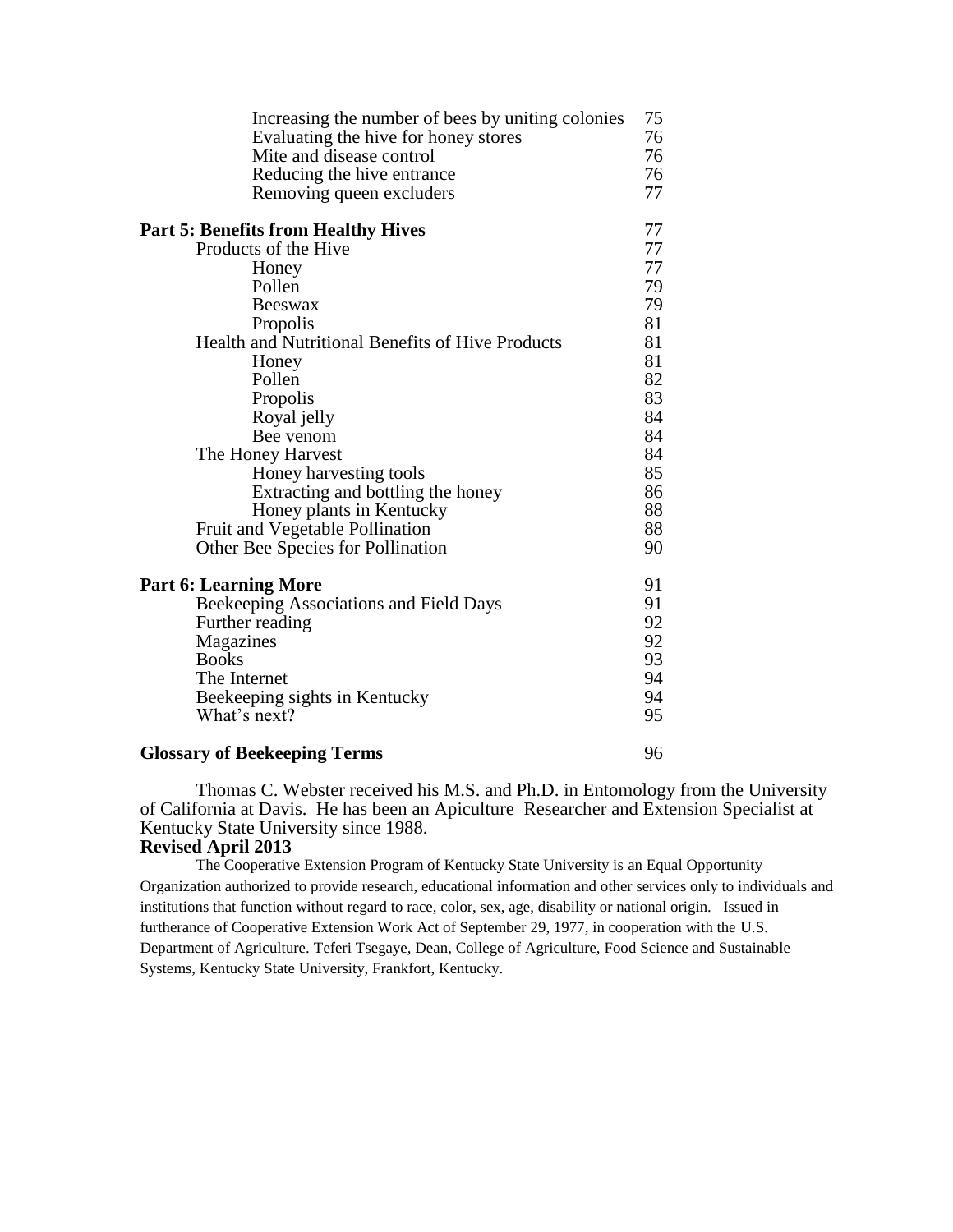| | |
|---|---|
| Increasing the number of bees by uniting colonies | 75 |
| Evaluating the hive for honey stores | 76 |
| Mite and disease control | 76 |
| Reducing the hive entrance | 76 |
| Removing queen excluders | 77 |
| **Part 5: Benefits from Healthy Hives** | 77 |
| Products of the Hive | 77 |
| Honey | 77 |
| Pollen | 79 |
| Beeswax | 79 |
| Propolis | 81 |
| Health and Nutritional Benefits of Hive Products | 81 |
| Honey | 81 |
| Pollen | 82 |
| Propolis | 83 |
| Royal jelly | 84 |
| Bee venom | 84 |
| The Honey Harvest | 84 |
| Honey harvesting tools | 85 |
| Extracting and bottling the honey | 86 |
| Honey plants in Kentucky | 88 |
| Fruit and Vegetable Pollination | 88 |
| Other Bee Species for Pollination | 90 |
| **Part 6: Learning More** | 91 |
| Beekeeping Associations and Field Days | 91 |
| Further reading | 92 |
| Magazines | 92 |
| Books | 93 |
| The Internet | 94 |
| Beekeeping sights in Kentucky | 94 |
| What's next? | 95 |
| **Glossary of Beekeeping Terms** | 96 |

Thomas C. Webster received his M.S. and Ph.D. in Entomology from the University of California at Davis. He has been an Apiculture Researcher and Extension Specialist at Kentucky State University since 1988.

**Revised April 2013**

The Cooperative Extension Program of Kentucky State University is an Equal Opportunity Organization authorized to provide research, educational information and other services only to individuals and institutions that function without regard to race, color, sex, age, disability or national origin. Issued in furtherance of Cooperative Extension Work Act of September 29, 1977, in cooperation with the U.S. Department of Agriculture. Teferi Tsegaye, Dean, College of Agriculture, Food Science and Sustainable Systems, Kentucky State University, Frankfort, Kentucky.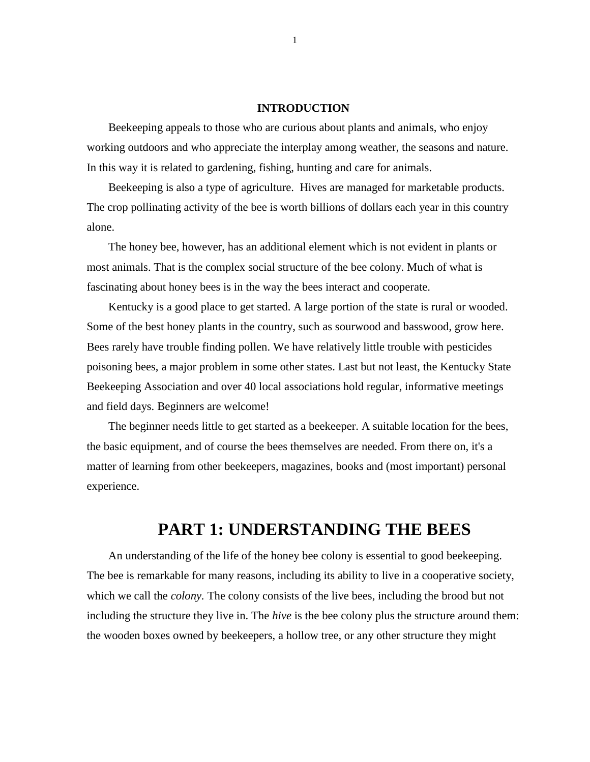## INTRODUCTION

Beekeeping appeals to those who are curious about plants and animals, who enjoy working outdoors and who appreciate the interplay among weather, the seasons and nature. In this way it is related to gardening, fishing, hunting and care for animals.

Beekeeping is also a type of agriculture. Hives are managed for marketable products. The crop pollinating activity of the bee is worth billions of dollars each year in this country alone.

The honey bee, however, has an additional element which is not evident in plants or most animals. That is the complex social structure of the bee colony. Much of what is fascinating about honey bees is in the way the bees interact and cooperate.

Kentucky is a good place to get started. A large portion of the state is rural or wooded. Some of the best honey plants in the country, such as sourwood and basswood, grow here. Bees rarely have trouble finding pollen. We have relatively little trouble with pesticides poisoning bees, a major problem in some other states. Last but not least, the Kentucky State Beekeeping Association and over 40 local associations hold regular, informative meetings and field days. Beginners are welcome!

The beginner needs little to get started as a beekeeper. A suitable location for the bees, the basic equipment, and of course the bees themselves are needed. From there on, it's a matter of learning from other beekeepers, magazines, books and (most important) personal experience.

# PART 1: UNDERSTANDING THE BEES

An understanding of the life of the honey bee colony is essential to good beekeeping. The bee is remarkable for many reasons, including its ability to live in a cooperative society, which we call the *colony.* The colony consists of the live bees, including the brood but not including the structure they live in. The *hive* is the bee colony plus the structure around them: the wooden boxes owned by beekeepers, a hollow tree, or any other structure they might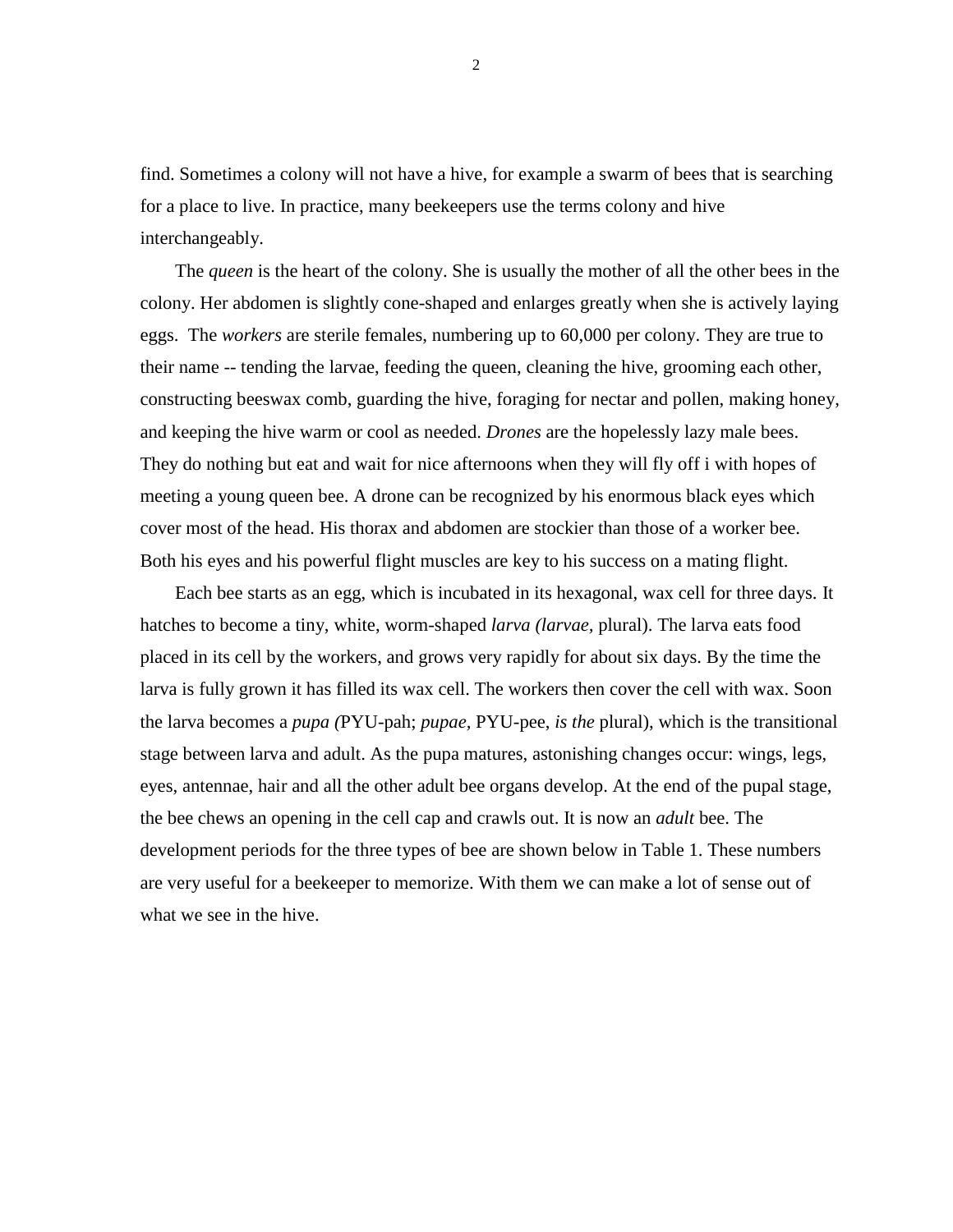find. Sometimes a colony will not have a hive, for example a swarm of bees that is searching for a place to live. In practice, many beekeepers use the terms colony and hive interchangeably.

The *queen* is the heart of the colony. She is usually the mother of all the other bees in the colony. Her abdomen is slightly cone-shaped and enlarges greatly when she is actively laying eggs. The *workers* are sterile females, numbering up to 60,000 per colony. They are true to their name -- tending the larvae, feeding the queen, cleaning the hive, grooming each other, constructing beeswax comb, guarding the hive, foraging for nectar and pollen, making honey, and keeping the hive warm or cool as needed. *Drones* are the hopelessly lazy male bees. They do nothing but eat and wait for nice afternoons when they will fly off i with hopes of meeting a young queen bee. A drone can be recognized by his enormous black eyes which cover most of the head. His thorax and abdomen are stockier than those of a worker bee. Both his eyes and his powerful flight muscles are key to his success on a mating flight.

Each bee starts as an egg, which is incubated in its hexagonal, wax cell for three days. It hatches to become a tiny, white, worm-shaped *larva (larvae,* plural). The larva eats food placed in its cell by the workers, and grows very rapidly for about six days. By the time the larva is fully grown it has filled its wax cell. The workers then cover the cell with wax. Soon the larva becomes a *pupa (*PYU-pah; *pupae,* PYU-pee, *is the* plural), which is the transitional stage between larva and adult. As the pupa matures, astonishing changes occur: wings, legs, eyes, antennae, hair and all the other adult bee organs develop. At the end of the pupal stage, the bee chews an opening in the cell cap and crawls out. It is now an *adult* bee. The development periods for the three types of bee are shown below in Table 1. These numbers are very useful for a beekeeper to memorize. With them we can make a lot of sense out of what we see in the hive.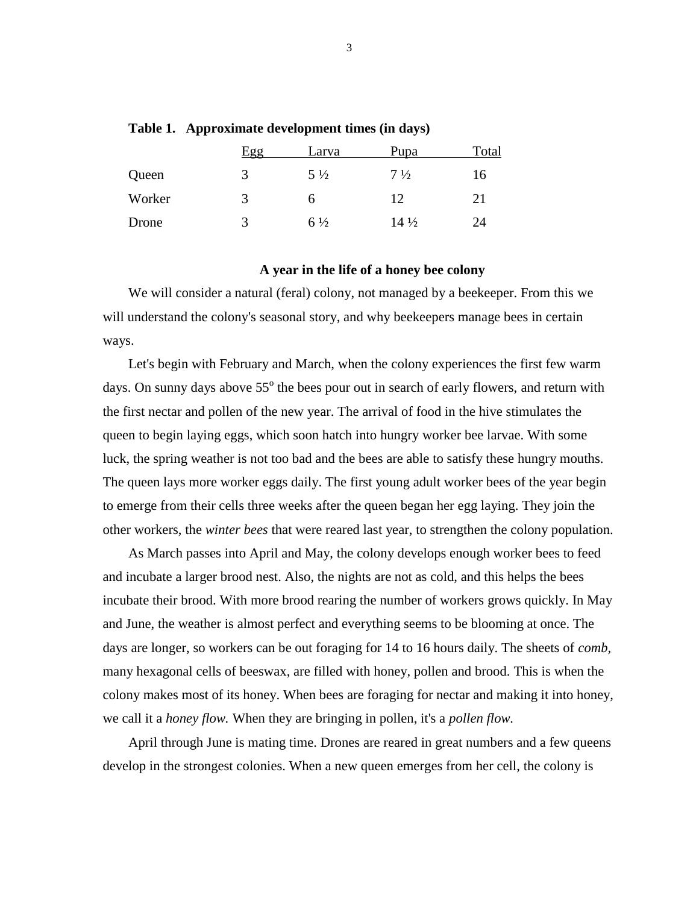**Table 1. Approximate development times (in days)**

| | Egg | Larva | Pupa | Total |
|---|---|---|---|---|
| Queen | 3 | 5 ½ | 7 ½ | 16 |
| Worker | 3 | 6 | 12 | 21 |
| Drone | 3 | 6 ½ | 14 ½ | 24 |

## A year in the life of a honey bee colony

We will consider a natural (feral) colony, not managed by a beekeeper. From this we will understand the colony's seasonal story, and why beekeepers manage bees in certain ways.

Let's begin with February and March, when the colony experiences the first few warm days. On sunny days above 55$^{o}$ the bees pour out in search of early flowers, and return with the first nectar and pollen of the new year. The arrival of food in the hive stimulates the queen to begin laying eggs, which soon hatch into hungry worker bee larvae. With some luck, the spring weather is not too bad and the bees are able to satisfy these hungry mouths. The queen lays more worker eggs daily. The first young adult worker bees of the year begin to emerge from their cells three weeks after the queen began her egg laying. They join the other workers, the *winter bees* that were reared last year, to strengthen the colony population.

As March passes into April and May, the colony develops enough worker bees to feed and incubate a larger brood nest. Also, the nights are not as cold, and this helps the bees incubate their brood. With more brood rearing the number of workers grows quickly. In May and June, the weather is almost perfect and everything seems to be blooming at once. The days are longer, so workers can be out foraging for 14 to 16 hours daily. The sheets of *comb,* many hexagonal cells of beeswax, are filled with honey, pollen and brood. This is when the colony makes most of its honey. When bees are foraging for nectar and making it into honey, we call it a *honey flow.* When they are bringing in pollen, it's a *pollen flow.*

April through June is mating time. Drones are reared in great numbers and a few queens develop in the strongest colonies. When a new queen emerges from her cell, the colony is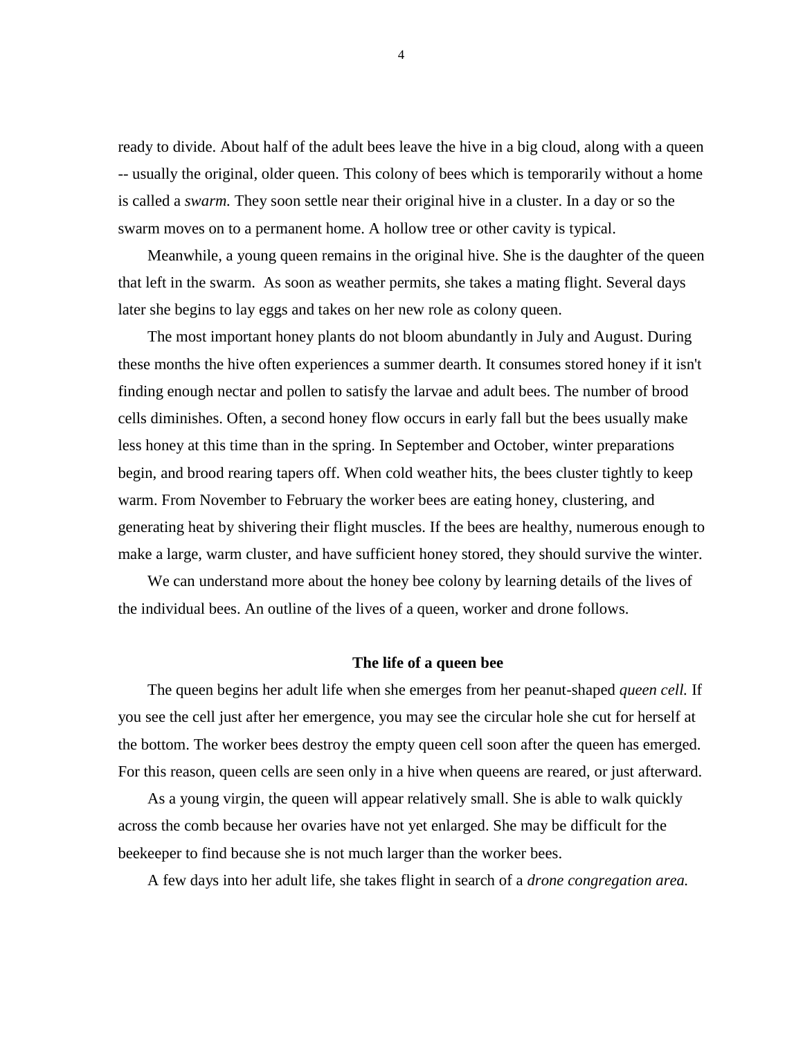ready to divide. About half of the adult bees leave the hive in a big cloud, along with a queen -- usually the original, older queen. This colony of bees which is temporarily without a home is called a *swarm.* They soon settle near their original hive in a cluster. In a day or so the swarm moves on to a permanent home. A hollow tree or other cavity is typical.

Meanwhile, a young queen remains in the original hive. She is the daughter of the queen that left in the swarm. As soon as weather permits, she takes a mating flight. Several days later she begins to lay eggs and takes on her new role as colony queen.

The most important honey plants do not bloom abundantly in July and August. During these months the hive often experiences a summer dearth. It consumes stored honey if it isn't finding enough nectar and pollen to satisfy the larvae and adult bees. The number of brood cells diminishes. Often, a second honey flow occurs in early fall but the bees usually make less honey at this time than in the spring. In September and October, winter preparations begin, and brood rearing tapers off. When cold weather hits, the bees cluster tightly to keep warm. From November to February the worker bees are eating honey, clustering, and generating heat by shivering their flight muscles. If the bees are healthy, numerous enough to make a large, warm cluster, and have sufficient honey stored, they should survive the winter.

We can understand more about the honey bee colony by learning details of the lives of the individual bees. An outline of the lives of a queen, worker and drone follows.

### The life of a queen bee

The queen begins her adult life when she emerges from her peanut-shaped *queen cell.* If you see the cell just after her emergence, you may see the circular hole she cut for herself at the bottom. The worker bees destroy the empty queen cell soon after the queen has emerged. For this reason, queen cells are seen only in a hive when queens are reared, or just afterward.

As a young virgin, the queen will appear relatively small. She is able to walk quickly across the comb because her ovaries have not yet enlarged. She may be difficult for the beekeeper to find because she is not much larger than the worker bees.

A few days into her adult life, she takes flight in search of a *drone congregation area.*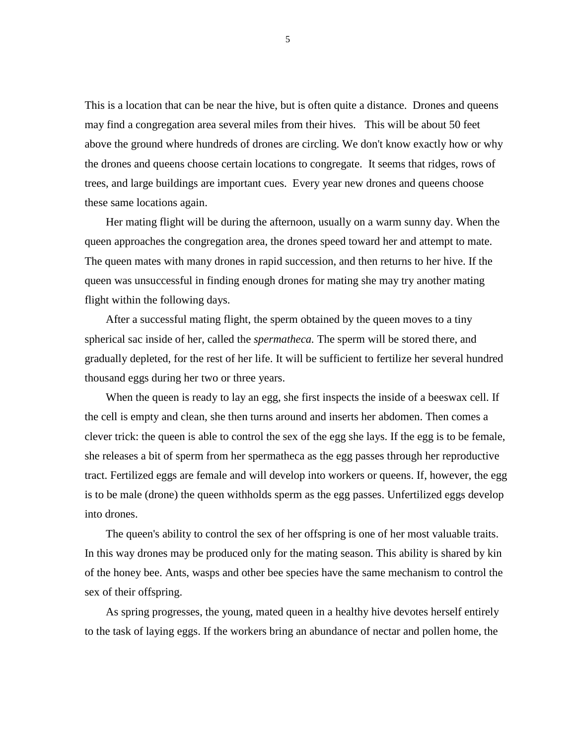This is a location that can be near the hive, but is often quite a distance. Drones and queens may find a congregation area several miles from their hives. This will be about 50 feet above the ground where hundreds of drones are circling. We don't know exactly how or why the drones and queens choose certain locations to congregate. It seems that ridges, rows of trees, and large buildings are important cues. Every year new drones and queens choose these same locations again.

Her mating flight will be during the afternoon, usually on a warm sunny day. When the queen approaches the congregation area, the drones speed toward her and attempt to mate. The queen mates with many drones in rapid succession, and then returns to her hive. If the queen was unsuccessful in finding enough drones for mating she may try another mating flight within the following days.

After a successful mating flight, the sperm obtained by the queen moves to a tiny spherical sac inside of her, called the *spermatheca.* The sperm will be stored there, and gradually depleted, for the rest of her life. It will be sufficient to fertilize her several hundred thousand eggs during her two or three years.

When the queen is ready to lay an egg, she first inspects the inside of a beeswax cell. If the cell is empty and clean, she then turns around and inserts her abdomen. Then comes a clever trick: the queen is able to control the sex of the egg she lays. If the egg is to be female, she releases a bit of sperm from her spermatheca as the egg passes through her reproductive tract. Fertilized eggs are female and will develop into workers or queens. If, however, the egg is to be male (drone) the queen withholds sperm as the egg passes. Unfertilized eggs develop into drones.

The queen's ability to control the sex of her offspring is one of her most valuable traits. In this way drones may be produced only for the mating season. This ability is shared by kin of the honey bee. Ants, wasps and other bee species have the same mechanism to control the sex of their offspring.

As spring progresses, the young, mated queen in a healthy hive devotes herself entirely to the task of laying eggs. If the workers bring an abundance of nectar and pollen home, the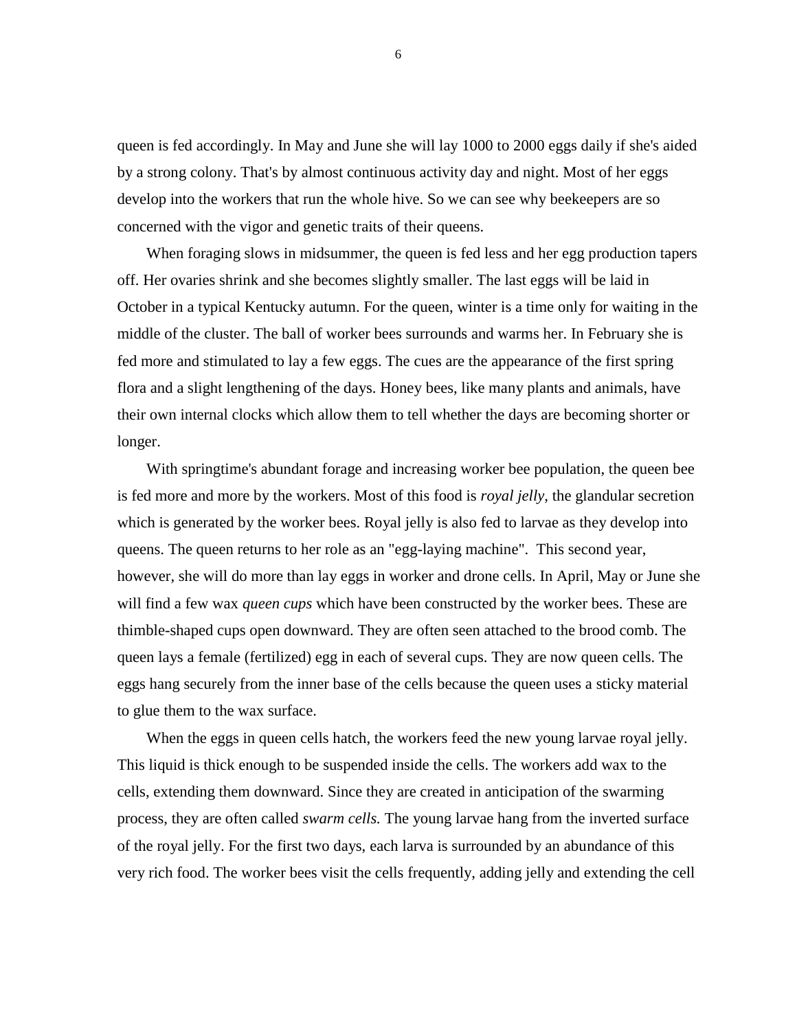queen is fed accordingly. In May and June she will lay 1000 to 2000 eggs daily if she's aided by a strong colony. That's by almost continuous activity day and night. Most of her eggs develop into the workers that run the whole hive. So we can see why beekeepers are so concerned with the vigor and genetic traits of their queens.

When foraging slows in midsummer, the queen is fed less and her egg production tapers off. Her ovaries shrink and she becomes slightly smaller. The last eggs will be laid in October in a typical Kentucky autumn. For the queen, winter is a time only for waiting in the middle of the cluster. The ball of worker bees surrounds and warms her. In February she is fed more and stimulated to lay a few eggs. The cues are the appearance of the first spring flora and a slight lengthening of the days. Honey bees, like many plants and animals, have their own internal clocks which allow them to tell whether the days are becoming shorter or longer.

With springtime's abundant forage and increasing worker bee population, the queen bee is fed more and more by the workers. Most of this food is *royal jelly*, the glandular secretion which is generated by the worker bees. Royal jelly is also fed to larvae as they develop into queens. The queen returns to her role as an "egg-laying machine". This second year, however, she will do more than lay eggs in worker and drone cells. In April, May or June she will find a few wax *queen cups* which have been constructed by the worker bees. These are thimble-shaped cups open downward. They are often seen attached to the brood comb. The queen lays a female (fertilized) egg in each of several cups. They are now queen cells. The eggs hang securely from the inner base of the cells because the queen uses a sticky material to glue them to the wax surface.

When the eggs in queen cells hatch, the workers feed the new young larvae royal jelly. This liquid is thick enough to be suspended inside the cells. The workers add wax to the cells, extending them downward. Since they are created in anticipation of the swarming process, they are often called *swarm cells.* The young larvae hang from the inverted surface of the royal jelly. For the first two days, each larva is surrounded by an abundance of this very rich food. The worker bees visit the cells frequently, adding jelly and extending the cell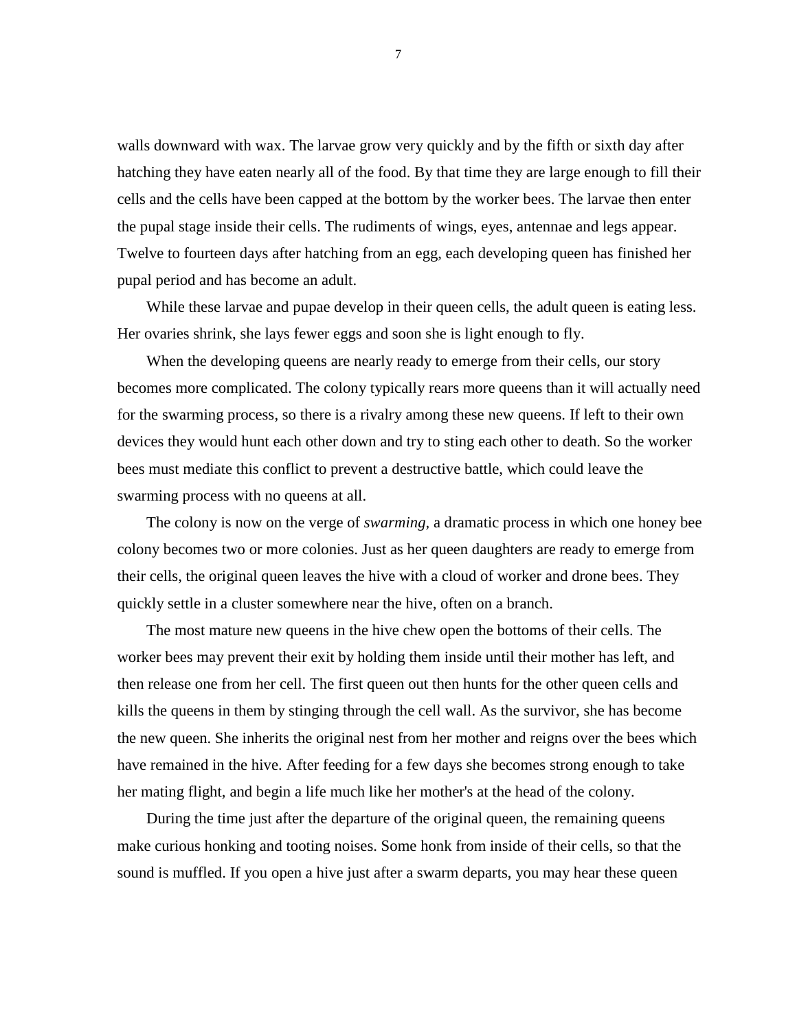walls downward with wax. The larvae grow very quickly and by the fifth or sixth day after hatching they have eaten nearly all of the food. By that time they are large enough to fill their cells and the cells have been capped at the bottom by the worker bees. The larvae then enter the pupal stage inside their cells. The rudiments of wings, eyes, antennae and legs appear. Twelve to fourteen days after hatching from an egg, each developing queen has finished her pupal period and has become an adult.

While these larvae and pupae develop in their queen cells, the adult queen is eating less. Her ovaries shrink, she lays fewer eggs and soon she is light enough to fly.

When the developing queens are nearly ready to emerge from their cells, our story becomes more complicated. The colony typically rears more queens than it will actually need for the swarming process, so there is a rivalry among these new queens. If left to their own devices they would hunt each other down and try to sting each other to death. So the worker bees must mediate this conflict to prevent a destructive battle, which could leave the swarming process with no queens at all.

The colony is now on the verge of *swarming*, a dramatic process in which one honey bee colony becomes two or more colonies. Just as her queen daughters are ready to emerge from their cells, the original queen leaves the hive with a cloud of worker and drone bees. They quickly settle in a cluster somewhere near the hive, often on a branch.

The most mature new queens in the hive chew open the bottoms of their cells. The worker bees may prevent their exit by holding them inside until their mother has left, and then release one from her cell. The first queen out then hunts for the other queen cells and kills the queens in them by stinging through the cell wall. As the survivor, she has become the new queen. She inherits the original nest from her mother and reigns over the bees which have remained in the hive. After feeding for a few days she becomes strong enough to take her mating flight, and begin a life much like her mother's at the head of the colony.

During the time just after the departure of the original queen, the remaining queens make curious honking and tooting noises. Some honk from inside of their cells, so that the sound is muffled. If you open a hive just after a swarm departs, you may hear these queen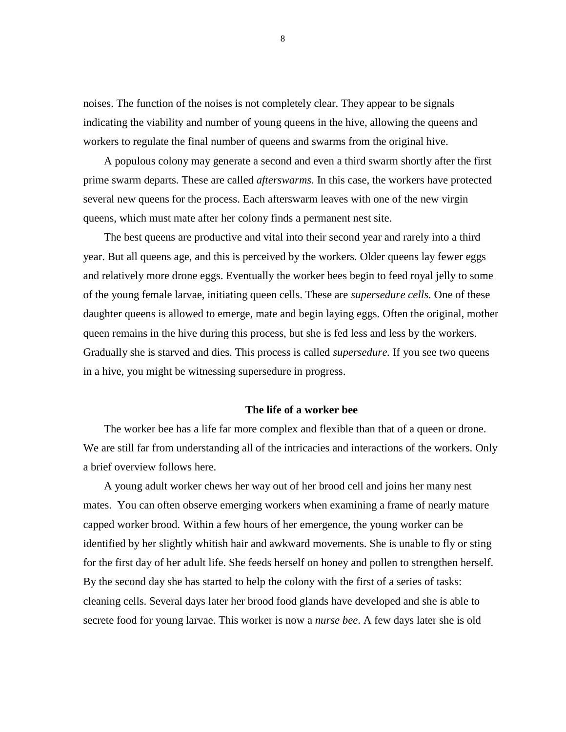noises. The function of the noises is not completely clear. They appear to be signals indicating the viability and number of young queens in the hive, allowing the queens and workers to regulate the final number of queens and swarms from the original hive.

A populous colony may generate a second and even a third swarm shortly after the first prime swarm departs. These are called *afterswarms.* In this case, the workers have protected several new queens for the process. Each afterswarm leaves with one of the new virgin queens, which must mate after her colony finds a permanent nest site.

The best queens are productive and vital into their second year and rarely into a third year. But all queens age, and this is perceived by the workers. Older queens lay fewer eggs and relatively more drone eggs. Eventually the worker bees begin to feed royal jelly to some of the young female larvae, initiating queen cells. These are *supersedure cells.* One of these daughter queens is allowed to emerge, mate and begin laying eggs. Often the original, mother queen remains in the hive during this process, but she is fed less and less by the workers. Gradually she is starved and dies. This process is called *supersedure.* If you see two queens in a hive, you might be witnessing supersedure in progress.

### The life of a worker bee

The worker bee has a life far more complex and flexible than that of a queen or drone. We are still far from understanding all of the intricacies and interactions of the workers. Only a brief overview follows here.

A young adult worker chews her way out of her brood cell and joins her many nest mates. You can often observe emerging workers when examining a frame of nearly mature capped worker brood. Within a few hours of her emergence, the young worker can be identified by her slightly whitish hair and awkward movements. She is unable to fly or sting for the first day of her adult life. She feeds herself on honey and pollen to strengthen herself. By the second day she has started to help the colony with the first of a series of tasks: cleaning cells. Several days later her brood food glands have developed and she is able to secrete food for young larvae. This worker is now a *nurse bee*. A few days later she is old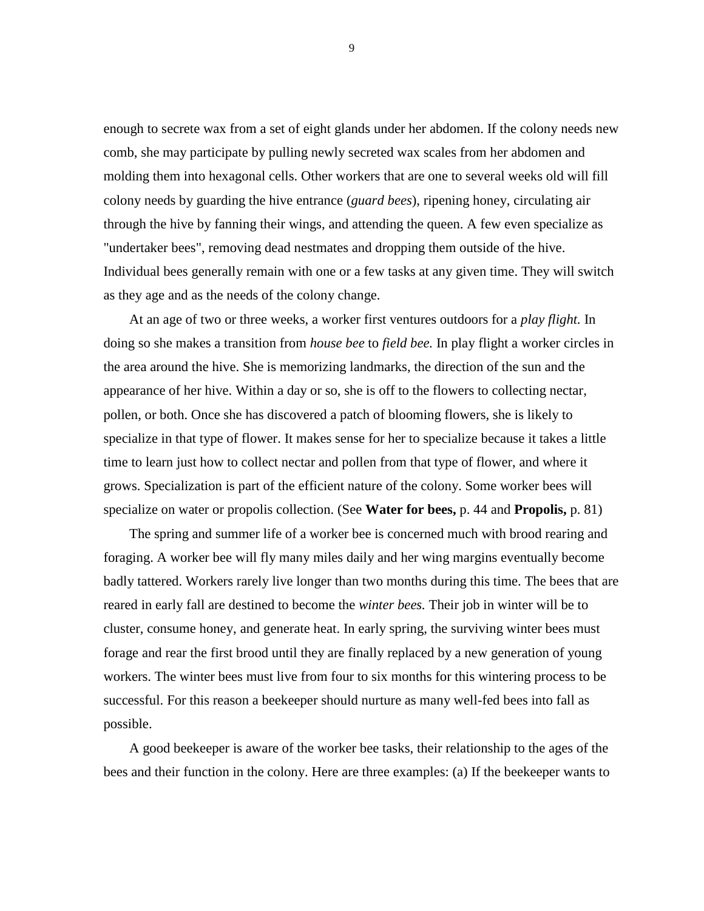enough to secrete wax from a set of eight glands under her abdomen. If the colony needs new comb, she may participate by pulling newly secreted wax scales from her abdomen and molding them into hexagonal cells. Other workers that are one to several weeks old will fill colony needs by guarding the hive entrance (*guard bees*), ripening honey, circulating air through the hive by fanning their wings, and attending the queen. A few even specialize as "undertaker bees", removing dead nestmates and dropping them outside of the hive. Individual bees generally remain with one or a few tasks at any given time. They will switch as they age and as the needs of the colony change.

At an age of two or three weeks, a worker first ventures outdoors for a *play flight.* In doing so she makes a transition from *house bee* to *field bee.* In play flight a worker circles in the area around the hive. She is memorizing landmarks, the direction of the sun and the appearance of her hive. Within a day or so, she is off to the flowers to collecting nectar, pollen, or both. Once she has discovered a patch of blooming flowers, she is likely to specialize in that type of flower. It makes sense for her to specialize because it takes a little time to learn just how to collect nectar and pollen from that type of flower, and where it grows. Specialization is part of the efficient nature of the colony. Some worker bees will specialize on water or propolis collection. (See **Water for bees,** p. 44 and **Propolis,** p. 81)

The spring and summer life of a worker bee is concerned much with brood rearing and foraging. A worker bee will fly many miles daily and her wing margins eventually become badly tattered. Workers rarely live longer than two months during this time. The bees that are reared in early fall are destined to become the *winter bees.* Their job in winter will be to cluster, consume honey, and generate heat. In early spring, the surviving winter bees must forage and rear the first brood until they are finally replaced by a new generation of young workers. The winter bees must live from four to six months for this wintering process to be successful. For this reason a beekeeper should nurture as many well-fed bees into fall as possible.

A good beekeeper is aware of the worker bee tasks, their relationship to the ages of the bees and their function in the colony. Here are three examples: (a) If the beekeeper wants to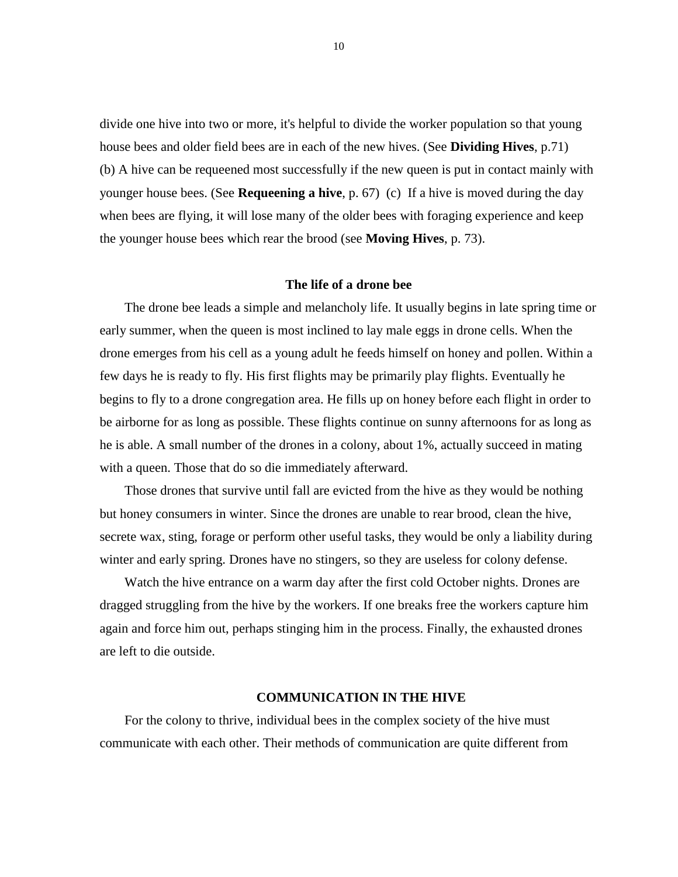divide one hive into two or more, it's helpful to divide the worker population so that young house bees and older field bees are in each of the new hives. (See **Dividing Hives**, p.71) (b) A hive can be requeened most successfully if the new queen is put in contact mainly with younger house bees. (See **Requeening a hive**, p. 67) (c) If a hive is moved during the day when bees are flying, it will lose many of the older bees with foraging experience and keep the younger house bees which rear the brood (see **Moving Hives**, p. 73).

### The life of a drone bee

The drone bee leads a simple and melancholy life. It usually begins in late spring time or early summer, when the queen is most inclined to lay male eggs in drone cells. When the drone emerges from his cell as a young adult he feeds himself on honey and pollen. Within a few days he is ready to fly. His first flights may be primarily play flights. Eventually he begins to fly to a drone congregation area. He fills up on honey before each flight in order to be airborne for as long as possible. These flights continue on sunny afternoons for as long as he is able. A small number of the drones in a colony, about 1%, actually succeed in mating with a queen. Those that do so die immediately afterward.

Those drones that survive until fall are evicted from the hive as they would be nothing but honey consumers in winter. Since the drones are unable to rear brood, clean the hive, secrete wax, sting, forage or perform other useful tasks, they would be only a liability during winter and early spring. Drones have no stingers, so they are useless for colony defense.

Watch the hive entrance on a warm day after the first cold October nights. Drones are dragged struggling from the hive by the workers. If one breaks free the workers capture him again and force him out, perhaps stinging him in the process. Finally, the exhausted drones are left to die outside.

## COMMUNICATION IN THE HIVE

For the colony to thrive, individual bees in the complex society of the hive must communicate with each other. Their methods of communication are quite different from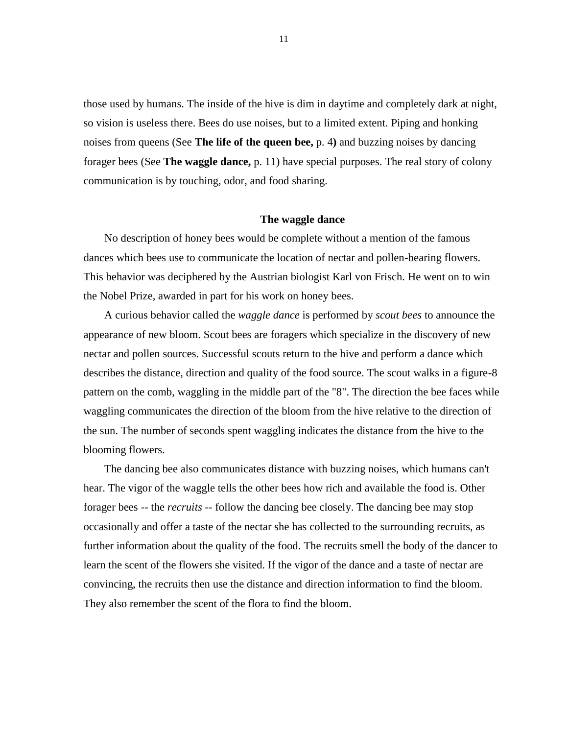those used by humans. The inside of the hive is dim in daytime and completely dark at night, so vision is useless there. Bees do use noises, but to a limited extent. Piping and honking noises from queens (See **The life of the queen bee,** p. 4**)** and buzzing noises by dancing forager bees (See **The waggle dance,** p. 11) have special purposes. The real story of colony communication is by touching, odor, and food sharing.

### The waggle dance

No description of honey bees would be complete without a mention of the famous dances which bees use to communicate the location of nectar and pollen-bearing flowers. This behavior was deciphered by the Austrian biologist Karl von Frisch. He went on to win the Nobel Prize, awarded in part for his work on honey bees.

A curious behavior called the *waggle dance* is performed by *scout bees* to announce the appearance of new bloom. Scout bees are foragers which specialize in the discovery of new nectar and pollen sources. Successful scouts return to the hive and perform a dance which describes the distance, direction and quality of the food source. The scout walks in a figure-8 pattern on the comb, waggling in the middle part of the "8". The direction the bee faces while waggling communicates the direction of the bloom from the hive relative to the direction of the sun. The number of seconds spent waggling indicates the distance from the hive to the blooming flowers.

The dancing bee also communicates distance with buzzing noises, which humans can't hear. The vigor of the waggle tells the other bees how rich and available the food is. Other forager bees -- the *recruits* -- follow the dancing bee closely. The dancing bee may stop occasionally and offer a taste of the nectar she has collected to the surrounding recruits, as further information about the quality of the food. The recruits smell the body of the dancer to learn the scent of the flowers she visited. If the vigor of the dance and a taste of nectar are convincing, the recruits then use the distance and direction information to find the bloom. They also remember the scent of the flora to find the bloom.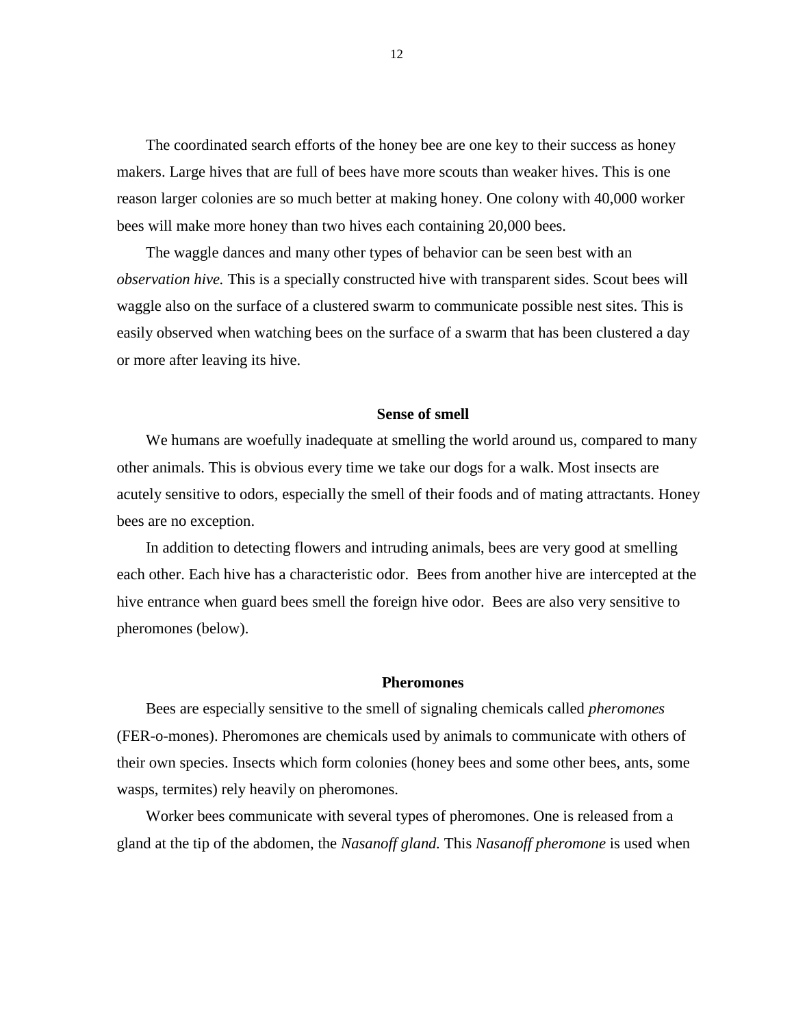The coordinated search efforts of the honey bee are one key to their success as honey makers. Large hives that are full of bees have more scouts than weaker hives. This is one reason larger colonies are so much better at making honey. One colony with 40,000 worker bees will make more honey than two hives each containing 20,000 bees.

The waggle dances and many other types of behavior can be seen best with an *observation hive.* This is a specially constructed hive with transparent sides. Scout bees will waggle also on the surface of a clustered swarm to communicate possible nest sites. This is easily observed when watching bees on the surface of a swarm that has been clustered a day or more after leaving its hive.

## Sense of smell

We humans are woefully inadequate at smelling the world around us, compared to many other animals. This is obvious every time we take our dogs for a walk. Most insects are acutely sensitive to odors, especially the smell of their foods and of mating attractants. Honey bees are no exception.

In addition to detecting flowers and intruding animals, bees are very good at smelling each other. Each hive has a characteristic odor. Bees from another hive are intercepted at the hive entrance when guard bees smell the foreign hive odor. Bees are also very sensitive to pheromones (below).

## Pheromones

Bees are especially sensitive to the smell of signaling chemicals called *pheromones* (FER-o-mones). Pheromones are chemicals used by animals to communicate with others of their own species. Insects which form colonies (honey bees and some other bees, ants, some wasps, termites) rely heavily on pheromones.

Worker bees communicate with several types of pheromones. One is released from a gland at the tip of the abdomen, the *Nasanoff gland.* This *Nasanoff pheromone* is used when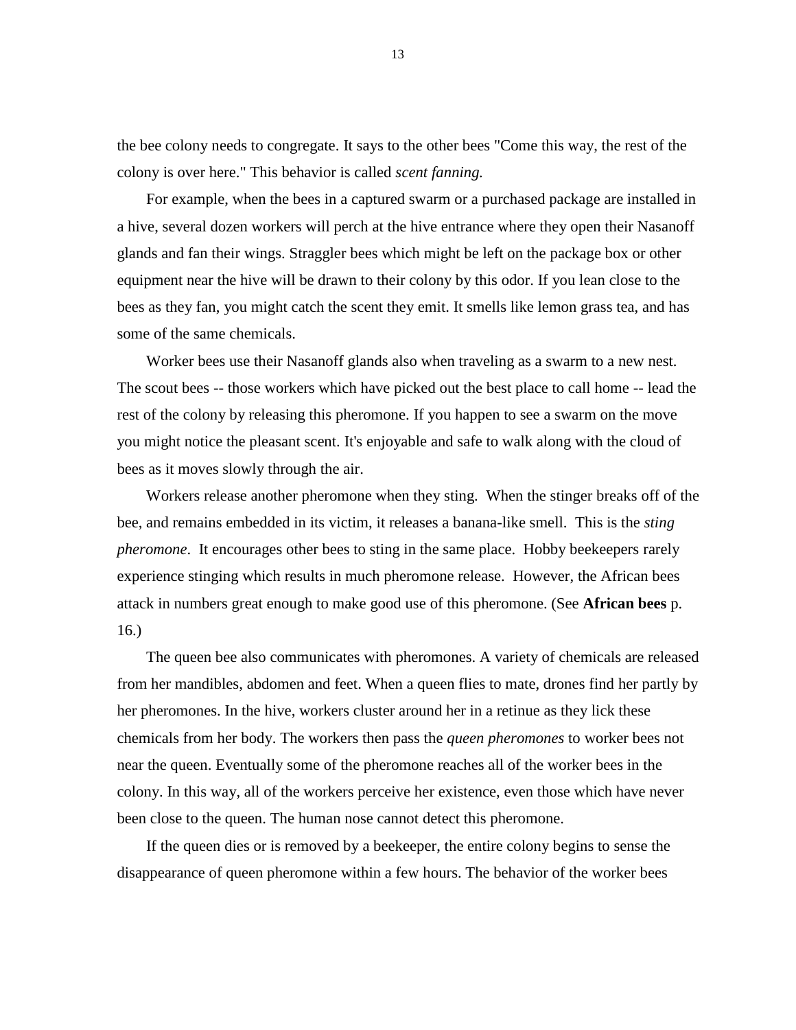the bee colony needs to congregate. It says to the other bees "Come this way, the rest of the colony is over here." This behavior is called *scent fanning.*

For example, when the bees in a captured swarm or a purchased package are installed in a hive, several dozen workers will perch at the hive entrance where they open their Nasanoff glands and fan their wings. Straggler bees which might be left on the package box or other equipment near the hive will be drawn to their colony by this odor. If you lean close to the bees as they fan, you might catch the scent they emit. It smells like lemon grass tea, and has some of the same chemicals.

Worker bees use their Nasanoff glands also when traveling as a swarm to a new nest. The scout bees -- those workers which have picked out the best place to call home -- lead the rest of the colony by releasing this pheromone. If you happen to see a swarm on the move you might notice the pleasant scent. It's enjoyable and safe to walk along with the cloud of bees as it moves slowly through the air.

Workers release another pheromone when they sting. When the stinger breaks off of the bee, and remains embedded in its victim, it releases a banana-like smell. This is the *sting pheromone*. It encourages other bees to sting in the same place. Hobby beekeepers rarely experience stinging which results in much pheromone release. However, the African bees attack in numbers great enough to make good use of this pheromone. (See **African bees** p. 16.)

The queen bee also communicates with pheromones. A variety of chemicals are released from her mandibles, abdomen and feet. When a queen flies to mate, drones find her partly by her pheromones. In the hive, workers cluster around her in a retinue as they lick these chemicals from her body. The workers then pass the *queen pheromones* to worker bees not near the queen. Eventually some of the pheromone reaches all of the worker bees in the colony. In this way, all of the workers perceive her existence, even those which have never been close to the queen. The human nose cannot detect this pheromone.

If the queen dies or is removed by a beekeeper, the entire colony begins to sense the disappearance of queen pheromone within a few hours. The behavior of the worker bees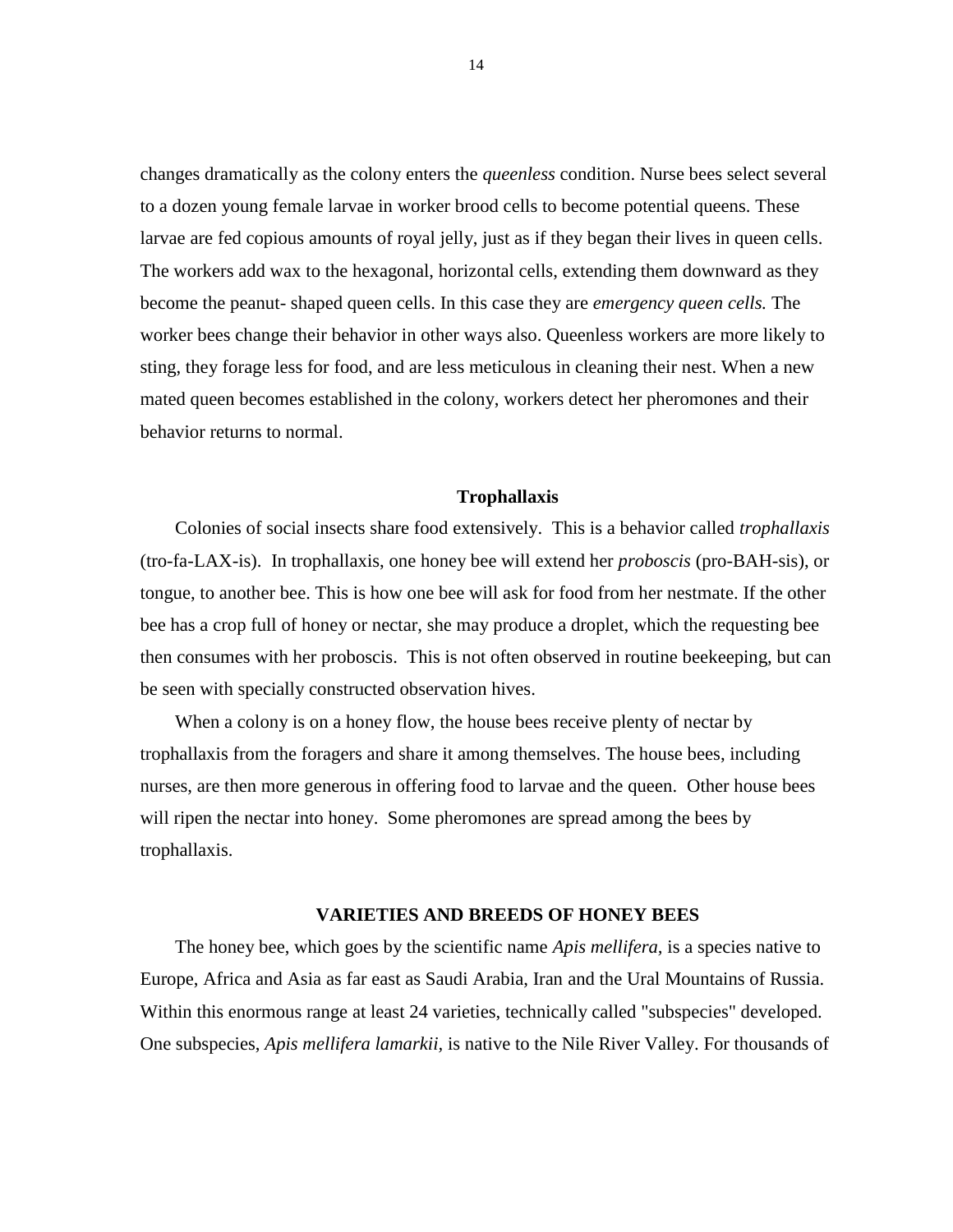changes dramatically as the colony enters the *queenless* condition. Nurse bees select several to a dozen young female larvae in worker brood cells to become potential queens. These larvae are fed copious amounts of royal jelly, just as if they began their lives in queen cells. The workers add wax to the hexagonal, horizontal cells, extending them downward as they become the peanut- shaped queen cells. In this case they are *emergency queen cells.* The worker bees change their behavior in other ways also. Queenless workers are more likely to sting, they forage less for food, and are less meticulous in cleaning their nest. When a new mated queen becomes established in the colony, workers detect her pheromones and their behavior returns to normal.

### Trophallaxis

Colonies of social insects share food extensively. This is a behavior called *trophallaxis* (tro-fa-LAX-is). In trophallaxis, one honey bee will extend her *proboscis* (pro-BAH-sis), or tongue, to another bee. This is how one bee will ask for food from her nestmate. If the other bee has a crop full of honey or nectar, she may produce a droplet, which the requesting bee then consumes with her proboscis. This is not often observed in routine beekeeping, but can be seen with specially constructed observation hives.

When a colony is on a honey flow, the house bees receive plenty of nectar by trophallaxis from the foragers and share it among themselves. The house bees, including nurses, are then more generous in offering food to larvae and the queen. Other house bees will ripen the nectar into honey. Some pheromones are spread among the bees by trophallaxis.

## VARIETIES AND BREEDS OF HONEY BEES

The honey bee, which goes by the scientific name *Apis mellifera*, is a species native to Europe, Africa and Asia as far east as Saudi Arabia, Iran and the Ural Mountains of Russia. Within this enormous range at least 24 varieties, technically called "subspecies" developed. One subspecies, *Apis mellifera lamarkii*, is native to the Nile River Valley. For thousands of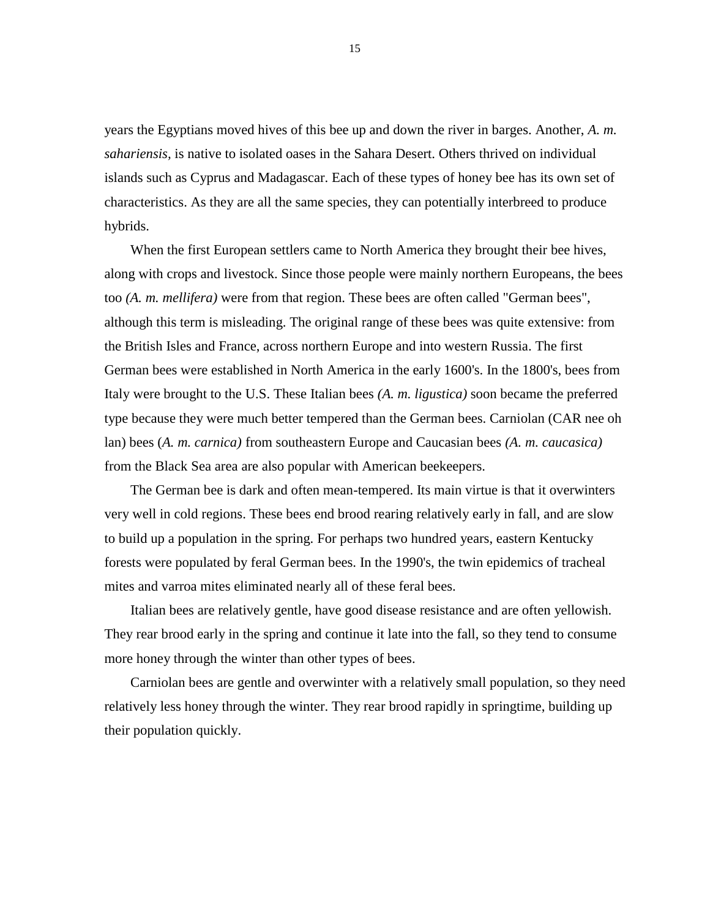years the Egyptians moved hives of this bee up and down the river in barges. Another, *A. m. sahariensis,* is native to isolated oases in the Sahara Desert. Others thrived on individual islands such as Cyprus and Madagascar. Each of these types of honey bee has its own set of characteristics. As they are all the same species, they can potentially interbreed to produce hybrids.

When the first European settlers came to North America they brought their bee hives, along with crops and livestock. Since those people were mainly northern Europeans, the bees too *(A. m. mellifera)* were from that region. These bees are often called "German bees", although this term is misleading. The original range of these bees was quite extensive: from the British Isles and France, across northern Europe and into western Russia. The first German bees were established in North America in the early 1600's. In the 1800's, bees from Italy were brought to the U.S. These Italian bees *(A. m. ligustica)* soon became the preferred type because they were much better tempered than the German bees. Carniolan (CAR nee oh lan) bees (*A. m. carnica)* from southeastern Europe and Caucasian bees *(A. m. caucasica)* from the Black Sea area are also popular with American beekeepers.

The German bee is dark and often mean-tempered. Its main virtue is that it overwinters very well in cold regions. These bees end brood rearing relatively early in fall, and are slow to build up a population in the spring. For perhaps two hundred years, eastern Kentucky forests were populated by feral German bees. In the 1990's, the twin epidemics of tracheal mites and varroa mites eliminated nearly all of these feral bees.

Italian bees are relatively gentle, have good disease resistance and are often yellowish. They rear brood early in the spring and continue it late into the fall, so they tend to consume more honey through the winter than other types of bees.

Carniolan bees are gentle and overwinter with a relatively small population, so they need relatively less honey through the winter. They rear brood rapidly in springtime, building up their population quickly.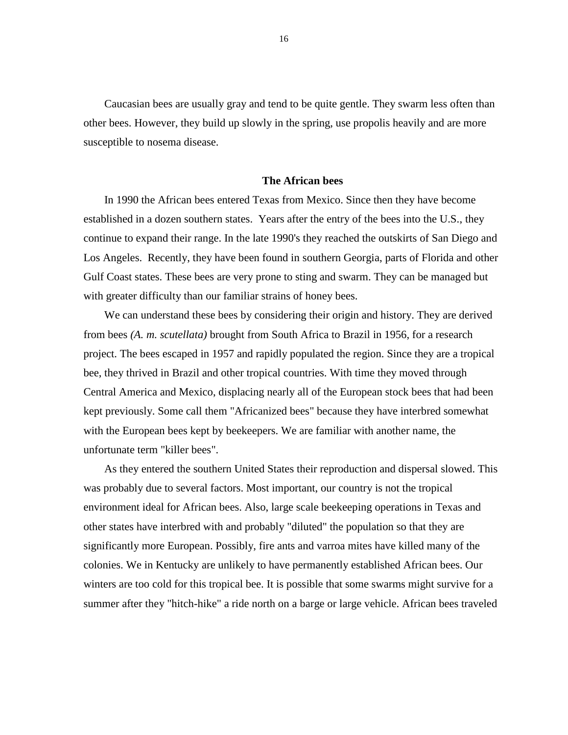Caucasian bees are usually gray and tend to be quite gentle. They swarm less often than other bees. However, they build up slowly in the spring, use propolis heavily and are more susceptible to nosema disease.

### The African bees

In 1990 the African bees entered Texas from Mexico. Since then they have become established in a dozen southern states. Years after the entry of the bees into the U.S., they continue to expand their range. In the late 1990's they reached the outskirts of San Diego and Los Angeles. Recently, they have been found in southern Georgia, parts of Florida and other Gulf Coast states. These bees are very prone to sting and swarm. They can be managed but with greater difficulty than our familiar strains of honey bees.

We can understand these bees by considering their origin and history. They are derived from bees *(A. m. scutellata)* brought from South Africa to Brazil in 1956, for a research project. The bees escaped in 1957 and rapidly populated the region. Since they are a tropical bee, they thrived in Brazil and other tropical countries. With time they moved through Central America and Mexico, displacing nearly all of the European stock bees that had been kept previously. Some call them "Africanized bees" because they have interbred somewhat with the European bees kept by beekeepers. We are familiar with another name, the unfortunate term "killer bees".

As they entered the southern United States their reproduction and dispersal slowed. This was probably due to several factors. Most important, our country is not the tropical environment ideal for African bees. Also, large scale beekeeping operations in Texas and other states have interbred with and probably "diluted" the population so that they are significantly more European. Possibly, fire ants and varroa mites have killed many of the colonies. We in Kentucky are unlikely to have permanently established African bees. Our winters are too cold for this tropical bee. It is possible that some swarms might survive for a summer after they "hitch-hike" a ride north on a barge or large vehicle. African bees traveled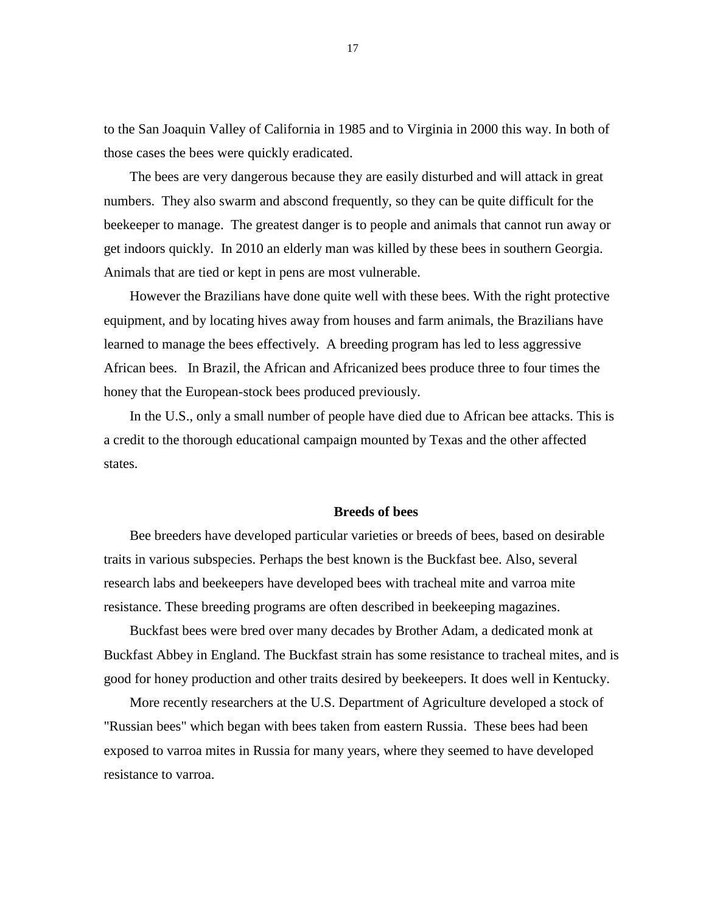to the San Joaquin Valley of California in 1985 and to Virginia in 2000 this way. In both of those cases the bees were quickly eradicated.

The bees are very dangerous because they are easily disturbed and will attack in great numbers. They also swarm and abscond frequently, so they can be quite difficult for the beekeeper to manage. The greatest danger is to people and animals that cannot run away or get indoors quickly. In 2010 an elderly man was killed by these bees in southern Georgia. Animals that are tied or kept in pens are most vulnerable.

However the Brazilians have done quite well with these bees. With the right protective equipment, and by locating hives away from houses and farm animals, the Brazilians have learned to manage the bees effectively. A breeding program has led to less aggressive African bees. In Brazil, the African and Africanized bees produce three to four times the honey that the European-stock bees produced previously.

In the U.S., only a small number of people have died due to African bee attacks. This is a credit to the thorough educational campaign mounted by Texas and the other affected states.

## Breeds of bees

Bee breeders have developed particular varieties or breeds of bees, based on desirable traits in various subspecies. Perhaps the best known is the Buckfast bee. Also, several research labs and beekeepers have developed bees with tracheal mite and varroa mite resistance. These breeding programs are often described in beekeeping magazines.

Buckfast bees were bred over many decades by Brother Adam, a dedicated monk at Buckfast Abbey in England. The Buckfast strain has some resistance to tracheal mites, and is good for honey production and other traits desired by beekeepers. It does well in Kentucky.

More recently researchers at the U.S. Department of Agriculture developed a stock of "Russian bees" which began with bees taken from eastern Russia. These bees had been exposed to varroa mites in Russia for many years, where they seemed to have developed resistance to varroa.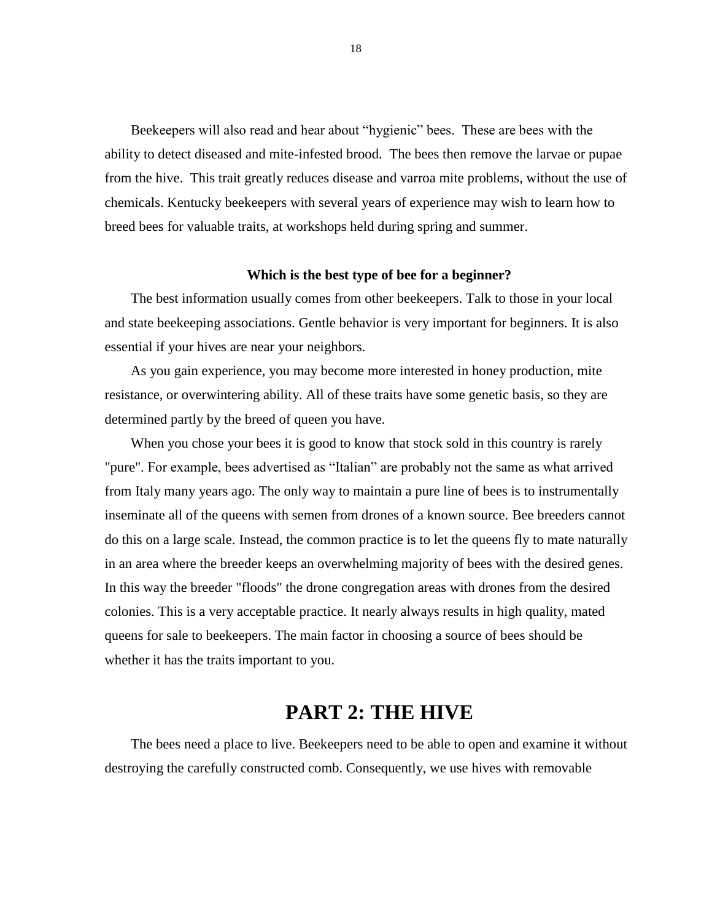Beekeepers will also read and hear about “hygienic” bees.  These are bees with the ability to detect diseased and mite-infested brood.  The bees then remove the larvae or pupae from the hive.  This trait greatly reduces disease and varroa mite problems, without the use of chemicals. Kentucky beekeepers with several years of experience may wish to learn how to breed bees for valuable traits, at workshops held during spring and summer.

**Which is the best type of bee for a beginner?**

The best information usually comes from other beekeepers. Talk to those in your local and state beekeeping associations. Gentle behavior is very important for beginners. It is also essential if your hives are near your neighbors.

As you gain experience, you may become more interested in honey production, mite resistance, or overwintering ability. All of these traits have some genetic basis, so they are determined partly by the breed of queen you have.

When you chose your bees it is good to know that stock sold in this country is rarely "pure". For example, bees advertised as “Italian” are probably not the same as what arrived from Italy many years ago. The only way to maintain a pure line of bees is to instrumentally inseminate all of the queens with semen from drones of a known source. Bee breeders cannot do this on a large scale. Instead, the common practice is to let the queens fly to mate naturally in an area where the breeder keeps an overwhelming majority of bees with the desired genes. In this way the breeder "floods" the drone congregation areas with drones from the desired colonies. This is a very acceptable practice. It nearly always results in high quality, mated queens for sale to beekeepers. The main factor in choosing a source of bees should be whether it has the traits important to you.

# PART 2: THE HIVE

The bees need a place to live. Beekeepers need to be able to open and examine it without destroying the carefully constructed comb. Consequently, we use hives with removable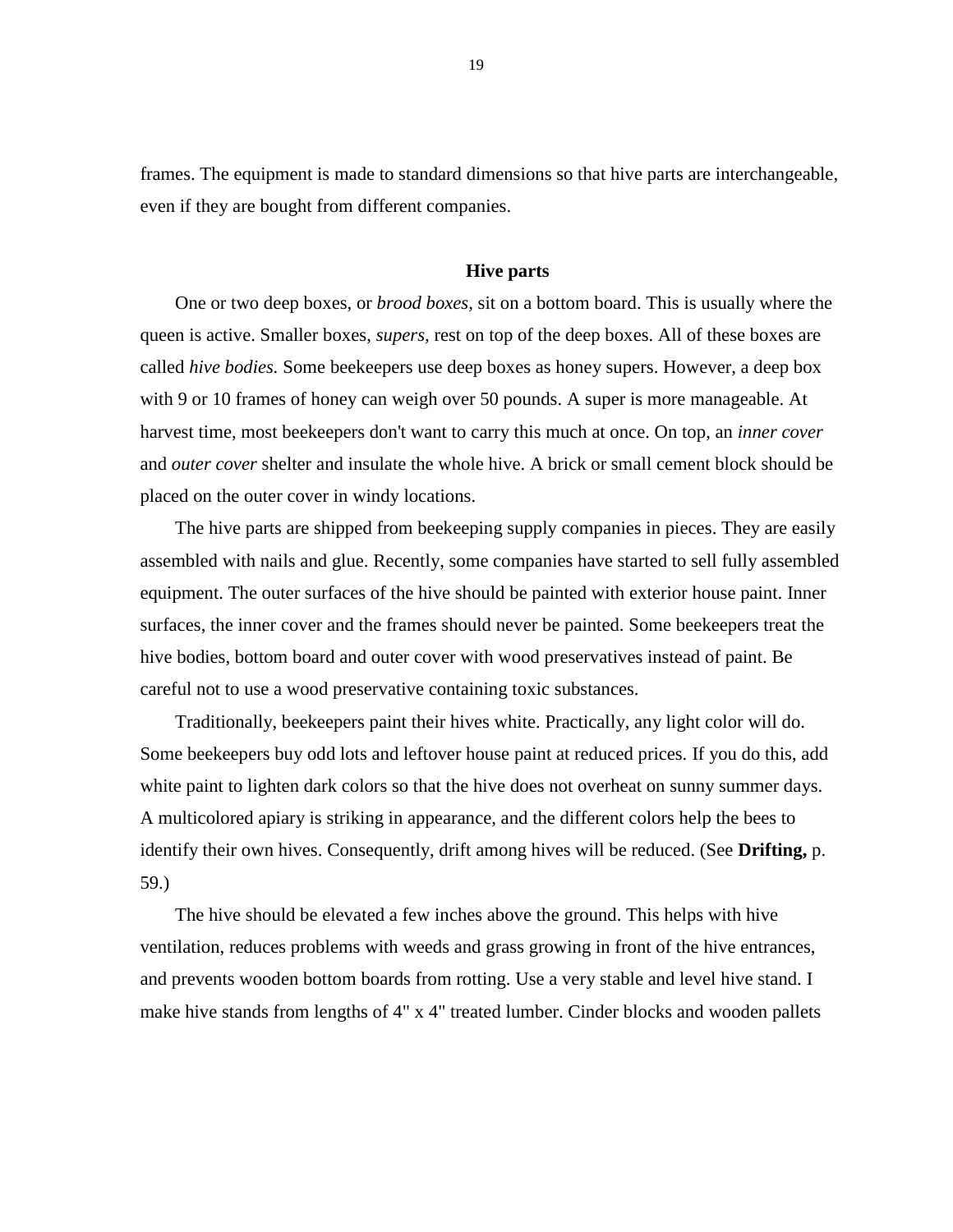frames. The equipment is made to standard dimensions so that hive parts are interchangeable, even if they are bought from different companies.

### Hive parts

One or two deep boxes, or *brood boxes,* sit on a bottom board. This is usually where the queen is active. Smaller boxes, *supers,* rest on top of the deep boxes. All of these boxes are called *hive bodies.* Some beekeepers use deep boxes as honey supers. However, a deep box with 9 or 10 frames of honey can weigh over 50 pounds. A super is more manageable. At harvest time, most beekeepers don't want to carry this much at once. On top, an *inner cover* and *outer cover* shelter and insulate the whole hive. A brick or small cement block should be placed on the outer cover in windy locations.

The hive parts are shipped from beekeeping supply companies in pieces. They are easily assembled with nails and glue. Recently, some companies have started to sell fully assembled equipment. The outer surfaces of the hive should be painted with exterior house paint. Inner surfaces, the inner cover and the frames should never be painted. Some beekeepers treat the hive bodies, bottom board and outer cover with wood preservatives instead of paint. Be careful not to use a wood preservative containing toxic substances.

Traditionally, beekeepers paint their hives white. Practically, any light color will do. Some beekeepers buy odd lots and leftover house paint at reduced prices. If you do this, add white paint to lighten dark colors so that the hive does not overheat on sunny summer days. A multicolored apiary is striking in appearance, and the different colors help the bees to identify their own hives. Consequently, drift among hives will be reduced. (See **Drifting,** p. 59.)

The hive should be elevated a few inches above the ground. This helps with hive ventilation, reduces problems with weeds and grass growing in front of the hive entrances, and prevents wooden bottom boards from rotting. Use a very stable and level hive stand. I make hive stands from lengths of 4" x 4" treated lumber. Cinder blocks and wooden pallets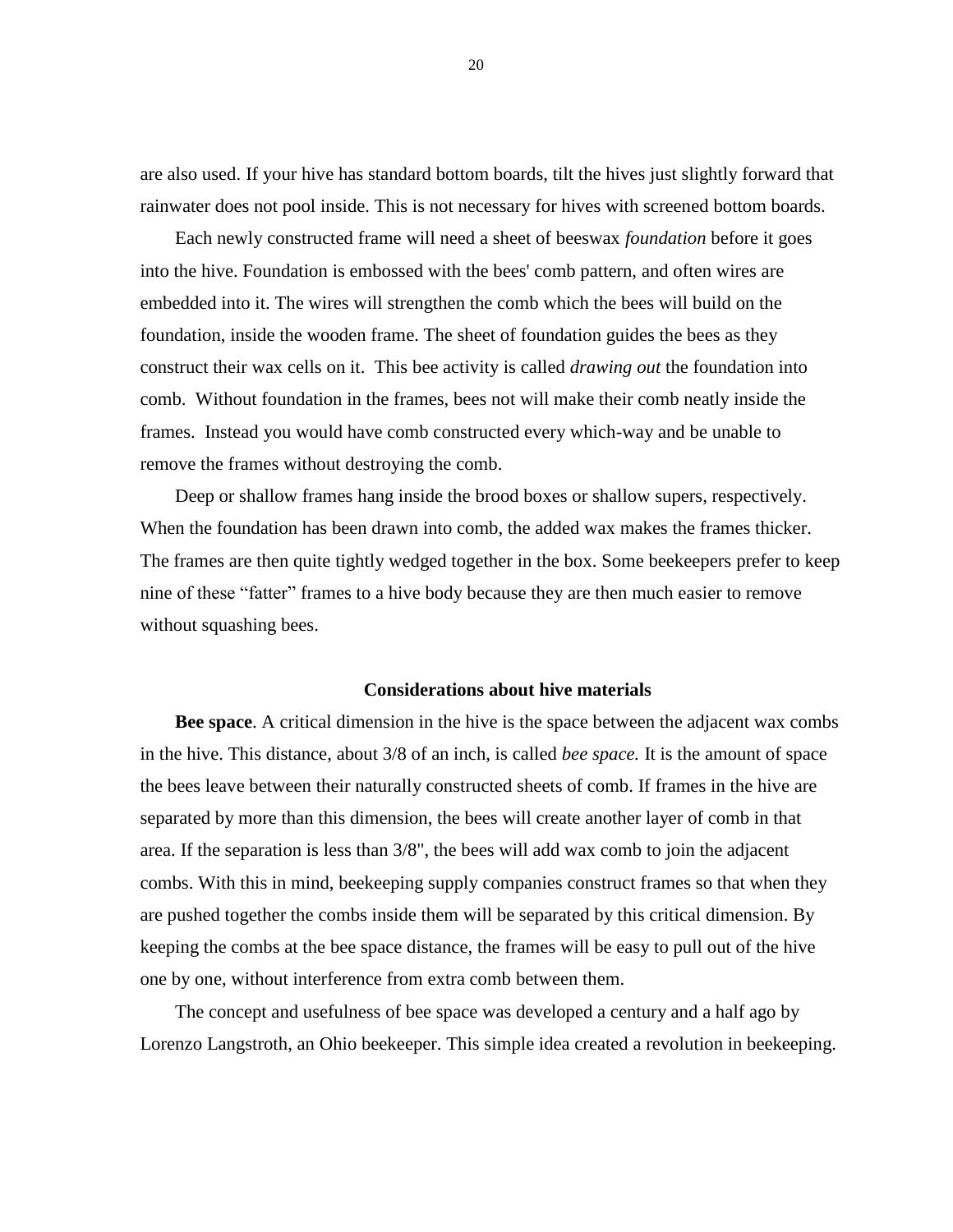are also used. If your hive has standard bottom boards, tilt the hives just slightly forward that rainwater does not pool inside. This is not necessary for hives with screened bottom boards.

Each newly constructed frame will need a sheet of beeswax *foundation* before it goes into the hive. Foundation is embossed with the bees' comb pattern, and often wires are embedded into it. The wires will strengthen the comb which the bees will build on the foundation, inside the wooden frame. The sheet of foundation guides the bees as they construct their wax cells on it. This bee activity is called *drawing out* the foundation into comb. Without foundation in the frames, bees not will make their comb neatly inside the frames. Instead you would have comb constructed every which-way and be unable to remove the frames without destroying the comb.

Deep or shallow frames hang inside the brood boxes or shallow supers, respectively. When the foundation has been drawn into comb, the added wax makes the frames thicker. The frames are then quite tightly wedged together in the box. Some beekeepers prefer to keep nine of these "fatter" frames to a hive body because they are then much easier to remove without squashing bees.

### Considerations about hive materials

**Bee space**. A critical dimension in the hive is the space between the adjacent wax combs in the hive. This distance, about 3/8 of an inch, is called *bee space.* It is the amount of space the bees leave between their naturally constructed sheets of comb. If frames in the hive are separated by more than this dimension, the bees will create another layer of comb in that area. If the separation is less than 3/8", the bees will add wax comb to join the adjacent combs. With this in mind, beekeeping supply companies construct frames so that when they are pushed together the combs inside them will be separated by this critical dimension. By keeping the combs at the bee space distance, the frames will be easy to pull out of the hive one by one, without interference from extra comb between them.

The concept and usefulness of bee space was developed a century and a half ago by Lorenzo Langstroth, an Ohio beekeeper. This simple idea created a revolution in beekeeping.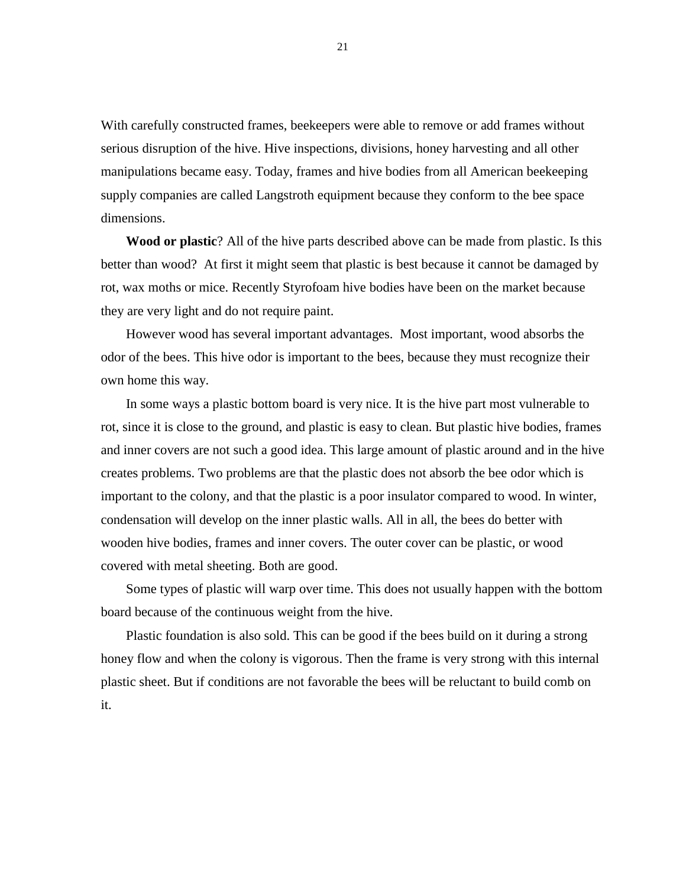With carefully constructed frames, beekeepers were able to remove or add frames without serious disruption of the hive. Hive inspections, divisions, honey harvesting and all other manipulations became easy. Today, frames and hive bodies from all American beekeeping supply companies are called Langstroth equipment because they conform to the bee space dimensions.

**Wood or plastic**? All of the hive parts described above can be made from plastic. Is this better than wood? At first it might seem that plastic is best because it cannot be damaged by rot, wax moths or mice. Recently Styrofoam hive bodies have been on the market because they are very light and do not require paint.

However wood has several important advantages. Most important, wood absorbs the odor of the bees. This hive odor is important to the bees, because they must recognize their own home this way.

In some ways a plastic bottom board is very nice. It is the hive part most vulnerable to rot, since it is close to the ground, and plastic is easy to clean. But plastic hive bodies, frames and inner covers are not such a good idea. This large amount of plastic around and in the hive creates problems. Two problems are that the plastic does not absorb the bee odor which is important to the colony, and that the plastic is a poor insulator compared to wood. In winter, condensation will develop on the inner plastic walls. All in all, the bees do better with wooden hive bodies, frames and inner covers. The outer cover can be plastic, or wood covered with metal sheeting. Both are good.

Some types of plastic will warp over time. This does not usually happen with the bottom board because of the continuous weight from the hive.

Plastic foundation is also sold. This can be good if the bees build on it during a strong honey flow and when the colony is vigorous. Then the frame is very strong with this internal plastic sheet. But if conditions are not favorable the bees will be reluctant to build comb on it.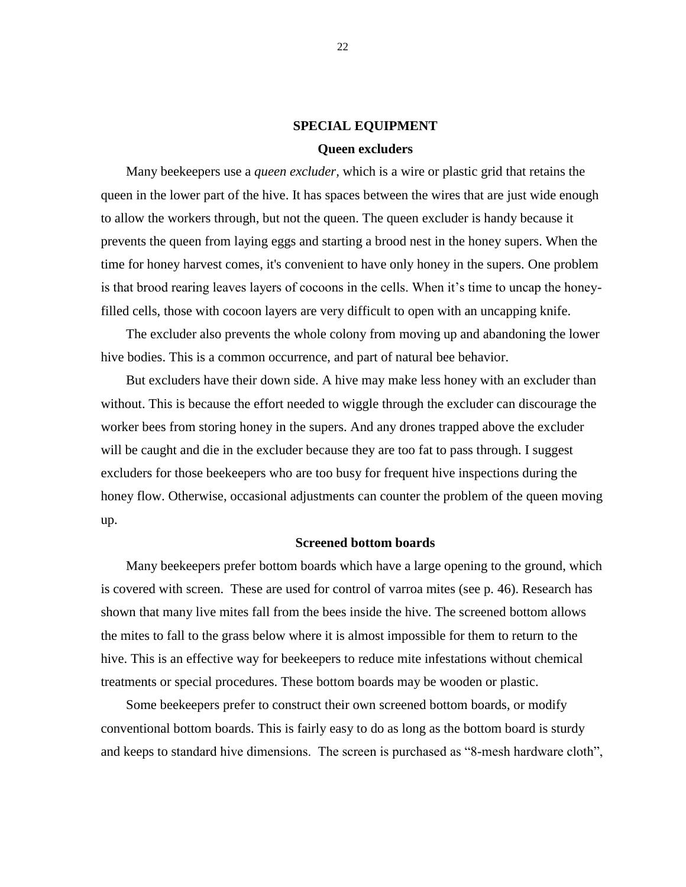## SPECIAL EQUIPMENT

### Queen excluders

Many beekeepers use a *queen excluder*, which is a wire or plastic grid that retains the queen in the lower part of the hive. It has spaces between the wires that are just wide enough to allow the workers through, but not the queen. The queen excluder is handy because it prevents the queen from laying eggs and starting a brood nest in the honey supers. When the time for honey harvest comes, it's convenient to have only honey in the supers. One problem is that brood rearing leaves layers of cocoons in the cells. When it's time to uncap the honey-filled cells, those with cocoon layers are very difficult to open with an uncapping knife.

The excluder also prevents the whole colony from moving up and abandoning the lower hive bodies. This is a common occurrence, and part of natural bee behavior.

But excluders have their down side. A hive may make less honey with an excluder than without. This is because the effort needed to wiggle through the excluder can discourage the worker bees from storing honey in the supers. And any drones trapped above the excluder will be caught and die in the excluder because they are too fat to pass through. I suggest excluders for those beekeepers who are too busy for frequent hive inspections during the honey flow. Otherwise, occasional adjustments can counter the problem of the queen moving up.

### Screened bottom boards

Many beekeepers prefer bottom boards which have a large opening to the ground, which is covered with screen. These are used for control of varroa mites (see p. 46). Research has shown that many live mites fall from the bees inside the hive. The screened bottom allows the mites to fall to the grass below where it is almost impossible for them to return to the hive. This is an effective way for beekeepers to reduce mite infestations without chemical treatments or special procedures. These bottom boards may be wooden or plastic.

Some beekeepers prefer to construct their own screened bottom boards, or modify conventional bottom boards. This is fairly easy to do as long as the bottom board is sturdy and keeps to standard hive dimensions. The screen is purchased as "8-mesh hardware cloth",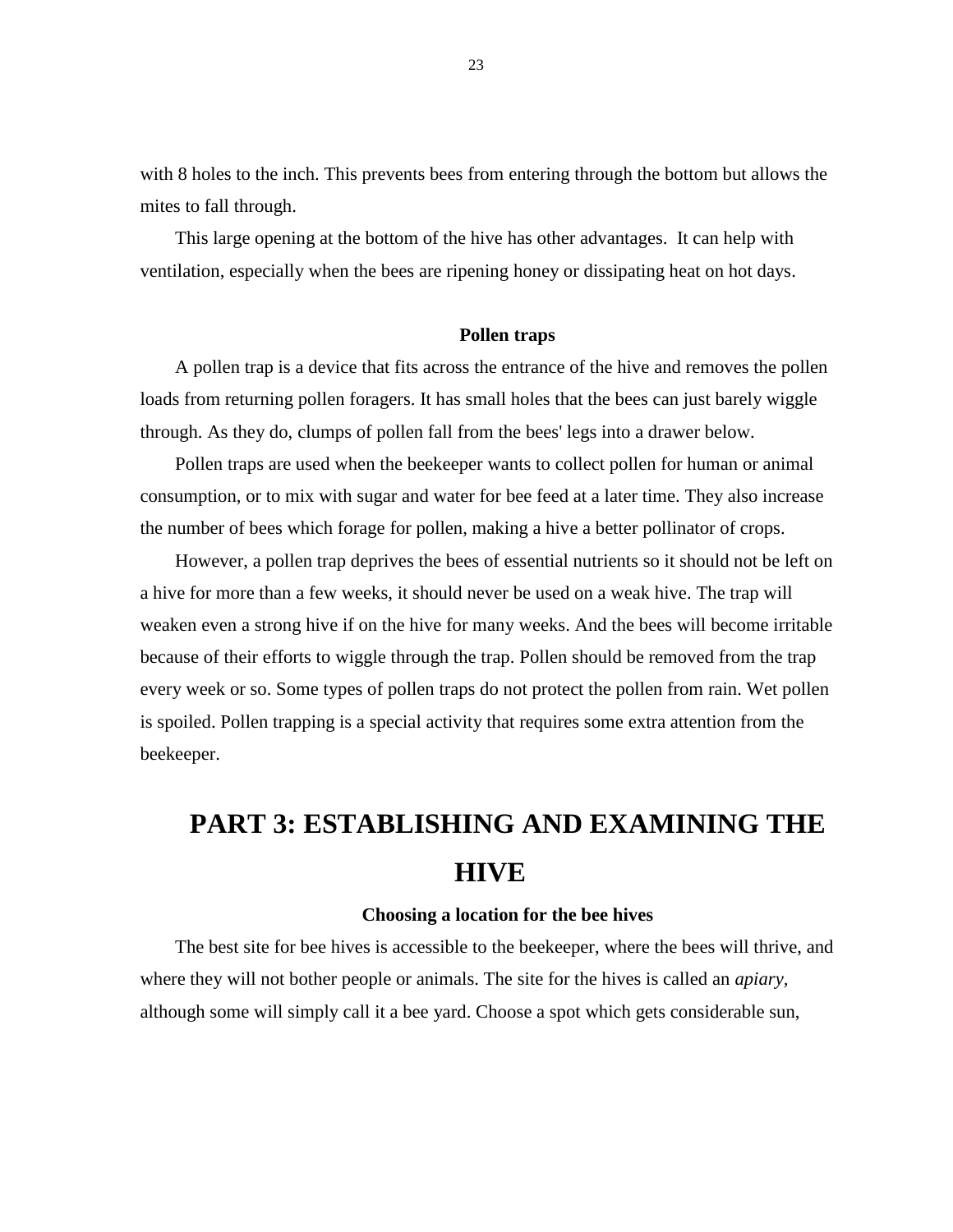with 8 holes to the inch. This prevents bees from entering through the bottom but allows the mites to fall through.

This large opening at the bottom of the hive has other advantages.  It can help with ventilation, especially when the bees are ripening honey or dissipating heat on hot days.

### Pollen traps

A pollen trap is a device that fits across the entrance of the hive and removes the pollen loads from returning pollen foragers. It has small holes that the bees can just barely wiggle through. As they do, clumps of pollen fall from the bees' legs into a drawer below.

Pollen traps are used when the beekeeper wants to collect pollen for human or animal consumption, or to mix with sugar and water for bee feed at a later time. They also increase the number of bees which forage for pollen, making a hive a better pollinator of crops.

However, a pollen trap deprives the bees of essential nutrients so it should not be left on a hive for more than a few weeks, it should never be used on a weak hive. The trap will weaken even a strong hive if on the hive for many weeks. And the bees will become irritable because of their efforts to wiggle through the trap. Pollen should be removed from the trap every week or so. Some types of pollen traps do not protect the pollen from rain. Wet pollen is spoiled. Pollen trapping is a special activity that requires some extra attention from the beekeeper.

# PART 3: ESTABLISHING AND EXAMINING THE HIVE

### Choosing a location for the bee hives

The best site for bee hives is accessible to the beekeeper, where the bees will thrive, and where they will not bother people or animals. The site for the hives is called an *apiary*, although some will simply call it a bee yard. Choose a spot which gets considerable sun,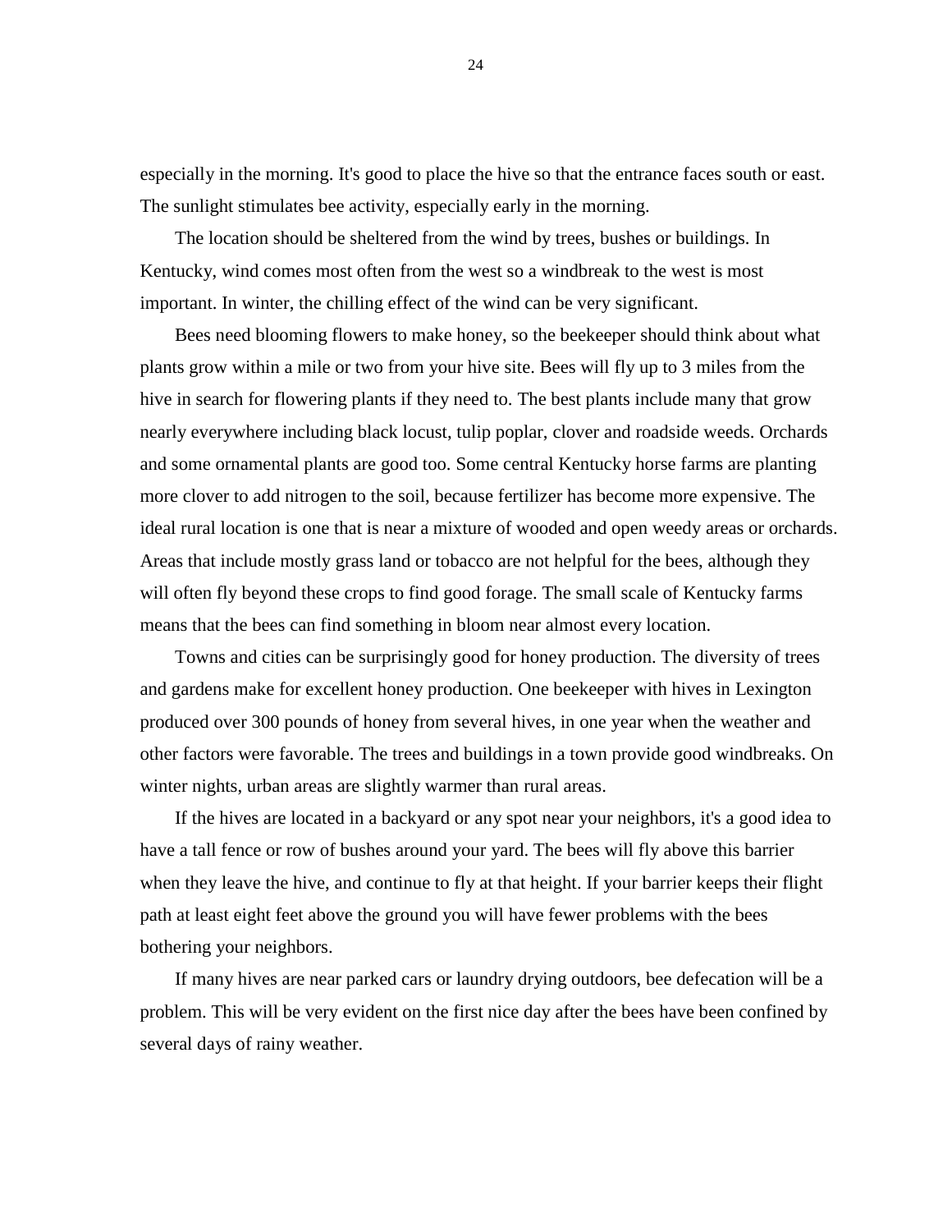especially in the morning. It's good to place the hive so that the entrance faces south or east. The sunlight stimulates bee activity, especially early in the morning.

The location should be sheltered from the wind by trees, bushes or buildings. In Kentucky, wind comes most often from the west so a windbreak to the west is most important. In winter, the chilling effect of the wind can be very significant.

Bees need blooming flowers to make honey, so the beekeeper should think about what plants grow within a mile or two from your hive site. Bees will fly up to 3 miles from the hive in search for flowering plants if they need to. The best plants include many that grow nearly everywhere including black locust, tulip poplar, clover and roadside weeds. Orchards and some ornamental plants are good too. Some central Kentucky horse farms are planting more clover to add nitrogen to the soil, because fertilizer has become more expensive. The ideal rural location is one that is near a mixture of wooded and open weedy areas or orchards. Areas that include mostly grass land or tobacco are not helpful for the bees, although they will often fly beyond these crops to find good forage. The small scale of Kentucky farms means that the bees can find something in bloom near almost every location.

Towns and cities can be surprisingly good for honey production. The diversity of trees and gardens make for excellent honey production. One beekeeper with hives in Lexington produced over 300 pounds of honey from several hives, in one year when the weather and other factors were favorable. The trees and buildings in a town provide good windbreaks. On winter nights, urban areas are slightly warmer than rural areas.

If the hives are located in a backyard or any spot near your neighbors, it's a good idea to have a tall fence or row of bushes around your yard. The bees will fly above this barrier when they leave the hive, and continue to fly at that height. If your barrier keeps their flight path at least eight feet above the ground you will have fewer problems with the bees bothering your neighbors.

If many hives are near parked cars or laundry drying outdoors, bee defecation will be a problem. This will be very evident on the first nice day after the bees have been confined by several days of rainy weather.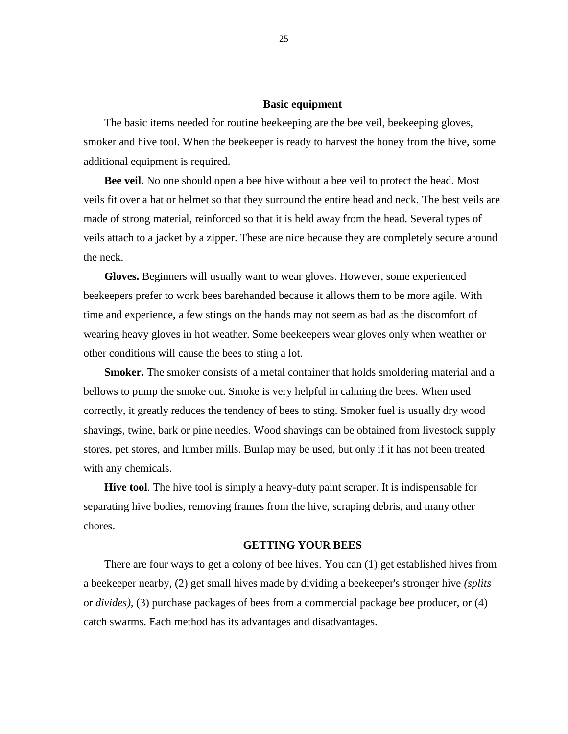## Basic equipment

The basic items needed for routine beekeeping are the bee veil, beekeeping gloves, smoker and hive tool. When the beekeeper is ready to harvest the honey from the hive, some additional equipment is required.

**Bee veil.** No one should open a bee hive without a bee veil to protect the head. Most veils fit over a hat or helmet so that they surround the entire head and neck. The best veils are made of strong material, reinforced so that it is held away from the head. Several types of veils attach to a jacket by a zipper. These are nice because they are completely secure around the neck.

**Gloves.** Beginners will usually want to wear gloves. However, some experienced beekeepers prefer to work bees barehanded because it allows them to be more agile. With time and experience, a few stings on the hands may not seem as bad as the discomfort of wearing heavy gloves in hot weather. Some beekeepers wear gloves only when weather or other conditions will cause the bees to sting a lot.

**Smoker.** The smoker consists of a metal container that holds smoldering material and a bellows to pump the smoke out. Smoke is very helpful in calming the bees. When used correctly, it greatly reduces the tendency of bees to sting. Smoker fuel is usually dry wood shavings, twine, bark or pine needles. Wood shavings can be obtained from livestock supply stores, pet stores, and lumber mills. Burlap may be used, but only if it has not been treated with any chemicals.

**Hive tool**. The hive tool is simply a heavy-duty paint scraper. It is indispensable for separating hive bodies, removing frames from the hive, scraping debris, and many other chores.

## GETTING YOUR BEES

There are four ways to get a colony of bee hives. You can (1) get established hives from a beekeeper nearby, (2) get small hives made by dividing a beekeeper's stronger hive *(splits* or *divides)*, (3) purchase packages of bees from a commercial package bee producer, or (4) catch swarms. Each method has its advantages and disadvantages.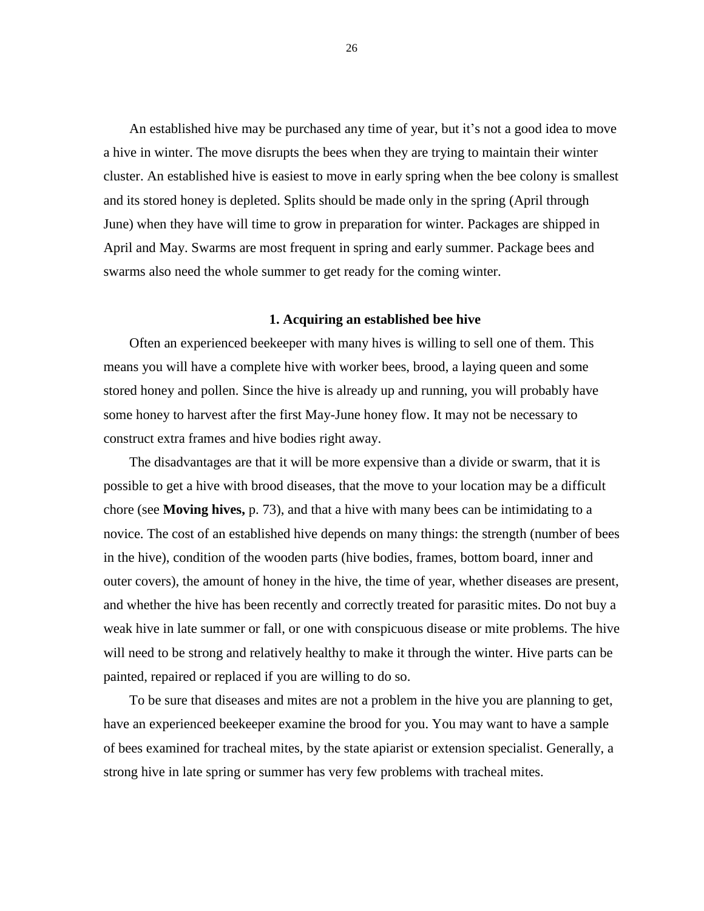An established hive may be purchased any time of year, but it's not a good idea to move a hive in winter. The move disrupts the bees when they are trying to maintain their winter cluster. An established hive is easiest to move in early spring when the bee colony is smallest and its stored honey is depleted. Splits should be made only in the spring (April through June) when they have will time to grow in preparation for winter. Packages are shipped in April and May. Swarms are most frequent in spring and early summer. Package bees and swarms also need the whole summer to get ready for the coming winter.

### 1. Acquiring an established bee hive

Often an experienced beekeeper with many hives is willing to sell one of them. This means you will have a complete hive with worker bees, brood, a laying queen and some stored honey and pollen. Since the hive is already up and running, you will probably have some honey to harvest after the first May-June honey flow. It may not be necessary to construct extra frames and hive bodies right away.

The disadvantages are that it will be more expensive than a divide or swarm, that it is possible to get a hive with brood diseases, that the move to your location may be a difficult chore (see **Moving hives,** p. 73), and that a hive with many bees can be intimidating to a novice. The cost of an established hive depends on many things: the strength (number of bees in the hive), condition of the wooden parts (hive bodies, frames, bottom board, inner and outer covers), the amount of honey in the hive, the time of year, whether diseases are present, and whether the hive has been recently and correctly treated for parasitic mites. Do not buy a weak hive in late summer or fall, or one with conspicuous disease or mite problems. The hive will need to be strong and relatively healthy to make it through the winter. Hive parts can be painted, repaired or replaced if you are willing to do so.

To be sure that diseases and mites are not a problem in the hive you are planning to get, have an experienced beekeeper examine the brood for you. You may want to have a sample of bees examined for tracheal mites, by the state apiarist or extension specialist. Generally, a strong hive in late spring or summer has very few problems with tracheal mites.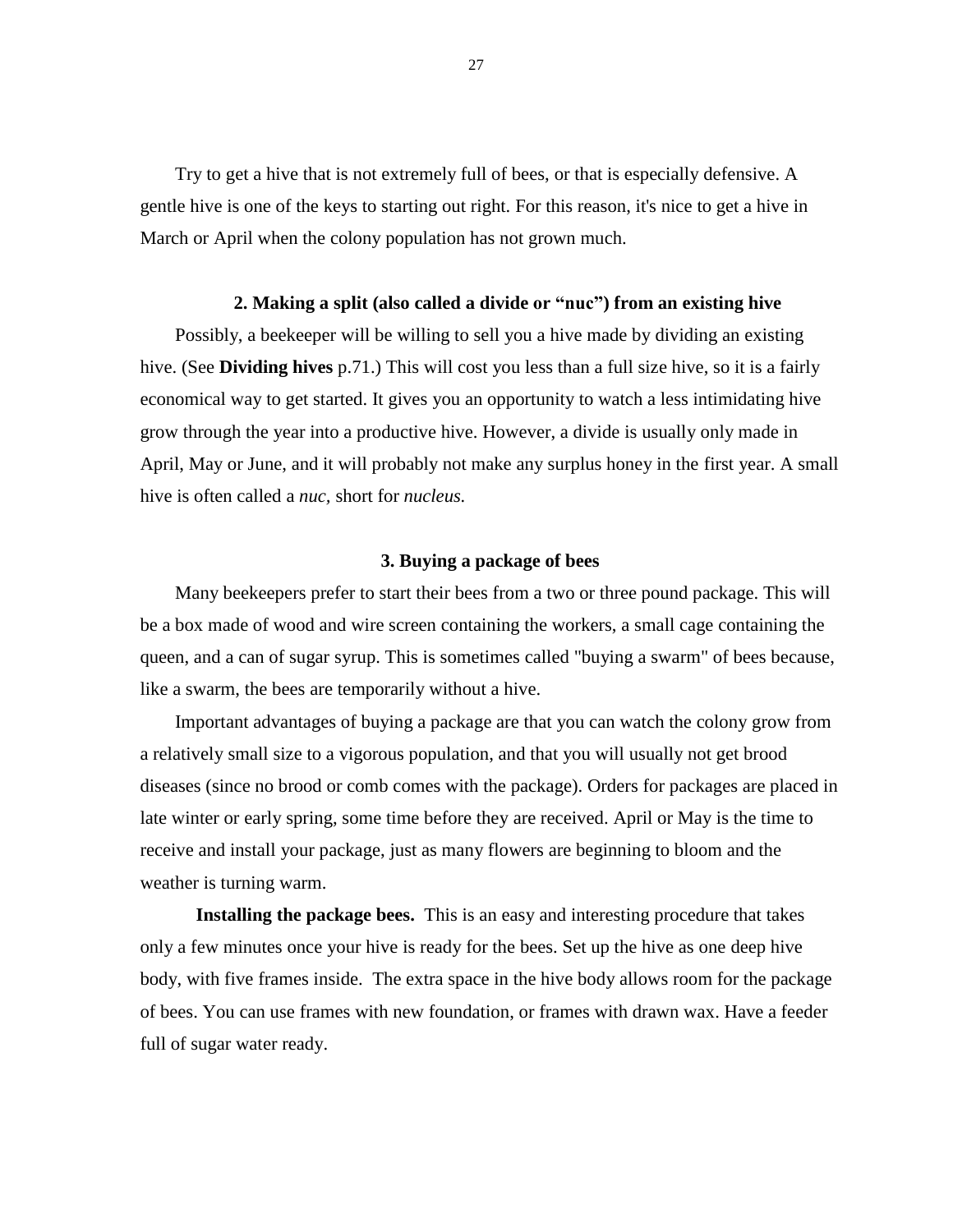Try to get a hive that is not extremely full of bees, or that is especially defensive. A gentle hive is one of the keys to starting out right. For this reason, it's nice to get a hive in March or April when the colony population has not grown much.

### 2. Making a split (also called a divide or "nuc") from an existing hive

Possibly, a beekeeper will be willing to sell you a hive made by dividing an existing hive. (See **Dividing hives** p.71.) This will cost you less than a full size hive, so it is a fairly economical way to get started. It gives you an opportunity to watch a less intimidating hive grow through the year into a productive hive. However, a divide is usually only made in April, May or June, and it will probably not make any surplus honey in the first year. A small hive is often called a *nuc*, short for *nucleus.*

### 3. Buying a package of bees

Many beekeepers prefer to start their bees from a two or three pound package. This will be a box made of wood and wire screen containing the workers, a small cage containing the queen, and a can of sugar syrup. This is sometimes called "buying a swarm" of bees because, like a swarm, the bees are temporarily without a hive.

Important advantages of buying a package are that you can watch the colony grow from a relatively small size to a vigorous population, and that you will usually not get brood diseases (since no brood or comb comes with the package). Orders for packages are placed in late winter or early spring, some time before they are received. April or May is the time to receive and install your package, just as many flowers are beginning to bloom and the weather is turning warm.

**Installing the package bees.** This is an easy and interesting procedure that takes only a few minutes once your hive is ready for the bees. Set up the hive as one deep hive body, with five frames inside. The extra space in the hive body allows room for the package of bees. You can use frames with new foundation, or frames with drawn wax. Have a feeder full of sugar water ready.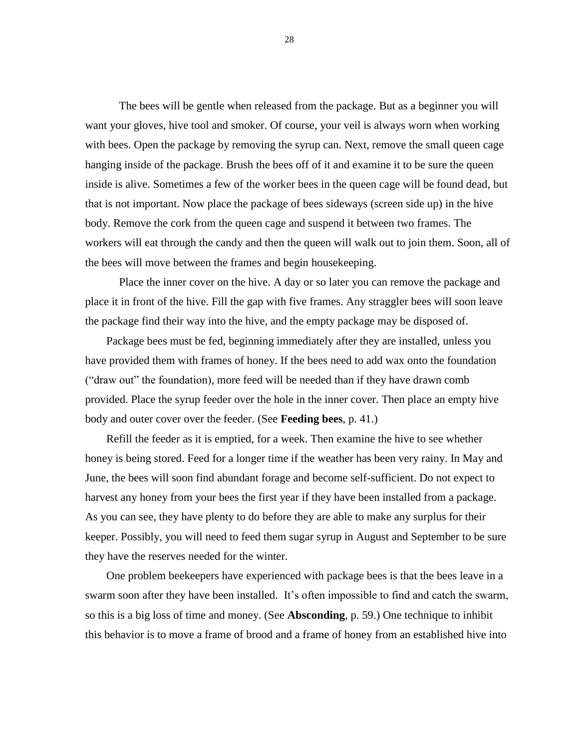The bees will be gentle when released from the package. But as a beginner you will want your gloves, hive tool and smoker. Of course, your veil is always worn when working with bees. Open the package by removing the syrup can. Next, remove the small queen cage hanging inside of the package. Brush the bees off of it and examine it to be sure the queen inside is alive. Sometimes a few of the worker bees in the queen cage will be found dead, but that is not important. Now place the package of bees sideways (screen side up) in the hive body. Remove the cork from the queen cage and suspend it between two frames. The workers will eat through the candy and then the queen will walk out to join them. Soon, all of the bees will move between the frames and begin housekeeping.

Place the inner cover on the hive. A day or so later you can remove the package and place it in front of the hive. Fill the gap with five frames. Any straggler bees will soon leave the package find their way into the hive, and the empty package may be disposed of.

Package bees must be fed, beginning immediately after they are installed, unless you have provided them with frames of honey. If the bees need to add wax onto the foundation ("draw out" the foundation), more feed will be needed than if they have drawn comb provided. Place the syrup feeder over the hole in the inner cover. Then place an empty hive body and outer cover over the feeder. (See **Feeding bees**, p. 41.)

Refill the feeder as it is emptied, for a week. Then examine the hive to see whether honey is being stored. Feed for a longer time if the weather has been very rainy. In May and June, the bees will soon find abundant forage and become self-sufficient. Do not expect to harvest any honey from your bees the first year if they have been installed from a package. As you can see, they have plenty to do before they are able to make any surplus for their keeper. Possibly, you will need to feed them sugar syrup in August and September to be sure they have the reserves needed for the winter.

One problem beekeepers have experienced with package bees is that the bees leave in a swarm soon after they have been installed. It's often impossible to find and catch the swarm, so this is a big loss of time and money. (See **Absconding**, p. 59.) One technique to inhibit this behavior is to move a frame of brood and a frame of honey from an established hive into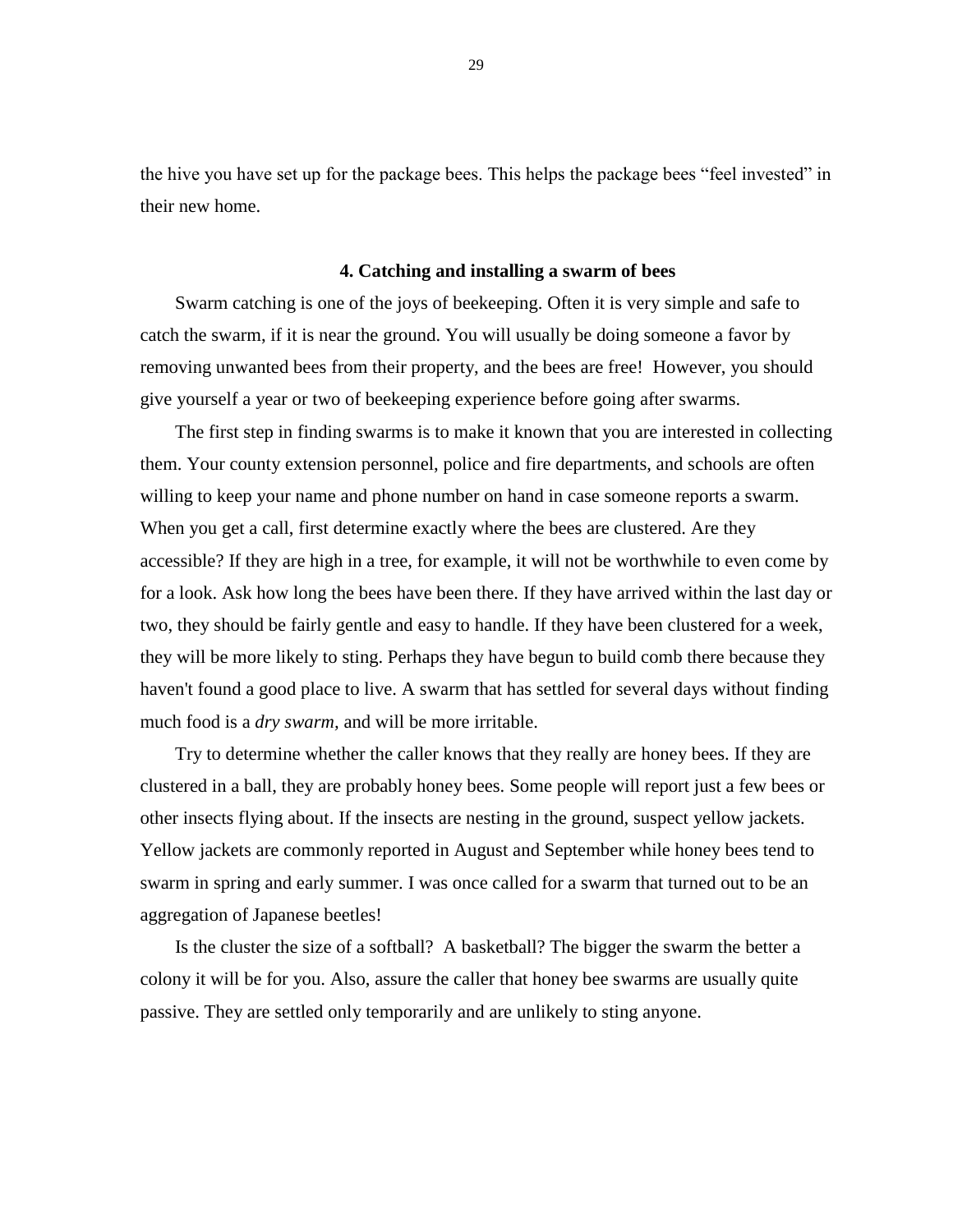the hive you have set up for the package bees. This helps the package bees "feel invested" in their new home.

### 4. Catching and installing a swarm of bees

Swarm catching is one of the joys of beekeeping. Often it is very simple and safe to catch the swarm, if it is near the ground. You will usually be doing someone a favor by removing unwanted bees from their property, and the bees are free! However, you should give yourself a year or two of beekeeping experience before going after swarms.

The first step in finding swarms is to make it known that you are interested in collecting them. Your county extension personnel, police and fire departments, and schools are often willing to keep your name and phone number on hand in case someone reports a swarm. When you get a call, first determine exactly where the bees are clustered. Are they accessible? If they are high in a tree, for example, it will not be worthwhile to even come by for a look. Ask how long the bees have been there. If they have arrived within the last day or two, they should be fairly gentle and easy to handle. If they have been clustered for a week, they will be more likely to sting. Perhaps they have begun to build comb there because they haven't found a good place to live. A swarm that has settled for several days without finding much food is a *dry swarm*, and will be more irritable.

Try to determine whether the caller knows that they really are honey bees. If they are clustered in a ball, they are probably honey bees. Some people will report just a few bees or other insects flying about. If the insects are nesting in the ground, suspect yellow jackets. Yellow jackets are commonly reported in August and September while honey bees tend to swarm in spring and early summer. I was once called for a swarm that turned out to be an aggregation of Japanese beetles!

Is the cluster the size of a softball? A basketball? The bigger the swarm the better a colony it will be for you. Also, assure the caller that honey bee swarms are usually quite passive. They are settled only temporarily and are unlikely to sting anyone.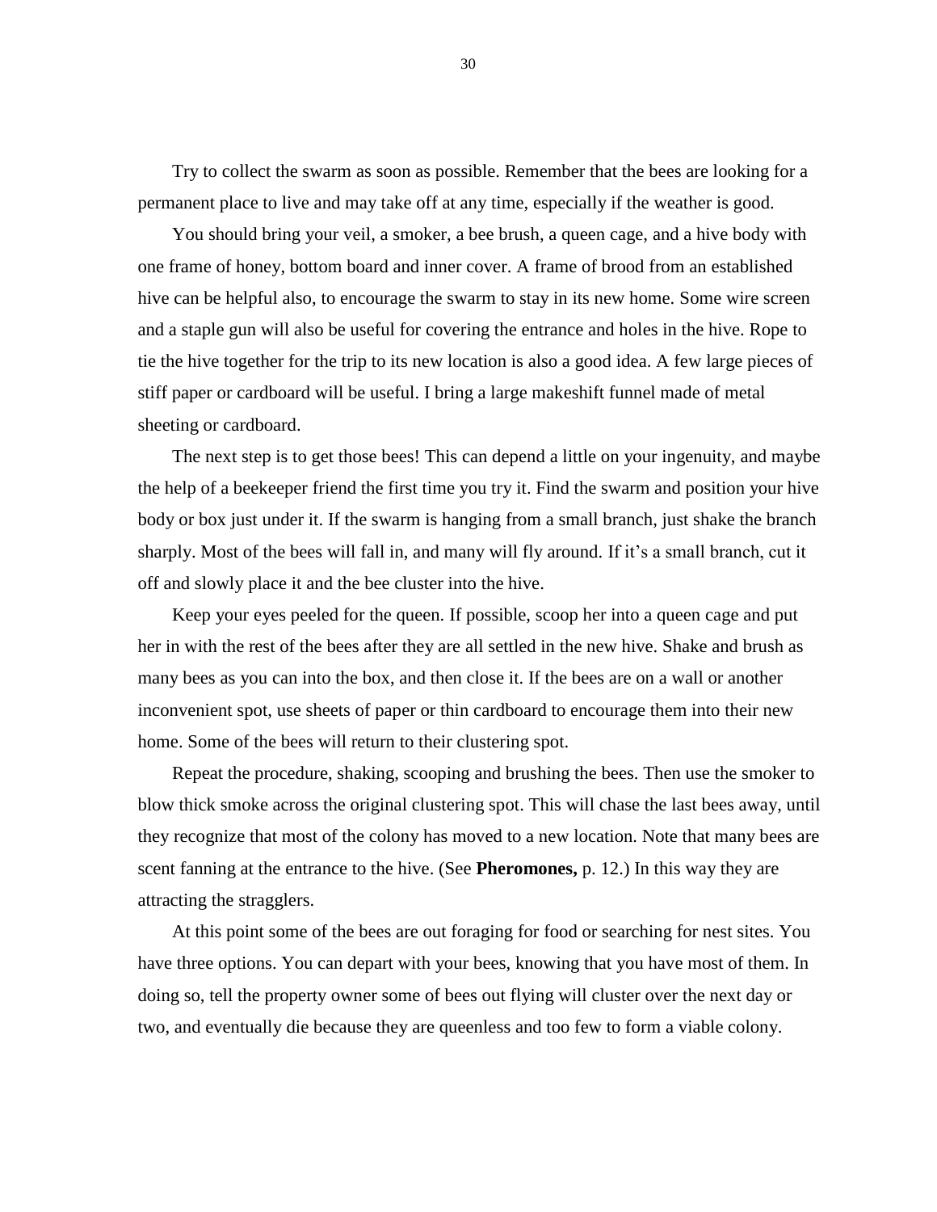Try to collect the swarm as soon as possible. Remember that the bees are looking for a permanent place to live and may take off at any time, especially if the weather is good.

You should bring your veil, a smoker, a bee brush, a queen cage, and a hive body with one frame of honey, bottom board and inner cover. A frame of brood from an established hive can be helpful also, to encourage the swarm to stay in its new home. Some wire screen and a staple gun will also be useful for covering the entrance and holes in the hive. Rope to tie the hive together for the trip to its new location is also a good idea. A few large pieces of stiff paper or cardboard will be useful. I bring a large makeshift funnel made of metal sheeting or cardboard.

The next step is to get those bees! This can depend a little on your ingenuity, and maybe the help of a beekeeper friend the first time you try it. Find the swarm and position your hive body or box just under it. If the swarm is hanging from a small branch, just shake the branch sharply. Most of the bees will fall in, and many will fly around. If it's a small branch, cut it off and slowly place it and the bee cluster into the hive.

Keep your eyes peeled for the queen. If possible, scoop her into a queen cage and put her in with the rest of the bees after they are all settled in the new hive. Shake and brush as many bees as you can into the box, and then close it. If the bees are on a wall or another inconvenient spot, use sheets of paper or thin cardboard to encourage them into their new home. Some of the bees will return to their clustering spot.

Repeat the procedure, shaking, scooping and brushing the bees. Then use the smoker to blow thick smoke across the original clustering spot. This will chase the last bees away, until they recognize that most of the colony has moved to a new location. Note that many bees are scent fanning at the entrance to the hive. (See **Pheromones,** p. 12.) In this way they are attracting the stragglers.

At this point some of the bees are out foraging for food or searching for nest sites. You have three options. You can depart with your bees, knowing that you have most of them. In doing so, tell the property owner some of bees out flying will cluster over the next day or two, and eventually die because they are queenless and too few to form a viable colony.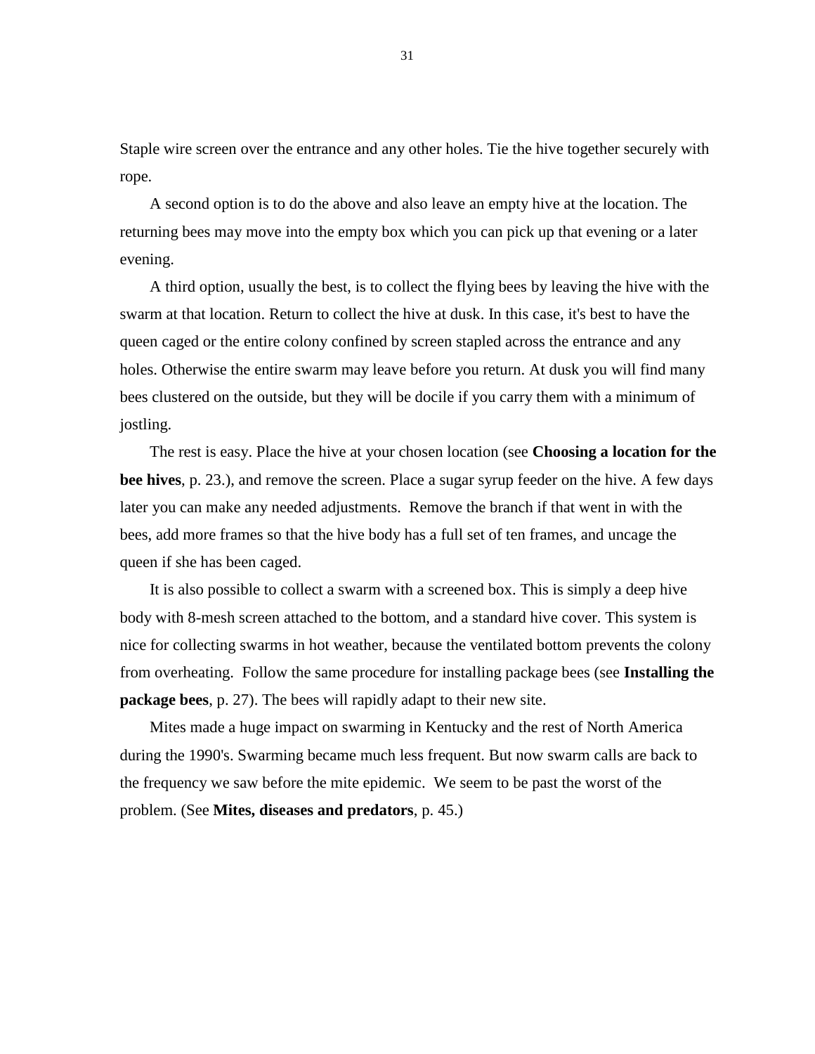Staple wire screen over the entrance and any other holes. Tie the hive together securely with rope.

A second option is to do the above and also leave an empty hive at the location. The returning bees may move into the empty box which you can pick up that evening or a later evening.

A third option, usually the best, is to collect the flying bees by leaving the hive with the swarm at that location. Return to collect the hive at dusk. In this case, it's best to have the queen caged or the entire colony confined by screen stapled across the entrance and any holes. Otherwise the entire swarm may leave before you return. At dusk you will find many bees clustered on the outside, but they will be docile if you carry them with a minimum of jostling.

The rest is easy. Place the hive at your chosen location (see **Choosing a location for the bee hives**, p. 23.), and remove the screen. Place a sugar syrup feeder on the hive. A few days later you can make any needed adjustments. Remove the branch if that went in with the bees, add more frames so that the hive body has a full set of ten frames, and uncage the queen if she has been caged.

It is also possible to collect a swarm with a screened box. This is simply a deep hive body with 8-mesh screen attached to the bottom, and a standard hive cover. This system is nice for collecting swarms in hot weather, because the ventilated bottom prevents the colony from overheating. Follow the same procedure for installing package bees (see **Installing the package bees**, p. 27). The bees will rapidly adapt to their new site.

Mites made a huge impact on swarming in Kentucky and the rest of North America during the 1990's. Swarming became much less frequent. But now swarm calls are back to the frequency we saw before the mite epidemic. We seem to be past the worst of the problem. (See **Mites, diseases and predators**, p. 45.)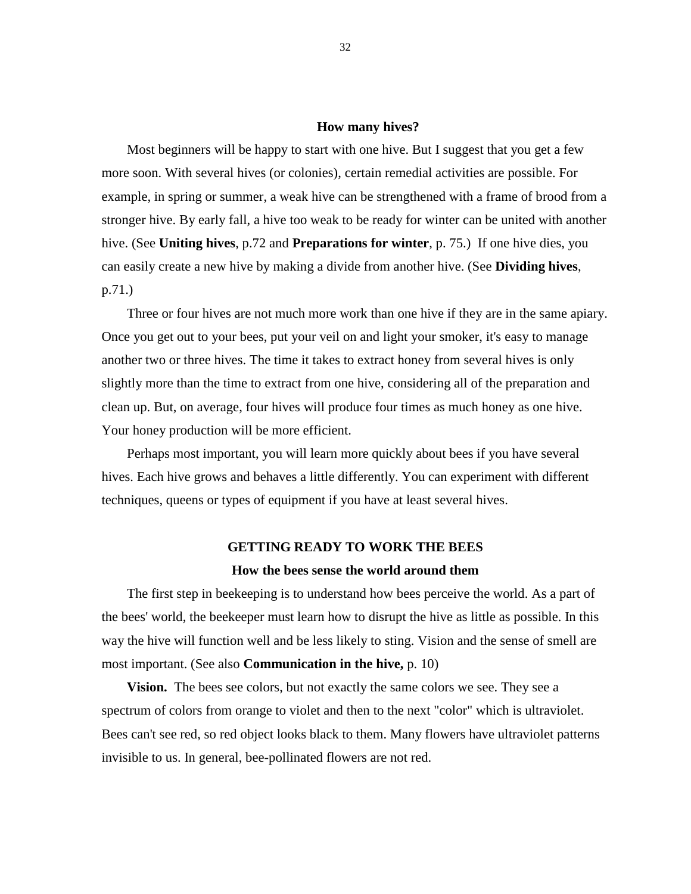### How many hives?

Most beginners will be happy to start with one hive. But I suggest that you get a few more soon. With several hives (or colonies), certain remedial activities are possible. For example, in spring or summer, a weak hive can be strengthened with a frame of brood from a stronger hive. By early fall, a hive too weak to be ready for winter can be united with another hive. (See **Uniting hives**, p.72 and **Preparations for winter**, p. 75.) If one hive dies, you can easily create a new hive by making a divide from another hive. (See **Dividing hives**, p.71.)

Three or four hives are not much more work than one hive if they are in the same apiary. Once you get out to your bees, put your veil on and light your smoker, it's easy to manage another two or three hives. The time it takes to extract honey from several hives is only slightly more than the time to extract from one hive, considering all of the preparation and clean up. But, on average, four hives will produce four times as much honey as one hive. Your honey production will be more efficient.

Perhaps most important, you will learn more quickly about bees if you have several hives. Each hive grows and behaves a little differently. You can experiment with different techniques, queens or types of equipment if you have at least several hives.

## GETTING READY TO WORK THE BEES

### How the bees sense the world around them

The first step in beekeeping is to understand how bees perceive the world. As a part of the bees' world, the beekeeper must learn how to disrupt the hive as little as possible. In this way the hive will function well and be less likely to sting. Vision and the sense of smell are most important. (See also **Communication in the hive,** p. 10)

**Vision.** The bees see colors, but not exactly the same colors we see. They see a spectrum of colors from orange to violet and then to the next "color" which is ultraviolet. Bees can't see red, so red object looks black to them. Many flowers have ultraviolet patterns invisible to us. In general, bee-pollinated flowers are not red.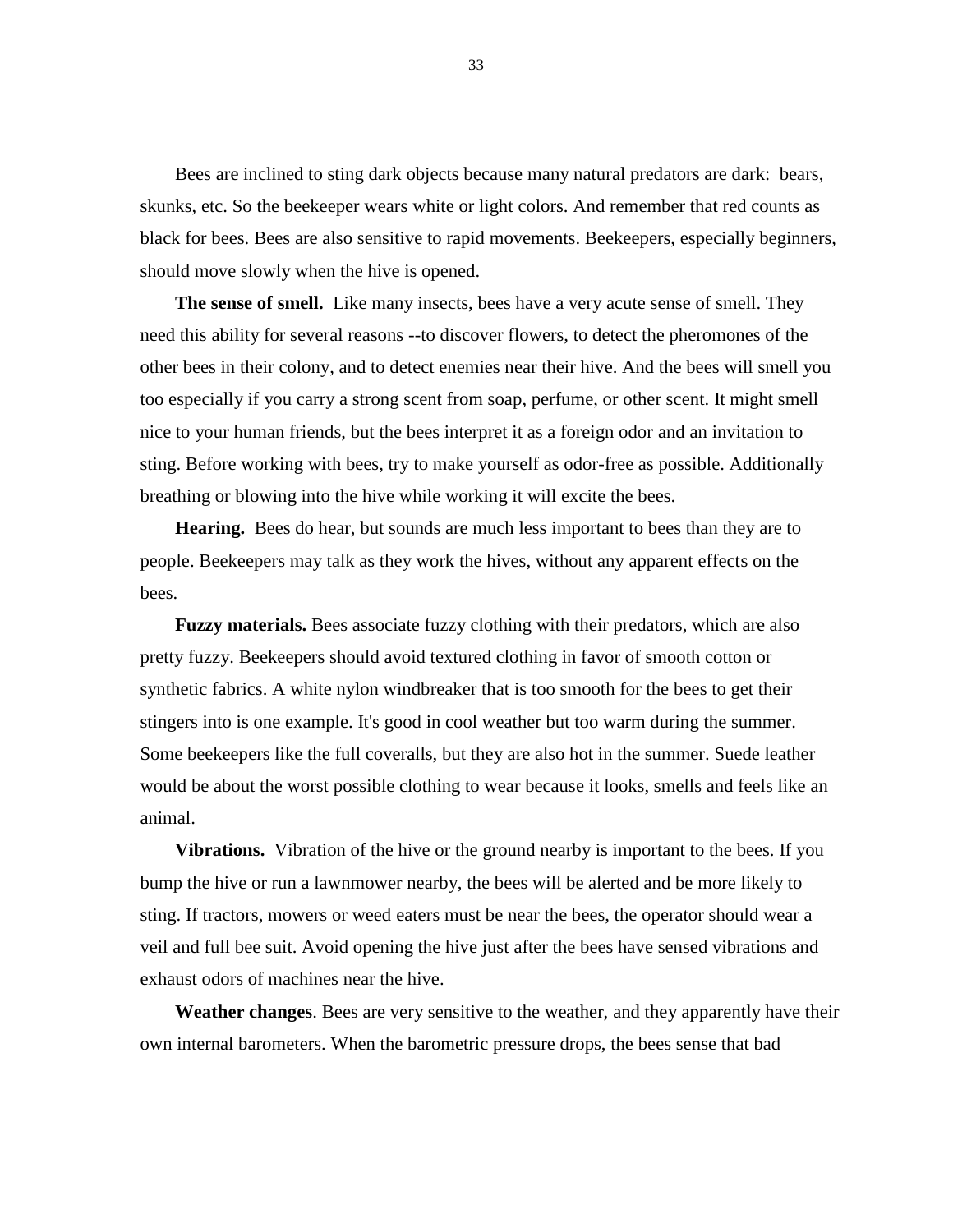Bees are inclined to sting dark objects because many natural predators are dark: bears, skunks, etc. So the beekeeper wears white or light colors. And remember that red counts as black for bees. Bees are also sensitive to rapid movements. Beekeepers, especially beginners, should move slowly when the hive is opened.

**The sense of smell.** Like many insects, bees have a very acute sense of smell. They need this ability for several reasons --to discover flowers, to detect the pheromones of the other bees in their colony, and to detect enemies near their hive. And the bees will smell you too especially if you carry a strong scent from soap, perfume, or other scent. It might smell nice to your human friends, but the bees interpret it as a foreign odor and an invitation to sting. Before working with bees, try to make yourself as odor-free as possible. Additionally breathing or blowing into the hive while working it will excite the bees.

**Hearing.** Bees do hear, but sounds are much less important to bees than they are to people. Beekeepers may talk as they work the hives, without any apparent effects on the bees.

**Fuzzy materials.** Bees associate fuzzy clothing with their predators, which are also pretty fuzzy. Beekeepers should avoid textured clothing in favor of smooth cotton or synthetic fabrics. A white nylon windbreaker that is too smooth for the bees to get their stingers into is one example. It's good in cool weather but too warm during the summer. Some beekeepers like the full coveralls, but they are also hot in the summer. Suede leather would be about the worst possible clothing to wear because it looks, smells and feels like an animal.

**Vibrations.** Vibration of the hive or the ground nearby is important to the bees. If you bump the hive or run a lawnmower nearby, the bees will be alerted and be more likely to sting. If tractors, mowers or weed eaters must be near the bees, the operator should wear a veil and full bee suit. Avoid opening the hive just after the bees have sensed vibrations and exhaust odors of machines near the hive.

**Weather changes**. Bees are very sensitive to the weather, and they apparently have their own internal barometers. When the barometric pressure drops, the bees sense that bad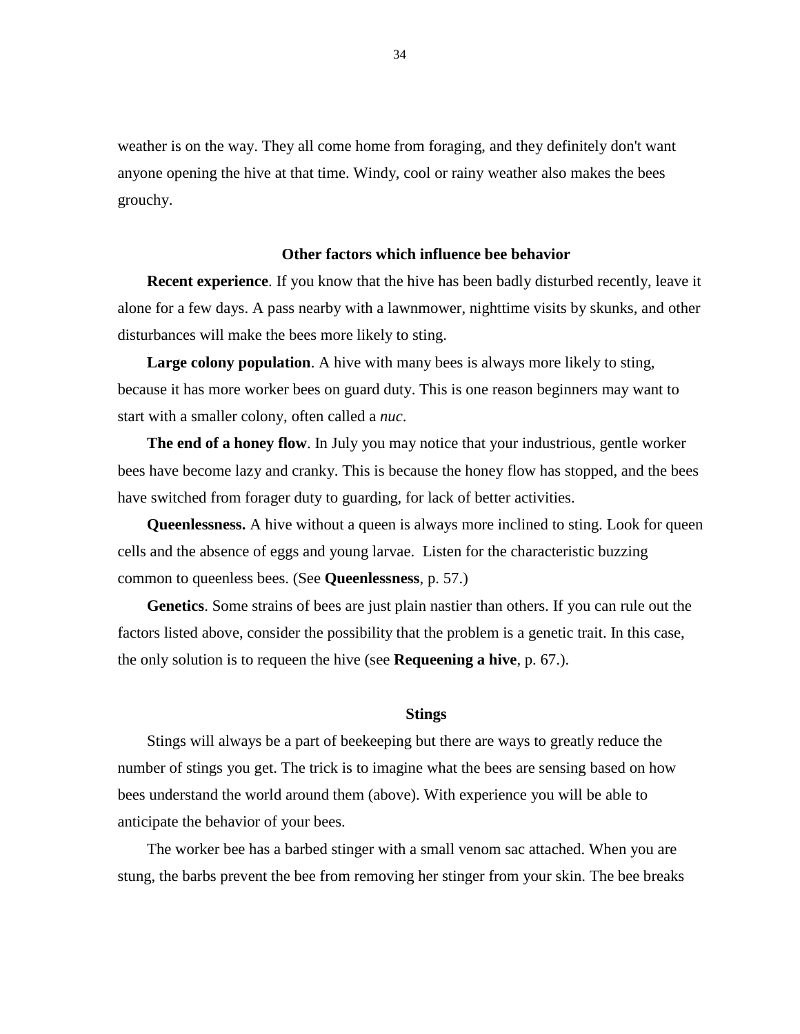weather is on the way. They all come home from foraging, and they definitely don't want anyone opening the hive at that time. Windy, cool or rainy weather also makes the bees grouchy.

### Other factors which influence bee behavior

**Recent experience**. If you know that the hive has been badly disturbed recently, leave it alone for a few days. A pass nearby with a lawnmower, nighttime visits by skunks, and other disturbances will make the bees more likely to sting.

**Large colony population**. A hive with many bees is always more likely to sting, because it has more worker bees on guard duty. This is one reason beginners may want to start with a smaller colony, often called a *nuc*.

**The end of a honey flow**. In July you may notice that your industrious, gentle worker bees have become lazy and cranky. This is because the honey flow has stopped, and the bees have switched from forager duty to guarding, for lack of better activities.

**Queenlessness.** A hive without a queen is always more inclined to sting. Look for queen cells and the absence of eggs and young larvae. Listen for the characteristic buzzing common to queenless bees. (See **Queenlessness**, p. 57.)

**Genetics**. Some strains of bees are just plain nastier than others. If you can rule out the factors listed above, consider the possibility that the problem is a genetic trait. In this case, the only solution is to requeen the hive (see **Requeening a hive**, p. 67.).

### Stings

Stings will always be a part of beekeeping but there are ways to greatly reduce the number of stings you get. The trick is to imagine what the bees are sensing based on how bees understand the world around them (above). With experience you will be able to anticipate the behavior of your bees.

The worker bee has a barbed stinger with a small venom sac attached. When you are stung, the barbs prevent the bee from removing her stinger from your skin. The bee breaks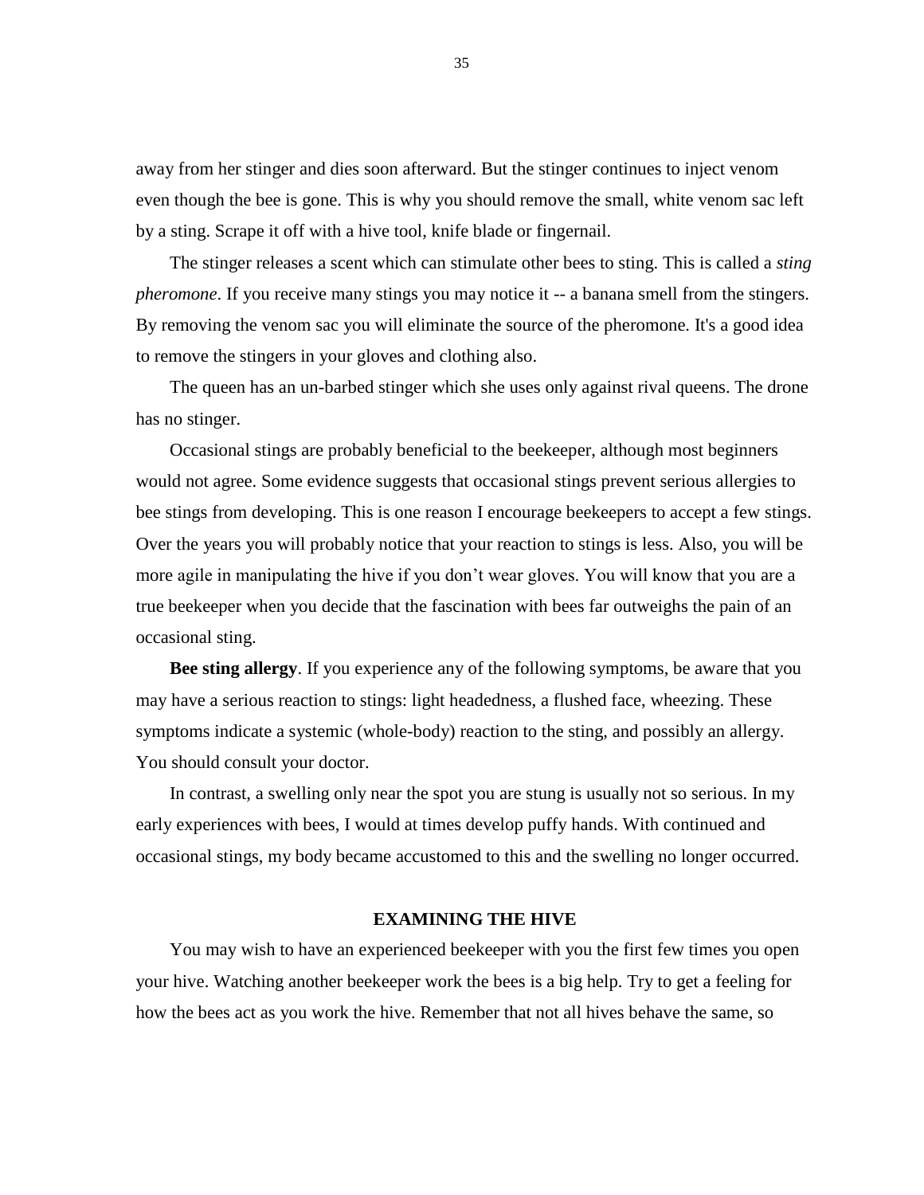away from her stinger and dies soon afterward. But the stinger continues to inject venom even though the bee is gone. This is why you should remove the small, white venom sac left by a sting. Scrape it off with a hive tool, knife blade or fingernail.

The stinger releases a scent which can stimulate other bees to sting. This is called a *sting pheromone*. If you receive many stings you may notice it -- a banana smell from the stingers. By removing the venom sac you will eliminate the source of the pheromone. It's a good idea to remove the stingers in your gloves and clothing also.

The queen has an un-barbed stinger which she uses only against rival queens. The drone has no stinger.

Occasional stings are probably beneficial to the beekeeper, although most beginners would not agree. Some evidence suggests that occasional stings prevent serious allergies to bee stings from developing. This is one reason I encourage beekeepers to accept a few stings. Over the years you will probably notice that your reaction to stings is less. Also, you will be more agile in manipulating the hive if you don't wear gloves. You will know that you are a true beekeeper when you decide that the fascination with bees far outweighs the pain of an occasional sting.

**Bee sting allergy**. If you experience any of the following symptoms, be aware that you may have a serious reaction to stings: light headedness, a flushed face, wheezing. These symptoms indicate a systemic (whole-body) reaction to the sting, and possibly an allergy. You should consult your doctor.

In contrast, a swelling only near the spot you are stung is usually not so serious. In my early experiences with bees, I would at times develop puffy hands. With continued and occasional stings, my body became accustomed to this and the swelling no longer occurred.

## EXAMINING THE HIVE

You may wish to have an experienced beekeeper with you the first few times you open your hive. Watching another beekeeper work the bees is a big help. Try to get a feeling for how the bees act as you work the hive. Remember that not all hives behave the same, so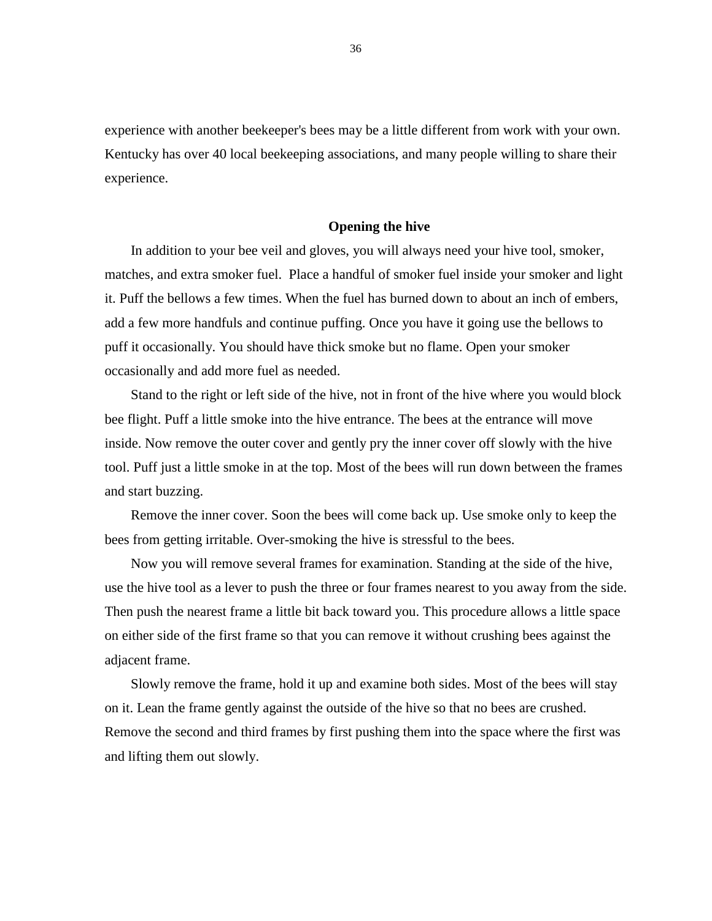experience with another beekeeper's bees may be a little different from work with your own. Kentucky has over 40 local beekeeping associations, and many people willing to share their experience.

## Opening the hive

In addition to your bee veil and gloves, you will always need your hive tool, smoker, matches, and extra smoker fuel. Place a handful of smoker fuel inside your smoker and light it. Puff the bellows a few times. When the fuel has burned down to about an inch of embers, add a few more handfuls and continue puffing. Once you have it going use the bellows to puff it occasionally. You should have thick smoke but no flame. Open your smoker occasionally and add more fuel as needed.

Stand to the right or left side of the hive, not in front of the hive where you would block bee flight. Puff a little smoke into the hive entrance. The bees at the entrance will move inside. Now remove the outer cover and gently pry the inner cover off slowly with the hive tool. Puff just a little smoke in at the top. Most of the bees will run down between the frames and start buzzing.

Remove the inner cover. Soon the bees will come back up. Use smoke only to keep the bees from getting irritable. Over-smoking the hive is stressful to the bees.

Now you will remove several frames for examination. Standing at the side of the hive, use the hive tool as a lever to push the three or four frames nearest to you away from the side. Then push the nearest frame a little bit back toward you. This procedure allows a little space on either side of the first frame so that you can remove it without crushing bees against the adjacent frame.

Slowly remove the frame, hold it up and examine both sides. Most of the bees will stay on it. Lean the frame gently against the outside of the hive so that no bees are crushed. Remove the second and third frames by first pushing them into the space where the first was and lifting them out slowly.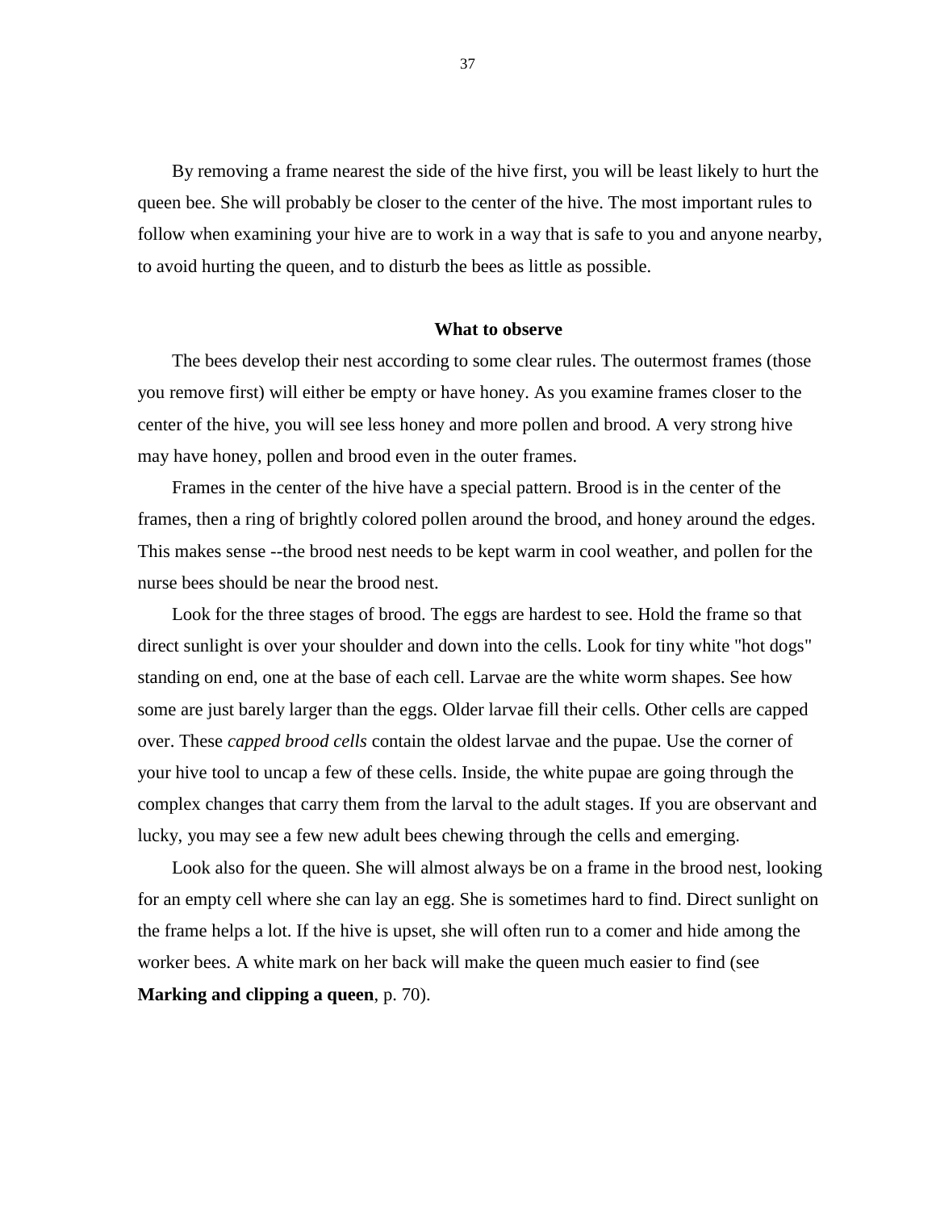By removing a frame nearest the side of the hive first, you will be least likely to hurt the queen bee. She will probably be closer to the center of the hive. The most important rules to follow when examining your hive are to work in a way that is safe to you and anyone nearby, to avoid hurting the queen, and to disturb the bees as little as possible.

### What to observe

The bees develop their nest according to some clear rules. The outermost frames (those you remove first) will either be empty or have honey. As you examine frames closer to the center of the hive, you will see less honey and more pollen and brood. A very strong hive may have honey, pollen and brood even in the outer frames.

Frames in the center of the hive have a special pattern. Brood is in the center of the frames, then a ring of brightly colored pollen around the brood, and honey around the edges. This makes sense --the brood nest needs to be kept warm in cool weather, and pollen for the nurse bees should be near the brood nest.

Look for the three stages of brood. The eggs are hardest to see. Hold the frame so that direct sunlight is over your shoulder and down into the cells. Look for tiny white "hot dogs" standing on end, one at the base of each cell. Larvae are the white worm shapes. See how some are just barely larger than the eggs. Older larvae fill their cells. Other cells are capped over. These *capped brood cells* contain the oldest larvae and the pupae. Use the corner of your hive tool to uncap a few of these cells. Inside, the white pupae are going through the complex changes that carry them from the larval to the adult stages. If you are observant and lucky, you may see a few new adult bees chewing through the cells and emerging.

Look also for the queen. She will almost always be on a frame in the brood nest, looking for an empty cell where she can lay an egg. She is sometimes hard to find. Direct sunlight on the frame helps a lot. If the hive is upset, she will often run to a comer and hide among the worker bees. A white mark on her back will make the queen much easier to find (see **Marking and clipping a queen**, p. 70).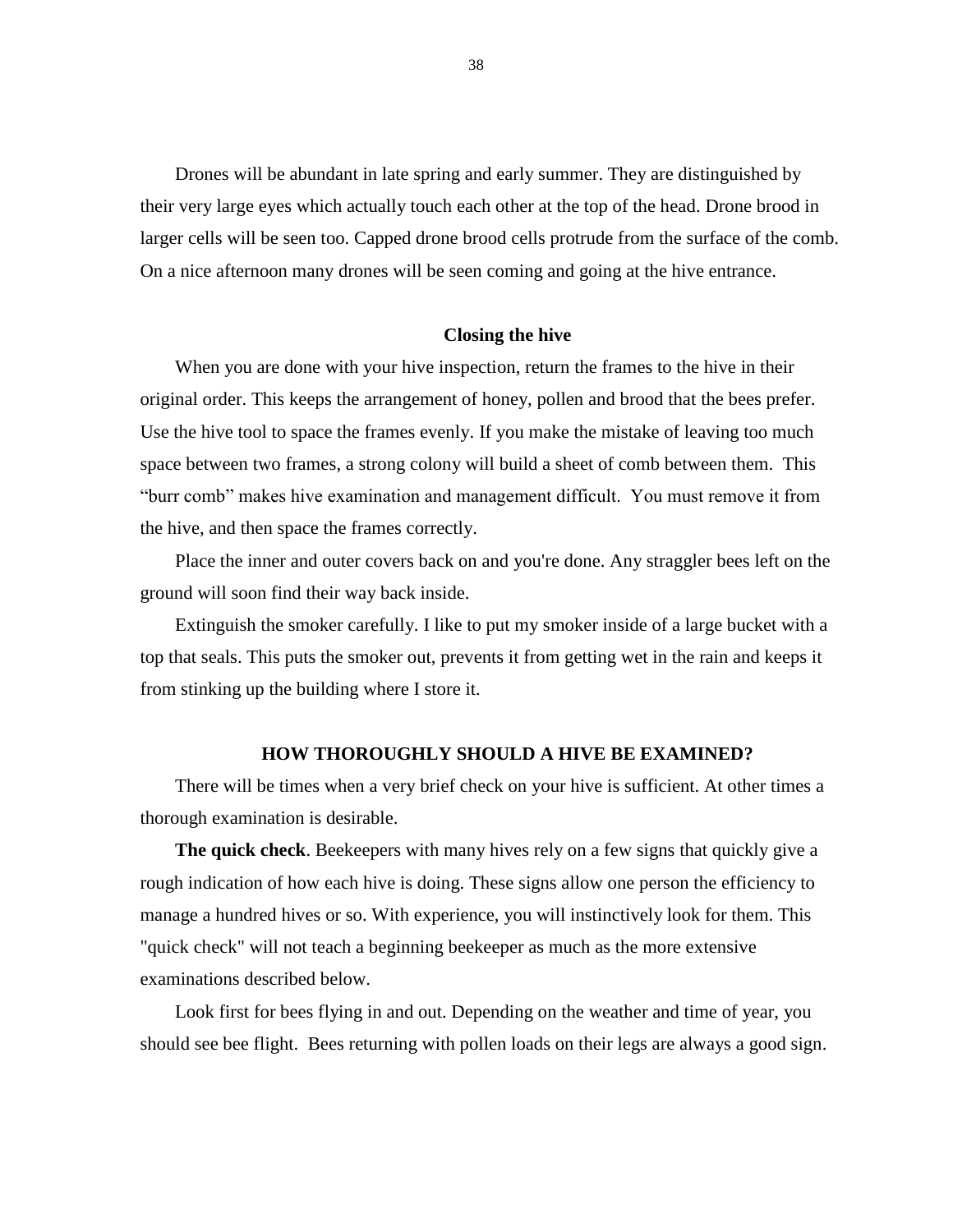Drones will be abundant in late spring and early summer. They are distinguished by their very large eyes which actually touch each other at the top of the head. Drone brood in larger cells will be seen too. Capped drone brood cells protrude from the surface of the comb. On a nice afternoon many drones will be seen coming and going at the hive entrance.

### Closing the hive

When you are done with your hive inspection, return the frames to the hive in their original order. This keeps the arrangement of honey, pollen and brood that the bees prefer. Use the hive tool to space the frames evenly. If you make the mistake of leaving too much space between two frames, a strong colony will build a sheet of comb between them. This "burr comb" makes hive examination and management difficult. You must remove it from the hive, and then space the frames correctly.

Place the inner and outer covers back on and you're done. Any straggler bees left on the ground will soon find their way back inside.

Extinguish the smoker carefully. I like to put my smoker inside of a large bucket with a top that seals. This puts the smoker out, prevents it from getting wet in the rain and keeps it from stinking up the building where I store it.

## HOW THOROUGHLY SHOULD A HIVE BE EXAMINED?

There will be times when a very brief check on your hive is sufficient. At other times a thorough examination is desirable.

**The quick check**. Beekeepers with many hives rely on a few signs that quickly give a rough indication of how each hive is doing. These signs allow one person the efficiency to manage a hundred hives or so. With experience, you will instinctively look for them. This "quick check" will not teach a beginning beekeeper as much as the more extensive examinations described below.

Look first for bees flying in and out. Depending on the weather and time of year, you should see bee flight. Bees returning with pollen loads on their legs are always a good sign.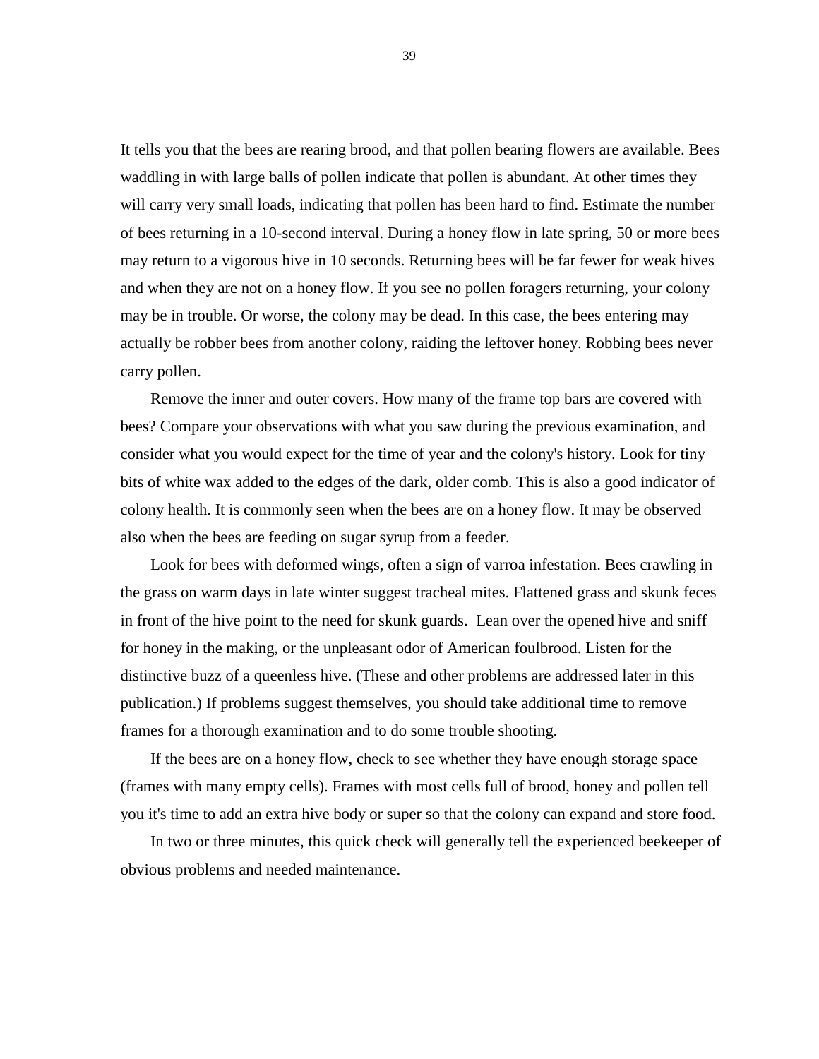It tells you that the bees are rearing brood, and that pollen bearing flowers are available. Bees waddling in with large balls of pollen indicate that pollen is abundant. At other times they will carry very small loads, indicating that pollen has been hard to find. Estimate the number of bees returning in a 10-second interval. During a honey flow in late spring, 50 or more bees may return to a vigorous hive in 10 seconds. Returning bees will be far fewer for weak hives and when they are not on a honey flow. If you see no pollen foragers returning, your colony may be in trouble. Or worse, the colony may be dead. In this case, the bees entering may actually be robber bees from another colony, raiding the leftover honey. Robbing bees never carry pollen.

Remove the inner and outer covers. How many of the frame top bars are covered with bees? Compare your observations with what you saw during the previous examination, and consider what you would expect for the time of year and the colony's history. Look for tiny bits of white wax added to the edges of the dark, older comb. This is also a good indicator of colony health. It is commonly seen when the bees are on a honey flow. It may be observed also when the bees are feeding on sugar syrup from a feeder.

Look for bees with deformed wings, often a sign of varroa infestation. Bees crawling in the grass on warm days in late winter suggest tracheal mites. Flattened grass and skunk feces in front of the hive point to the need for skunk guards. Lean over the opened hive and sniff for honey in the making, or the unpleasant odor of American foulbrood. Listen for the distinctive buzz of a queenless hive. (These and other problems are addressed later in this publication.) If problems suggest themselves, you should take additional time to remove frames for a thorough examination and to do some trouble shooting.

If the bees are on a honey flow, check to see whether they have enough storage space (frames with many empty cells). Frames with most cells full of brood, honey and pollen tell you it's time to add an extra hive body or super so that the colony can expand and store food.

In two or three minutes, this quick check will generally tell the experienced beekeeper of obvious problems and needed maintenance.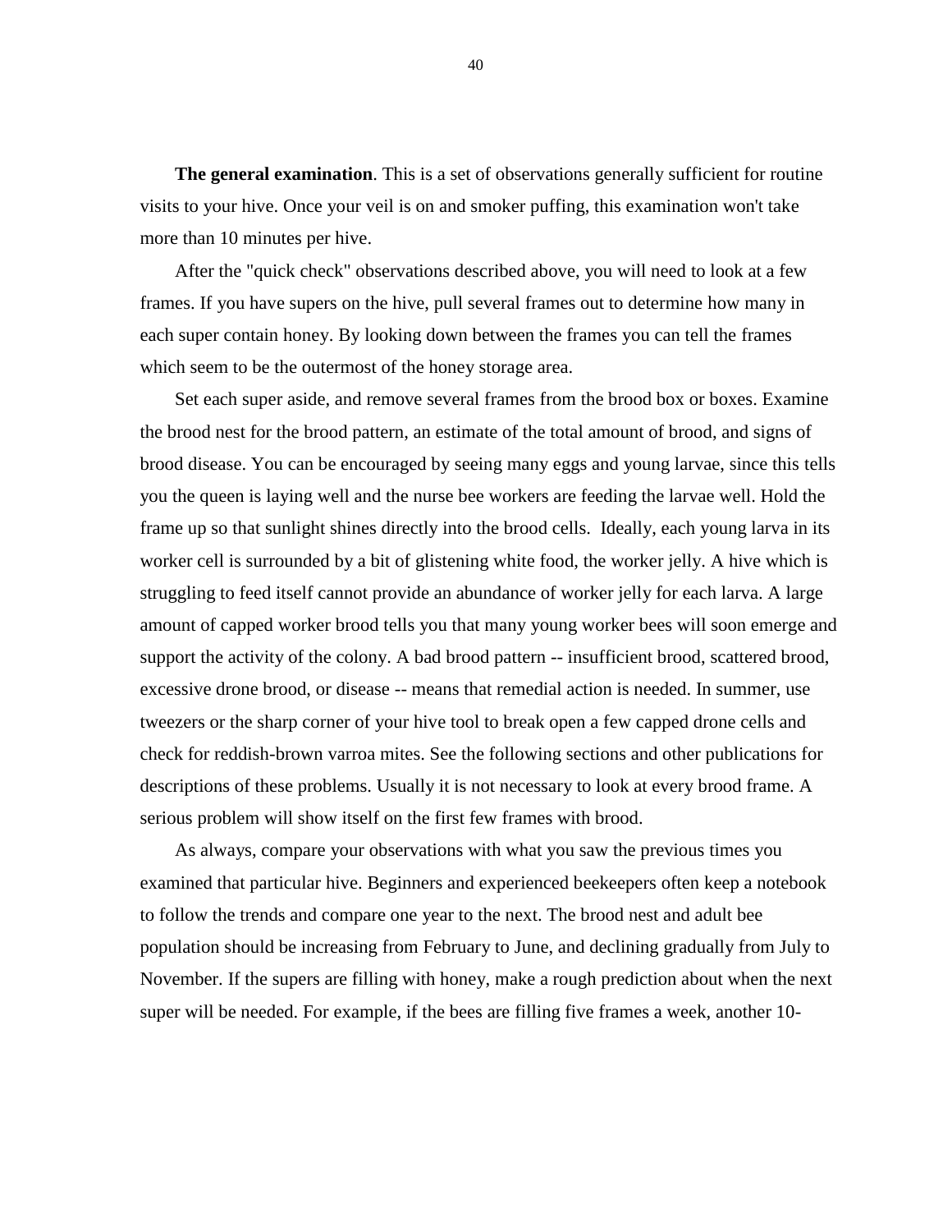**The general examination**. This is a set of observations generally sufficient for routine visits to your hive. Once your veil is on and smoker puffing, this examination won't take more than 10 minutes per hive.

After the "quick check" observations described above, you will need to look at a few frames. If you have supers on the hive, pull several frames out to determine how many in each super contain honey. By looking down between the frames you can tell the frames which seem to be the outermost of the honey storage area.

Set each super aside, and remove several frames from the brood box or boxes. Examine the brood nest for the brood pattern, an estimate of the total amount of brood, and signs of brood disease. You can be encouraged by seeing many eggs and young larvae, since this tells you the queen is laying well and the nurse bee workers are feeding the larvae well. Hold the frame up so that sunlight shines directly into the brood cells. Ideally, each young larva in its worker cell is surrounded by a bit of glistening white food, the worker jelly. A hive which is struggling to feed itself cannot provide an abundance of worker jelly for each larva. A large amount of capped worker brood tells you that many young worker bees will soon emerge and support the activity of the colony. A bad brood pattern -- insufficient brood, scattered brood, excessive drone brood, or disease -- means that remedial action is needed. In summer, use tweezers or the sharp corner of your hive tool to break open a few capped drone cells and check for reddish-brown varroa mites. See the following sections and other publications for descriptions of these problems. Usually it is not necessary to look at every brood frame. A serious problem will show itself on the first few frames with brood.

As always, compare your observations with what you saw the previous times you examined that particular hive. Beginners and experienced beekeepers often keep a notebook to follow the trends and compare one year to the next. The brood nest and adult bee population should be increasing from February to June, and declining gradually from July to November. If the supers are filling with honey, make a rough prediction about when the next super will be needed. For example, if the bees are filling five frames a week, another 10-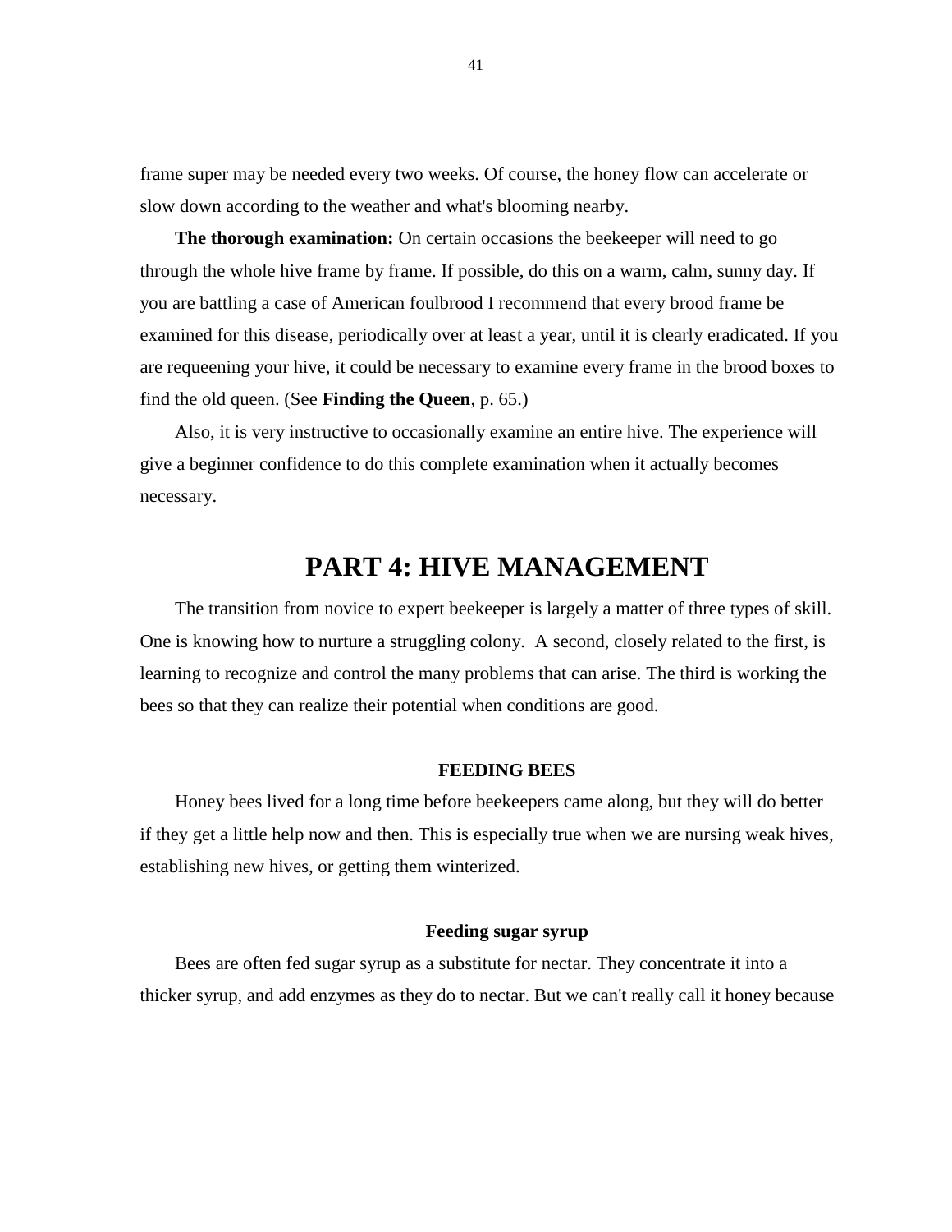frame super may be needed every two weeks. Of course, the honey flow can accelerate or slow down according to the weather and what's blooming nearby.

**The thorough examination:** On certain occasions the beekeeper will need to go through the whole hive frame by frame. If possible, do this on a warm, calm, sunny day. If you are battling a case of American foulbrood I recommend that every brood frame be examined for this disease, periodically over at least a year, until it is clearly eradicated. If you are requeening your hive, it could be necessary to examine every frame in the brood boxes to find the old queen. (See **Finding the Queen**, p. 65.)

Also, it is very instructive to occasionally examine an entire hive. The experience will give a beginner confidence to do this complete examination when it actually becomes necessary.

# PART 4: HIVE MANAGEMENT

The transition from novice to expert beekeeper is largely a matter of three types of skill. One is knowing how to nurture a struggling colony. A second, closely related to the first, is learning to recognize and control the many problems that can arise. The third is working the bees so that they can realize their potential when conditions are good.

## FEEDING BEES

Honey bees lived for a long time before beekeepers came along, but they will do better if they get a little help now and then. This is especially true when we are nursing weak hives, establishing new hives, or getting them winterized.

### Feeding sugar syrup

Bees are often fed sugar syrup as a substitute for nectar. They concentrate it into a thicker syrup, and add enzymes as they do to nectar. But we can't really call it honey because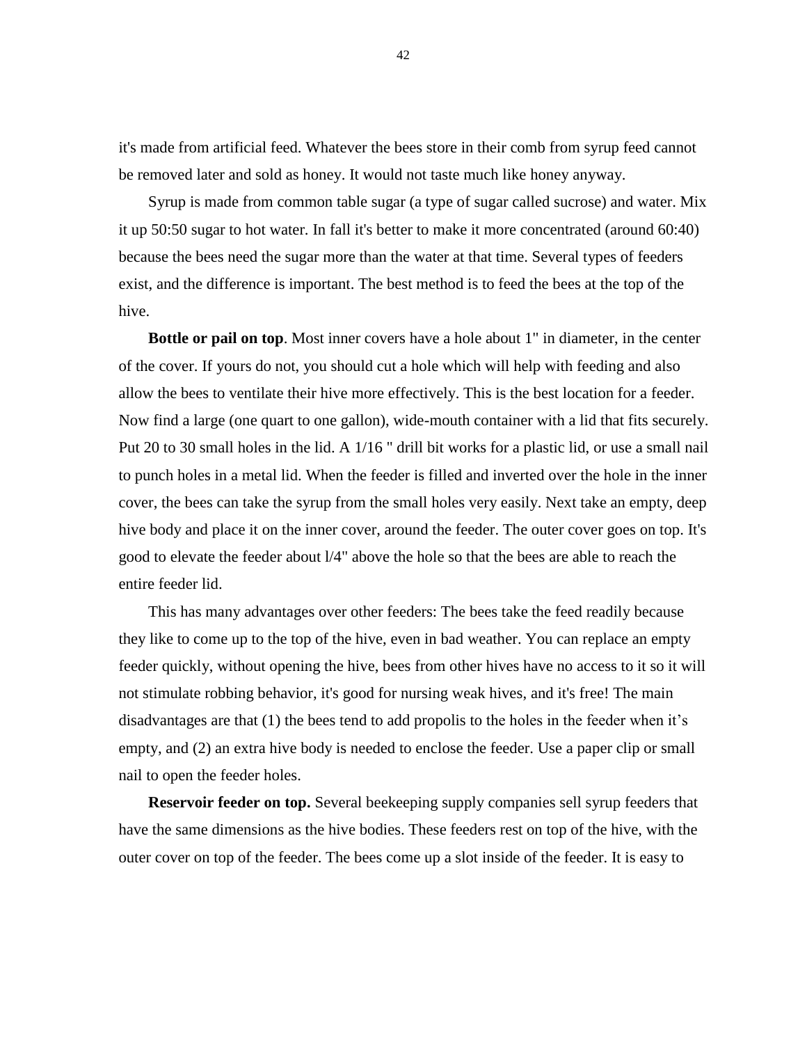it's made from artificial feed. Whatever the bees store in their comb from syrup feed cannot be removed later and sold as honey. It would not taste much like honey anyway.

Syrup is made from common table sugar (a type of sugar called sucrose) and water. Mix it up 50:50 sugar to hot water. In fall it's better to make it more concentrated (around 60:40) because the bees need the sugar more than the water at that time. Several types of feeders exist, and the difference is important. The best method is to feed the bees at the top of the hive.

**Bottle or pail on top**. Most inner covers have a hole about 1" in diameter, in the center of the cover. If yours do not, you should cut a hole which will help with feeding and also allow the bees to ventilate their hive more effectively. This is the best location for a feeder. Now find a large (one quart to one gallon), wide-mouth container with a lid that fits securely. Put 20 to 30 small holes in the lid. A 1/16 " drill bit works for a plastic lid, or use a small nail to punch holes in a metal lid. When the feeder is filled and inverted over the hole in the inner cover, the bees can take the syrup from the small holes very easily. Next take an empty, deep hive body and place it on the inner cover, around the feeder. The outer cover goes on top. It's good to elevate the feeder about l/4" above the hole so that the bees are able to reach the entire feeder lid.

This has many advantages over other feeders: The bees take the feed readily because they like to come up to the top of the hive, even in bad weather. You can replace an empty feeder quickly, without opening the hive, bees from other hives have no access to it so it will not stimulate robbing behavior, it's good for nursing weak hives, and it's free! The main disadvantages are that (1) the bees tend to add propolis to the holes in the feeder when it's empty, and (2) an extra hive body is needed to enclose the feeder. Use a paper clip or small nail to open the feeder holes.

**Reservoir feeder on top.** Several beekeeping supply companies sell syrup feeders that have the same dimensions as the hive bodies. These feeders rest on top of the hive, with the outer cover on top of the feeder. The bees come up a slot inside of the feeder. It is easy to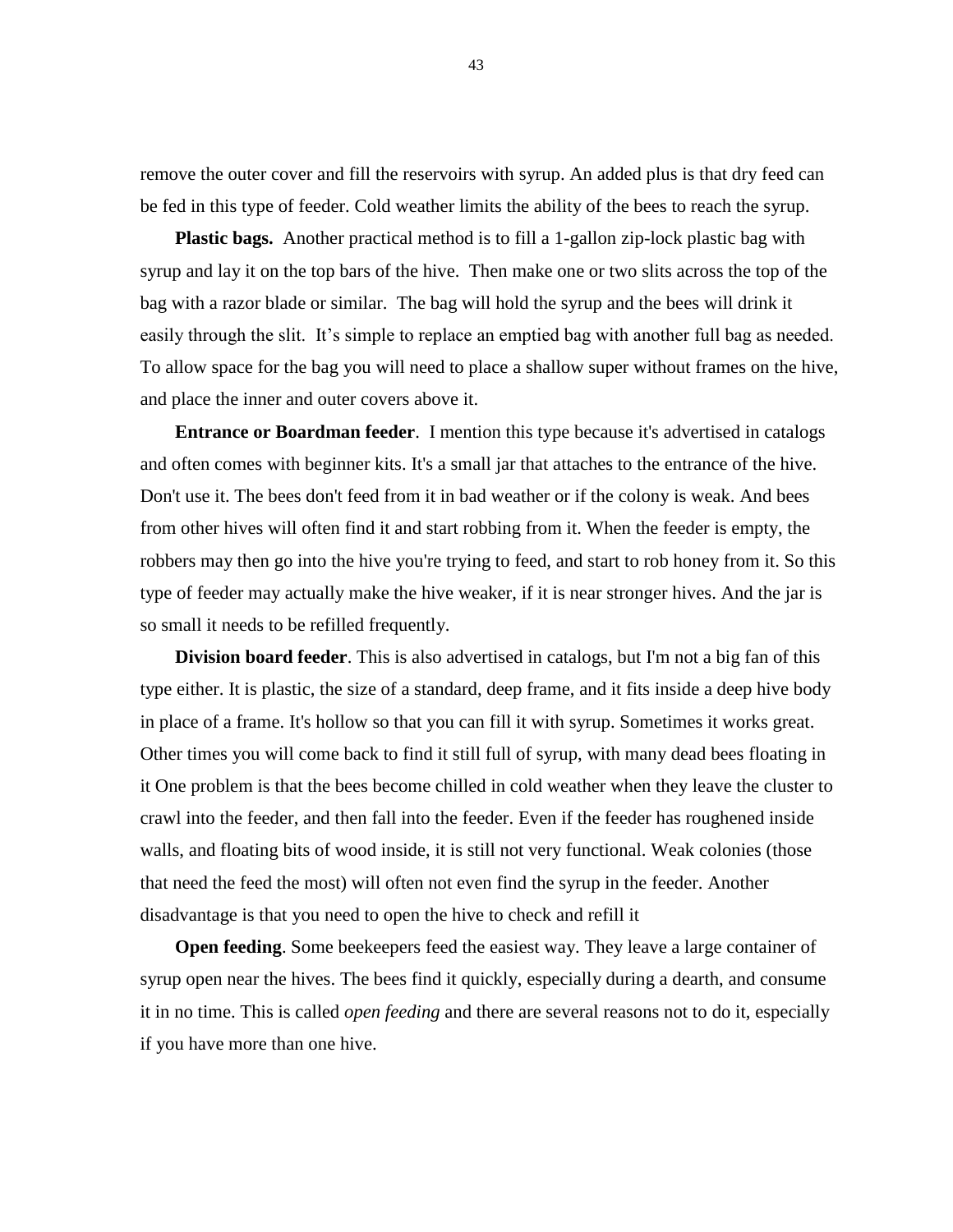remove the outer cover and fill the reservoirs with syrup. An added plus is that dry feed can be fed in this type of feeder. Cold weather limits the ability of the bees to reach the syrup.

**Plastic bags.** Another practical method is to fill a 1-gallon zip-lock plastic bag with syrup and lay it on the top bars of the hive. Then make one or two slits across the top of the bag with a razor blade or similar. The bag will hold the syrup and the bees will drink it easily through the slit. It's simple to replace an emptied bag with another full bag as needed. To allow space for the bag you will need to place a shallow super without frames on the hive, and place the inner and outer covers above it.

**Entrance or Boardman feeder**. I mention this type because it's advertised in catalogs and often comes with beginner kits. It's a small jar that attaches to the entrance of the hive. Don't use it. The bees don't feed from it in bad weather or if the colony is weak. And bees from other hives will often find it and start robbing from it. When the feeder is empty, the robbers may then go into the hive you're trying to feed, and start to rob honey from it. So this type of feeder may actually make the hive weaker, if it is near stronger hives. And the jar is so small it needs to be refilled frequently.

**Division board feeder**. This is also advertised in catalogs, but I'm not a big fan of this type either. It is plastic, the size of a standard, deep frame, and it fits inside a deep hive body in place of a frame. It's hollow so that you can fill it with syrup. Sometimes it works great. Other times you will come back to find it still full of syrup, with many dead bees floating in it One problem is that the bees become chilled in cold weather when they leave the cluster to crawl into the feeder, and then fall into the feeder. Even if the feeder has roughened inside walls, and floating bits of wood inside, it is still not very functional. Weak colonies (those that need the feed the most) will often not even find the syrup in the feeder. Another disadvantage is that you need to open the hive to check and refill it

**Open feeding**. Some beekeepers feed the easiest way. They leave a large container of syrup open near the hives. The bees find it quickly, especially during a dearth, and consume it in no time. This is called *open feeding* and there are several reasons not to do it, especially if you have more than one hive.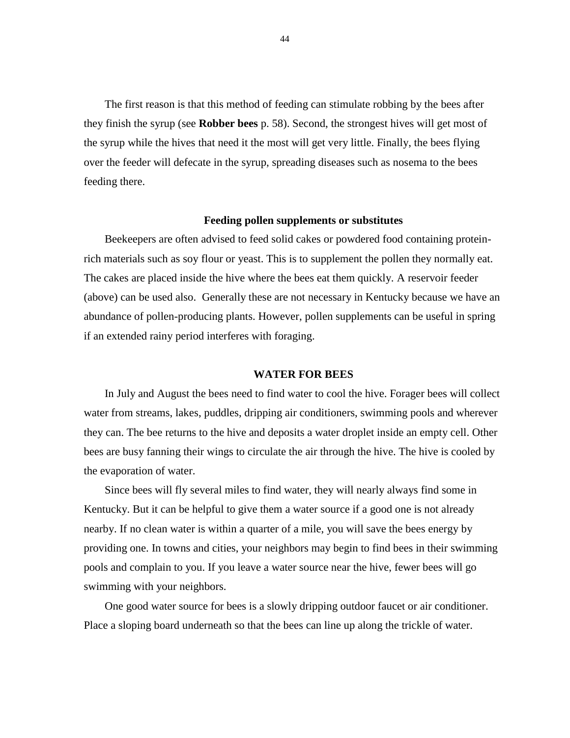The first reason is that this method of feeding can stimulate robbing by the bees after they finish the syrup (see **Robber bees** p. 58). Second, the strongest hives will get most of the syrup while the hives that need it the most will get very little. Finally, the bees flying over the feeder will defecate in the syrup, spreading diseases such as nosema to the bees feeding there.

### Feeding pollen supplements or substitutes

Beekeepers are often advised to feed solid cakes or powdered food containing protein-rich materials such as soy flour or yeast. This is to supplement the pollen they normally eat. The cakes are placed inside the hive where the bees eat them quickly. A reservoir feeder (above) can be used also. Generally these are not necessary in Kentucky because we have an abundance of pollen-producing plants. However, pollen supplements can be useful in spring if an extended rainy period interferes with foraging.

## WATER FOR BEES

In July and August the bees need to find water to cool the hive. Forager bees will collect water from streams, lakes, puddles, dripping air conditioners, swimming pools and wherever they can. The bee returns to the hive and deposits a water droplet inside an empty cell. Other bees are busy fanning their wings to circulate the air through the hive. The hive is cooled by the evaporation of water.

Since bees will fly several miles to find water, they will nearly always find some in Kentucky. But it can be helpful to give them a water source if a good one is not already nearby. If no clean water is within a quarter of a mile, you will save the bees energy by providing one. In towns and cities, your neighbors may begin to find bees in their swimming pools and complain to you. If you leave a water source near the hive, fewer bees will go swimming with your neighbors.

One good water source for bees is a slowly dripping outdoor faucet or air conditioner. Place a sloping board underneath so that the bees can line up along the trickle of water.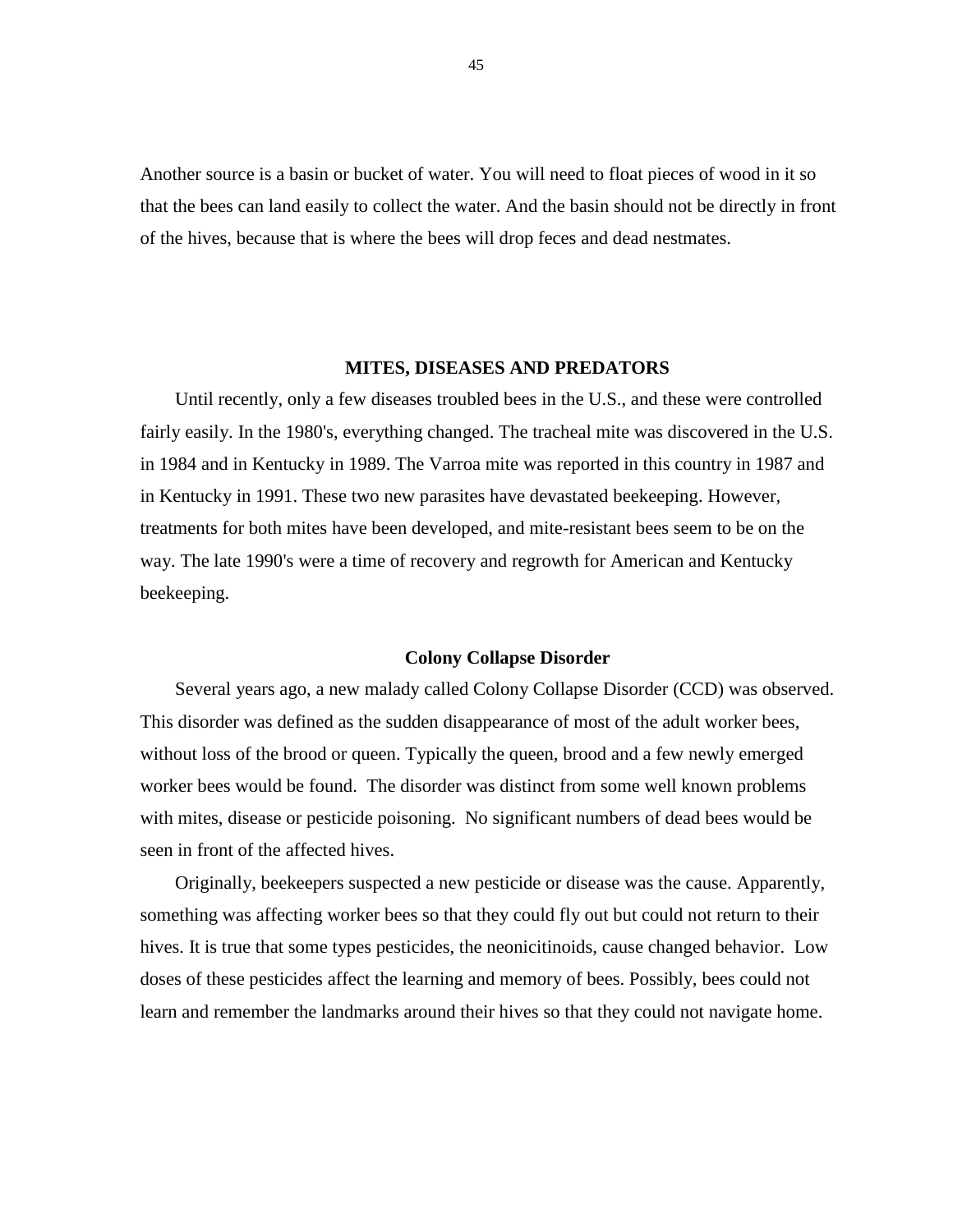Another source is a basin or bucket of water. You will need to float pieces of wood in it so that the bees can land easily to collect the water. And the basin should not be directly in front of the hives, because that is where the bees will drop feces and dead nestmates.

## MITES, DISEASES AND PREDATORS

Until recently, only a few diseases troubled bees in the U.S., and these were controlled fairly easily. In the 1980's, everything changed. The tracheal mite was discovered in the U.S. in 1984 and in Kentucky in 1989. The Varroa mite was reported in this country in 1987 and in Kentucky in 1991. These two new parasites have devastated beekeeping. However, treatments for both mites have been developed, and mite-resistant bees seem to be on the way. The late 1990's were a time of recovery and regrowth for American and Kentucky beekeeping.

### Colony Collapse Disorder

Several years ago, a new malady called Colony Collapse Disorder (CCD) was observed. This disorder was defined as the sudden disappearance of most of the adult worker bees, without loss of the brood or queen. Typically the queen, brood and a few newly emerged worker bees would be found. The disorder was distinct from some well known problems with mites, disease or pesticide poisoning. No significant numbers of dead bees would be seen in front of the affected hives.

Originally, beekeepers suspected a new pesticide or disease was the cause. Apparently, something was affecting worker bees so that they could fly out but could not return to their hives. It is true that some types pesticides, the neonicitinoids, cause changed behavior. Low doses of these pesticides affect the learning and memory of bees. Possibly, bees could not learn and remember the landmarks around their hives so that they could not navigate home.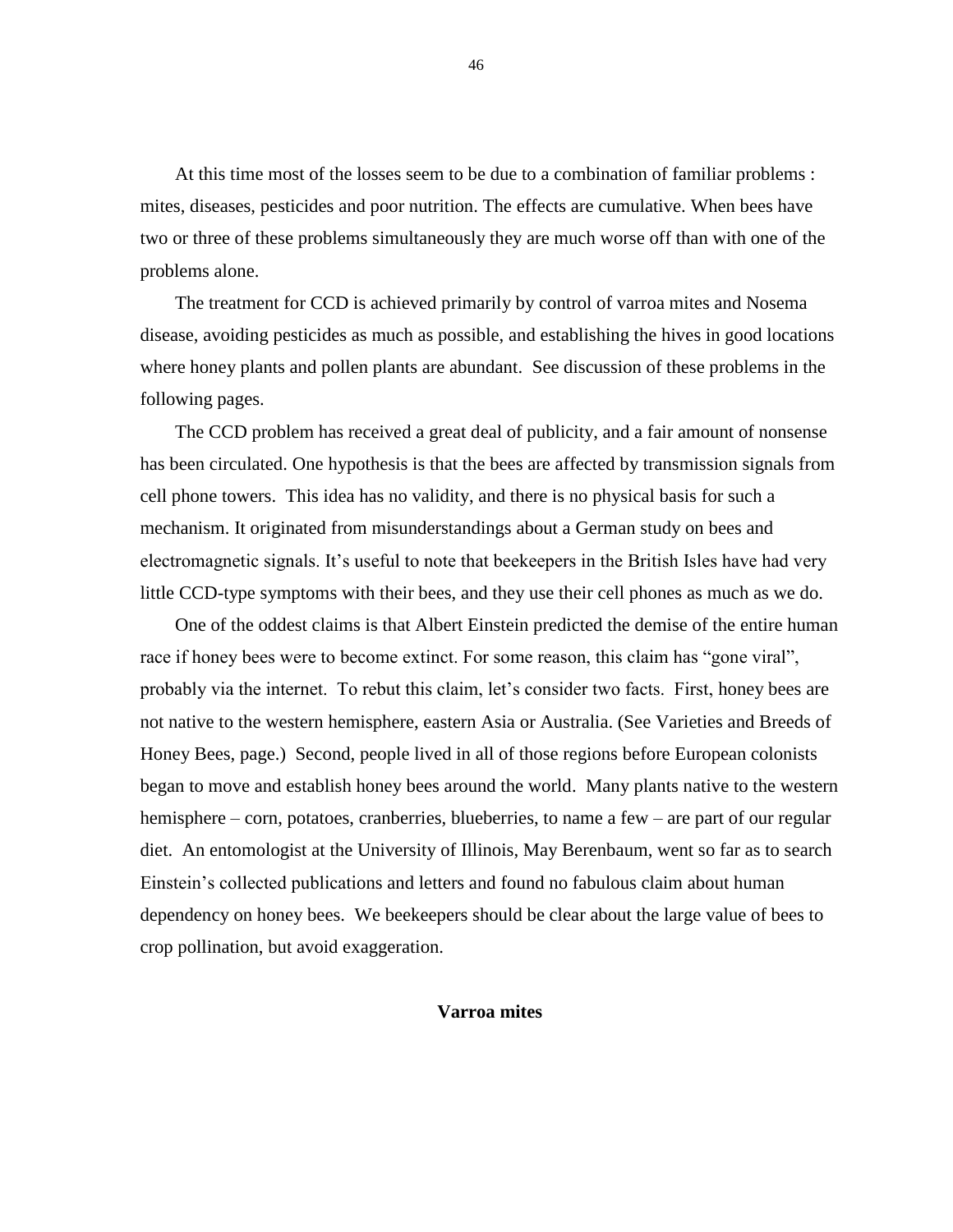At this time most of the losses seem to be due to a combination of familiar problems : mites, diseases, pesticides and poor nutrition. The effects are cumulative. When bees have two or three of these problems simultaneously they are much worse off than with one of the problems alone.

The treatment for CCD is achieved primarily by control of varroa mites and Nosema disease, avoiding pesticides as much as possible, and establishing the hives in good locations where honey plants and pollen plants are abundant. See discussion of these problems in the following pages.

The CCD problem has received a great deal of publicity, and a fair amount of nonsense has been circulated. One hypothesis is that the bees are affected by transmission signals from cell phone towers. This idea has no validity, and there is no physical basis for such a mechanism. It originated from misunderstandings about a German study on bees and electromagnetic signals. It's useful to note that beekeepers in the British Isles have had very little CCD-type symptoms with their bees, and they use their cell phones as much as we do.

One of the oddest claims is that Albert Einstein predicted the demise of the entire human race if honey bees were to become extinct. For some reason, this claim has "gone viral", probably via the internet. To rebut this claim, let's consider two facts. First, honey bees are not native to the western hemisphere, eastern Asia or Australia. (See Varieties and Breeds of Honey Bees, page.) Second, people lived in all of those regions before European colonists began to move and establish honey bees around the world. Many plants native to the western hemisphere – corn, potatoes, cranberries, blueberries, to name a few – are part of our regular diet. An entomologist at the University of Illinois, May Berenbaum, went so far as to search Einstein's collected publications and letters and found no fabulous claim about human dependency on honey bees. We beekeepers should be clear about the large value of bees to crop pollination, but avoid exaggeration.

## Varroa mites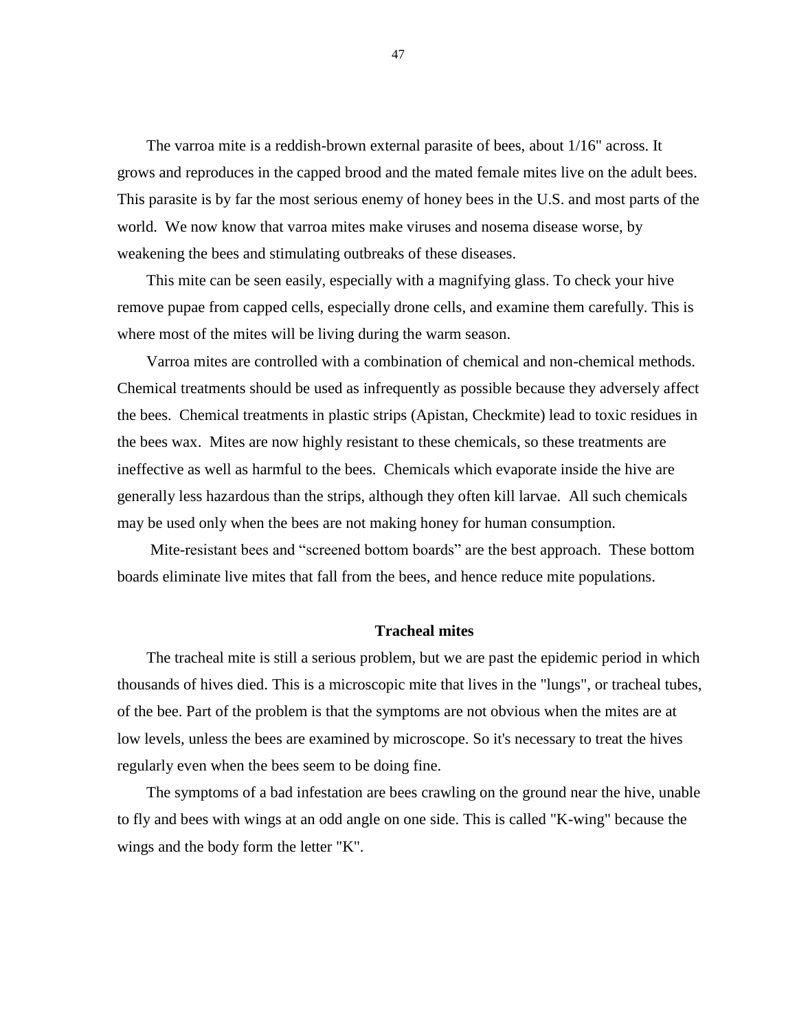The varroa mite is a reddish-brown external parasite of bees, about 1/16" across. It grows and reproduces in the capped brood and the mated female mites live on the adult bees. This parasite is by far the most serious enemy of honey bees in the U.S. and most parts of the world. We now know that varroa mites make viruses and nosema disease worse, by weakening the bees and stimulating outbreaks of these diseases.

This mite can be seen easily, especially with a magnifying glass. To check your hive remove pupae from capped cells, especially drone cells, and examine them carefully. This is where most of the mites will be living during the warm season.

Varroa mites are controlled with a combination of chemical and non-chemical methods. Chemical treatments should be used as infrequently as possible because they adversely affect the bees. Chemical treatments in plastic strips (Apistan, Checkmite) lead to toxic residues in the bees wax. Mites are now highly resistant to these chemicals, so these treatments are ineffective as well as harmful to the bees. Chemicals which evaporate inside the hive are generally less hazardous than the strips, although they often kill larvae. All such chemicals may be used only when the bees are not making honey for human consumption.

Mite-resistant bees and “screened bottom boards” are the best approach. These bottom boards eliminate live mites that fall from the bees, and hence reduce mite populations.

### Tracheal mites

The tracheal mite is still a serious problem, but we are past the epidemic period in which thousands of hives died. This is a microscopic mite that lives in the "lungs", or tracheal tubes, of the bee. Part of the problem is that the symptoms are not obvious when the mites are at low levels, unless the bees are examined by microscope. So it's necessary to treat the hives regularly even when the bees seem to be doing fine.

The symptoms of a bad infestation are bees crawling on the ground near the hive, unable to fly and bees with wings at an odd angle on one side. This is called "K-wing" because the wings and the body form the letter "K".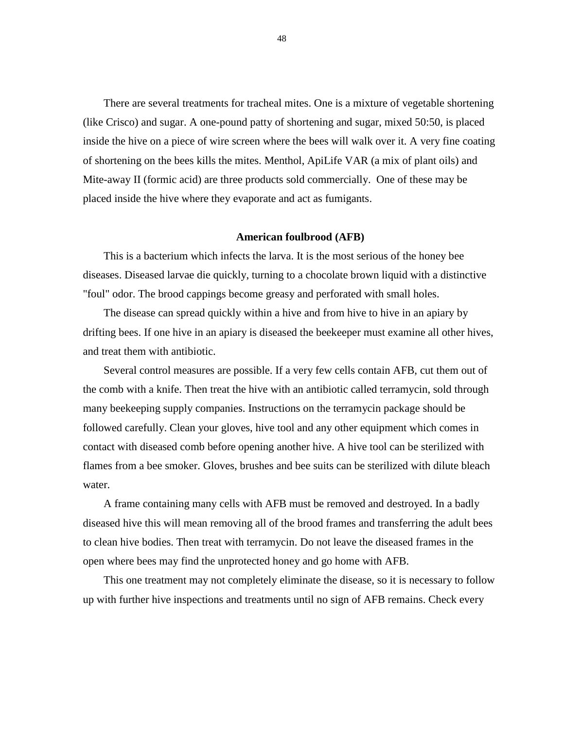There are several treatments for tracheal mites. One is a mixture of vegetable shortening (like Crisco) and sugar. A one-pound patty of shortening and sugar, mixed 50:50, is placed inside the hive on a piece of wire screen where the bees will walk over it. A very fine coating of shortening on the bees kills the mites. Menthol, ApiLife VAR (a mix of plant oils) and Mite-away II (formic acid) are three products sold commercially. One of these may be placed inside the hive where they evaporate and act as fumigants.

## American foulbrood (AFB)

This is a bacterium which infects the larva. It is the most serious of the honey bee diseases. Diseased larvae die quickly, turning to a chocolate brown liquid with a distinctive "foul" odor. The brood cappings become greasy and perforated with small holes.

The disease can spread quickly within a hive and from hive to hive in an apiary by drifting bees. If one hive in an apiary is diseased the beekeeper must examine all other hives, and treat them with antibiotic.

Several control measures are possible. If a very few cells contain AFB, cut them out of the comb with a knife. Then treat the hive with an antibiotic called terramycin, sold through many beekeeping supply companies. Instructions on the terramycin package should be followed carefully. Clean your gloves, hive tool and any other equipment which comes in contact with diseased comb before opening another hive. A hive tool can be sterilized with flames from a bee smoker. Gloves, brushes and bee suits can be sterilized with dilute bleach water.

A frame containing many cells with AFB must be removed and destroyed. In a badly diseased hive this will mean removing all of the brood frames and transferring the adult bees to clean hive bodies. Then treat with terramycin. Do not leave the diseased frames in the open where bees may find the unprotected honey and go home with AFB.

This one treatment may not completely eliminate the disease, so it is necessary to follow up with further hive inspections and treatments until no sign of AFB remains. Check every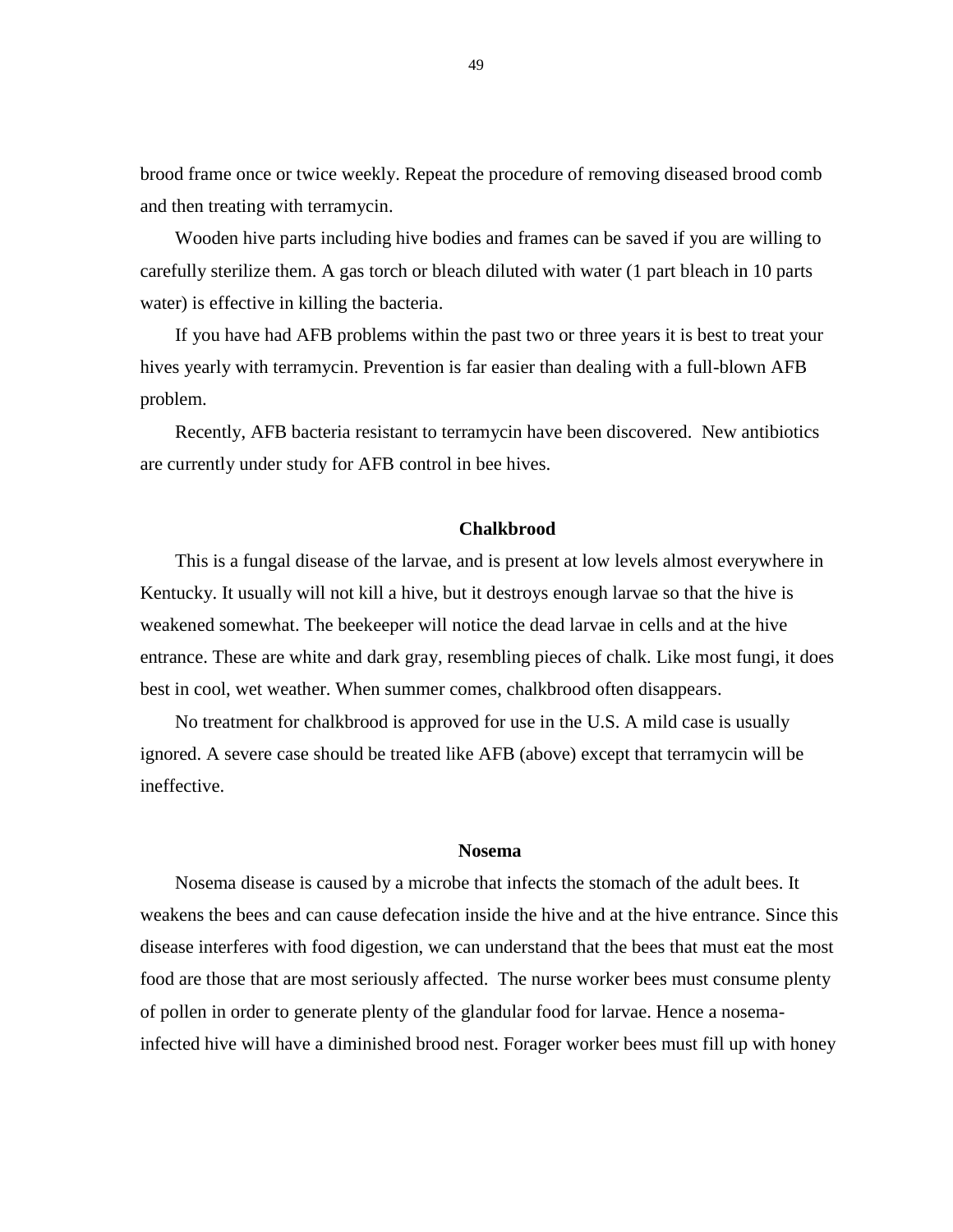brood frame once or twice weekly. Repeat the procedure of removing diseased brood comb and then treating with terramycin.

Wooden hive parts including hive bodies and frames can be saved if you are willing to carefully sterilize them. A gas torch or bleach diluted with water (1 part bleach in 10 parts water) is effective in killing the bacteria.

If you have had AFB problems within the past two or three years it is best to treat your hives yearly with terramycin. Prevention is far easier than dealing with a full-blown AFB problem.

Recently, AFB bacteria resistant to terramycin have been discovered. New antibiotics are currently under study for AFB control in bee hives.

### Chalkbrood

This is a fungal disease of the larvae, and is present at low levels almost everywhere in Kentucky. It usually will not kill a hive, but it destroys enough larvae so that the hive is weakened somewhat. The beekeeper will notice the dead larvae in cells and at the hive entrance. These are white and dark gray, resembling pieces of chalk. Like most fungi, it does best in cool, wet weather. When summer comes, chalkbrood often disappears.

No treatment for chalkbrood is approved for use in the U.S. A mild case is usually ignored. A severe case should be treated like AFB (above) except that terramycin will be ineffective.

### Nosema

Nosema disease is caused by a microbe that infects the stomach of the adult bees. It weakens the bees and can cause defecation inside the hive and at the hive entrance. Since this disease interferes with food digestion, we can understand that the bees that must eat the most food are those that are most seriously affected. The nurse worker bees must consume plenty of pollen in order to generate plenty of the glandular food for larvae. Hence a nosema-infected hive will have a diminished brood nest. Forager worker bees must fill up with honey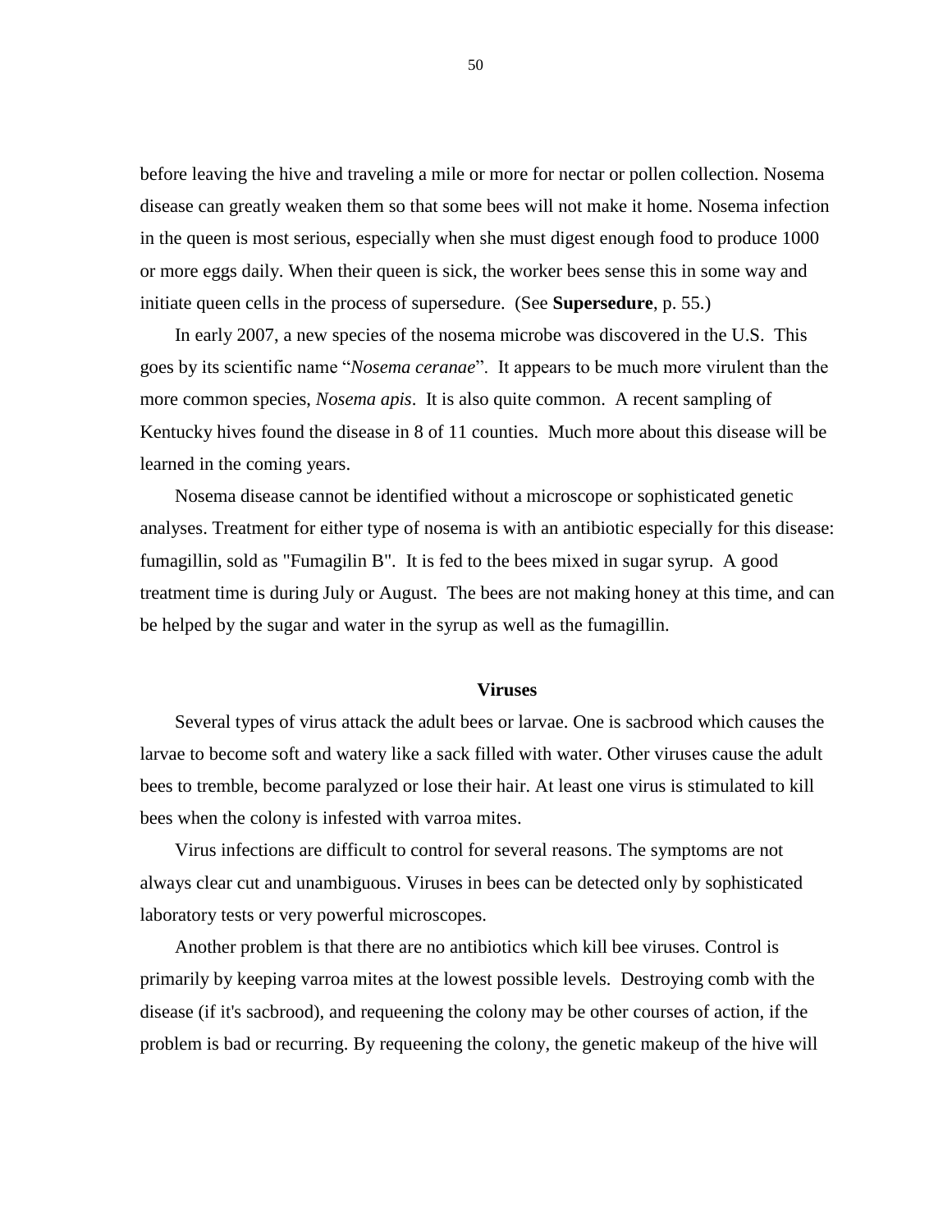before leaving the hive and traveling a mile or more for nectar or pollen collection. Nosema disease can greatly weaken them so that some bees will not make it home. Nosema infection in the queen is most serious, especially when she must digest enough food to produce 1000 or more eggs daily. When their queen is sick, the worker bees sense this in some way and initiate queen cells in the process of supersedure. (See **Supersedure**, p. 55.)

In early 2007, a new species of the nosema microbe was discovered in the U.S. This goes by its scientific name "*Nosema ceranae*". It appears to be much more virulent than the more common species, *Nosema apis*. It is also quite common. A recent sampling of Kentucky hives found the disease in 8 of 11 counties. Much more about this disease will be learned in the coming years.

Nosema disease cannot be identified without a microscope or sophisticated genetic analyses. Treatment for either type of nosema is with an antibiotic especially for this disease: fumagillin, sold as "Fumagilin B". It is fed to the bees mixed in sugar syrup. A good treatment time is during July or August. The bees are not making honey at this time, and can be helped by the sugar and water in the syrup as well as the fumagillin.

### Viruses

Several types of virus attack the adult bees or larvae. One is sacbrood which causes the larvae to become soft and watery like a sack filled with water. Other viruses cause the adult bees to tremble, become paralyzed or lose their hair. At least one virus is stimulated to kill bees when the colony is infested with varroa mites.

Virus infections are difficult to control for several reasons. The symptoms are not always clear cut and unambiguous. Viruses in bees can be detected only by sophisticated laboratory tests or very powerful microscopes.

Another problem is that there are no antibiotics which kill bee viruses. Control is primarily by keeping varroa mites at the lowest possible levels. Destroying comb with the disease (if it's sacbrood), and requeening the colony may be other courses of action, if the problem is bad or recurring. By requeening the colony, the genetic makeup of the hive will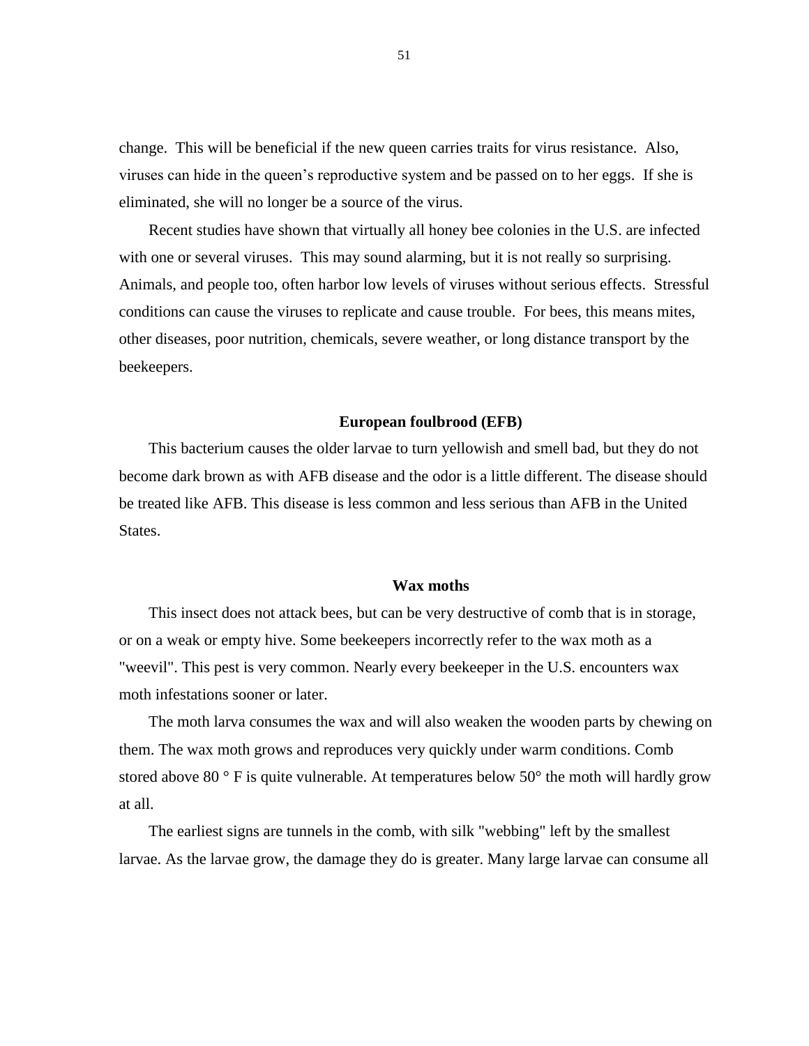change. This will be beneficial if the new queen carries traits for virus resistance. Also, viruses can hide in the queen's reproductive system and be passed on to her eggs. If she is eliminated, she will no longer be a source of the virus.

Recent studies have shown that virtually all honey bee colonies in the U.S. are infected with one or several viruses. This may sound alarming, but it is not really so surprising. Animals, and people too, often harbor low levels of viruses without serious effects. Stressful conditions can cause the viruses to replicate and cause trouble. For bees, this means mites, other diseases, poor nutrition, chemicals, severe weather, or long distance transport by the beekeepers.

### European foulbrood (EFB)

This bacterium causes the older larvae to turn yellowish and smell bad, but they do not become dark brown as with AFB disease and the odor is a little different. The disease should be treated like AFB. This disease is less common and less serious than AFB in the United States.

### Wax moths

This insect does not attack bees, but can be very destructive of comb that is in storage, or on a weak or empty hive. Some beekeepers incorrectly refer to the wax moth as a "weevil". This pest is very common. Nearly every beekeeper in the U.S. encounters wax moth infestations sooner or later.

The moth larva consumes the wax and will also weaken the wooden parts by chewing on them. The wax moth grows and reproduces very quickly under warm conditions. Comb stored above 80 ° F is quite vulnerable. At temperatures below 50° the moth will hardly grow at all.

The earliest signs are tunnels in the comb, with silk "webbing" left by the smallest larvae. As the larvae grow, the damage they do is greater. Many large larvae can consume all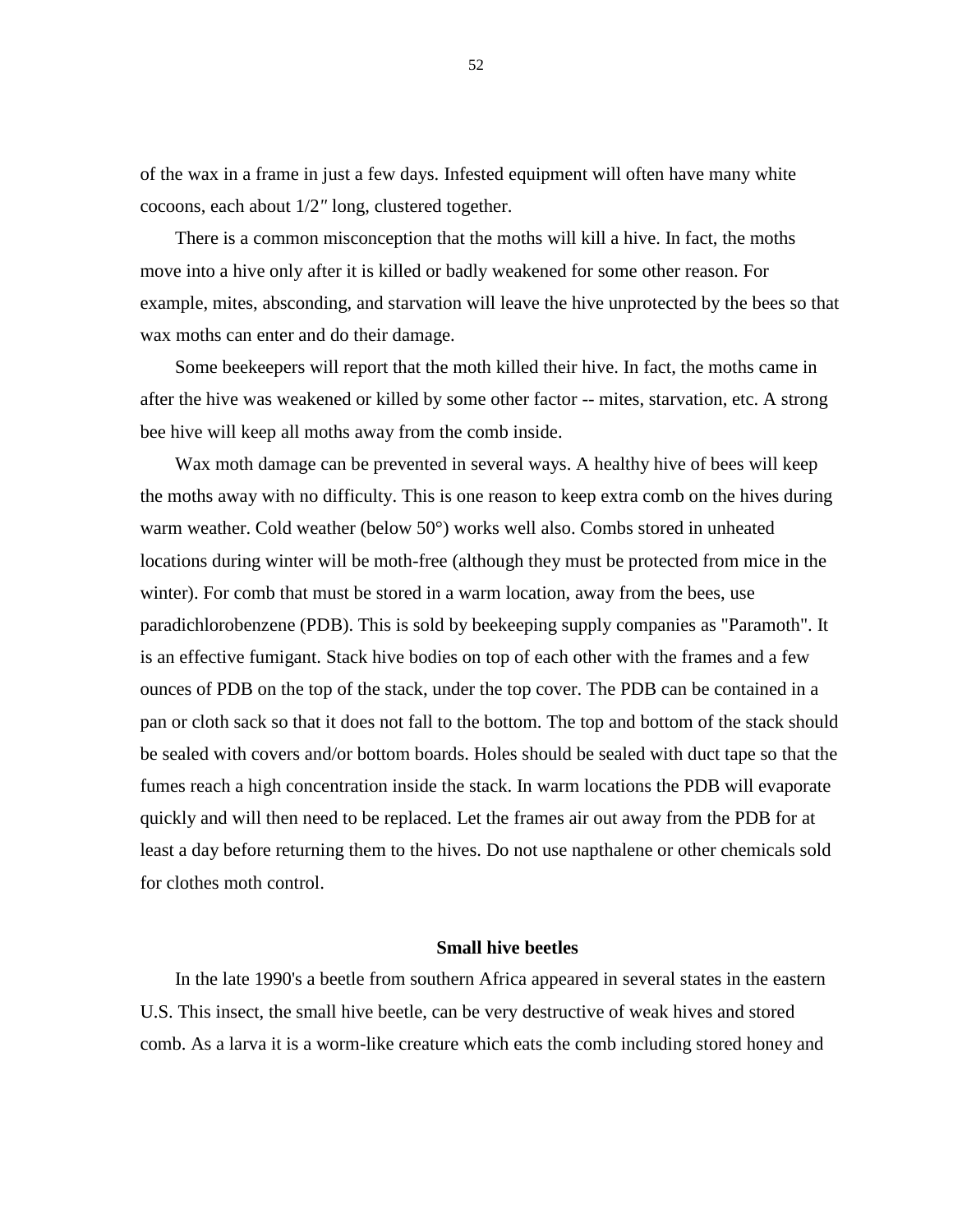of the wax in a frame in just a few days. Infested equipment will often have many white cocoons, each about 1/2″ long, clustered together.

There is a common misconception that the moths will kill a hive. In fact, the moths move into a hive only after it is killed or badly weakened for some other reason. For example, mites, absconding, and starvation will leave the hive unprotected by the bees so that wax moths can enter and do their damage.

Some beekeepers will report that the moth killed their hive. In fact, the moths came in after the hive was weakened or killed by some other factor -- mites, starvation, etc. A strong bee hive will keep all moths away from the comb inside.

Wax moth damage can be prevented in several ways. A healthy hive of bees will keep the moths away with no difficulty. This is one reason to keep extra comb on the hives during warm weather. Cold weather (below 50°) works well also. Combs stored in unheated locations during winter will be moth-free (although they must be protected from mice in the winter). For comb that must be stored in a warm location, away from the bees, use paradichlorobenzene (PDB). This is sold by beekeeping supply companies as "Paramoth". It is an effective fumigant. Stack hive bodies on top of each other with the frames and a few ounces of PDB on the top of the stack, under the top cover. The PDB can be contained in a pan or cloth sack so that it does not fall to the bottom. The top and bottom of the stack should be sealed with covers and/or bottom boards. Holes should be sealed with duct tape so that the fumes reach a high concentration inside the stack. In warm locations the PDB will evaporate quickly and will then need to be replaced. Let the frames air out away from the PDB for at least a day before returning them to the hives. Do not use napthalene or other chemicals sold for clothes moth control.

### Small hive beetles

In the late 1990's a beetle from southern Africa appeared in several states in the eastern U.S. This insect, the small hive beetle, can be very destructive of weak hives and stored comb. As a larva it is a worm-like creature which eats the comb including stored honey and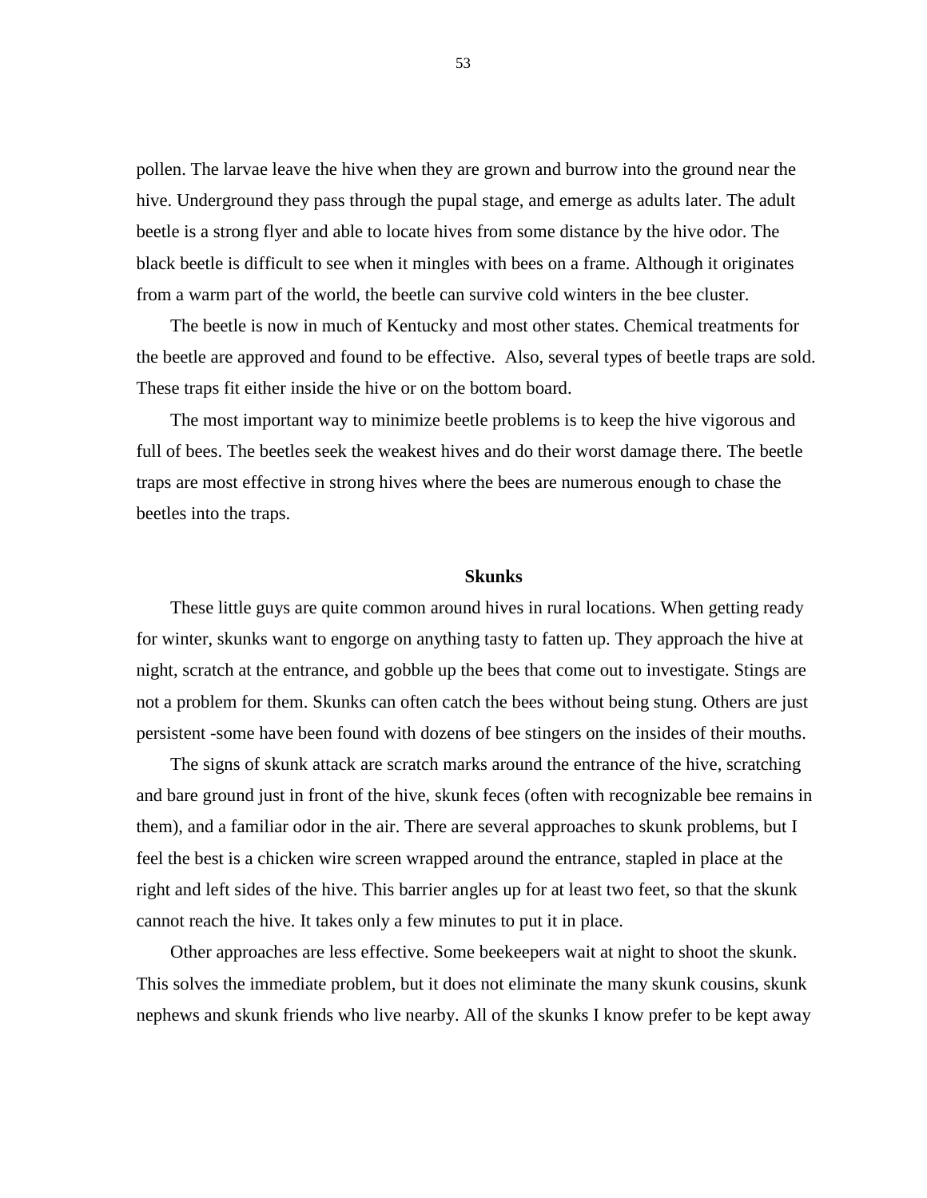pollen. The larvae leave the hive when they are grown and burrow into the ground near the hive. Underground they pass through the pupal stage, and emerge as adults later. The adult beetle is a strong flyer and able to locate hives from some distance by the hive odor. The black beetle is difficult to see when it mingles with bees on a frame. Although it originates from a warm part of the world, the beetle can survive cold winters in the bee cluster.

The beetle is now in much of Kentucky and most other states. Chemical treatments for the beetle are approved and found to be effective. Also, several types of beetle traps are sold. These traps fit either inside the hive or on the bottom board.

The most important way to minimize beetle problems is to keep the hive vigorous and full of bees. The beetles seek the weakest hives and do their worst damage there. The beetle traps are most effective in strong hives where the bees are numerous enough to chase the beetles into the traps.

### Skunks

These little guys are quite common around hives in rural locations. When getting ready for winter, skunks want to engorge on anything tasty to fatten up. They approach the hive at night, scratch at the entrance, and gobble up the bees that come out to investigate. Stings are not a problem for them. Skunks can often catch the bees without being stung. Others are just persistent -some have been found with dozens of bee stingers on the insides of their mouths.

The signs of skunk attack are scratch marks around the entrance of the hive, scratching and bare ground just in front of the hive, skunk feces (often with recognizable bee remains in them), and a familiar odor in the air. There are several approaches to skunk problems, but I feel the best is a chicken wire screen wrapped around the entrance, stapled in place at the right and left sides of the hive. This barrier angles up for at least two feet, so that the skunk cannot reach the hive. It takes only a few minutes to put it in place.

Other approaches are less effective. Some beekeepers wait at night to shoot the skunk. This solves the immediate problem, but it does not eliminate the many skunk cousins, skunk nephews and skunk friends who live nearby. All of the skunks I know prefer to be kept away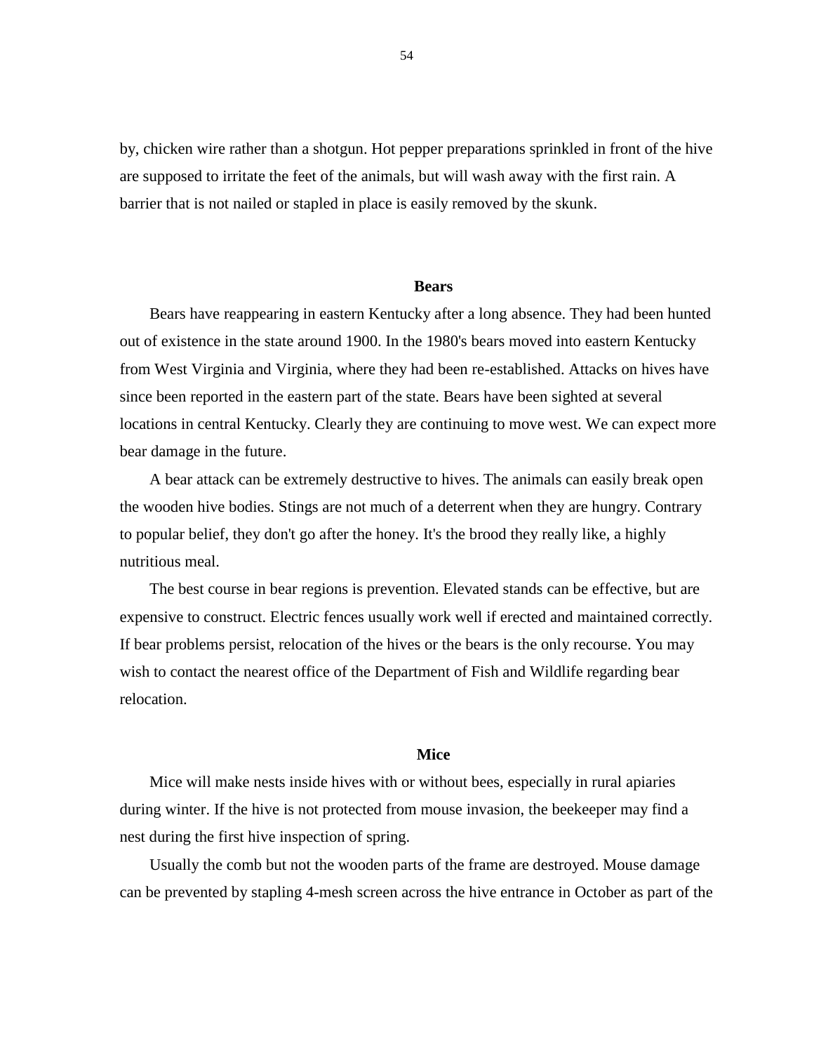by, chicken wire rather than a shotgun. Hot pepper preparations sprinkled in front of the hive are supposed to irritate the feet of the animals, but will wash away with the first rain. A barrier that is not nailed or stapled in place is easily removed by the skunk.

## Bears

Bears have reappearing in eastern Kentucky after a long absence. They had been hunted out of existence in the state around 1900. In the 1980's bears moved into eastern Kentucky from West Virginia and Virginia, where they had been re-established. Attacks on hives have since been reported in the eastern part of the state. Bears have been sighted at several locations in central Kentucky. Clearly they are continuing to move west. We can expect more bear damage in the future.

A bear attack can be extremely destructive to hives. The animals can easily break open the wooden hive bodies. Stings are not much of a deterrent when they are hungry. Contrary to popular belief, they don't go after the honey. It's the brood they really like, a highly nutritious meal.

The best course in bear regions is prevention. Elevated stands can be effective, but are expensive to construct. Electric fences usually work well if erected and maintained correctly. If bear problems persist, relocation of the hives or the bears is the only recourse. You may wish to contact the nearest office of the Department of Fish and Wildlife regarding bear relocation.

## Mice

Mice will make nests inside hives with or without bees, especially in rural apiaries during winter. If the hive is not protected from mouse invasion, the beekeeper may find a nest during the first hive inspection of spring.

Usually the comb but not the wooden parts of the frame are destroyed. Mouse damage can be prevented by stapling 4-mesh screen across the hive entrance in October as part of the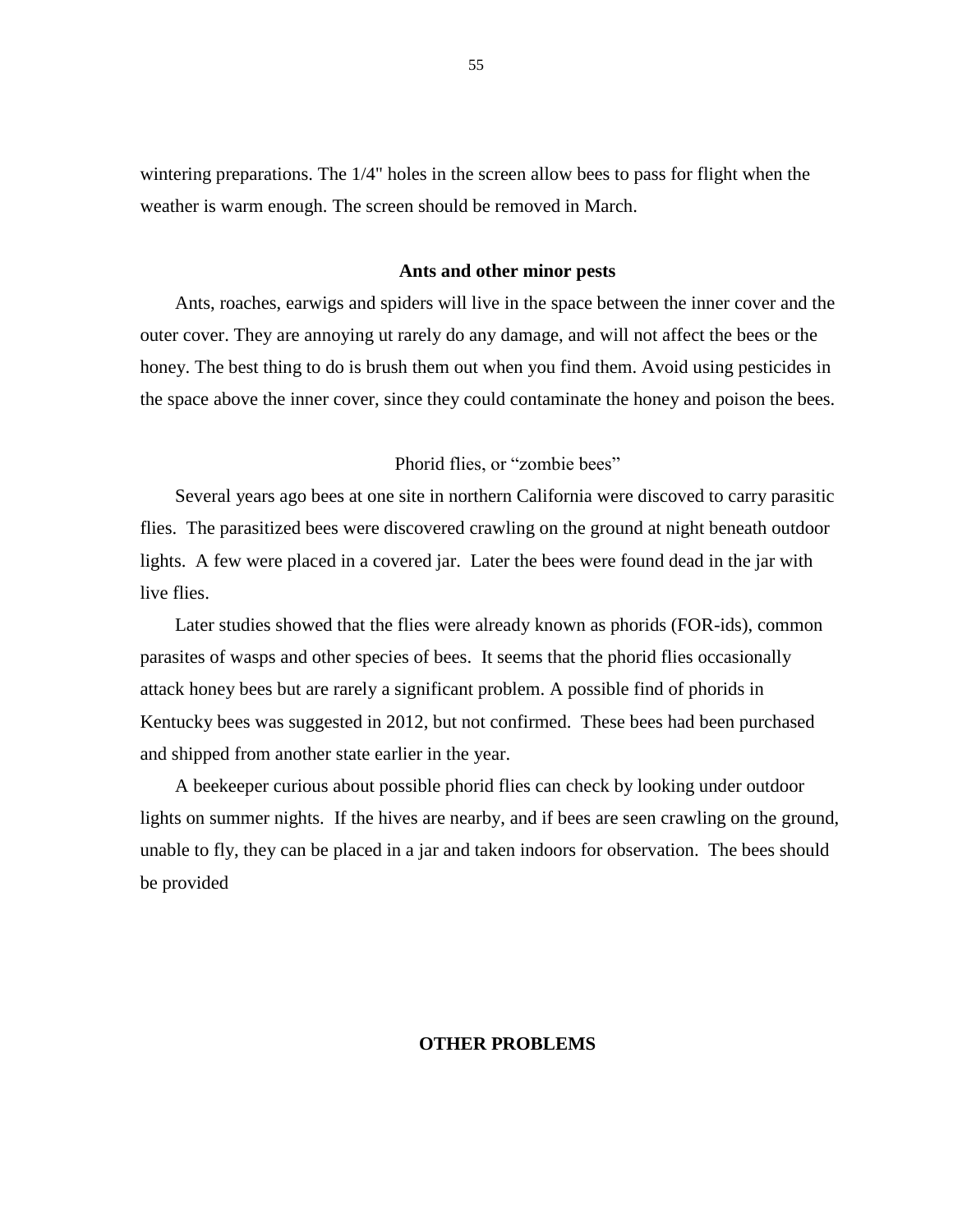wintering preparations. The 1/4" holes in the screen allow bees to pass for flight when the weather is warm enough. The screen should be removed in March.

## Ants and other minor pests

Ants, roaches, earwigs and spiders will live in the space between the inner cover and the outer cover. They are annoying ut rarely do any damage, and will not affect the bees or the honey. The best thing to do is brush them out when you find them. Avoid using pesticides in the space above the inner cover, since they could contaminate the honey and poison the bees.

## Phorid flies, or "zombie bees"

Several years ago bees at one site in northern California were discoved to carry parasitic flies. The parasitized bees were discovered crawling on the ground at night beneath outdoor lights. A few were placed in a covered jar. Later the bees were found dead in the jar with live flies.

Later studies showed that the flies were already known as phorids (FOR-ids), common parasites of wasps and other species of bees. It seems that the phorid flies occasionally attack honey bees but are rarely a significant problem. A possible find of phorids in Kentucky bees was suggested in 2012, but not confirmed. These bees had been purchased and shipped from another state earlier in the year.

A beekeeper curious about possible phorid flies can check by looking under outdoor lights on summer nights. If the hives are nearby, and if bees are seen crawling on the ground, unable to fly, they can be placed in a jar and taken indoors for observation. The bees should be provided

## OTHER PROBLEMS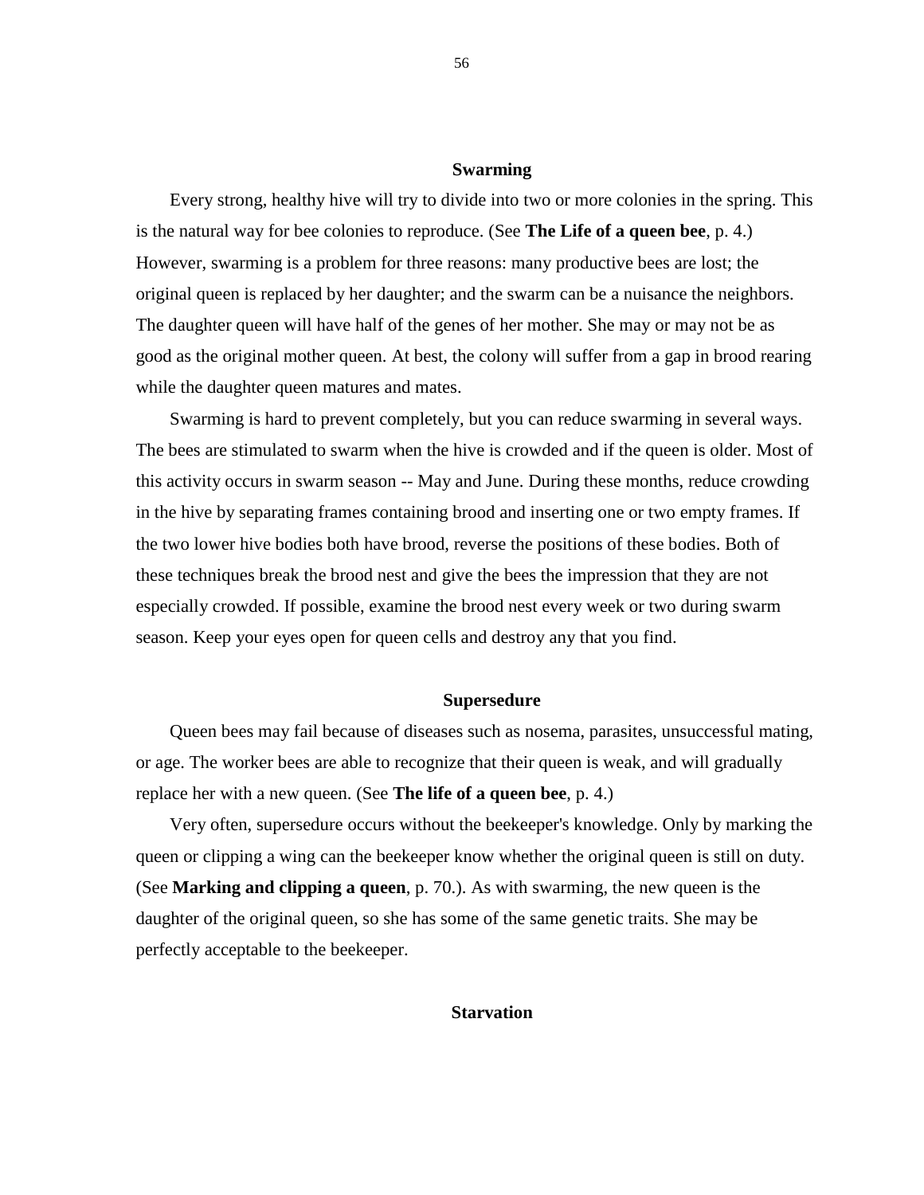## Swarming

Every strong, healthy hive will try to divide into two or more colonies in the spring. This is the natural way for bee colonies to reproduce. (See **The Life of a queen bee**, p. 4.) However, swarming is a problem for three reasons: many productive bees are lost; the original queen is replaced by her daughter; and the swarm can be a nuisance the neighbors. The daughter queen will have half of the genes of her mother. She may or may not be as good as the original mother queen. At best, the colony will suffer from a gap in brood rearing while the daughter queen matures and mates.

Swarming is hard to prevent completely, but you can reduce swarming in several ways. The bees are stimulated to swarm when the hive is crowded and if the queen is older. Most of this activity occurs in swarm season -- May and June. During these months, reduce crowding in the hive by separating frames containing brood and inserting one or two empty frames. If the two lower hive bodies both have brood, reverse the positions of these bodies. Both of these techniques break the brood nest and give the bees the impression that they are not especially crowded. If possible, examine the brood nest every week or two during swarm season. Keep your eyes open for queen cells and destroy any that you find.

## Supersedure

Queen bees may fail because of diseases such as nosema, parasites, unsuccessful mating, or age. The worker bees are able to recognize that their queen is weak, and will gradually replace her with a new queen. (See **The life of a queen bee**, p. 4.)

Very often, supersedure occurs without the beekeeper's knowledge. Only by marking the queen or clipping a wing can the beekeeper know whether the original queen is still on duty. (See **Marking and clipping a queen**, p. 70.). As with swarming, the new queen is the daughter of the original queen, so she has some of the same genetic traits. She may be perfectly acceptable to the beekeeper.

## Starvation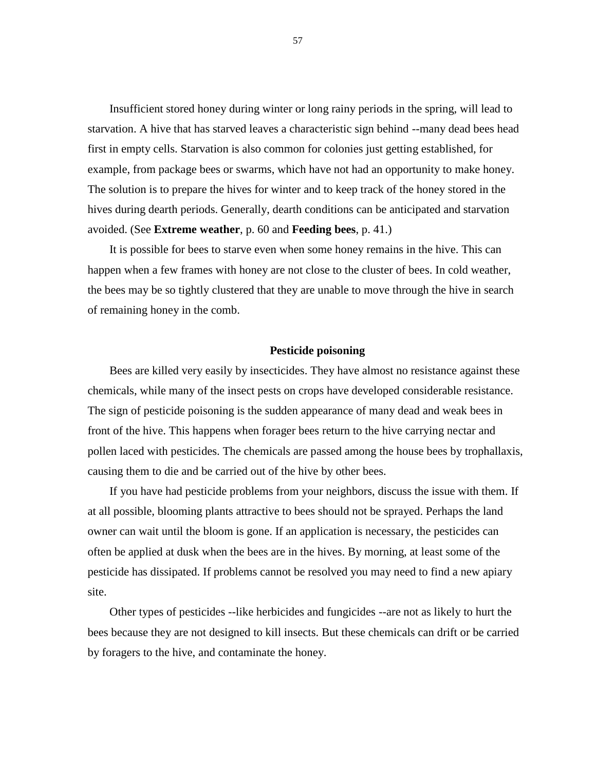Insufficient stored honey during winter or long rainy periods in the spring, will lead to starvation. A hive that has starved leaves a characteristic sign behind --many dead bees head first in empty cells. Starvation is also common for colonies just getting established, for example, from package bees or swarms, which have not had an opportunity to make honey. The solution is to prepare the hives for winter and to keep track of the honey stored in the hives during dearth periods. Generally, dearth conditions can be anticipated and starvation avoided. (See **Extreme weather**, p. 60 and **Feeding bees**, p. 41.)

It is possible for bees to starve even when some honey remains in the hive. This can happen when a few frames with honey are not close to the cluster of bees. In cold weather, the bees may be so tightly clustered that they are unable to move through the hive in search of remaining honey in the comb.

### Pesticide poisoning

Bees are killed very easily by insecticides. They have almost no resistance against these chemicals, while many of the insect pests on crops have developed considerable resistance. The sign of pesticide poisoning is the sudden appearance of many dead and weak bees in front of the hive. This happens when forager bees return to the hive carrying nectar and pollen laced with pesticides. The chemicals are passed among the house bees by trophallaxis, causing them to die and be carried out of the hive by other bees.

If you have had pesticide problems from your neighbors, discuss the issue with them. If at all possible, blooming plants attractive to bees should not be sprayed. Perhaps the land owner can wait until the bloom is gone. If an application is necessary, the pesticides can often be applied at dusk when the bees are in the hives. By morning, at least some of the pesticide has dissipated. If problems cannot be resolved you may need to find a new apiary site.

Other types of pesticides --like herbicides and fungicides --are not as likely to hurt the bees because they are not designed to kill insects. But these chemicals can drift or be carried by foragers to the hive, and contaminate the honey.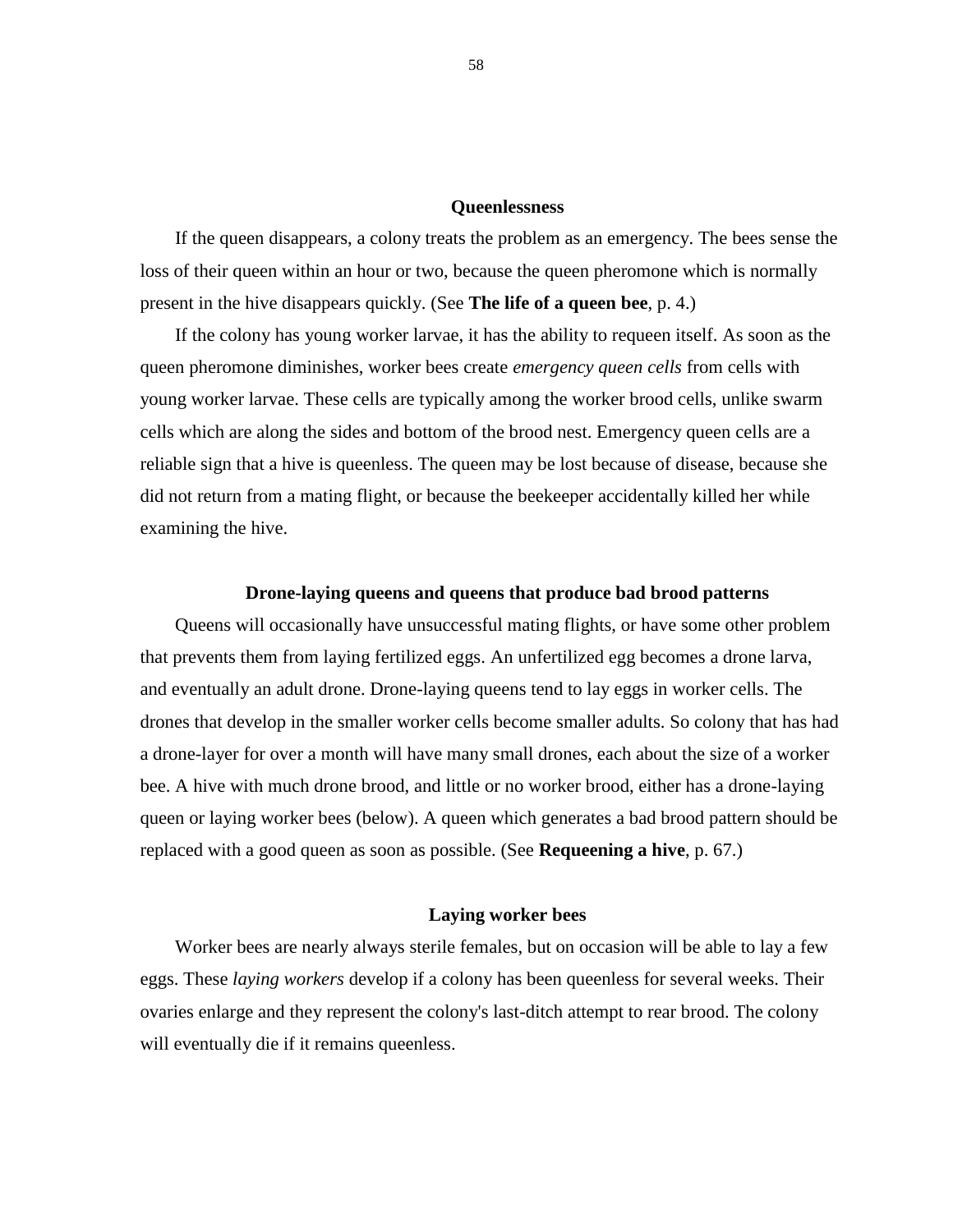## Queenlessness

If the queen disappears, a colony treats the problem as an emergency. The bees sense the loss of their queen within an hour or two, because the queen pheromone which is normally present in the hive disappears quickly. (See **The life of a queen bee**, p. 4.)

If the colony has young worker larvae, it has the ability to requeen itself. As soon as the queen pheromone diminishes, worker bees create *emergency queen cells* from cells with young worker larvae. These cells are typically among the worker brood cells, unlike swarm cells which are along the sides and bottom of the brood nest. Emergency queen cells are a reliable sign that a hive is queenless. The queen may be lost because of disease, because she did not return from a mating flight, or because the beekeeper accidentally killed her while examining the hive.

## Drone-laying queens and queens that produce bad brood patterns

Queens will occasionally have unsuccessful mating flights, or have some other problem that prevents them from laying fertilized eggs. An unfertilized egg becomes a drone larva, and eventually an adult drone. Drone-laying queens tend to lay eggs in worker cells. The drones that develop in the smaller worker cells become smaller adults. So colony that has had a drone-layer for over a month will have many small drones, each about the size of a worker bee. A hive with much drone brood, and little or no worker brood, either has a drone-laying queen or laying worker bees (below). A queen which generates a bad brood pattern should be replaced with a good queen as soon as possible. (See **Requeening a hive**, p. 67.)

## Laying worker bees

Worker bees are nearly always sterile females, but on occasion will be able to lay a few eggs. These *laying workers* develop if a colony has been queenless for several weeks. Their ovaries enlarge and they represent the colony's last-ditch attempt to rear brood. The colony will eventually die if it remains queenless.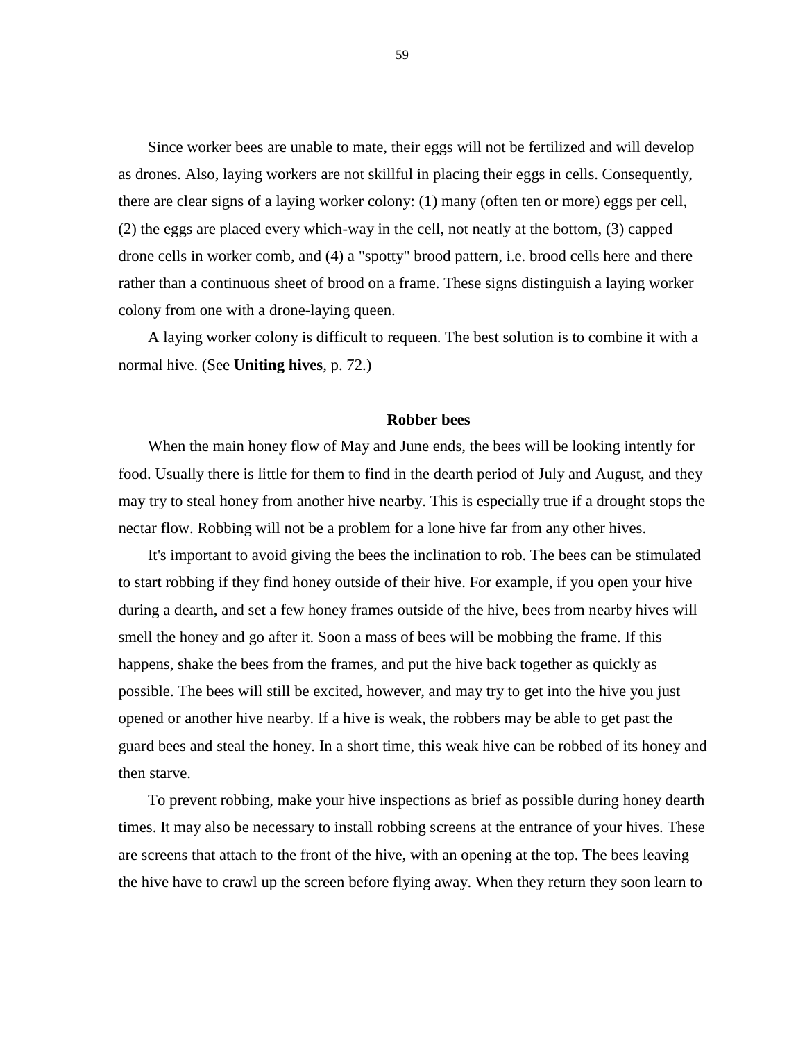Since worker bees are unable to mate, their eggs will not be fertilized and will develop as drones. Also, laying workers are not skillful in placing their eggs in cells. Consequently, there are clear signs of a laying worker colony: (1) many (often ten or more) eggs per cell, (2) the eggs are placed every which-way in the cell, not neatly at the bottom, (3) capped drone cells in worker comb, and (4) a "spotty" brood pattern, i.e. brood cells here and there rather than a continuous sheet of brood on a frame. These signs distinguish a laying worker colony from one with a drone-laying queen.

A laying worker colony is difficult to requeen. The best solution is to combine it with a normal hive. (See **Uniting hives**, p. 72.)

### Robber bees

When the main honey flow of May and June ends, the bees will be looking intently for food. Usually there is little for them to find in the dearth period of July and August, and they may try to steal honey from another hive nearby. This is especially true if a drought stops the nectar flow. Robbing will not be a problem for a lone hive far from any other hives.

It's important to avoid giving the bees the inclination to rob. The bees can be stimulated to start robbing if they find honey outside of their hive. For example, if you open your hive during a dearth, and set a few honey frames outside of the hive, bees from nearby hives will smell the honey and go after it. Soon a mass of bees will be mobbing the frame. If this happens, shake the bees from the frames, and put the hive back together as quickly as possible. The bees will still be excited, however, and may try to get into the hive you just opened or another hive nearby. If a hive is weak, the robbers may be able to get past the guard bees and steal the honey. In a short time, this weak hive can be robbed of its honey and then starve.

To prevent robbing, make your hive inspections as brief as possible during honey dearth times. It may also be necessary to install robbing screens at the entrance of your hives. These are screens that attach to the front of the hive, with an opening at the top. The bees leaving the hive have to crawl up the screen before flying away. When they return they soon learn to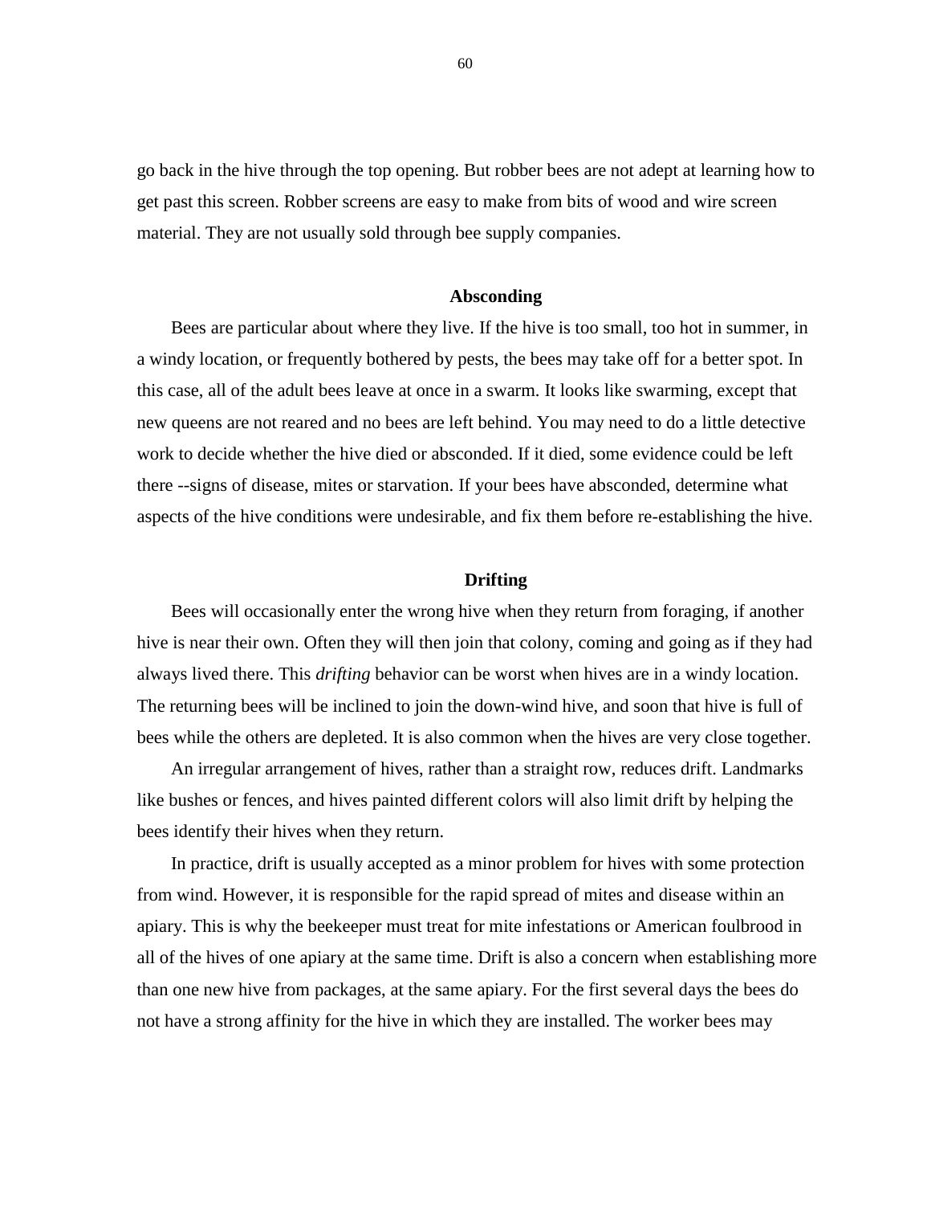go back in the hive through the top opening. But robber bees are not adept at learning how to get past this screen. Robber screens are easy to make from bits of wood and wire screen material. They are not usually sold through bee supply companies.

### Absconding

Bees are particular about where they live. If the hive is too small, too hot in summer, in a windy location, or frequently bothered by pests, the bees may take off for a better spot. In this case, all of the adult bees leave at once in a swarm. It looks like swarming, except that new queens are not reared and no bees are left behind. You may need to do a little detective work to decide whether the hive died or absconded. If it died, some evidence could be left there --signs of disease, mites or starvation. If your bees have absconded, determine what aspects of the hive conditions were undesirable, and fix them before re-establishing the hive.

### Drifting

Bees will occasionally enter the wrong hive when they return from foraging, if another hive is near their own. Often they will then join that colony, coming and going as if they had always lived there. This *drifting* behavior can be worst when hives are in a windy location. The returning bees will be inclined to join the down-wind hive, and soon that hive is full of bees while the others are depleted. It is also common when the hives are very close together.

An irregular arrangement of hives, rather than a straight row, reduces drift. Landmarks like bushes or fences, and hives painted different colors will also limit drift by helping the bees identify their hives when they return.

In practice, drift is usually accepted as a minor problem for hives with some protection from wind. However, it is responsible for the rapid spread of mites and disease within an apiary. This is why the beekeeper must treat for mite infestations or American foulbrood in all of the hives of one apiary at the same time. Drift is also a concern when establishing more than one new hive from packages, at the same apiary. For the first several days the bees do not have a strong affinity for the hive in which they are installed. The worker bees may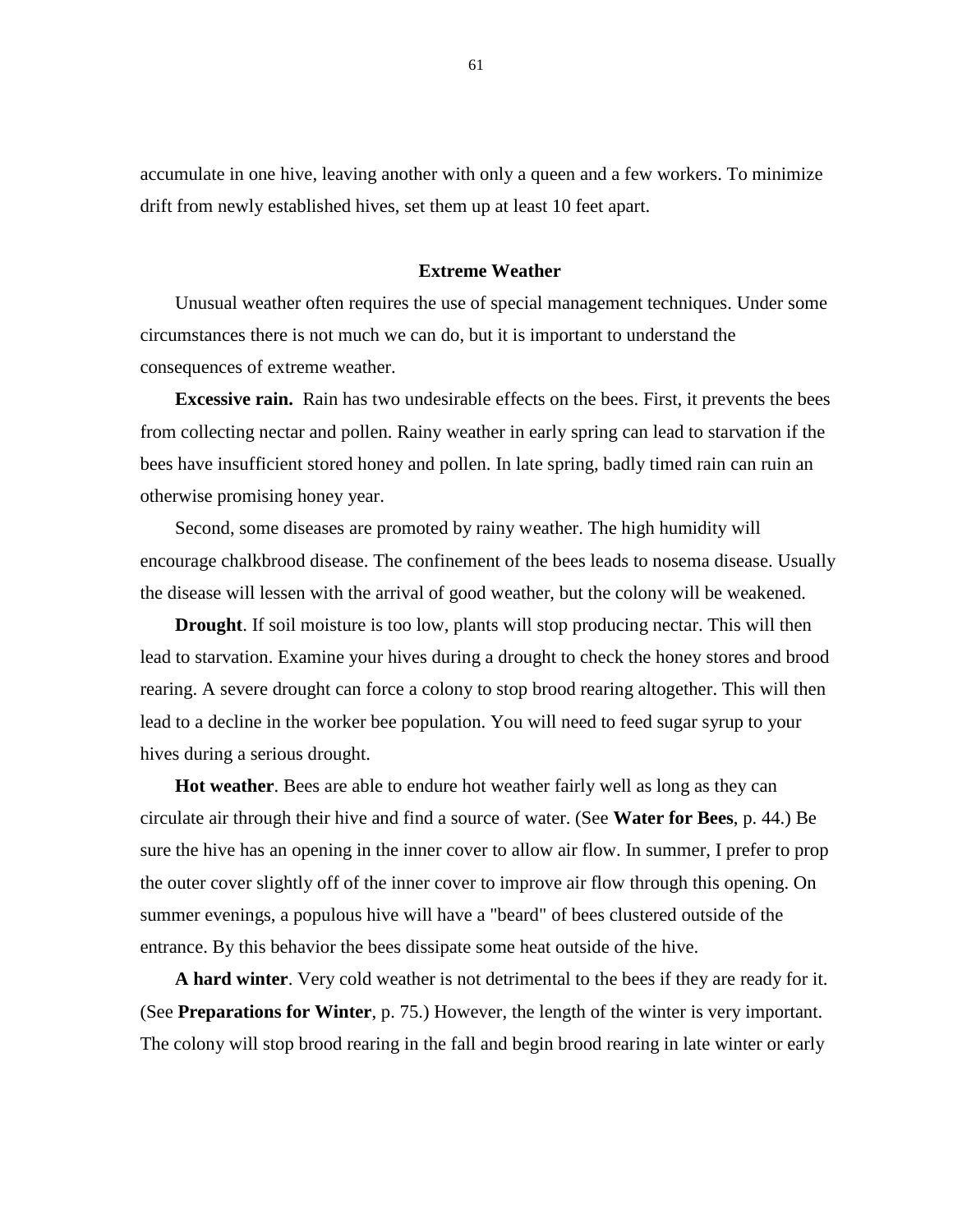accumulate in one hive, leaving another with only a queen and a few workers. To minimize drift from newly established hives, set them up at least 10 feet apart.

### Extreme Weather

Unusual weather often requires the use of special management techniques. Under some circumstances there is not much we can do, but it is important to understand the consequences of extreme weather.

**Excessive rain.** Rain has two undesirable effects on the bees. First, it prevents the bees from collecting nectar and pollen. Rainy weather in early spring can lead to starvation if the bees have insufficient stored honey and pollen. In late spring, badly timed rain can ruin an otherwise promising honey year.

Second, some diseases are promoted by rainy weather. The high humidity will encourage chalkbrood disease. The confinement of the bees leads to nosema disease. Usually the disease will lessen with the arrival of good weather, but the colony will be weakened.

**Drought**. If soil moisture is too low, plants will stop producing nectar. This will then lead to starvation. Examine your hives during a drought to check the honey stores and brood rearing. A severe drought can force a colony to stop brood rearing altogether. This will then lead to a decline in the worker bee population. You will need to feed sugar syrup to your hives during a serious drought.

**Hot weather**. Bees are able to endure hot weather fairly well as long as they can circulate air through their hive and find a source of water. (See **Water for Bees**, p. 44.) Be sure the hive has an opening in the inner cover to allow air flow. In summer, I prefer to prop the outer cover slightly off of the inner cover to improve air flow through this opening. On summer evenings, a populous hive will have a "beard" of bees clustered outside of the entrance. By this behavior the bees dissipate some heat outside of the hive.

**A hard winter**. Very cold weather is not detrimental to the bees if they are ready for it. (See **Preparations for Winter**, p. 75.) However, the length of the winter is very important. The colony will stop brood rearing in the fall and begin brood rearing in late winter or early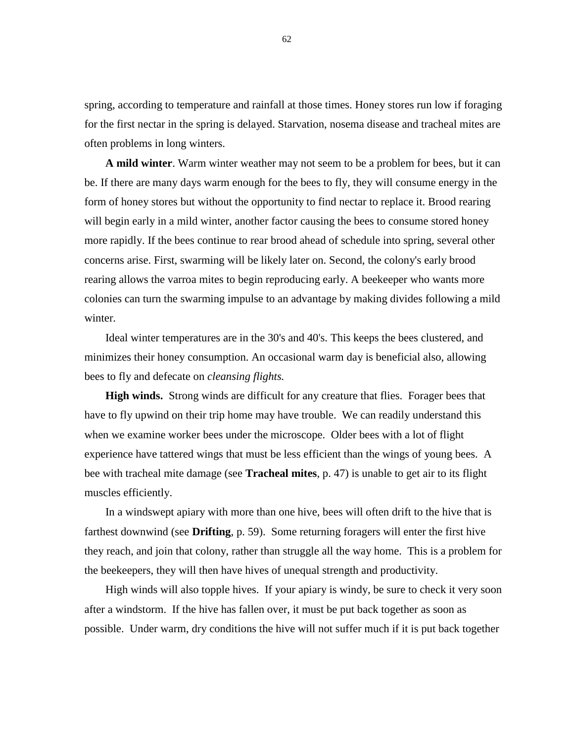spring, according to temperature and rainfall at those times. Honey stores run low if foraging for the first nectar in the spring is delayed. Starvation, nosema disease and tracheal mites are often problems in long winters.

**A mild winter**. Warm winter weather may not seem to be a problem for bees, but it can be. If there are many days warm enough for the bees to fly, they will consume energy in the form of honey stores but without the opportunity to find nectar to replace it. Brood rearing will begin early in a mild winter, another factor causing the bees to consume stored honey more rapidly. If the bees continue to rear brood ahead of schedule into spring, several other concerns arise. First, swarming will be likely later on. Second, the colony's early brood rearing allows the varroa mites to begin reproducing early. A beekeeper who wants more colonies can turn the swarming impulse to an advantage by making divides following a mild winter.

Ideal winter temperatures are in the 30's and 40's. This keeps the bees clustered, and minimizes their honey consumption. An occasional warm day is beneficial also, allowing bees to fly and defecate on *cleansing flights.*

**High winds.** Strong winds are difficult for any creature that flies. Forager bees that have to fly upwind on their trip home may have trouble. We can readily understand this when we examine worker bees under the microscope. Older bees with a lot of flight experience have tattered wings that must be less efficient than the wings of young bees. A bee with tracheal mite damage (see **Tracheal mites**, p. 47) is unable to get air to its flight muscles efficiently.

In a windswept apiary with more than one hive, bees will often drift to the hive that is farthest downwind (see **Drifting**, p. 59). Some returning foragers will enter the first hive they reach, and join that colony, rather than struggle all the way home. This is a problem for the beekeepers, they will then have hives of unequal strength and productivity.

High winds will also topple hives. If your apiary is windy, be sure to check it very soon after a windstorm. If the hive has fallen over, it must be put back together as soon as possible. Under warm, dry conditions the hive will not suffer much if it is put back together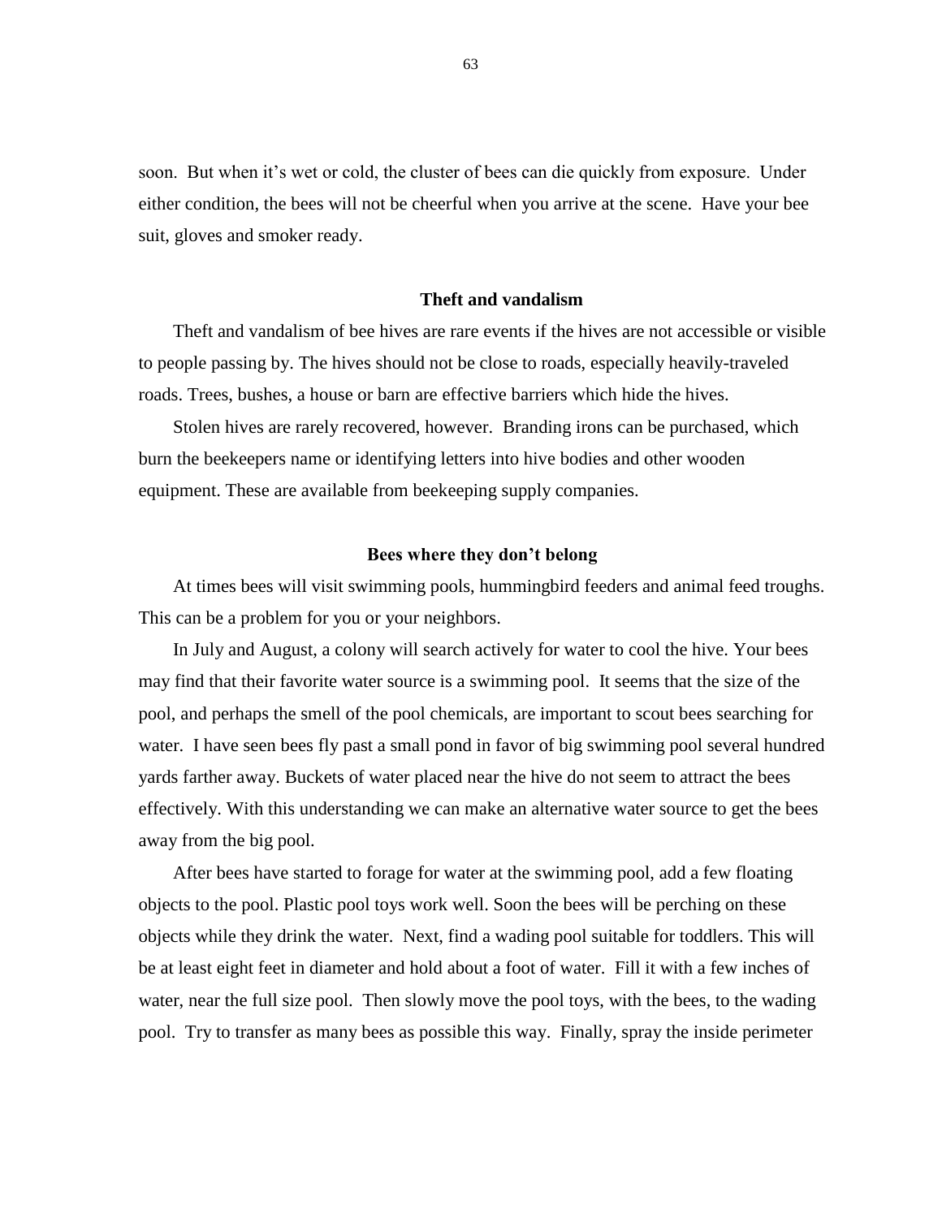soon. But when it's wet or cold, the cluster of bees can die quickly from exposure. Under either condition, the bees will not be cheerful when you arrive at the scene. Have your bee suit, gloves and smoker ready.

### Theft and vandalism

Theft and vandalism of bee hives are rare events if the hives are not accessible or visible to people passing by. The hives should not be close to roads, especially heavily-traveled roads. Trees, bushes, a house or barn are effective barriers which hide the hives.

Stolen hives are rarely recovered, however. Branding irons can be purchased, which burn the beekeepers name or identifying letters into hive bodies and other wooden equipment. These are available from beekeeping supply companies.

### Bees where they don't belong

At times bees will visit swimming pools, hummingbird feeders and animal feed troughs. This can be a problem for you or your neighbors.

In July and August, a colony will search actively for water to cool the hive. Your bees may find that their favorite water source is a swimming pool. It seems that the size of the pool, and perhaps the smell of the pool chemicals, are important to scout bees searching for water. I have seen bees fly past a small pond in favor of big swimming pool several hundred yards farther away. Buckets of water placed near the hive do not seem to attract the bees effectively. With this understanding we can make an alternative water source to get the bees away from the big pool.

After bees have started to forage for water at the swimming pool, add a few floating objects to the pool. Plastic pool toys work well. Soon the bees will be perching on these objects while they drink the water. Next, find a wading pool suitable for toddlers. This will be at least eight feet in diameter and hold about a foot of water. Fill it with a few inches of water, near the full size pool. Then slowly move the pool toys, with the bees, to the wading pool. Try to transfer as many bees as possible this way. Finally, spray the inside perimeter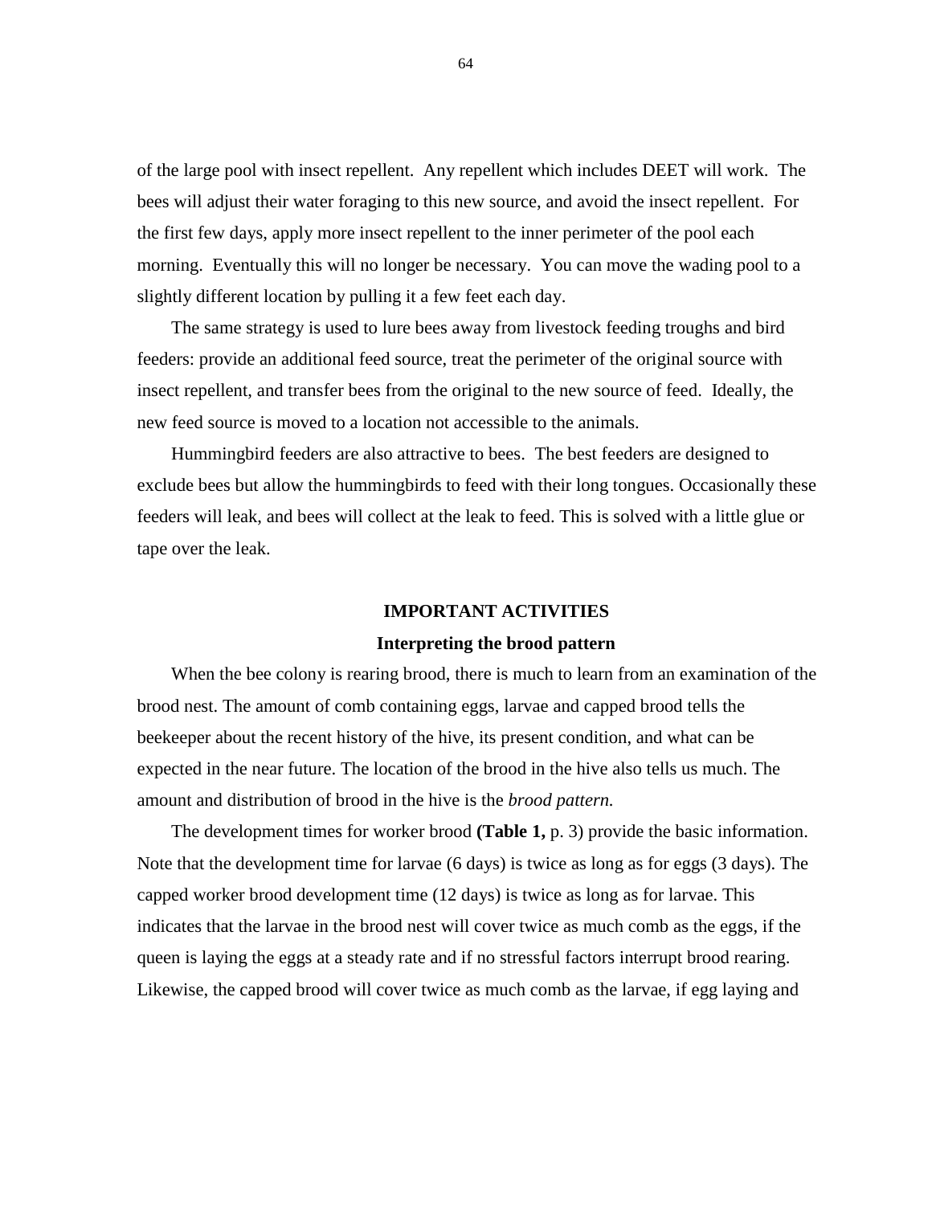of the large pool with insect repellent. Any repellent which includes DEET will work. The bees will adjust their water foraging to this new source, and avoid the insect repellent. For the first few days, apply more insect repellent to the inner perimeter of the pool each morning. Eventually this will no longer be necessary. You can move the wading pool to a slightly different location by pulling it a few feet each day.

The same strategy is used to lure bees away from livestock feeding troughs and bird feeders: provide an additional feed source, treat the perimeter of the original source with insect repellent, and transfer bees from the original to the new source of feed. Ideally, the new feed source is moved to a location not accessible to the animals.

Hummingbird feeders are also attractive to bees. The best feeders are designed to exclude bees but allow the hummingbirds to feed with their long tongues. Occasionally these feeders will leak, and bees will collect at the leak to feed. This is solved with a little glue or tape over the leak.

## IMPORTANT ACTIVITIES

### Interpreting the brood pattern

When the bee colony is rearing brood, there is much to learn from an examination of the brood nest. The amount of comb containing eggs, larvae and capped brood tells the beekeeper about the recent history of the hive, its present condition, and what can be expected in the near future. The location of the brood in the hive also tells us much. The amount and distribution of brood in the hive is the *brood pattern.*

The development times for worker brood **(Table 1,** p. 3) provide the basic information. Note that the development time for larvae (6 days) is twice as long as for eggs (3 days). The capped worker brood development time (12 days) is twice as long as for larvae. This indicates that the larvae in the brood nest will cover twice as much comb as the eggs, if the queen is laying the eggs at a steady rate and if no stressful factors interrupt brood rearing. Likewise, the capped brood will cover twice as much comb as the larvae, if egg laying and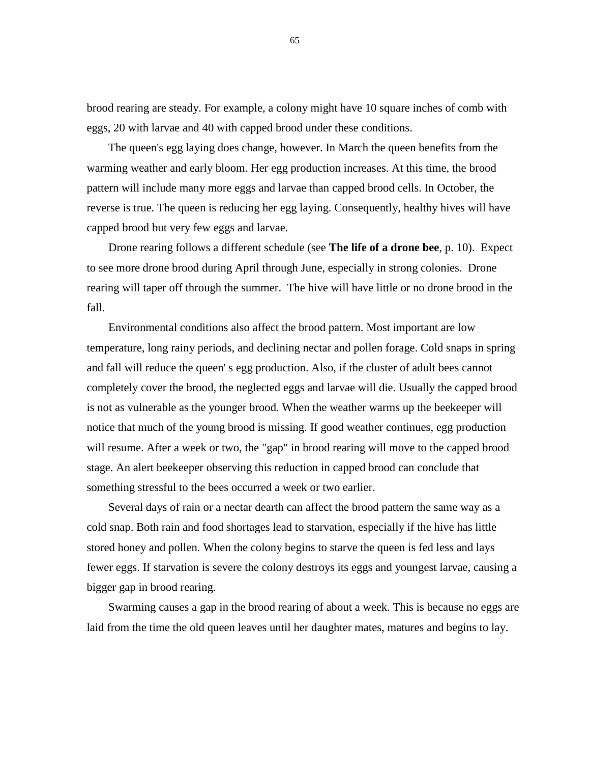brood rearing are steady. For example, a colony might have 10 square inches of comb with eggs, 20 with larvae and 40 with capped brood under these conditions.

The queen's egg laying does change, however. In March the queen benefits from the warming weather and early bloom. Her egg production increases. At this time, the brood pattern will include many more eggs and larvae than capped brood cells. In October, the reverse is true. The queen is reducing her egg laying. Consequently, healthy hives will have capped brood but very few eggs and larvae.

Drone rearing follows a different schedule (see **The life of a drone bee**, p. 10). Expect to see more drone brood during April through June, especially in strong colonies. Drone rearing will taper off through the summer. The hive will have little or no drone brood in the fall.

Environmental conditions also affect the brood pattern. Most important are low temperature, long rainy periods, and declining nectar and pollen forage. Cold snaps in spring and fall will reduce the queen' s egg production. Also, if the cluster of adult bees cannot completely cover the brood, the neglected eggs and larvae will die. Usually the capped brood is not as vulnerable as the younger brood. When the weather warms up the beekeeper will notice that much of the young brood is missing. If good weather continues, egg production will resume. After a week or two, the "gap" in brood rearing will move to the capped brood stage. An alert beekeeper observing this reduction in capped brood can conclude that something stressful to the bees occurred a week or two earlier.

Several days of rain or a nectar dearth can affect the brood pattern the same way as a cold snap. Both rain and food shortages lead to starvation, especially if the hive has little stored honey and pollen. When the colony begins to starve the queen is fed less and lays fewer eggs. If starvation is severe the colony destroys its eggs and youngest larvae, causing a bigger gap in brood rearing.

Swarming causes a gap in the brood rearing of about a week. This is because no eggs are laid from the time the old queen leaves until her daughter mates, matures and begins to lay.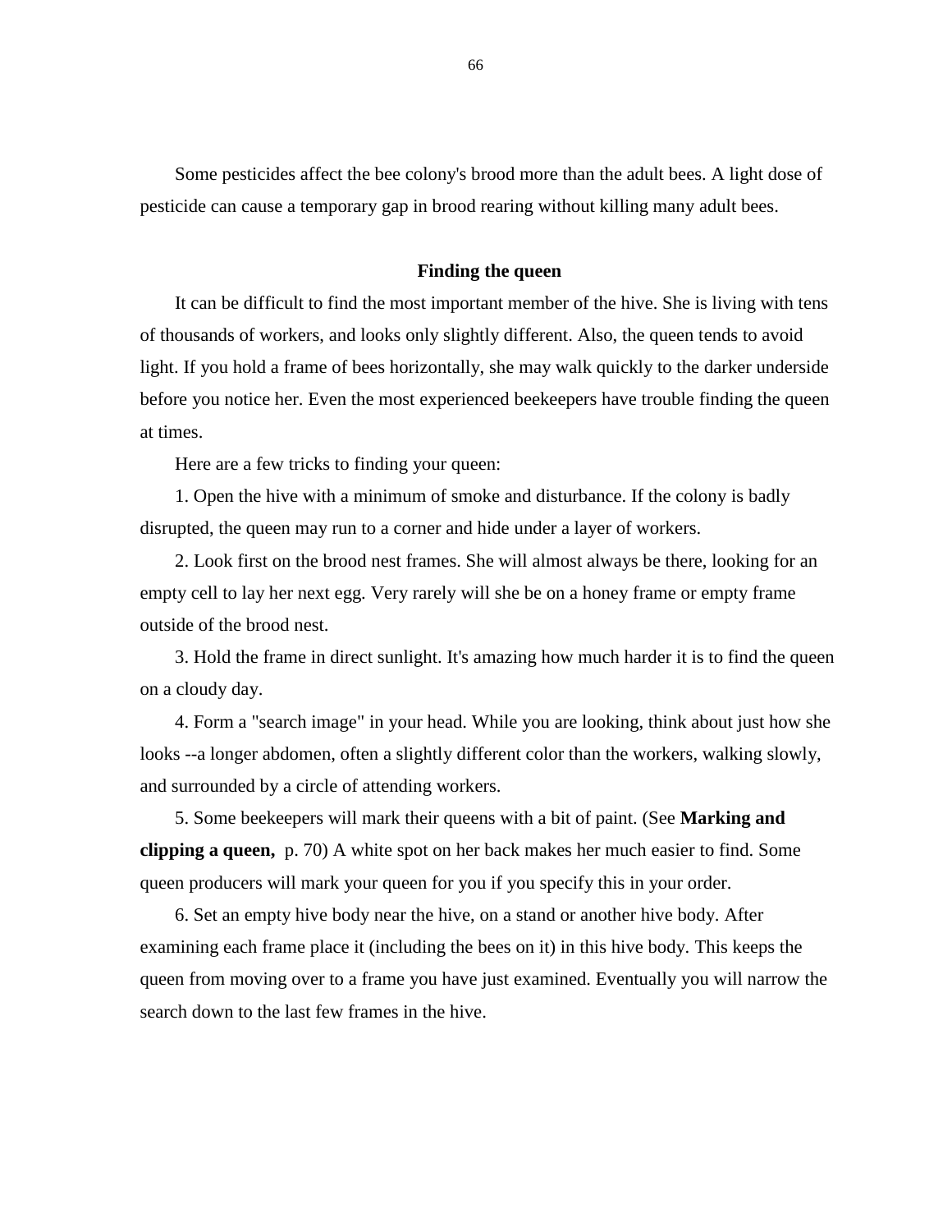Some pesticides affect the bee colony's brood more than the adult bees. A light dose of pesticide can cause a temporary gap in brood rearing without killing many adult bees.

### Finding the queen

It can be difficult to find the most important member of the hive. She is living with tens of thousands of workers, and looks only slightly different. Also, the queen tends to avoid light. If you hold a frame of bees horizontally, she may walk quickly to the darker underside before you notice her. Even the most experienced beekeepers have trouble finding the queen at times.

Here are a few tricks to finding your queen:

1. Open the hive with a minimum of smoke and disturbance. If the colony is badly disrupted, the queen may run to a corner and hide under a layer of workers.

2. Look first on the brood nest frames. She will almost always be there, looking for an empty cell to lay her next egg. Very rarely will she be on a honey frame or empty frame outside of the brood nest.

3. Hold the frame in direct sunlight. It's amazing how much harder it is to find the queen on a cloudy day.

4. Form a "search image" in your head. While you are looking, think about just how she looks --a longer abdomen, often a slightly different color than the workers, walking slowly, and surrounded by a circle of attending workers.

5. Some beekeepers will mark their queens with a bit of paint. (See **Marking and clipping a queen,** p. 70) A white spot on her back makes her much easier to find. Some queen producers will mark your queen for you if you specify this in your order.

6. Set an empty hive body near the hive, on a stand or another hive body. After examining each frame place it (including the bees on it) in this hive body. This keeps the queen from moving over to a frame you have just examined. Eventually you will narrow the search down to the last few frames in the hive.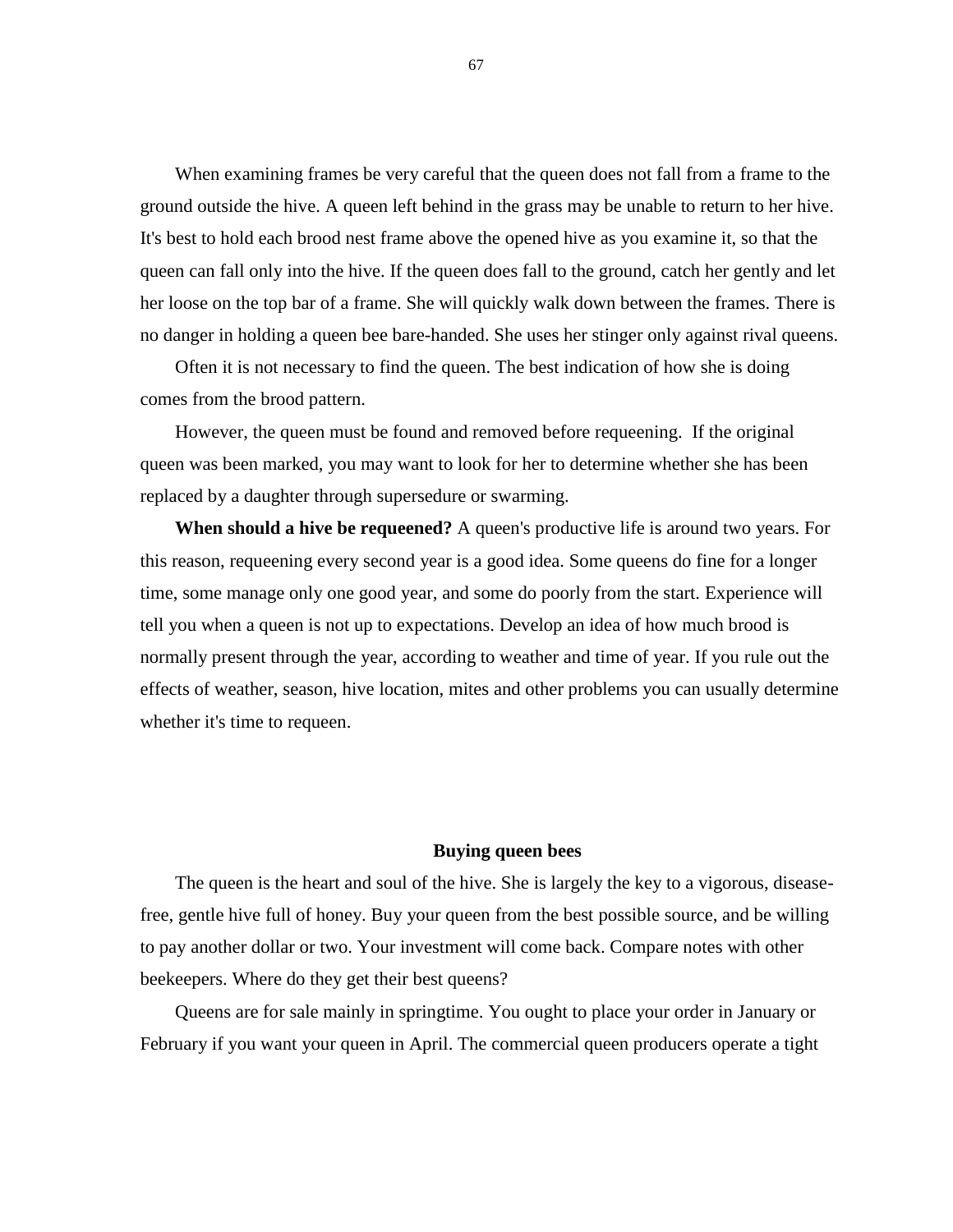When examining frames be very careful that the queen does not fall from a frame to the ground outside the hive. A queen left behind in the grass may be unable to return to her hive. It's best to hold each brood nest frame above the opened hive as you examine it, so that the queen can fall only into the hive. If the queen does fall to the ground, catch her gently and let her loose on the top bar of a frame. She will quickly walk down between the frames. There is no danger in holding a queen bee bare-handed. She uses her stinger only against rival queens.

Often it is not necessary to find the queen. The best indication of how she is doing comes from the brood pattern.

However, the queen must be found and removed before requeening. If the original queen was been marked, you may want to look for her to determine whether she has been replaced by a daughter through supersedure or swarming.

**When should a hive be requeened?** A queen's productive life is around two years. For this reason, requeening every second year is a good idea. Some queens do fine for a longer time, some manage only one good year, and some do poorly from the start. Experience will tell you when a queen is not up to expectations. Develop an idea of how much brood is normally present through the year, according to weather and time of year. If you rule out the effects of weather, season, hive location, mites and other problems you can usually determine whether it's time to requeen.

### Buying queen bees

The queen is the heart and soul of the hive. She is largely the key to a vigorous, disease-free, gentle hive full of honey. Buy your queen from the best possible source, and be willing to pay another dollar or two. Your investment will come back. Compare notes with other beekeepers. Where do they get their best queens?

Queens are for sale mainly in springtime. You ought to place your order in January or February if you want your queen in April. The commercial queen producers operate a tight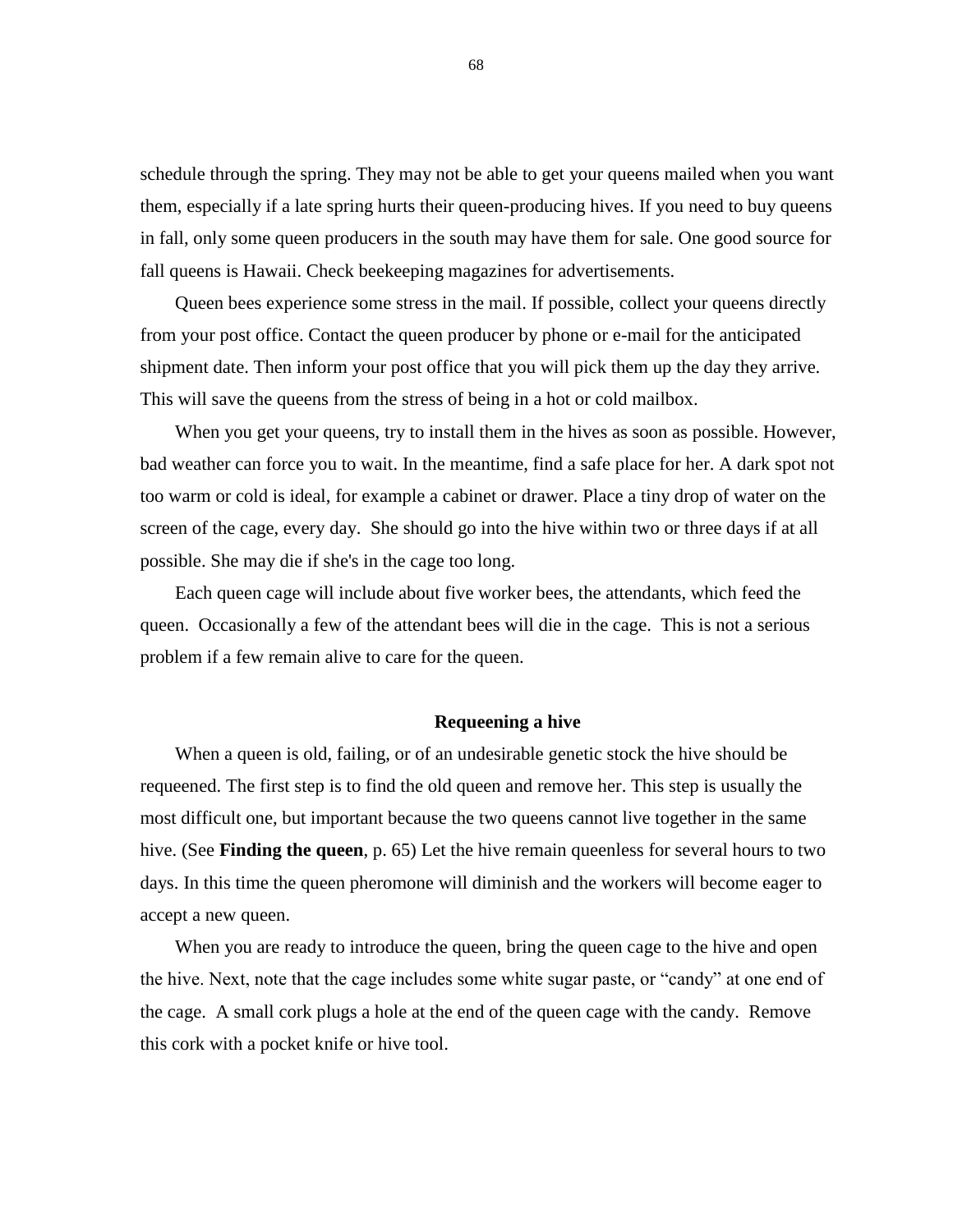schedule through the spring. They may not be able to get your queens mailed when you want them, especially if a late spring hurts their queen-producing hives. If you need to buy queens in fall, only some queen producers in the south may have them for sale. One good source for fall queens is Hawaii. Check beekeeping magazines for advertisements.

Queen bees experience some stress in the mail. If possible, collect your queens directly from your post office. Contact the queen producer by phone or e-mail for the anticipated shipment date. Then inform your post office that you will pick them up the day they arrive. This will save the queens from the stress of being in a hot or cold mailbox.

When you get your queens, try to install them in the hives as soon as possible. However, bad weather can force you to wait. In the meantime, find a safe place for her. A dark spot not too warm or cold is ideal, for example a cabinet or drawer. Place a tiny drop of water on the screen of the cage, every day. She should go into the hive within two or three days if at all possible. She may die if she's in the cage too long.

Each queen cage will include about five worker bees, the attendants, which feed the queen. Occasionally a few of the attendant bees will die in the cage. This is not a serious problem if a few remain alive to care for the queen.

## Requeening a hive

When a queen is old, failing, or of an undesirable genetic stock the hive should be requeened. The first step is to find the old queen and remove her. This step is usually the most difficult one, but important because the two queens cannot live together in the same hive. (See **Finding the queen**, p. 65) Let the hive remain queenless for several hours to two days. In this time the queen pheromone will diminish and the workers will become eager to accept a new queen.

When you are ready to introduce the queen, bring the queen cage to the hive and open the hive. Next, note that the cage includes some white sugar paste, or "candy" at one end of the cage. A small cork plugs a hole at the end of the queen cage with the candy. Remove this cork with a pocket knife or hive tool.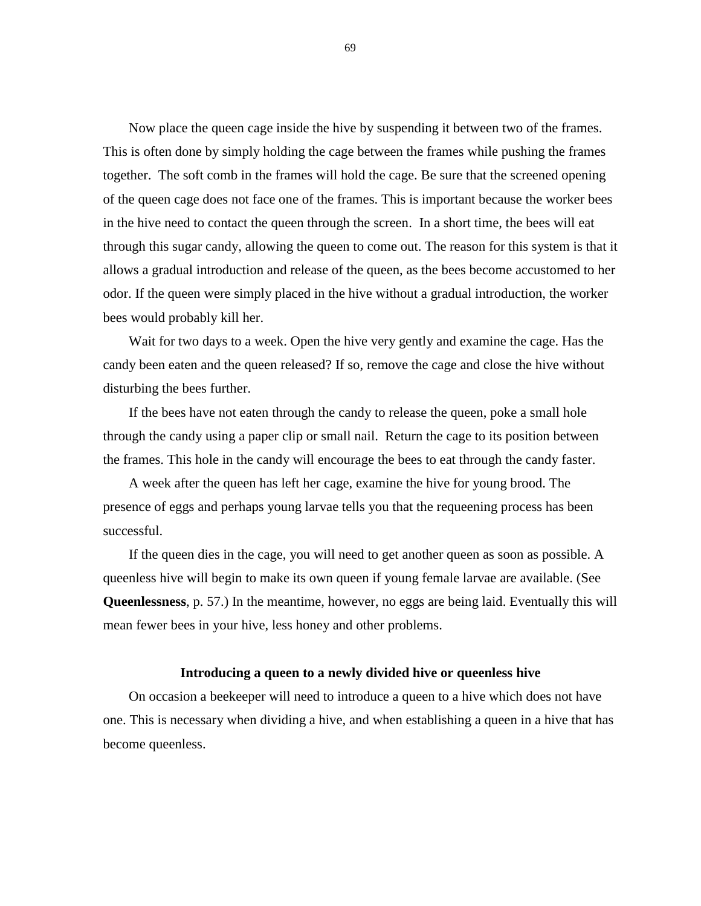Now place the queen cage inside the hive by suspending it between two of the frames. This is often done by simply holding the cage between the frames while pushing the frames together. The soft comb in the frames will hold the cage. Be sure that the screened opening of the queen cage does not face one of the frames. This is important because the worker bees in the hive need to contact the queen through the screen. In a short time, the bees will eat through this sugar candy, allowing the queen to come out. The reason for this system is that it allows a gradual introduction and release of the queen, as the bees become accustomed to her odor. If the queen were simply placed in the hive without a gradual introduction, the worker bees would probably kill her.

Wait for two days to a week. Open the hive very gently and examine the cage. Has the candy been eaten and the queen released? If so, remove the cage and close the hive without disturbing the bees further.

If the bees have not eaten through the candy to release the queen, poke a small hole through the candy using a paper clip or small nail. Return the cage to its position between the frames. This hole in the candy will encourage the bees to eat through the candy faster.

A week after the queen has left her cage, examine the hive for young brood. The presence of eggs and perhaps young larvae tells you that the requeening process has been successful.

If the queen dies in the cage, you will need to get another queen as soon as possible. A queenless hive will begin to make its own queen if young female larvae are available. (See **Queenlessness**, p. 57.) In the meantime, however, no eggs are being laid. Eventually this will mean fewer bees in your hive, less honey and other problems.

### Introducing a queen to a newly divided hive or queenless hive

On occasion a beekeeper will need to introduce a queen to a hive which does not have one. This is necessary when dividing a hive, and when establishing a queen in a hive that has become queenless.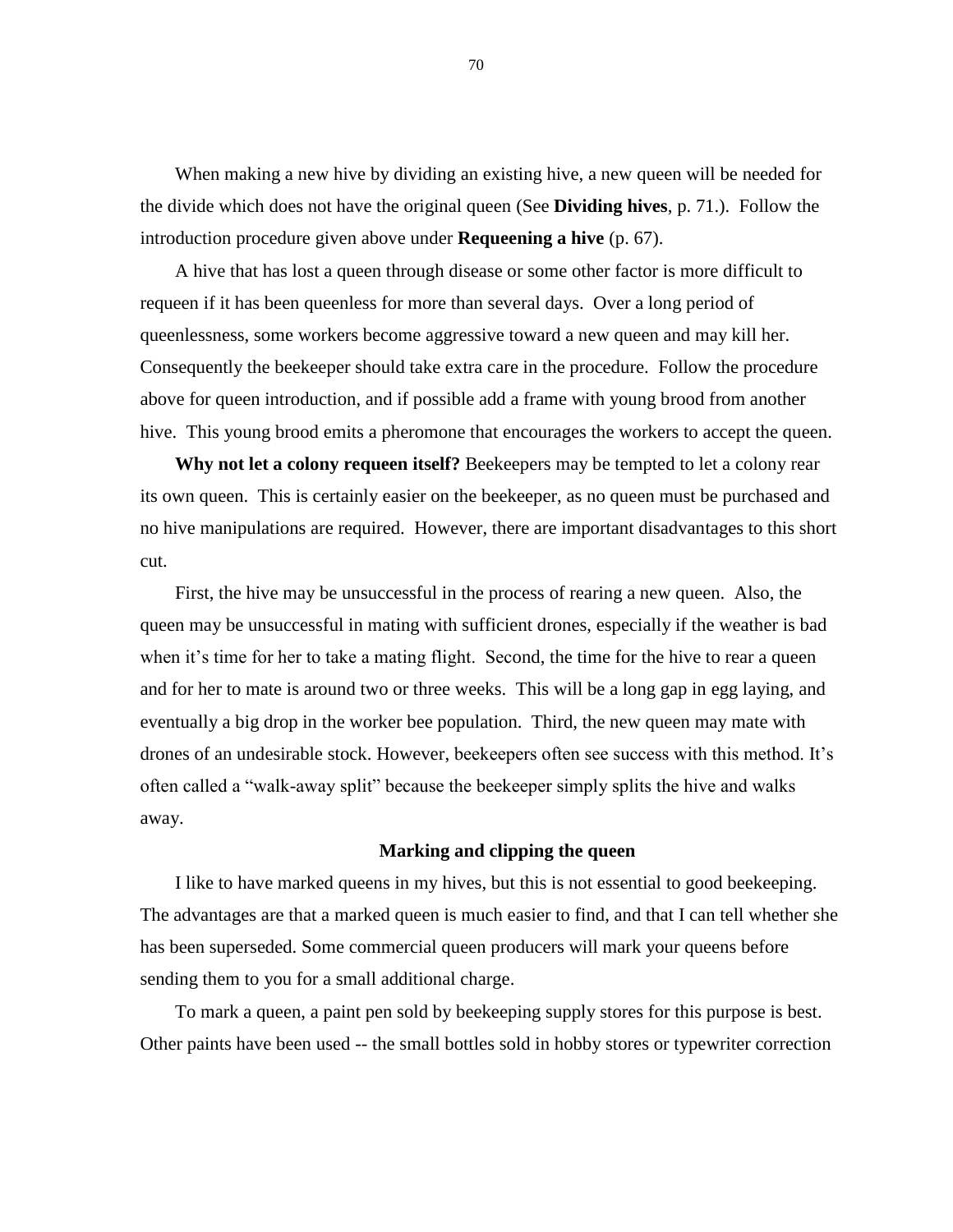When making a new hive by dividing an existing hive, a new queen will be needed for the divide which does not have the original queen (See **Dividing hives**, p. 71.). Follow the introduction procedure given above under **Requeening a hive** (p. 67).

A hive that has lost a queen through disease or some other factor is more difficult to requeen if it has been queenless for more than several days. Over a long period of queenlessness, some workers become aggressive toward a new queen and may kill her. Consequently the beekeeper should take extra care in the procedure. Follow the procedure above for queen introduction, and if possible add a frame with young brood from another hive. This young brood emits a pheromone that encourages the workers to accept the queen.

**Why not let a colony requeen itself?** Beekeepers may be tempted to let a colony rear its own queen. This is certainly easier on the beekeeper, as no queen must be purchased and no hive manipulations are required. However, there are important disadvantages to this short cut.

First, the hive may be unsuccessful in the process of rearing a new queen. Also, the queen may be unsuccessful in mating with sufficient drones, especially if the weather is bad when it's time for her to take a mating flight. Second, the time for the hive to rear a queen and for her to mate is around two or three weeks. This will be a long gap in egg laying, and eventually a big drop in the worker bee population. Third, the new queen may mate with drones of an undesirable stock. However, beekeepers often see success with this method. It's often called a "walk-away split" because the beekeeper simply splits the hive and walks away.

### Marking and clipping the queen

I like to have marked queens in my hives, but this is not essential to good beekeeping. The advantages are that a marked queen is much easier to find, and that I can tell whether she has been superseded. Some commercial queen producers will mark your queens before sending them to you for a small additional charge.

To mark a queen, a paint pen sold by beekeeping supply stores for this purpose is best. Other paints have been used -- the small bottles sold in hobby stores or typewriter correction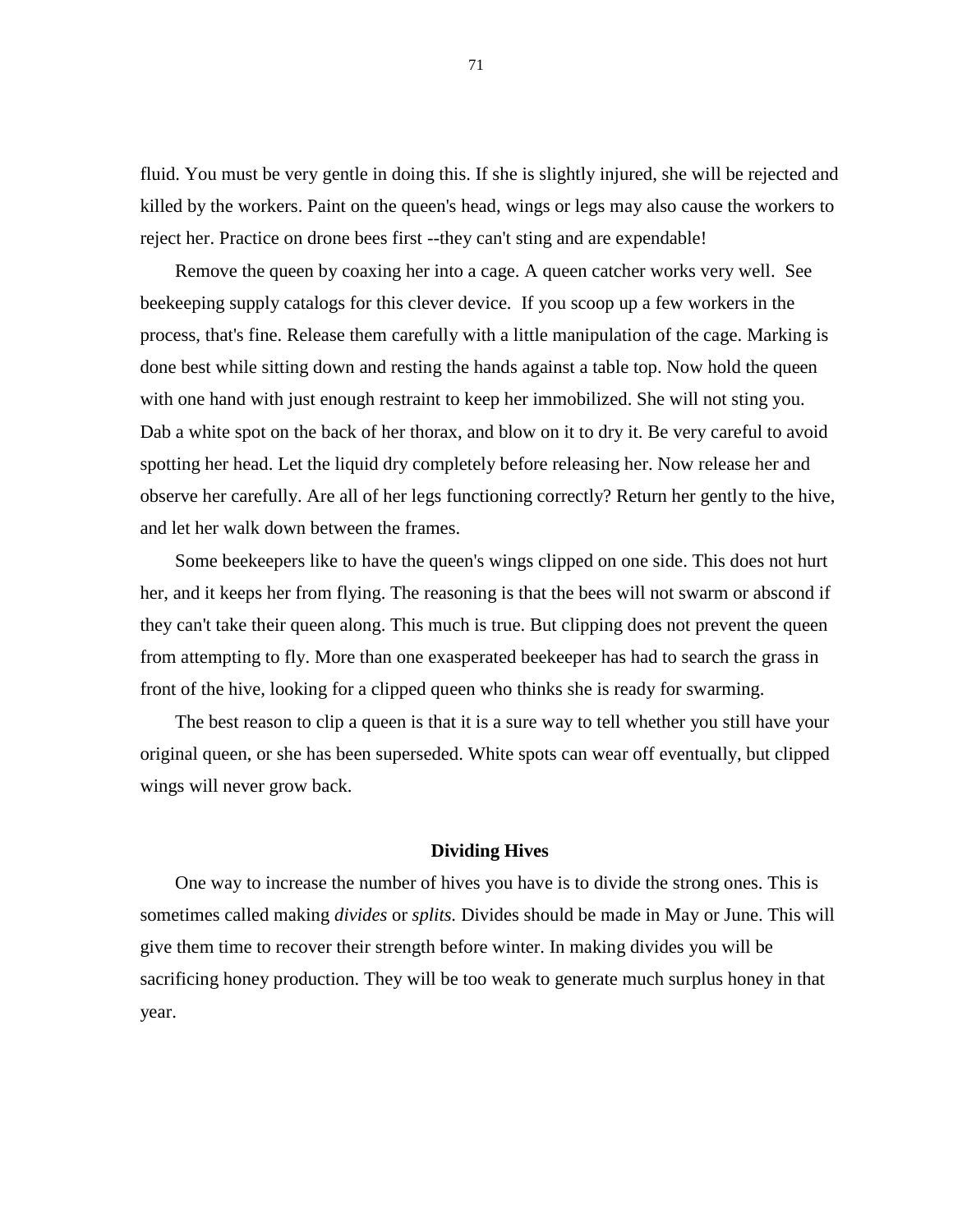fluid. You must be very gentle in doing this. If she is slightly injured, she will be rejected and killed by the workers. Paint on the queen's head, wings or legs may also cause the workers to reject her. Practice on drone bees first --they can't sting and are expendable!

Remove the queen by coaxing her into a cage. A queen catcher works very well. See beekeeping supply catalogs for this clever device. If you scoop up a few workers in the process, that's fine. Release them carefully with a little manipulation of the cage. Marking is done best while sitting down and resting the hands against a table top. Now hold the queen with one hand with just enough restraint to keep her immobilized. She will not sting you. Dab a white spot on the back of her thorax, and blow on it to dry it. Be very careful to avoid spotting her head. Let the liquid dry completely before releasing her. Now release her and observe her carefully. Are all of her legs functioning correctly? Return her gently to the hive, and let her walk down between the frames.

Some beekeepers like to have the queen's wings clipped on one side. This does not hurt her, and it keeps her from flying. The reasoning is that the bees will not swarm or abscond if they can't take their queen along. This much is true. But clipping does not prevent the queen from attempting to fly. More than one exasperated beekeeper has had to search the grass in front of the hive, looking for a clipped queen who thinks she is ready for swarming.

The best reason to clip a queen is that it is a sure way to tell whether you still have your original queen, or she has been superseded. White spots can wear off eventually, but clipped wings will never grow back.

### Dividing Hives

One way to increase the number of hives you have is to divide the strong ones. This is sometimes called making *divides* or *splits.* Divides should be made in May or June. This will give them time to recover their strength before winter. In making divides you will be sacrificing honey production. They will be too weak to generate much surplus honey in that year.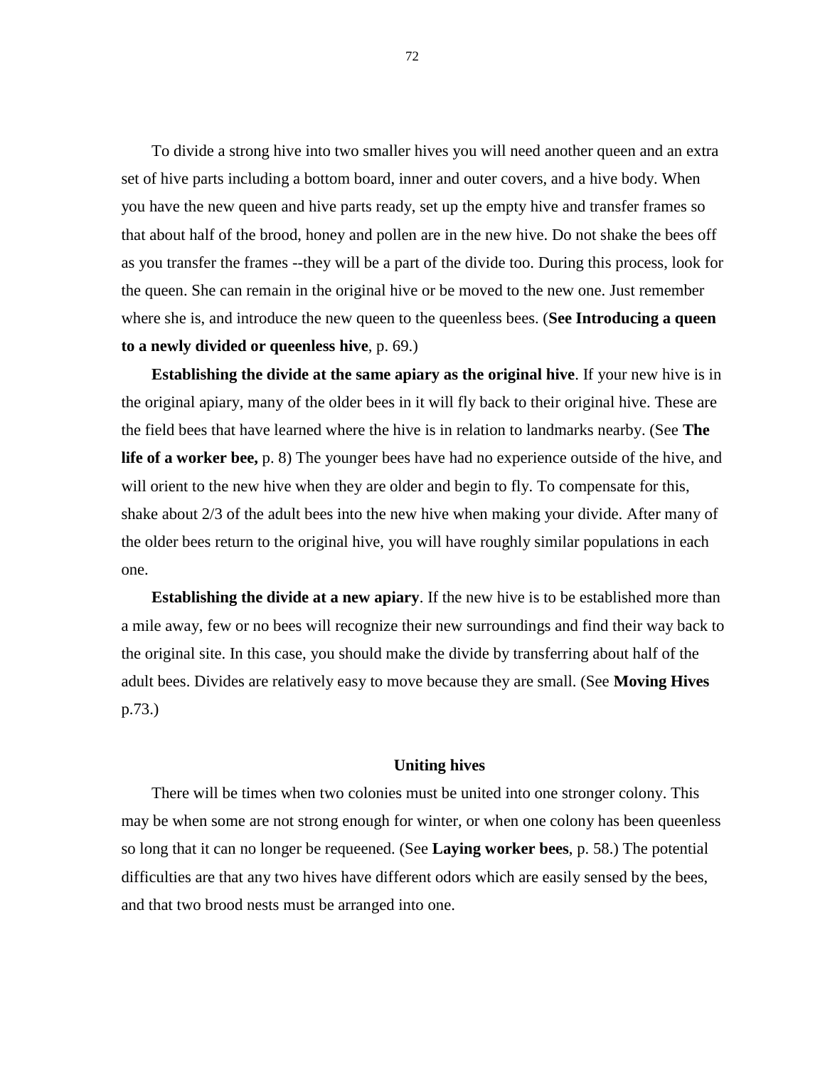To divide a strong hive into two smaller hives you will need another queen and an extra set of hive parts including a bottom board, inner and outer covers, and a hive body. When you have the new queen and hive parts ready, set up the empty hive and transfer frames so that about half of the brood, honey and pollen are in the new hive. Do not shake the bees off as you transfer the frames --they will be a part of the divide too. During this process, look for the queen. She can remain in the original hive or be moved to the new one. Just remember where she is, and introduce the new queen to the queenless bees. (**See Introducing a queen to a newly divided or queenless hive**, p. 69.)

**Establishing the divide at the same apiary as the original hive**. If your new hive is in the original apiary, many of the older bees in it will fly back to their original hive. These are the field bees that have learned where the hive is in relation to landmarks nearby. (See **The life of a worker bee,** p. 8) The younger bees have had no experience outside of the hive, and will orient to the new hive when they are older and begin to fly. To compensate for this, shake about 2/3 of the adult bees into the new hive when making your divide. After many of the older bees return to the original hive, you will have roughly similar populations in each one.

**Establishing the divide at a new apiary**. If the new hive is to be established more than a mile away, few or no bees will recognize their new surroundings and find their way back to the original site. In this case, you should make the divide by transferring about half of the adult bees. Divides are relatively easy to move because they are small. (See **Moving Hives** p.73.)

## Uniting hives

There will be times when two colonies must be united into one stronger colony. This may be when some are not strong enough for winter, or when one colony has been queenless so long that it can no longer be requeened. (See **Laying worker bees**, p. 58.) The potential difficulties are that any two hives have different odors which are easily sensed by the bees, and that two brood nests must be arranged into one.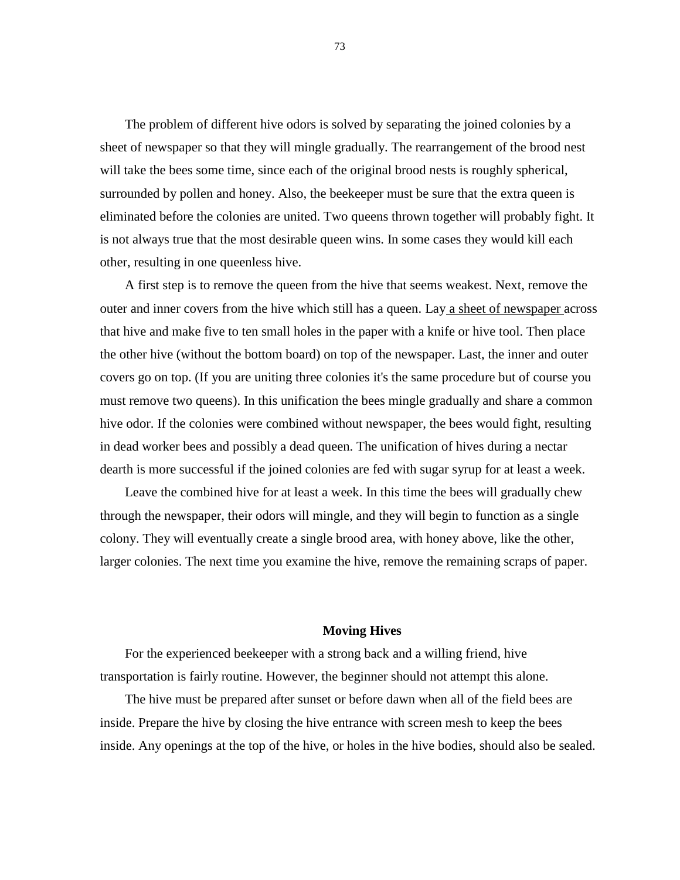The problem of different hive odors is solved by separating the joined colonies by a sheet of newspaper so that they will mingle gradually. The rearrangement of the brood nest will take the bees some time, since each of the original brood nests is roughly spherical, surrounded by pollen and honey. Also, the beekeeper must be sure that the extra queen is eliminated before the colonies are united. Two queens thrown together will probably fight. It is not always true that the most desirable queen wins. In some cases they would kill each other, resulting in one queenless hive.

A first step is to remove the queen from the hive that seems weakest. Next, remove the outer and inner covers from the hive which still has a queen. Lay a sheet of newspaper across that hive and make five to ten small holes in the paper with a knife or hive tool. Then place the other hive (without the bottom board) on top of the newspaper. Last, the inner and outer covers go on top. (If you are uniting three colonies it's the same procedure but of course you must remove two queens). In this unification the bees mingle gradually and share a common hive odor. If the colonies were combined without newspaper, the bees would fight, resulting in dead worker bees and possibly a dead queen. The unification of hives during a nectar dearth is more successful if the joined colonies are fed with sugar syrup for at least a week.

Leave the combined hive for at least a week. In this time the bees will gradually chew through the newspaper, their odors will mingle, and they will begin to function as a single colony. They will eventually create a single brood area, with honey above, like the other, larger colonies. The next time you examine the hive, remove the remaining scraps of paper.

### Moving Hives

For the experienced beekeeper with a strong back and a willing friend, hive transportation is fairly routine. However, the beginner should not attempt this alone.

The hive must be prepared after sunset or before dawn when all of the field bees are inside. Prepare the hive by closing the hive entrance with screen mesh to keep the bees inside. Any openings at the top of the hive, or holes in the hive bodies, should also be sealed.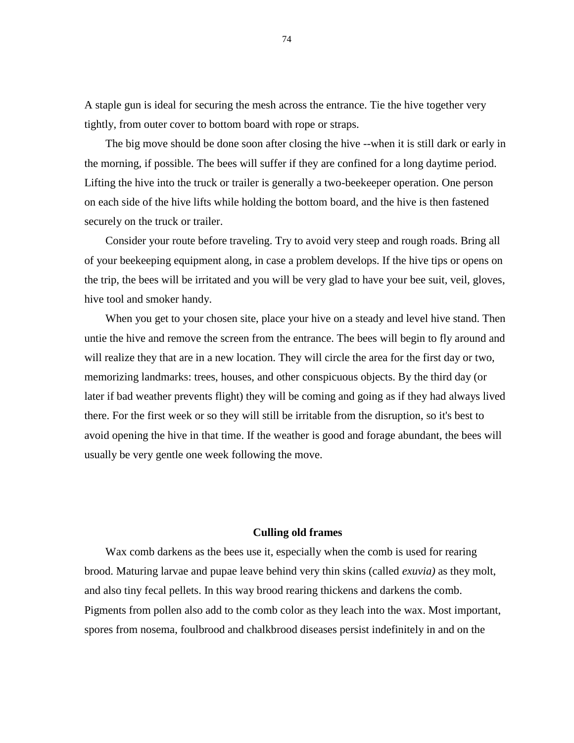A staple gun is ideal for securing the mesh across the entrance. Tie the hive together very tightly, from outer cover to bottom board with rope or straps.

The big move should be done soon after closing the hive --when it is still dark or early in the morning, if possible. The bees will suffer if they are confined for a long daytime period. Lifting the hive into the truck or trailer is generally a two-beekeeper operation. One person on each side of the hive lifts while holding the bottom board, and the hive is then fastened securely on the truck or trailer.

Consider your route before traveling. Try to avoid very steep and rough roads. Bring all of your beekeeping equipment along, in case a problem develops. If the hive tips or opens on the trip, the bees will be irritated and you will be very glad to have your bee suit, veil, gloves, hive tool and smoker handy.

When you get to your chosen site, place your hive on a steady and level hive stand. Then untie the hive and remove the screen from the entrance. The bees will begin to fly around and will realize they that are in a new location. They will circle the area for the first day or two, memorizing landmarks: trees, houses, and other conspicuous objects. By the third day (or later if bad weather prevents flight) they will be coming and going as if they had always lived there. For the first week or so they will still be irritable from the disruption, so it's best to avoid opening the hive in that time. If the weather is good and forage abundant, the bees will usually be very gentle one week following the move.

## Culling old frames

Wax comb darkens as the bees use it, especially when the comb is used for rearing brood. Maturing larvae and pupae leave behind very thin skins (called *exuvia)* as they molt, and also tiny fecal pellets. In this way brood rearing thickens and darkens the comb. Pigments from pollen also add to the comb color as they leach into the wax. Most important, spores from nosema, foulbrood and chalkbrood diseases persist indefinitely in and on the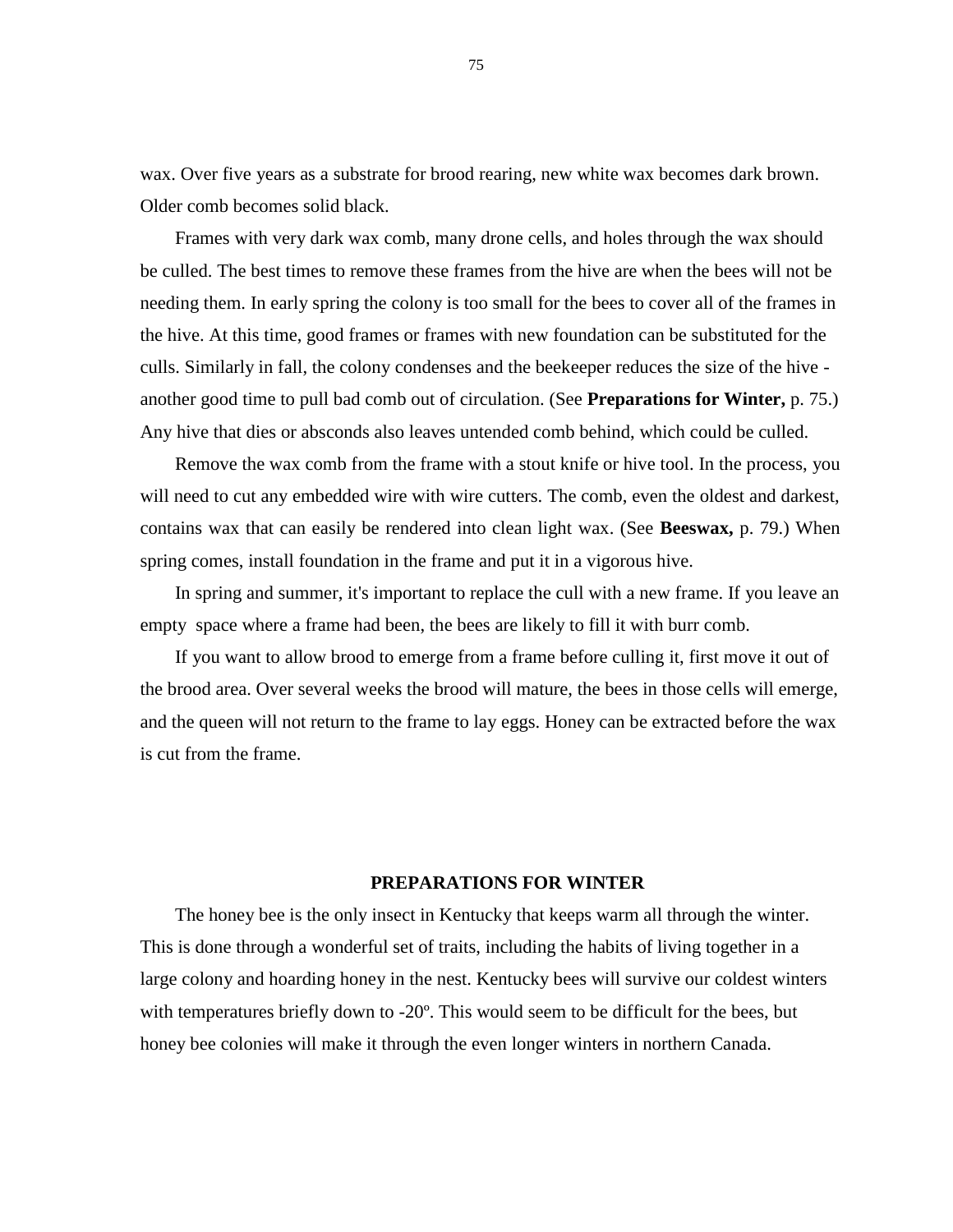wax. Over five years as a substrate for brood rearing, new white wax becomes dark brown. Older comb becomes solid black.

Frames with very dark wax comb, many drone cells, and holes through the wax should be culled. The best times to remove these frames from the hive are when the bees will not be needing them. In early spring the colony is too small for the bees to cover all of the frames in the hive. At this time, good frames or frames with new foundation can be substituted for the culls. Similarly in fall, the colony condenses and the beekeeper reduces the size of the hive - another good time to pull bad comb out of circulation. (See **Preparations for Winter,** p. 75.) Any hive that dies or absconds also leaves untended comb behind, which could be culled.

Remove the wax comb from the frame with a stout knife or hive tool. In the process, you will need to cut any embedded wire with wire cutters. The comb, even the oldest and darkest, contains wax that can easily be rendered into clean light wax. (See **Beeswax,** p. 79.) When spring comes, install foundation in the frame and put it in a vigorous hive.

In spring and summer, it's important to replace the cull with a new frame. If you leave an empty space where a frame had been, the bees are likely to fill it with burr comb.

If you want to allow brood to emerge from a frame before culling it, first move it out of the brood area. Over several weeks the brood will mature, the bees in those cells will emerge, and the queen will not return to the frame to lay eggs. Honey can be extracted before the wax is cut from the frame.

## PREPARATIONS FOR WINTER

The honey bee is the only insect in Kentucky that keeps warm all through the winter. This is done through a wonderful set of traits, including the habits of living together in a large colony and hoarding honey in the nest. Kentucky bees will survive our coldest winters with temperatures briefly down to -20º. This would seem to be difficult for the bees, but honey bee colonies will make it through the even longer winters in northern Canada.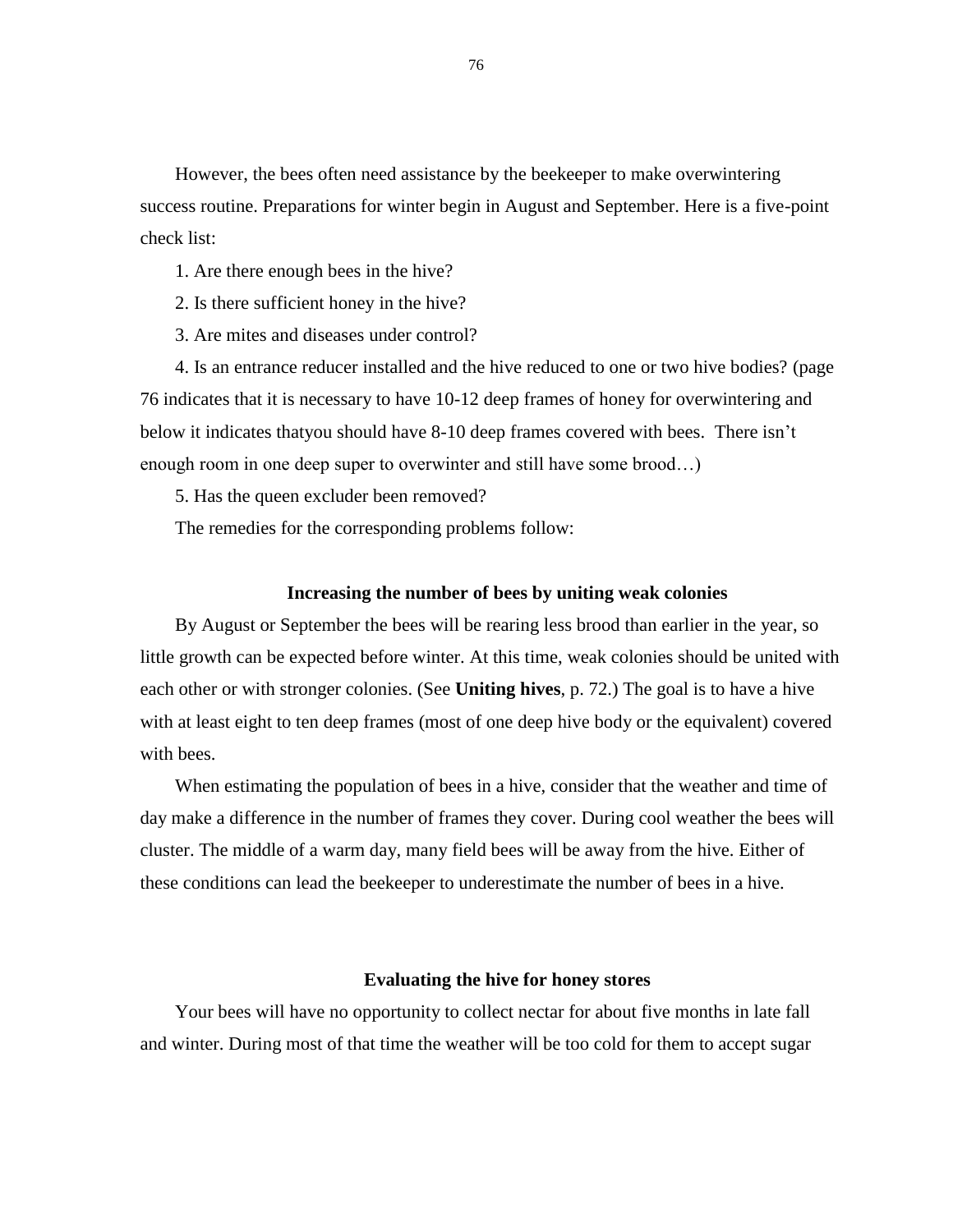However, the bees often need assistance by the beekeeper to make overwintering success routine. Preparations for winter begin in August and September. Here is a five-point check list:

1. Are there enough bees in the hive?
2. Is there sufficient honey in the hive?
3. Are mites and diseases under control?
4. Is an entrance reducer installed and the hive reduced to one or two hive bodies? (page 76 indicates that it is necessary to have 10-12 deep frames of honey for overwintering and below it indicates thatyou should have 8-10 deep frames covered with bees.  There isn't enough room in one deep super to overwinter and still have some brood…)
5. Has the queen excluder been removed?

The remedies for the corresponding problems follow:

### Increasing the number of bees by uniting weak colonies

By August or September the bees will be rearing less brood than earlier in the year, so little growth can be expected before winter. At this time, weak colonies should be united with each other or with stronger colonies. (See **Uniting hives**, p. 72.) The goal is to have a hive with at least eight to ten deep frames (most of one deep hive body or the equivalent) covered with bees.

When estimating the population of bees in a hive, consider that the weather and time of day make a difference in the number of frames they cover. During cool weather the bees will cluster. The middle of a warm day, many field bees will be away from the hive. Either of these conditions can lead the beekeeper to underestimate the number of bees in a hive.

### Evaluating the hive for honey stores

Your bees will have no opportunity to collect nectar for about five months in late fall and winter. During most of that time the weather will be too cold for them to accept sugar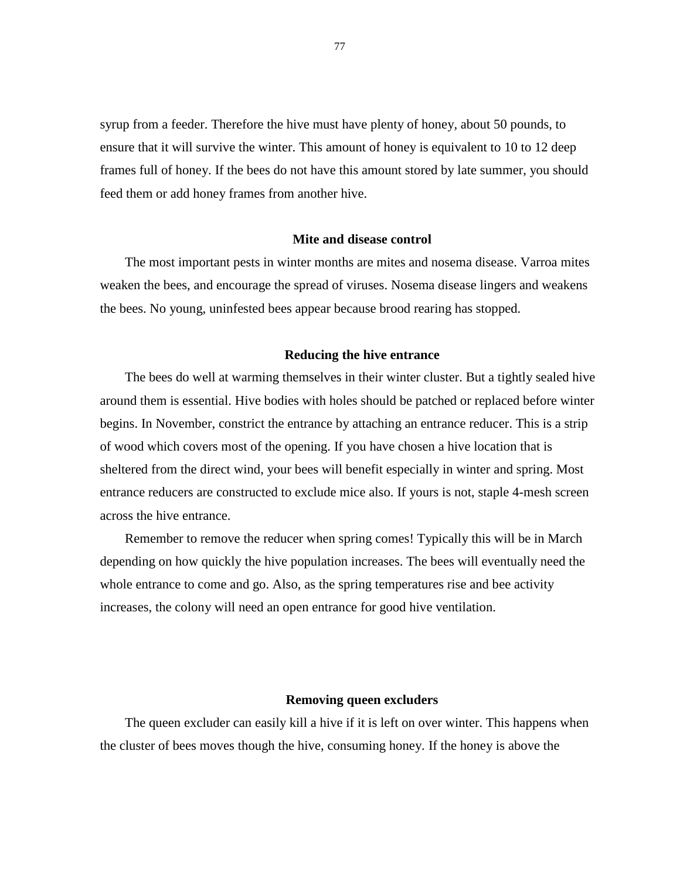syrup from a feeder. Therefore the hive must have plenty of honey, about 50 pounds, to ensure that it will survive the winter. This amount of honey is equivalent to 10 to 12 deep frames full of honey. If the bees do not have this amount stored by late summer, you should feed them or add honey frames from another hive.

### Mite and disease control

The most important pests in winter months are mites and nosema disease. Varroa mites weaken the bees, and encourage the spread of viruses. Nosema disease lingers and weakens the bees. No young, uninfested bees appear because brood rearing has stopped.

### Reducing the hive entrance

The bees do well at warming themselves in their winter cluster. But a tightly sealed hive around them is essential. Hive bodies with holes should be patched or replaced before winter begins. In November, constrict the entrance by attaching an entrance reducer. This is a strip of wood which covers most of the opening. If you have chosen a hive location that is sheltered from the direct wind, your bees will benefit especially in winter and spring. Most entrance reducers are constructed to exclude mice also. If yours is not, staple 4-mesh screen across the hive entrance.

Remember to remove the reducer when spring comes! Typically this will be in March depending on how quickly the hive population increases. The bees will eventually need the whole entrance to come and go. Also, as the spring temperatures rise and bee activity increases, the colony will need an open entrance for good hive ventilation.

### Removing queen excluders

The queen excluder can easily kill a hive if it is left on over winter. This happens when the cluster of bees moves though the hive, consuming honey. If the honey is above the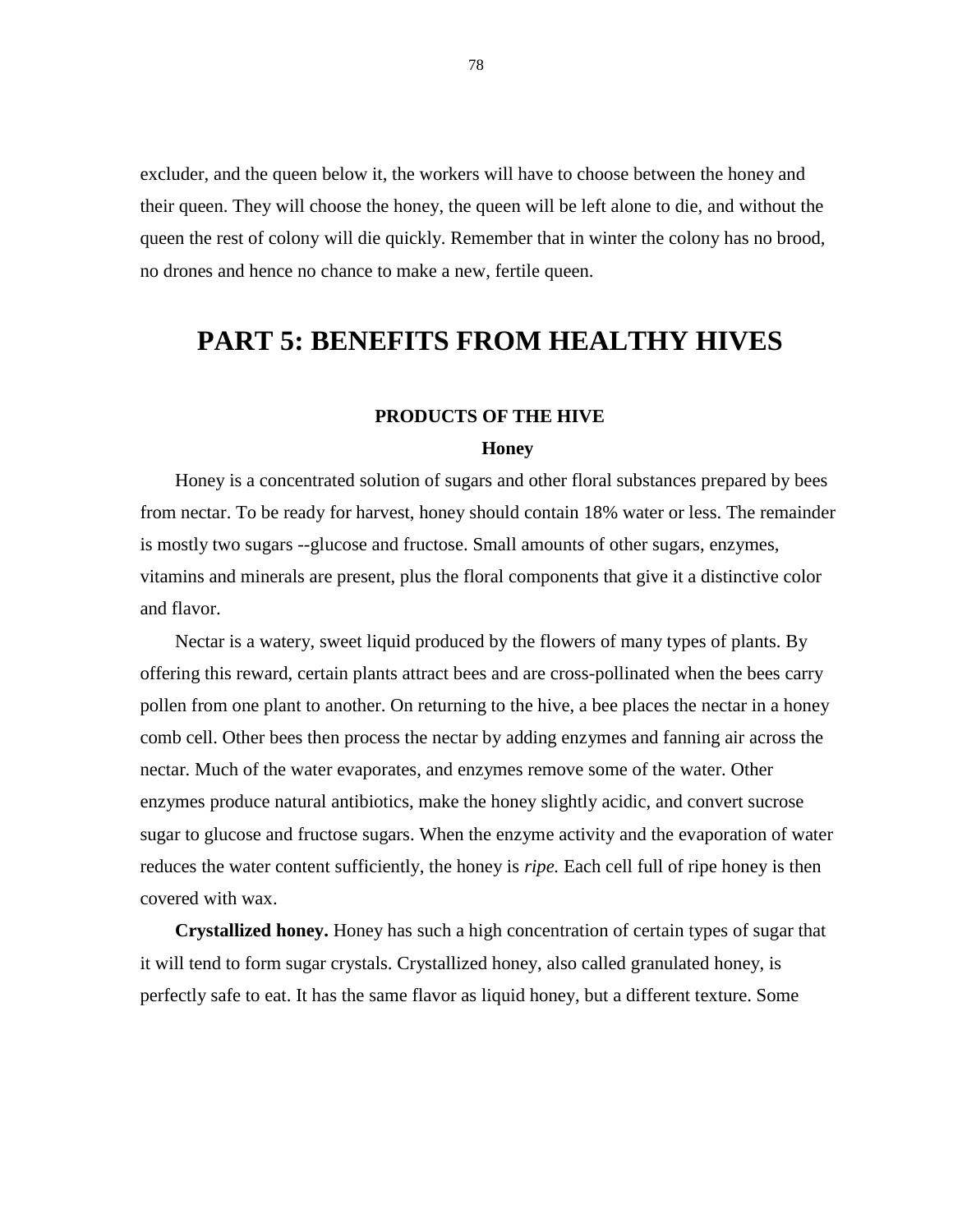excluder, and the queen below it, the workers will have to choose between the honey and their queen. They will choose the honey, the queen will be left alone to die, and without the queen the rest of colony will die quickly. Remember that in winter the colony has no brood, no drones and hence no chance to make a new, fertile queen.

# PART 5: BENEFITS FROM HEALTHY HIVES

## PRODUCTS OF THE HIVE

### Honey

Honey is a concentrated solution of sugars and other floral substances prepared by bees from nectar. To be ready for harvest, honey should contain 18% water or less. The remainder is mostly two sugars --glucose and fructose. Small amounts of other sugars, enzymes, vitamins and minerals are present, plus the floral components that give it a distinctive color and flavor.

Nectar is a watery, sweet liquid produced by the flowers of many types of plants. By offering this reward, certain plants attract bees and are cross-pollinated when the bees carry pollen from one plant to another. On returning to the hive, a bee places the nectar in a honey comb cell. Other bees then process the nectar by adding enzymes and fanning air across the nectar. Much of the water evaporates, and enzymes remove some of the water. Other enzymes produce natural antibiotics, make the honey slightly acidic, and convert sucrose sugar to glucose and fructose sugars. When the enzyme activity and the evaporation of water reduces the water content sufficiently, the honey is *ripe.* Each cell full of ripe honey is then covered with wax.

**Crystallized honey.** Honey has such a high concentration of certain types of sugar that it will tend to form sugar crystals. Crystallized honey, also called granulated honey, is perfectly safe to eat. It has the same flavor as liquid honey, but a different texture. Some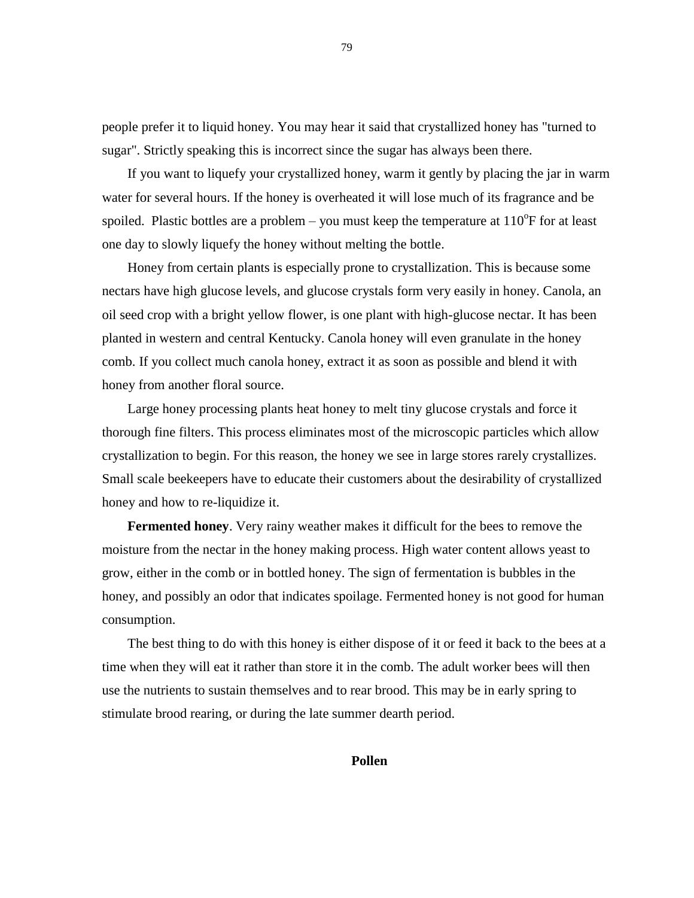people prefer it to liquid honey. You may hear it said that crystallized honey has "turned to sugar". Strictly speaking this is incorrect since the sugar has always been there.

If you want to liquefy your crystallized honey, warm it gently by placing the jar in warm water for several hours. If the honey is overheated it will lose much of its fragrance and be spoiled. Plastic bottles are a problem – you must keep the temperature at 110°F for at least one day to slowly liquefy the honey without melting the bottle.

Honey from certain plants is especially prone to crystallization. This is because some nectars have high glucose levels, and glucose crystals form very easily in honey. Canola, an oil seed crop with a bright yellow flower, is one plant with high-glucose nectar. It has been planted in western and central Kentucky. Canola honey will even granulate in the honey comb. If you collect much canola honey, extract it as soon as possible and blend it with honey from another floral source.

Large honey processing plants heat honey to melt tiny glucose crystals and force it thorough fine filters. This process eliminates most of the microscopic particles which allow crystallization to begin. For this reason, the honey we see in large stores rarely crystallizes. Small scale beekeepers have to educate their customers about the desirability of crystallized honey and how to re-liquidize it.

**Fermented honey**. Very rainy weather makes it difficult for the bees to remove the moisture from the nectar in the honey making process. High water content allows yeast to grow, either in the comb or in bottled honey. The sign of fermentation is bubbles in the honey, and possibly an odor that indicates spoilage. Fermented honey is not good for human consumption.

The best thing to do with this honey is either dispose of it or feed it back to the bees at a time when they will eat it rather than store it in the comb. The adult worker bees will then use the nutrients to sustain themselves and to rear brood. This may be in early spring to stimulate brood rearing, or during the late summer dearth period.

## Pollen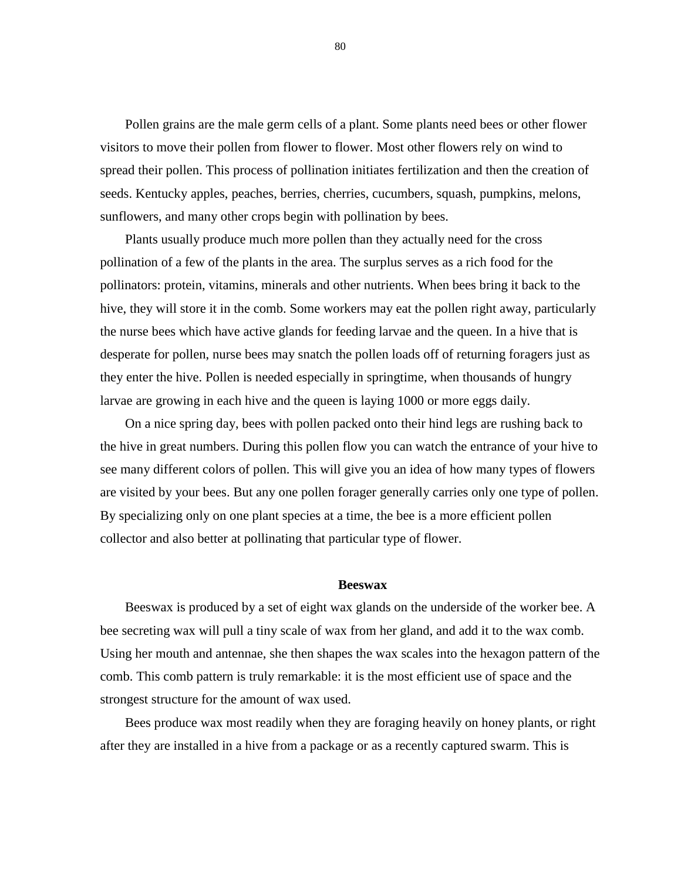Pollen grains are the male germ cells of a plant. Some plants need bees or other flower visitors to move their pollen from flower to flower. Most other flowers rely on wind to spread their pollen. This process of pollination initiates fertilization and then the creation of seeds. Kentucky apples, peaches, berries, cherries, cucumbers, squash, pumpkins, melons, sunflowers, and many other crops begin with pollination by bees.

Plants usually produce much more pollen than they actually need for the cross pollination of a few of the plants in the area. The surplus serves as a rich food for the pollinators: protein, vitamins, minerals and other nutrients. When bees bring it back to the hive, they will store it in the comb. Some workers may eat the pollen right away, particularly the nurse bees which have active glands for feeding larvae and the queen. In a hive that is desperate for pollen, nurse bees may snatch the pollen loads off of returning foragers just as they enter the hive. Pollen is needed especially in springtime, when thousands of hungry larvae are growing in each hive and the queen is laying 1000 or more eggs daily.

On a nice spring day, bees with pollen packed onto their hind legs are rushing back to the hive in great numbers. During this pollen flow you can watch the entrance of your hive to see many different colors of pollen. This will give you an idea of how many types of flowers are visited by your bees. But any one pollen forager generally carries only one type of pollen. By specializing only on one plant species at a time, the bee is a more efficient pollen collector and also better at pollinating that particular type of flower.

## Beeswax

Beeswax is produced by a set of eight wax glands on the underside of the worker bee. A bee secreting wax will pull a tiny scale of wax from her gland, and add it to the wax comb. Using her mouth and antennae, she then shapes the wax scales into the hexagon pattern of the comb. This comb pattern is truly remarkable: it is the most efficient use of space and the strongest structure for the amount of wax used.

Bees produce wax most readily when they are foraging heavily on honey plants, or right after they are installed in a hive from a package or as a recently captured swarm. This is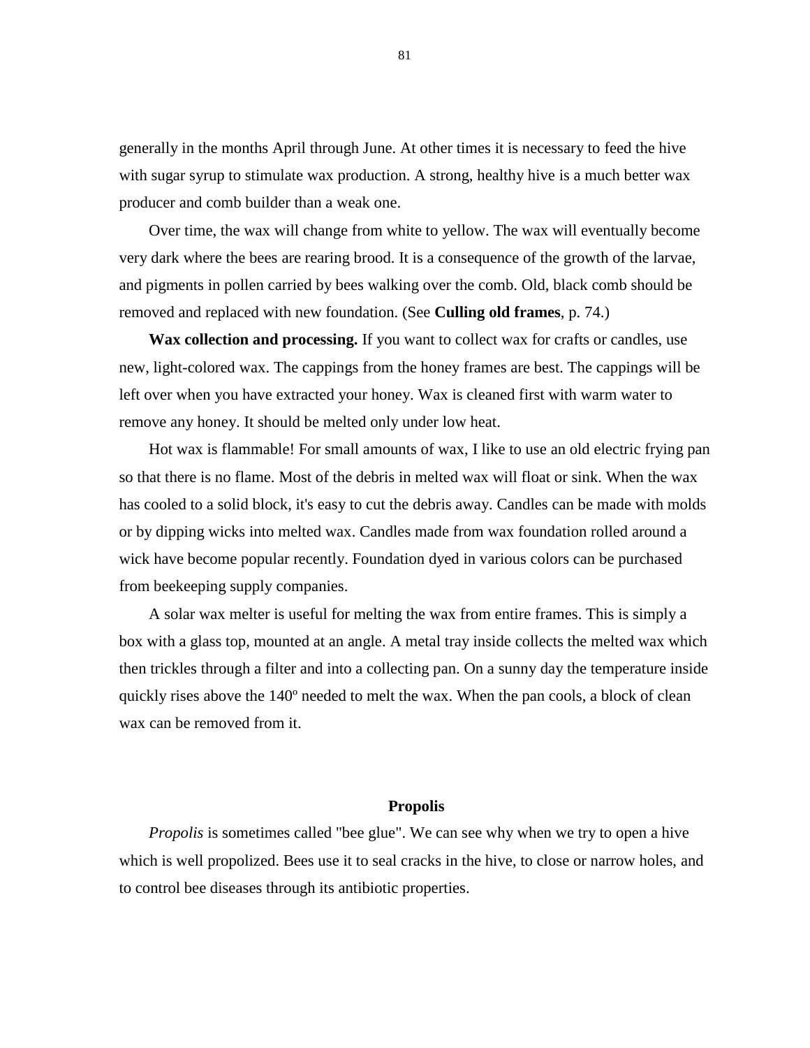generally in the months April through June. At other times it is necessary to feed the hive with sugar syrup to stimulate wax production. A strong, healthy hive is a much better wax producer and comb builder than a weak one.

Over time, the wax will change from white to yellow. The wax will eventually become very dark where the bees are rearing brood. It is a consequence of the growth of the larvae, and pigments in pollen carried by bees walking over the comb. Old, black comb should be removed and replaced with new foundation. (See **Culling old frames**, p. 74.)

**Wax collection and processing.** If you want to collect wax for crafts or candles, use new, light-colored wax. The cappings from the honey frames are best. The cappings will be left over when you have extracted your honey. Wax is cleaned first with warm water to remove any honey. It should be melted only under low heat.

Hot wax is flammable! For small amounts of wax, I like to use an old electric frying pan so that there is no flame. Most of the debris in melted wax will float or sink. When the wax has cooled to a solid block, it's easy to cut the debris away. Candles can be made with molds or by dipping wicks into melted wax. Candles made from wax foundation rolled around a wick have become popular recently. Foundation dyed in various colors can be purchased from beekeeping supply companies.

A solar wax melter is useful for melting the wax from entire frames. This is simply a box with a glass top, mounted at an angle. A metal tray inside collects the melted wax which then trickles through a filter and into a collecting pan. On a sunny day the temperature inside quickly rises above the 140º needed to melt the wax. When the pan cools, a block of clean wax can be removed from it.

## Propolis

*Propolis* is sometimes called "bee glue". We can see why when we try to open a hive which is well propolized. Bees use it to seal cracks in the hive, to close or narrow holes, and to control bee diseases through its antibiotic properties.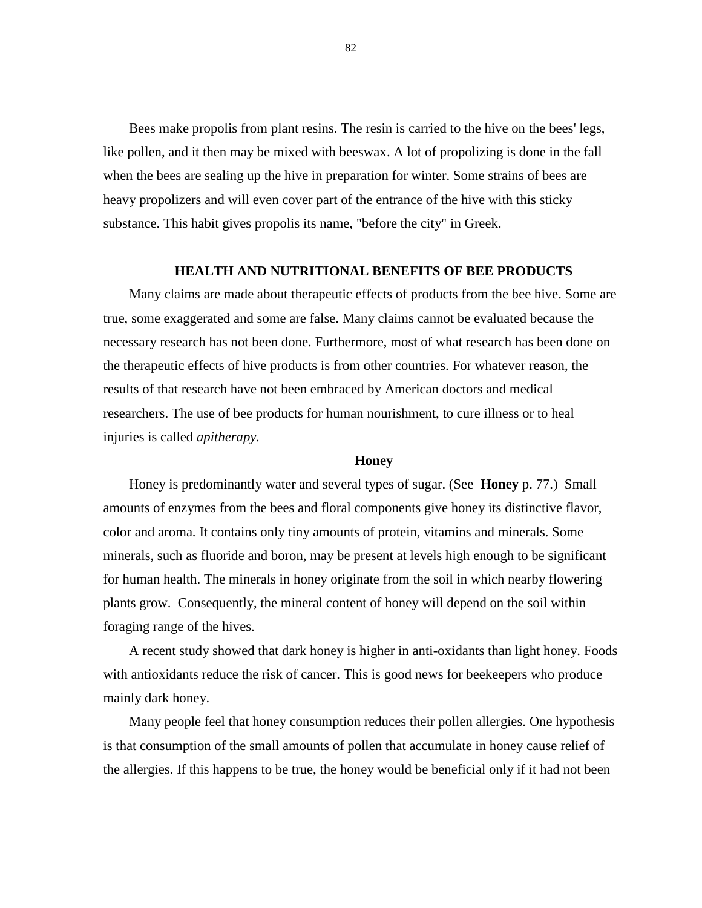Bees make propolis from plant resins. The resin is carried to the hive on the bees' legs, like pollen, and it then may be mixed with beeswax. A lot of propolizing is done in the fall when the bees are sealing up the hive in preparation for winter. Some strains of bees are heavy propolizers and will even cover part of the entrance of the hive with this sticky substance. This habit gives propolis its name, "before the city" in Greek.

## HEALTH AND NUTRITIONAL BENEFITS OF BEE PRODUCTS

Many claims are made about therapeutic effects of products from the bee hive. Some are true, some exaggerated and some are false. Many claims cannot be evaluated because the necessary research has not been done. Furthermore, most of what research has been done on the therapeutic effects of hive products is from other countries. For whatever reason, the results of that research have not been embraced by American doctors and medical researchers. The use of bee products for human nourishment, to cure illness or to heal injuries is called *apitherapy*.

### Honey

Honey is predominantly water and several types of sugar. (See **Honey** p. 77.) Small amounts of enzymes from the bees and floral components give honey its distinctive flavor, color and aroma. It contains only tiny amounts of protein, vitamins and minerals. Some minerals, such as fluoride and boron, may be present at levels high enough to be significant for human health. The minerals in honey originate from the soil in which nearby flowering plants grow. Consequently, the mineral content of honey will depend on the soil within foraging range of the hives.

A recent study showed that dark honey is higher in anti-oxidants than light honey. Foods with antioxidants reduce the risk of cancer. This is good news for beekeepers who produce mainly dark honey.

Many people feel that honey consumption reduces their pollen allergies. One hypothesis is that consumption of the small amounts of pollen that accumulate in honey cause relief of the allergies. If this happens to be true, the honey would be beneficial only if it had not been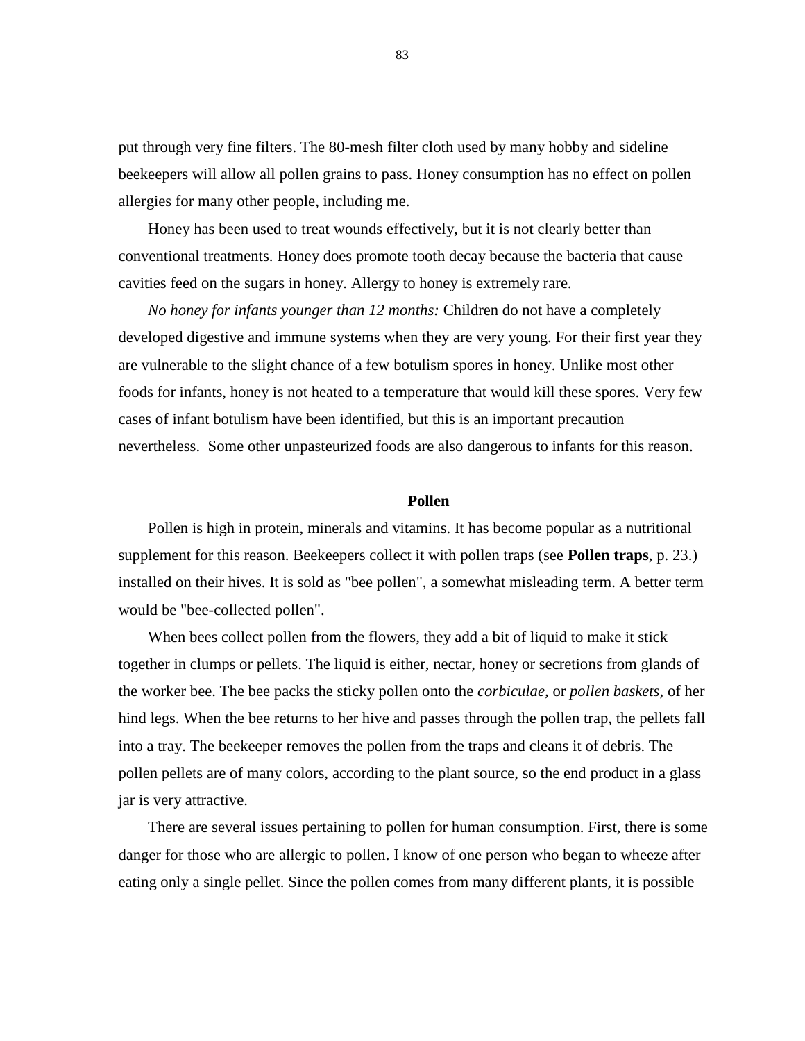put through very fine filters. The 80-mesh filter cloth used by many hobby and sideline beekeepers will allow all pollen grains to pass. Honey consumption has no effect on pollen allergies for many other people, including me.

Honey has been used to treat wounds effectively, but it is not clearly better than conventional treatments. Honey does promote tooth decay because the bacteria that cause cavities feed on the sugars in honey. Allergy to honey is extremely rare.

*No honey for infants younger than 12 months:* Children do not have a completely developed digestive and immune systems when they are very young. For their first year they are vulnerable to the slight chance of a few botulism spores in honey. Unlike most other foods for infants, honey is not heated to a temperature that would kill these spores. Very few cases of infant botulism have been identified, but this is an important precaution nevertheless. Some other unpasteurized foods are also dangerous to infants for this reason.

## Pollen

Pollen is high in protein, minerals and vitamins. It has become popular as a nutritional supplement for this reason. Beekeepers collect it with pollen traps (see **Pollen traps**, p. 23.) installed on their hives. It is sold as "bee pollen", a somewhat misleading term. A better term would be "bee-collected pollen".

When bees collect pollen from the flowers, they add a bit of liquid to make it stick together in clumps or pellets. The liquid is either, nectar, honey or secretions from glands of the worker bee. The bee packs the sticky pollen onto the *corbiculae,* or *pollen baskets,* of her hind legs. When the bee returns to her hive and passes through the pollen trap, the pellets fall into a tray. The beekeeper removes the pollen from the traps and cleans it of debris. The pollen pellets are of many colors, according to the plant source, so the end product in a glass jar is very attractive.

There are several issues pertaining to pollen for human consumption. First, there is some danger for those who are allergic to pollen. I know of one person who began to wheeze after eating only a single pellet. Since the pollen comes from many different plants, it is possible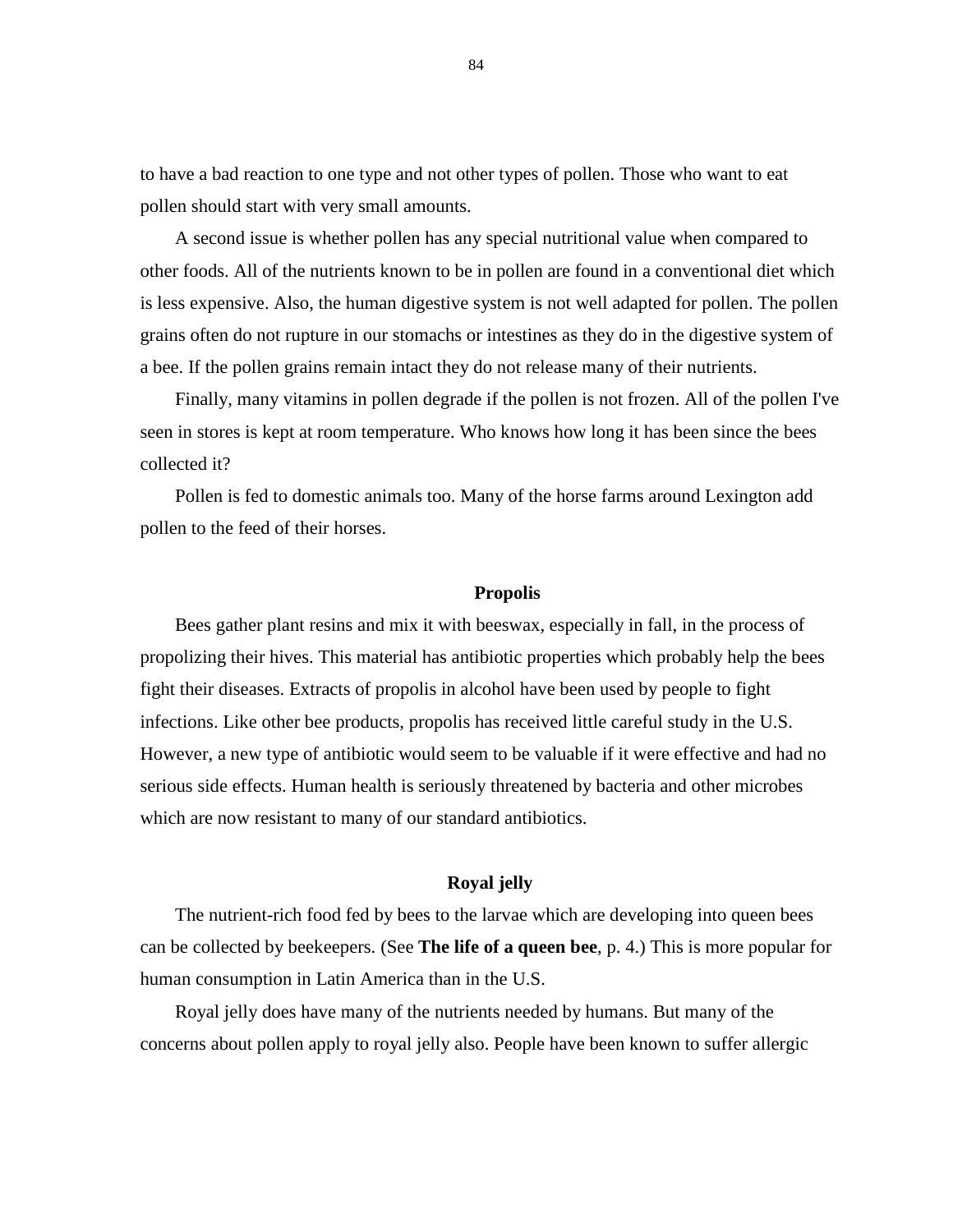to have a bad reaction to one type and not other types of pollen. Those who want to eat pollen should start with very small amounts.

A second issue is whether pollen has any special nutritional value when compared to other foods. All of the nutrients known to be in pollen are found in a conventional diet which is less expensive. Also, the human digestive system is not well adapted for pollen. The pollen grains often do not rupture in our stomachs or intestines as they do in the digestive system of a bee. If the pollen grains remain intact they do not release many of their nutrients.

Finally, many vitamins in pollen degrade if the pollen is not frozen. All of the pollen I've seen in stores is kept at room temperature. Who knows how long it has been since the bees collected it?

Pollen is fed to domestic animals too. Many of the horse farms around Lexington add pollen to the feed of their horses.

## Propolis

Bees gather plant resins and mix it with beeswax, especially in fall, in the process of propolizing their hives. This material has antibiotic properties which probably help the bees fight their diseases. Extracts of propolis in alcohol have been used by people to fight infections. Like other bee products, propolis has received little careful study in the U.S. However, a new type of antibiotic would seem to be valuable if it were effective and had no serious side effects. Human health is seriously threatened by bacteria and other microbes which are now resistant to many of our standard antibiotics.

## Royal jelly

The nutrient-rich food fed by bees to the larvae which are developing into queen bees can be collected by beekeepers. (See **The life of a queen bee**, p. 4.) This is more popular for human consumption in Latin America than in the U.S.

Royal jelly does have many of the nutrients needed by humans. But many of the concerns about pollen apply to royal jelly also. People have been known to suffer allergic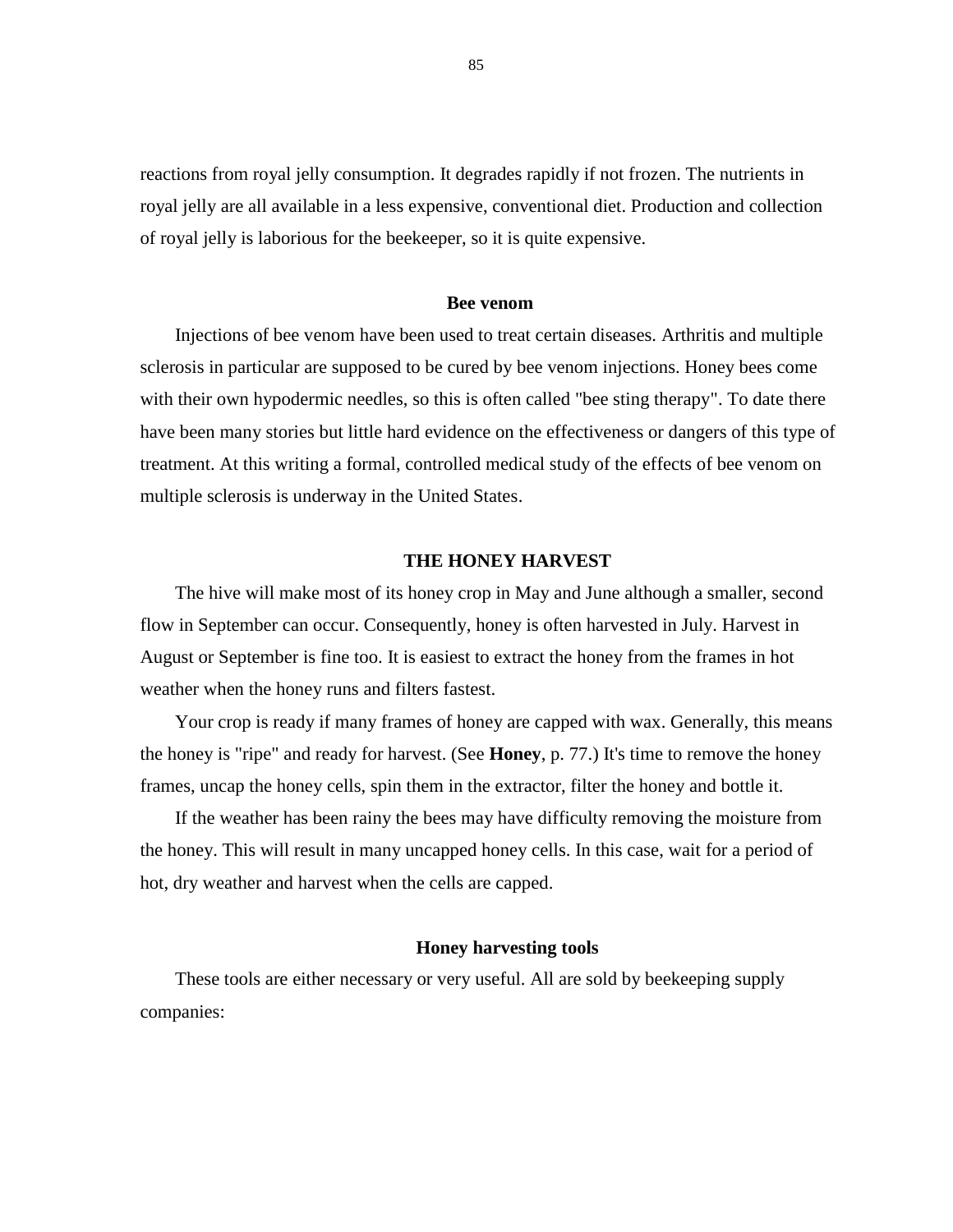reactions from royal jelly consumption. It degrades rapidly if not frozen. The nutrients in royal jelly are all available in a less expensive, conventional diet. Production and collection of royal jelly is laborious for the beekeeper, so it is quite expensive.

### Bee venom

Injections of bee venom have been used to treat certain diseases. Arthritis and multiple sclerosis in particular are supposed to be cured by bee venom injections. Honey bees come with their own hypodermic needles, so this is often called "bee sting therapy". To date there have been many stories but little hard evidence on the effectiveness or dangers of this type of treatment. At this writing a formal, controlled medical study of the effects of bee venom on multiple sclerosis is underway in the United States.

## THE HONEY HARVEST

The hive will make most of its honey crop in May and June although a smaller, second flow in September can occur. Consequently, honey is often harvested in July. Harvest in August or September is fine too. It is easiest to extract the honey from the frames in hot weather when the honey runs and filters fastest.

Your crop is ready if many frames of honey are capped with wax. Generally, this means the honey is "ripe" and ready for harvest. (See **Honey**, p. 77.) It's time to remove the honey frames, uncap the honey cells, spin them in the extractor, filter the honey and bottle it.

If the weather has been rainy the bees may have difficulty removing the moisture from the honey. This will result in many uncapped honey cells. In this case, wait for a period of hot, dry weather and harvest when the cells are capped.

### Honey harvesting tools

These tools are either necessary or very useful. All are sold by beekeeping supply companies: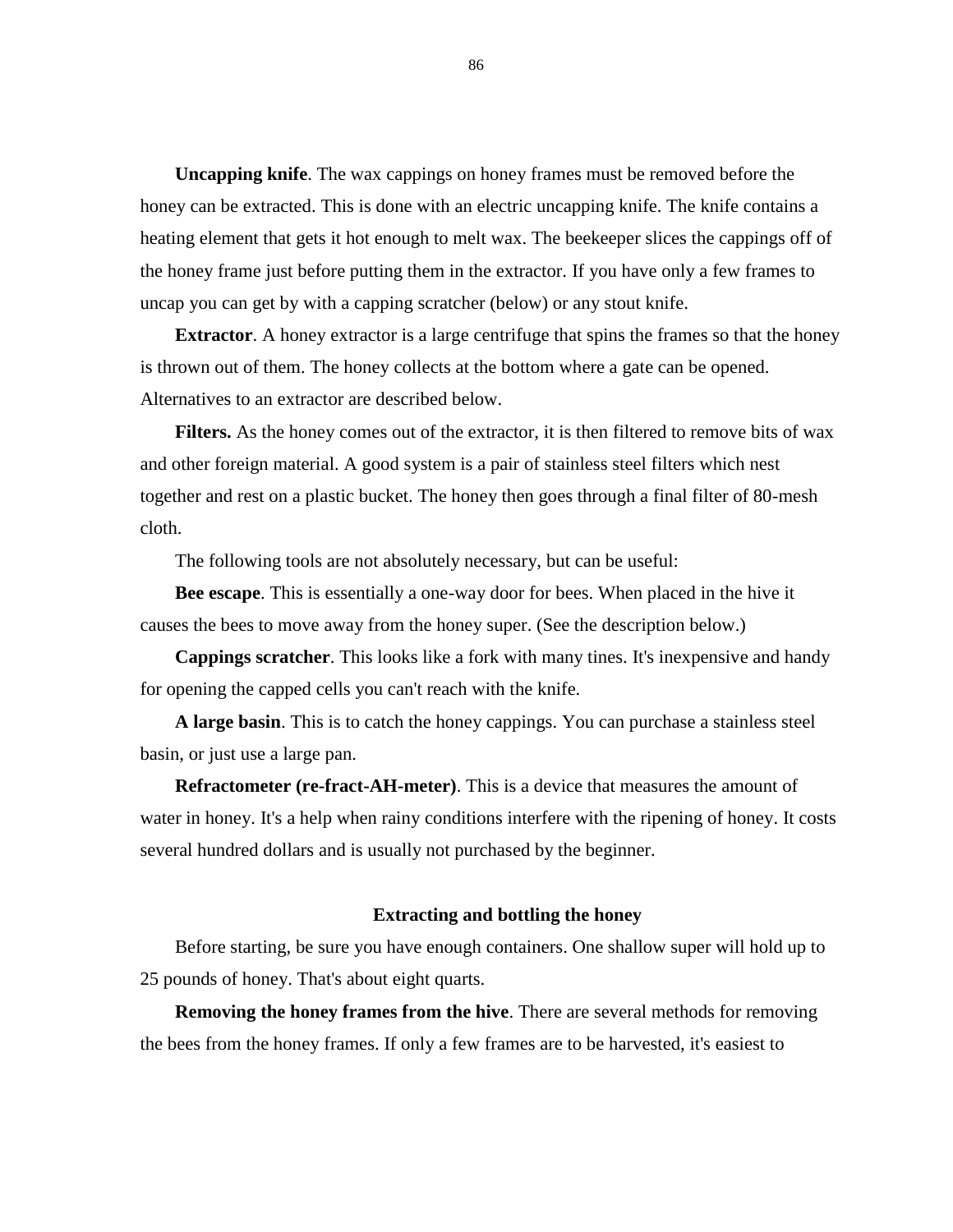**Uncapping knife**. The wax cappings on honey frames must be removed before the honey can be extracted. This is done with an electric uncapping knife. The knife contains a heating element that gets it hot enough to melt wax. The beekeeper slices the cappings off of the honey frame just before putting them in the extractor. If you have only a few frames to uncap you can get by with a capping scratcher (below) or any stout knife.

**Extractor**. A honey extractor is a large centrifuge that spins the frames so that the honey is thrown out of them. The honey collects at the bottom where a gate can be opened. Alternatives to an extractor are described below.

**Filters.** As the honey comes out of the extractor, it is then filtered to remove bits of wax and other foreign material. A good system is a pair of stainless steel filters which nest together and rest on a plastic bucket. The honey then goes through a final filter of 80-mesh cloth.

The following tools are not absolutely necessary, but can be useful:

**Bee escape**. This is essentially a one-way door for bees. When placed in the hive it causes the bees to move away from the honey super. (See the description below.)

**Cappings scratcher**. This looks like a fork with many tines. It's inexpensive and handy for opening the capped cells you can't reach with the knife.

**A large basin**. This is to catch the honey cappings. You can purchase a stainless steel basin, or just use a large pan.

**Refractometer (re-fract-AH-meter)**. This is a device that measures the amount of water in honey. It's a help when rainy conditions interfere with the ripening of honey. It costs several hundred dollars and is usually not purchased by the beginner.

### Extracting and bottling the honey

Before starting, be sure you have enough containers. One shallow super will hold up to 25 pounds of honey. That's about eight quarts.

**Removing the honey frames from the hive**. There are several methods for removing the bees from the honey frames. If only a few frames are to be harvested, it's easiest to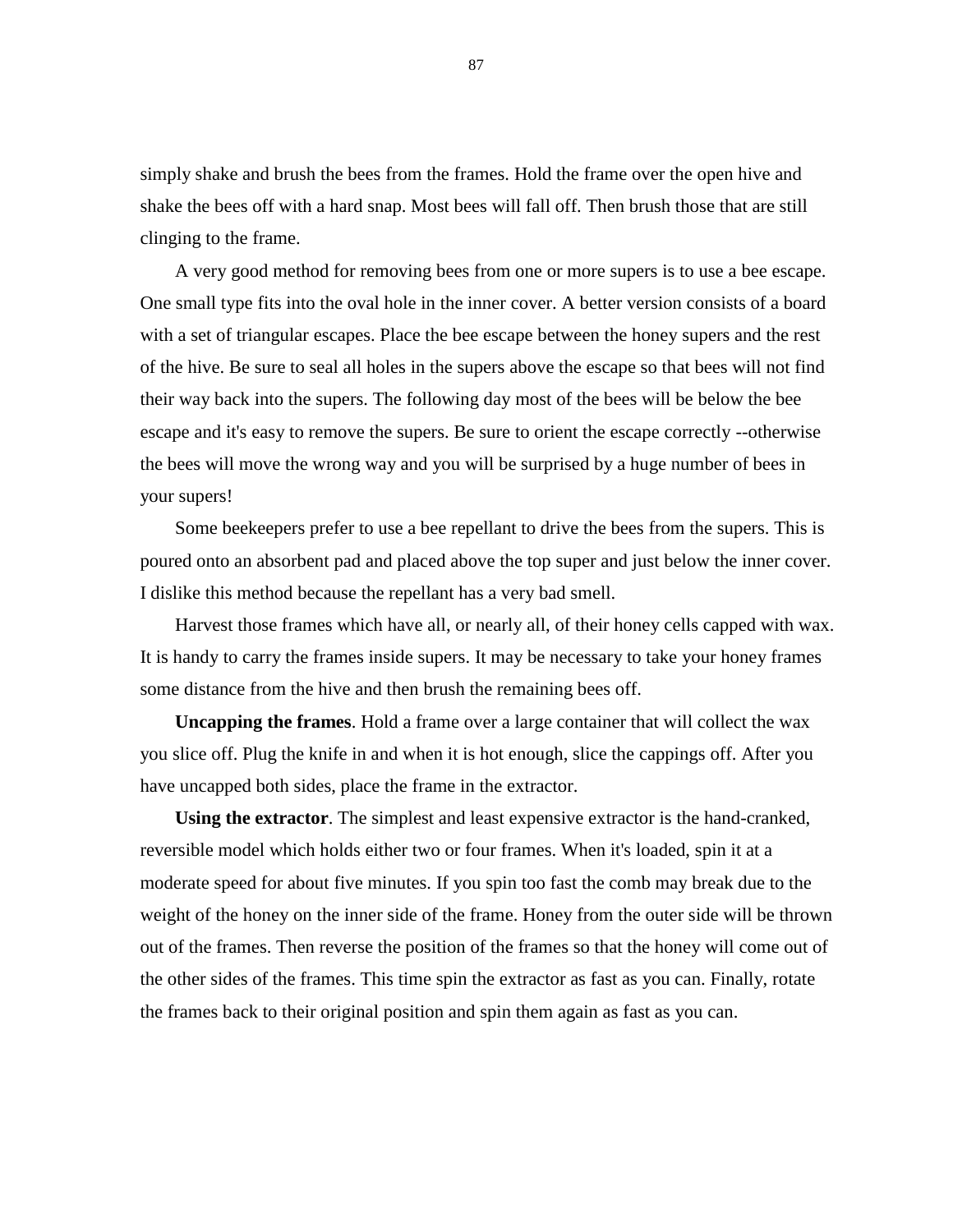simply shake and brush the bees from the frames. Hold the frame over the open hive and shake the bees off with a hard snap. Most bees will fall off. Then brush those that are still clinging to the frame.

A very good method for removing bees from one or more supers is to use a bee escape. One small type fits into the oval hole in the inner cover. A better version consists of a board with a set of triangular escapes. Place the bee escape between the honey supers and the rest of the hive. Be sure to seal all holes in the supers above the escape so that bees will not find their way back into the supers. The following day most of the bees will be below the bee escape and it's easy to remove the supers. Be sure to orient the escape correctly --otherwise the bees will move the wrong way and you will be surprised by a huge number of bees in your supers!

Some beekeepers prefer to use a bee repellant to drive the bees from the supers. This is poured onto an absorbent pad and placed above the top super and just below the inner cover. I dislike this method because the repellant has a very bad smell.

Harvest those frames which have all, or nearly all, of their honey cells capped with wax. It is handy to carry the frames inside supers. It may be necessary to take your honey frames some distance from the hive and then brush the remaining bees off.

**Uncapping the frames**. Hold a frame over a large container that will collect the wax you slice off. Plug the knife in and when it is hot enough, slice the cappings off. After you have uncapped both sides, place the frame in the extractor.

**Using the extractor**. The simplest and least expensive extractor is the hand-cranked, reversible model which holds either two or four frames. When it's loaded, spin it at a moderate speed for about five minutes. If you spin too fast the comb may break due to the weight of the honey on the inner side of the frame. Honey from the outer side will be thrown out of the frames. Then reverse the position of the frames so that the honey will come out of the other sides of the frames. This time spin the extractor as fast as you can. Finally, rotate the frames back to their original position and spin them again as fast as you can.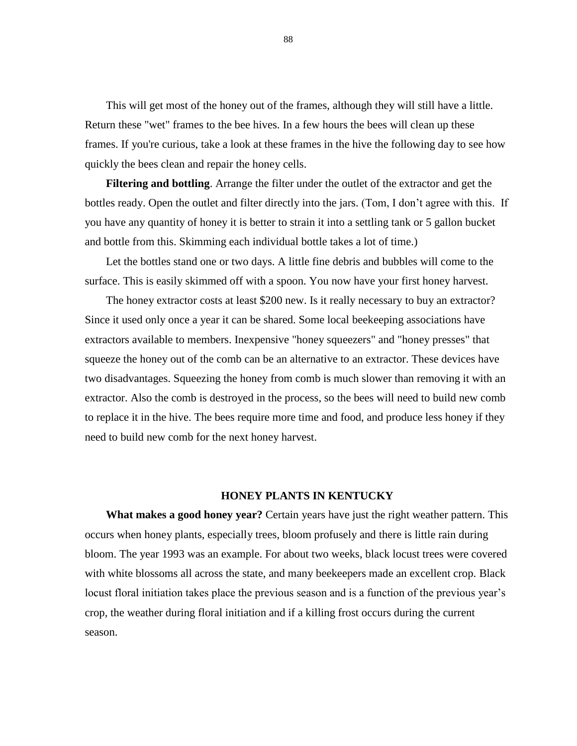This will get most of the honey out of the frames, although they will still have a little. Return these "wet" frames to the bee hives. In a few hours the bees will clean up these frames. If you're curious, take a look at these frames in the hive the following day to see how quickly the bees clean and repair the honey cells.

**Filtering and bottling**. Arrange the filter under the outlet of the extractor and get the bottles ready. Open the outlet and filter directly into the jars. (Tom, I don't agree with this. If you have any quantity of honey it is better to strain it into a settling tank or 5 gallon bucket and bottle from this. Skimming each individual bottle takes a lot of time.)

Let the bottles stand one or two days. A little fine debris and bubbles will come to the surface. This is easily skimmed off with a spoon. You now have your first honey harvest.

The honey extractor costs at least $200 new. Is it really necessary to buy an extractor? Since it used only once a year it can be shared. Some local beekeeping associations have extractors available to members. Inexpensive "honey squeezers" and "honey presses" that squeeze the honey out of the comb can be an alternative to an extractor. These devices have two disadvantages. Squeezing the honey from comb is much slower than removing it with an extractor. Also the comb is destroyed in the process, so the bees will need to build new comb to replace it in the hive. The bees require more time and food, and produce less honey if they need to build new comb for the next honey harvest.

## HONEY PLANTS IN KENTUCKY

**What makes a good honey year?** Certain years have just the right weather pattern. This occurs when honey plants, especially trees, bloom profusely and there is little rain during bloom. The year 1993 was an example. For about two weeks, black locust trees were covered with white blossoms all across the state, and many beekeepers made an excellent crop. Black locust floral initiation takes place the previous season and is a function of the previous year's crop, the weather during floral initiation and if a killing frost occurs during the current season.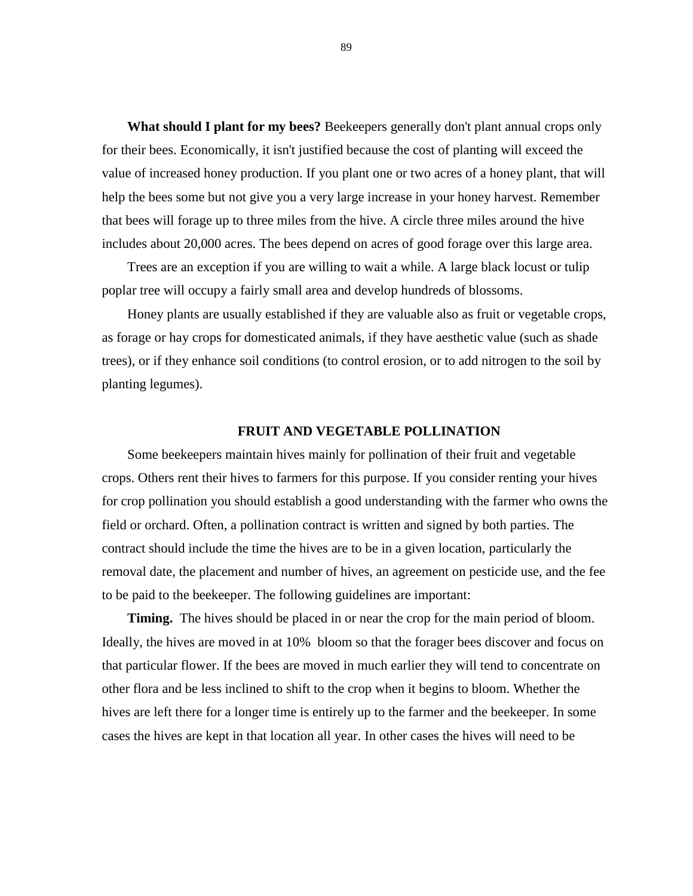**What should I plant for my bees?** Beekeepers generally don't plant annual crops only for their bees. Economically, it isn't justified because the cost of planting will exceed the value of increased honey production. If you plant one or two acres of a honey plant, that will help the bees some but not give you a very large increase in your honey harvest. Remember that bees will forage up to three miles from the hive. A circle three miles around the hive includes about 20,000 acres. The bees depend on acres of good forage over this large area.

Trees are an exception if you are willing to wait a while. A large black locust or tulip poplar tree will occupy a fairly small area and develop hundreds of blossoms.

Honey plants are usually established if they are valuable also as fruit or vegetable crops, as forage or hay crops for domesticated animals, if they have aesthetic value (such as shade trees), or if they enhance soil conditions (to control erosion, or to add nitrogen to the soil by planting legumes).

## FRUIT AND VEGETABLE POLLINATION

Some beekeepers maintain hives mainly for pollination of their fruit and vegetable crops. Others rent their hives to farmers for this purpose. If you consider renting your hives for crop pollination you should establish a good understanding with the farmer who owns the field or orchard. Often, a pollination contract is written and signed by both parties. The contract should include the time the hives are to be in a given location, particularly the removal date, the placement and number of hives, an agreement on pesticide use, and the fee to be paid to the beekeeper. The following guidelines are important:

**Timing.** The hives should be placed in or near the crop for the main period of bloom. Ideally, the hives are moved in at 10% bloom so that the forager bees discover and focus on that particular flower. If the bees are moved in much earlier they will tend to concentrate on other flora and be less inclined to shift to the crop when it begins to bloom. Whether the hives are left there for a longer time is entirely up to the farmer and the beekeeper. In some cases the hives are kept in that location all year. In other cases the hives will need to be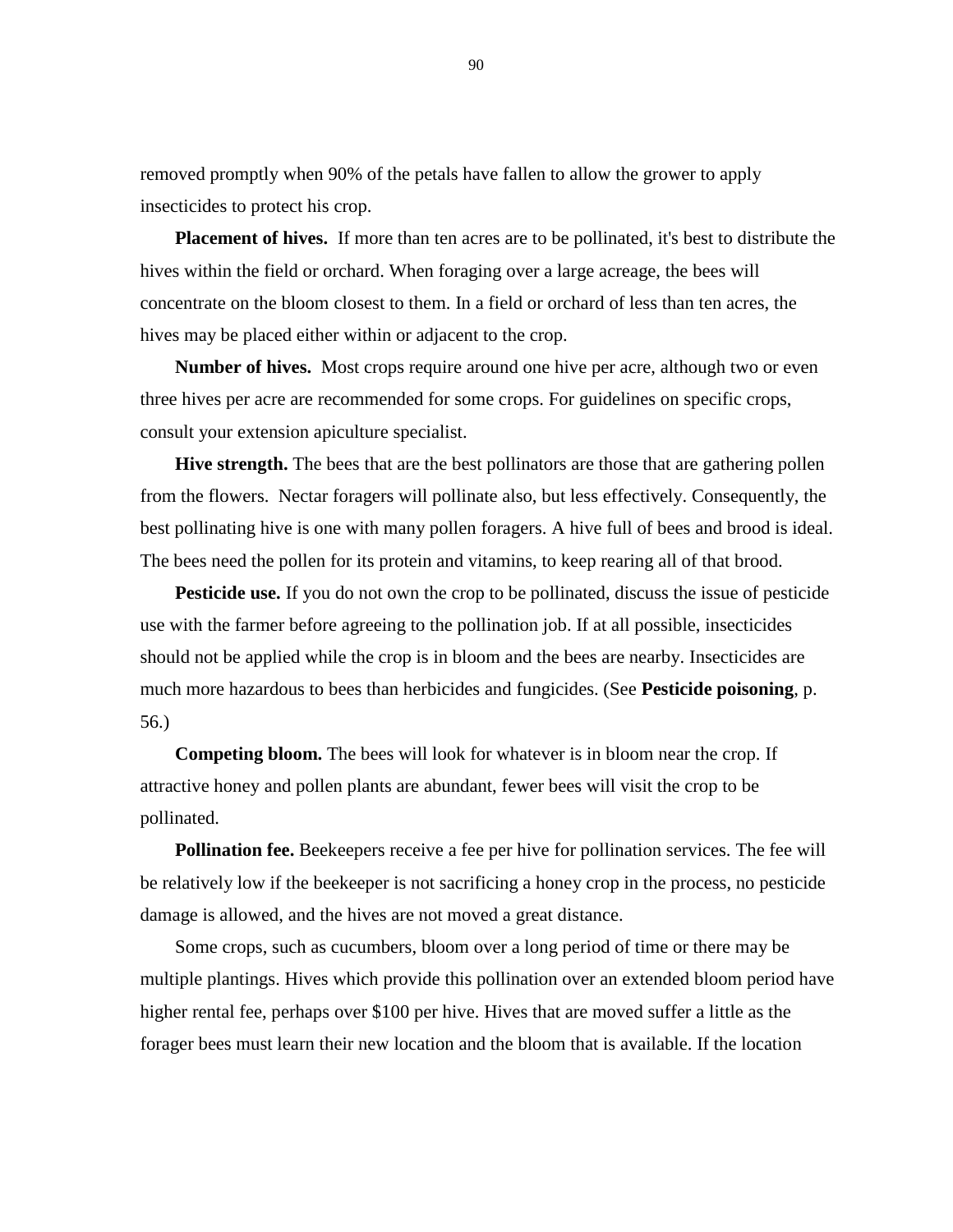removed promptly when 90% of the petals have fallen to allow the grower to apply insecticides to protect his crop.

**Placement of hives.** If more than ten acres are to be pollinated, it's best to distribute the hives within the field or orchard. When foraging over a large acreage, the bees will concentrate on the bloom closest to them. In a field or orchard of less than ten acres, the hives may be placed either within or adjacent to the crop.

**Number of hives.** Most crops require around one hive per acre, although two or even three hives per acre are recommended for some crops. For guidelines on specific crops, consult your extension apiculture specialist.

**Hive strength.** The bees that are the best pollinators are those that are gathering pollen from the flowers. Nectar foragers will pollinate also, but less effectively. Consequently, the best pollinating hive is one with many pollen foragers. A hive full of bees and brood is ideal. The bees need the pollen for its protein and vitamins, to keep rearing all of that brood.

**Pesticide use.** If you do not own the crop to be pollinated, discuss the issue of pesticide use with the farmer before agreeing to the pollination job. If at all possible, insecticides should not be applied while the crop is in bloom and the bees are nearby. Insecticides are much more hazardous to bees than herbicides and fungicides. (See **Pesticide poisoning**, p. 56.)

**Competing bloom.** The bees will look for whatever is in bloom near the crop. If attractive honey and pollen plants are abundant, fewer bees will visit the crop to be pollinated.

**Pollination fee.** Beekeepers receive a fee per hive for pollination services. The fee will be relatively low if the beekeeper is not sacrificing a honey crop in the process, no pesticide damage is allowed, and the hives are not moved a great distance.

Some crops, such as cucumbers, bloom over a long period of time or there may be multiple plantings. Hives which provide this pollination over an extended bloom period have higher rental fee, perhaps over $100 per hive. Hives that are moved suffer a little as the forager bees must learn their new location and the bloom that is available. If the location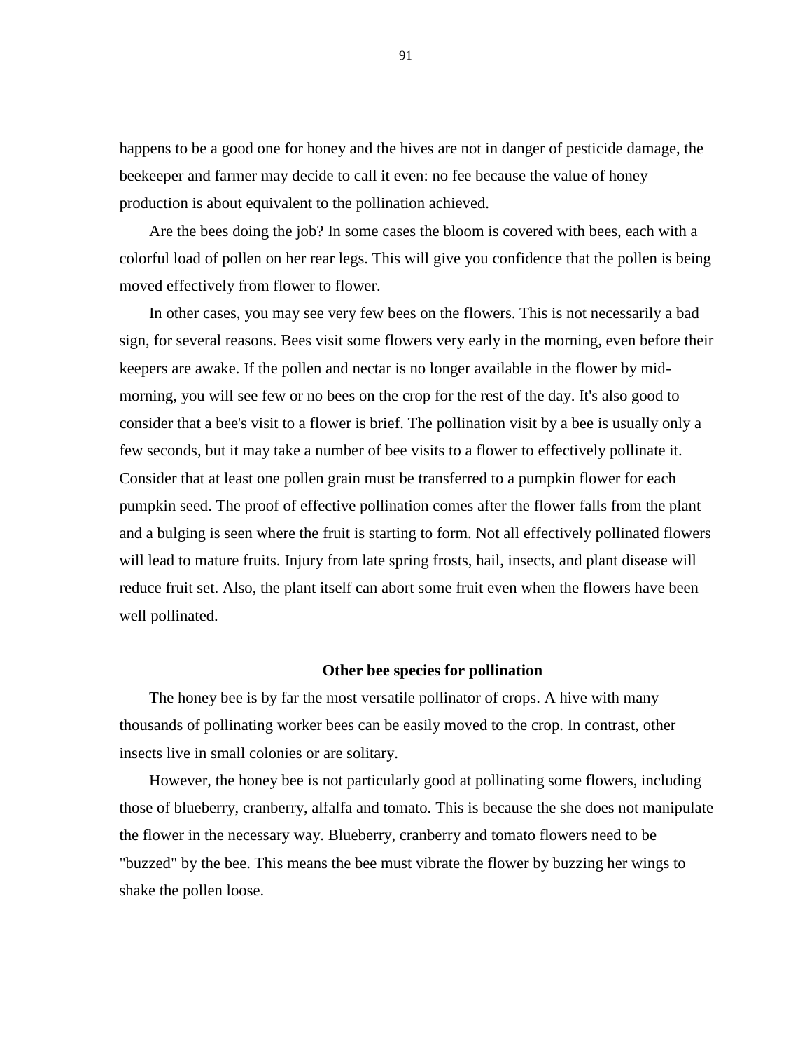happens to be a good one for honey and the hives are not in danger of pesticide damage, the beekeeper and farmer may decide to call it even: no fee because the value of honey production is about equivalent to the pollination achieved.

Are the bees doing the job? In some cases the bloom is covered with bees, each with a colorful load of pollen on her rear legs. This will give you confidence that the pollen is being moved effectively from flower to flower.

In other cases, you may see very few bees on the flowers. This is not necessarily a bad sign, for several reasons. Bees visit some flowers very early in the morning, even before their keepers are awake. If the pollen and nectar is no longer available in the flower by mid-morning, you will see few or no bees on the crop for the rest of the day. It's also good to consider that a bee's visit to a flower is brief. The pollination visit by a bee is usually only a few seconds, but it may take a number of bee visits to a flower to effectively pollinate it. Consider that at least one pollen grain must be transferred to a pumpkin flower for each pumpkin seed. The proof of effective pollination comes after the flower falls from the plant and a bulging is seen where the fruit is starting to form. Not all effectively pollinated flowers will lead to mature fruits. Injury from late spring frosts, hail, insects, and plant disease will reduce fruit set. Also, the plant itself can abort some fruit even when the flowers have been well pollinated.

### Other bee species for pollination

The honey bee is by far the most versatile pollinator of crops. A hive with many thousands of pollinating worker bees can be easily moved to the crop. In contrast, other insects live in small colonies or are solitary.

However, the honey bee is not particularly good at pollinating some flowers, including those of blueberry, cranberry, alfalfa and tomato. This is because the she does not manipulate the flower in the necessary way. Blueberry, cranberry and tomato flowers need to be "buzzed" by the bee. This means the bee must vibrate the flower by buzzing her wings to shake the pollen loose.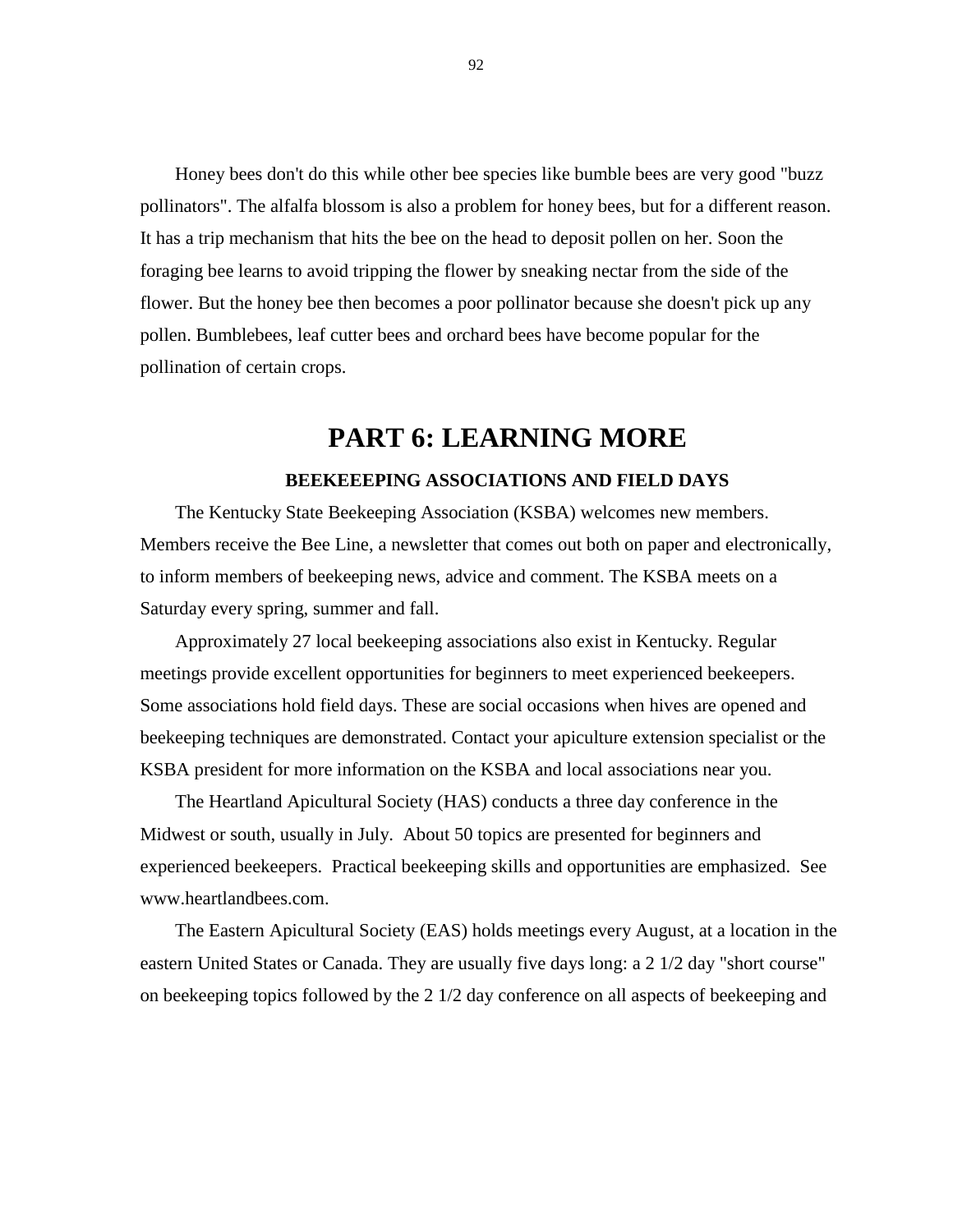Honey bees don't do this while other bee species like bumble bees are very good "buzz pollinators". The alfalfa blossom is also a problem for honey bees, but for a different reason. It has a trip mechanism that hits the bee on the head to deposit pollen on her. Soon the foraging bee learns to avoid tripping the flower by sneaking nectar from the side of the flower. But the honey bee then becomes a poor pollinator because she doesn't pick up any pollen. Bumblebees, leaf cutter bees and orchard bees have become popular for the pollination of certain crops.

# PART 6: LEARNING MORE

### BEEKEEEPING ASSOCIATIONS AND FIELD DAYS

The Kentucky State Beekeeping Association (KSBA) welcomes new members. Members receive the Bee Line, a newsletter that comes out both on paper and electronically, to inform members of beekeeping news, advice and comment. The KSBA meets on a Saturday every spring, summer and fall.

Approximately 27 local beekeeping associations also exist in Kentucky. Regular meetings provide excellent opportunities for beginners to meet experienced beekeepers. Some associations hold field days. These are social occasions when hives are opened and beekeeping techniques are demonstrated. Contact your apiculture extension specialist or the KSBA president for more information on the KSBA and local associations near you.

The Heartland Apicultural Society (HAS) conducts a three day conference in the Midwest or south, usually in July. About 50 topics are presented for beginners and experienced beekeepers. Practical beekeeping skills and opportunities are emphasized. See www.heartlandbees.com.

The Eastern Apicultural Society (EAS) holds meetings every August, at a location in the eastern United States or Canada. They are usually five days long: a 2 1/2 day "short course" on beekeeping topics followed by the 2 1/2 day conference on all aspects of beekeeping and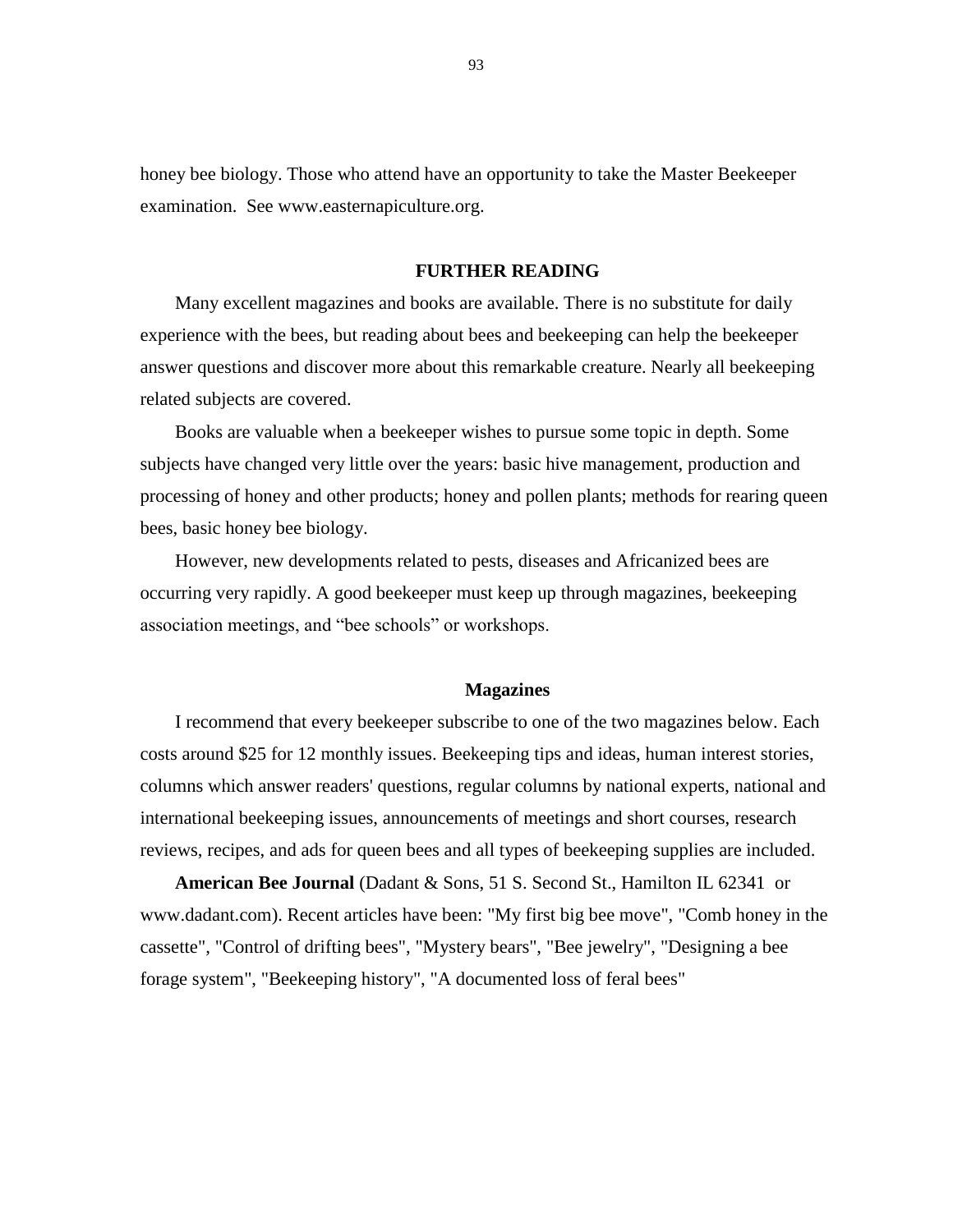honey bee biology. Those who attend have an opportunity to take the Master Beekeeper examination. See www.easternapiculture.org.

## FURTHER READING

Many excellent magazines and books are available. There is no substitute for daily experience with the bees, but reading about bees and beekeeping can help the beekeeper answer questions and discover more about this remarkable creature. Nearly all beekeeping related subjects are covered.

Books are valuable when a beekeeper wishes to pursue some topic in depth. Some subjects have changed very little over the years: basic hive management, production and processing of honey and other products; honey and pollen plants; methods for rearing queen bees, basic honey bee biology.

However, new developments related to pests, diseases and Africanized bees are occurring very rapidly. A good beekeeper must keep up through magazines, beekeeping association meetings, and “bee schools” or workshops.

### Magazines

I recommend that every beekeeper subscribe to one of the two magazines below. Each costs around $25 for 12 monthly issues. Beekeeping tips and ideas, human interest stories, columns which answer readers' questions, regular columns by national experts, national and international beekeeping issues, announcements of meetings and short courses, research reviews, recipes, and ads for queen bees and all types of beekeeping supplies are included.

**American Bee Journal** (Dadant & Sons, 51 S. Second St., Hamilton IL 62341 or www.dadant.com). Recent articles have been: "My first big bee move", "Comb honey in the cassette", "Control of drifting bees", "Mystery bears", "Bee jewelry", "Designing a bee forage system", "Beekeeping history", "A documented loss of feral bees"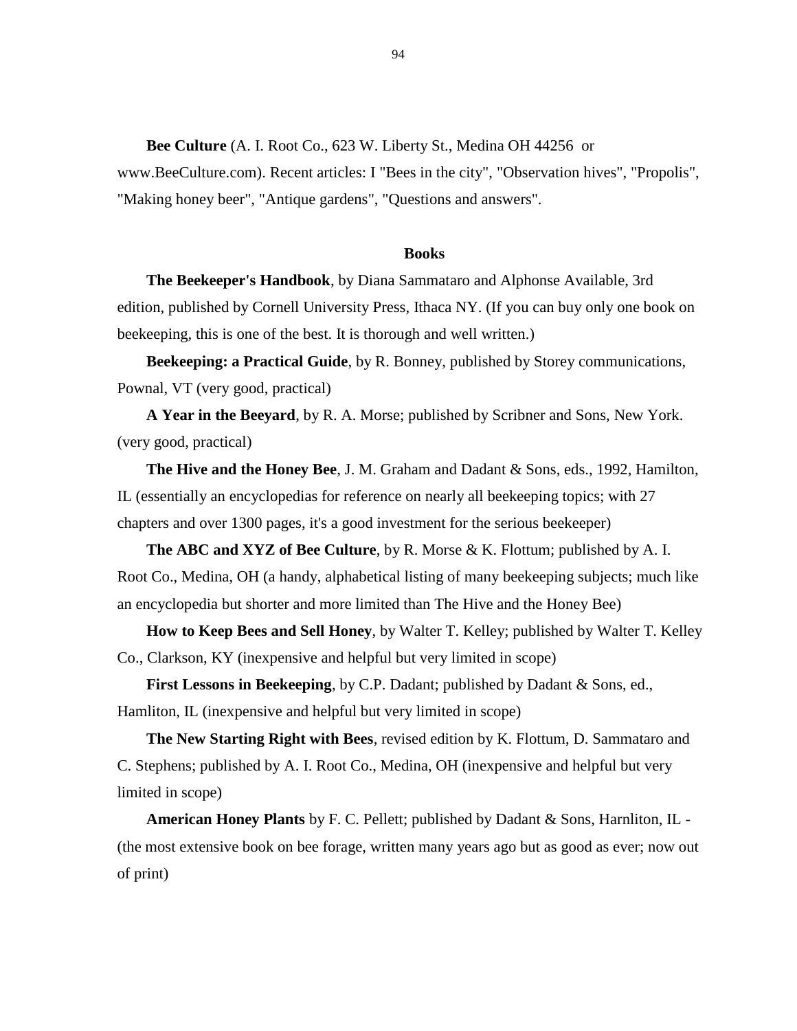**Bee Culture** (A. I. Root Co., 623 W. Liberty St., Medina OH 44256 or www.BeeCulture.com). Recent articles: I "Bees in the city", "Observation hives", "Propolis", "Making honey beer", "Antique gardens", "Questions and answers".

## Books

**The Beekeeper's Handbook**, by Diana Sammataro and Alphonse Available, 3rd edition, published by Cornell University Press, Ithaca NY. (If you can buy only one book on beekeeping, this is one of the best. It is thorough and well written.)

**Beekeeping: a Practical Guide**, by R. Bonney, published by Storey communications, Pownal, VT (very good, practical)

**A Year in the Beeyard**, by R. A. Morse; published by Scribner and Sons, New York. (very good, practical)

**The Hive and the Honey Bee**, J. M. Graham and Dadant & Sons, eds., 1992, Hamilton, IL (essentially an encyclopedias for reference on nearly all beekeeping topics; with 27 chapters and over 1300 pages, it's a good investment for the serious beekeeper)

**The ABC and XYZ of Bee Culture**, by R. Morse & K. Flottum; published by A. I. Root Co., Medina, OH (a handy, alphabetical listing of many beekeeping subjects; much like an encyclopedia but shorter and more limited than The Hive and the Honey Bee)

**How to Keep Bees and Sell Honey**, by Walter T. Kelley; published by Walter T. Kelley Co., Clarkson, KY (inexpensive and helpful but very limited in scope)

**First Lessons in Beekeeping**, by C.P. Dadant; published by Dadant & Sons, ed., Hamliton, IL (inexpensive and helpful but very limited in scope)

**The New Starting Right with Bees**, revised edition by K. Flottum, D. Sammataro and C. Stephens; published by A. I. Root Co., Medina, OH (inexpensive and helpful but very limited in scope)

**American Honey Plants** by F. C. Pellett; published by Dadant & Sons, Harnliton, IL - (the most extensive book on bee forage, written many years ago but as good as ever; now out of print)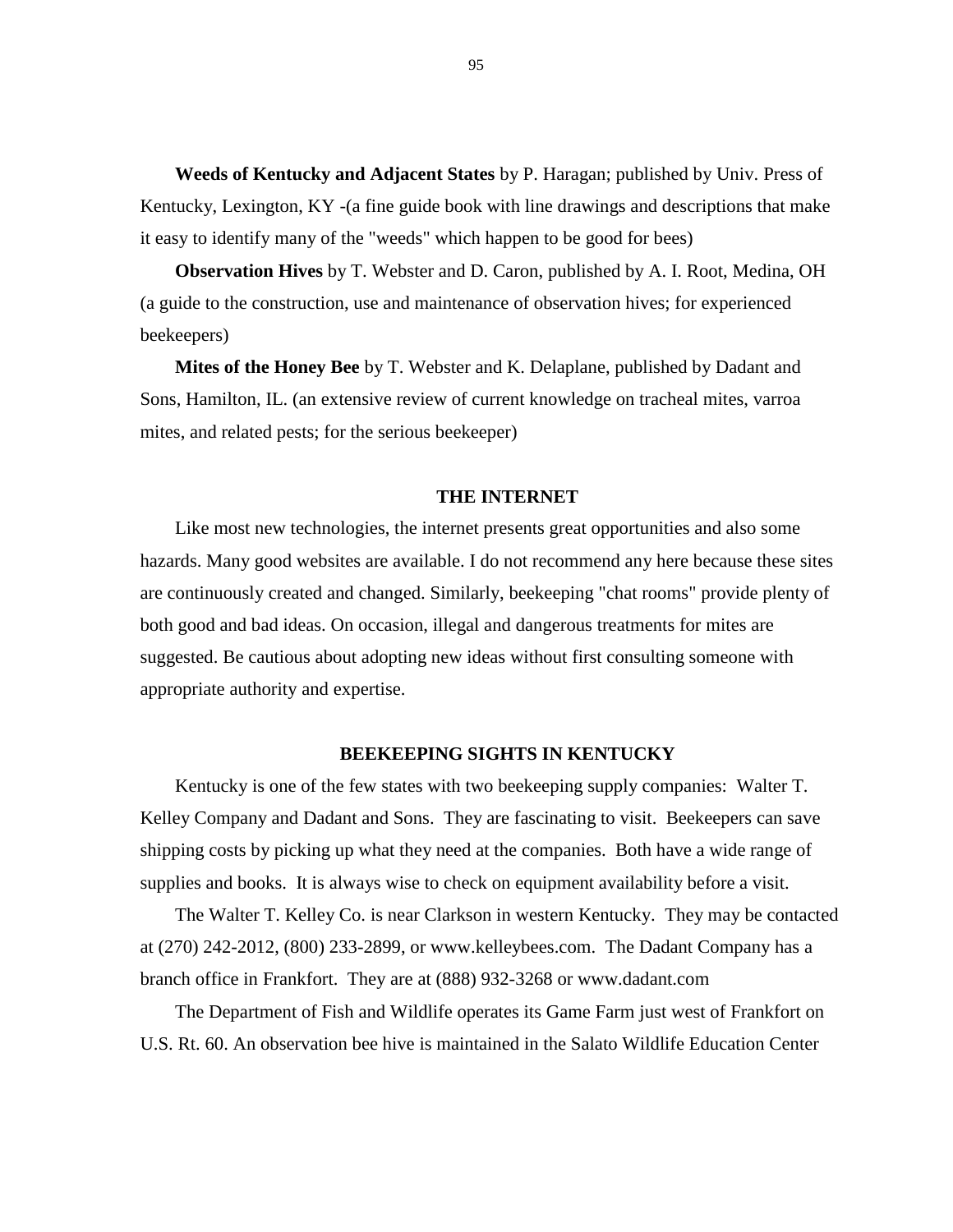**Weeds of Kentucky and Adjacent States** by P. Haragan; published by Univ. Press of Kentucky, Lexington, KY -(a fine guide book with line drawings and descriptions that make it easy to identify many of the "weeds" which happen to be good for bees)

**Observation Hives** by T. Webster and D. Caron, published by A. I. Root, Medina, OH (a guide to the construction, use and maintenance of observation hives; for experienced beekeepers)

**Mites of the Honey Bee** by T. Webster and K. Delaplane, published by Dadant and Sons, Hamilton, IL. (an extensive review of current knowledge on tracheal mites, varroa mites, and related pests; for the serious beekeeper)

## THE INTERNET

Like most new technologies, the internet presents great opportunities and also some hazards. Many good websites are available. I do not recommend any here because these sites are continuously created and changed. Similarly, beekeeping "chat rooms" provide plenty of both good and bad ideas. On occasion, illegal and dangerous treatments for mites are suggested. Be cautious about adopting new ideas without first consulting someone with appropriate authority and expertise.

## BEEKEEPING SIGHTS IN KENTUCKY

Kentucky is one of the few states with two beekeeping supply companies: Walter T. Kelley Company and Dadant and Sons. They are fascinating to visit. Beekeepers can save shipping costs by picking up what they need at the companies. Both have a wide range of supplies and books. It is always wise to check on equipment availability before a visit.

The Walter T. Kelley Co. is near Clarkson in western Kentucky. They may be contacted at (270) 242-2012, (800) 233-2899, or www.kelleybees.com. The Dadant Company has a branch office in Frankfort. They are at (888) 932-3268 or www.dadant.com

The Department of Fish and Wildlife operates its Game Farm just west of Frankfort on U.S. Rt. 60. An observation bee hive is maintained in the Salato Wildlife Education Center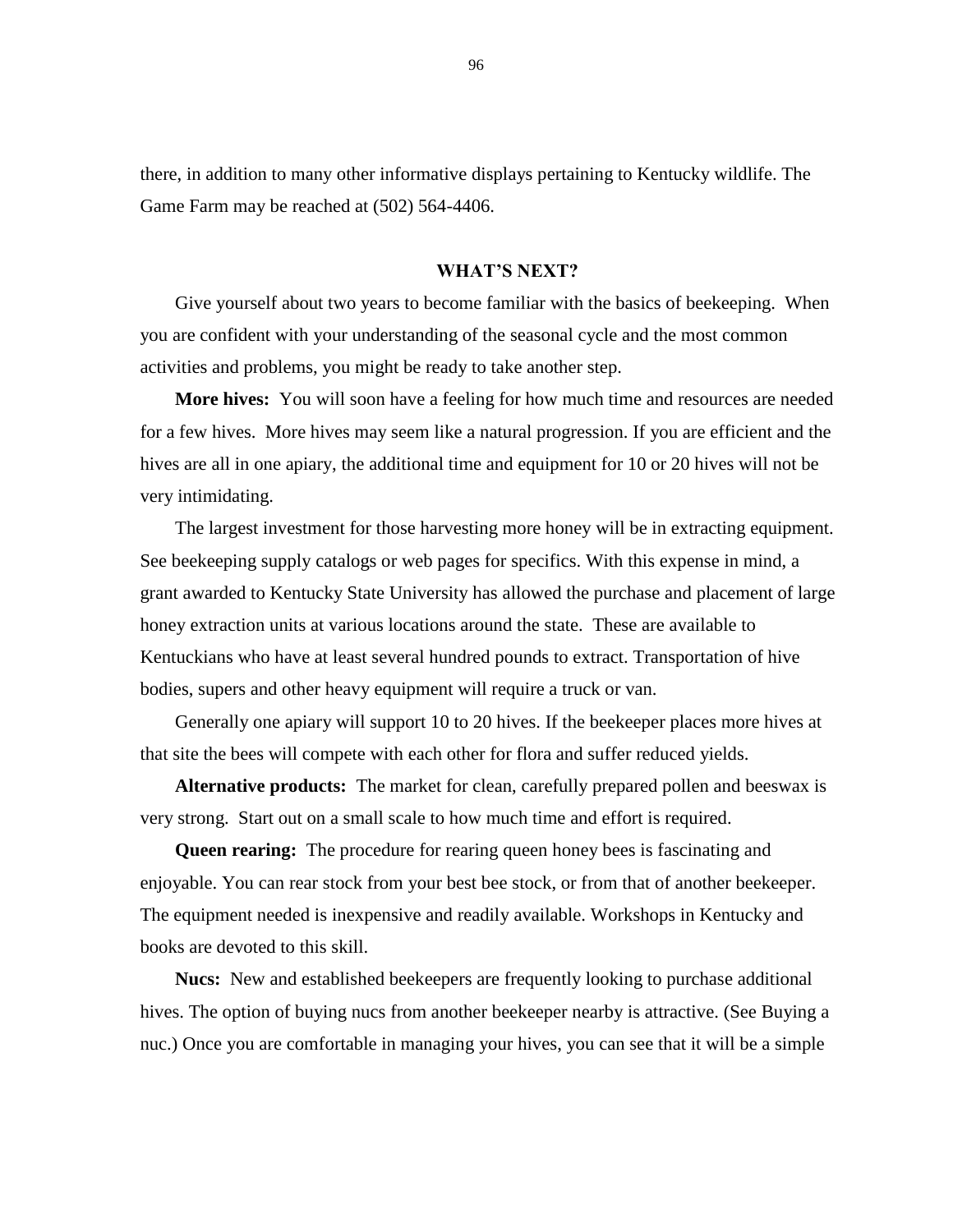there, in addition to many other informative displays pertaining to Kentucky wildlife. The Game Farm may be reached at (502) 564-4406.

## WHAT'S NEXT?

Give yourself about two years to become familiar with the basics of beekeeping. When you are confident with your understanding of the seasonal cycle and the most common activities and problems, you might be ready to take another step.

**More hives:** You will soon have a feeling for how much time and resources are needed for a few hives. More hives may seem like a natural progression. If you are efficient and the hives are all in one apiary, the additional time and equipment for 10 or 20 hives will not be very intimidating.

The largest investment for those harvesting more honey will be in extracting equipment. See beekeeping supply catalogs or web pages for specifics. With this expense in mind, a grant awarded to Kentucky State University has allowed the purchase and placement of large honey extraction units at various locations around the state. These are available to Kentuckians who have at least several hundred pounds to extract. Transportation of hive bodies, supers and other heavy equipment will require a truck or van.

Generally one apiary will support 10 to 20 hives. If the beekeeper places more hives at that site the bees will compete with each other for flora and suffer reduced yields.

**Alternative products:** The market for clean, carefully prepared pollen and beeswax is very strong. Start out on a small scale to how much time and effort is required.

**Queen rearing:** The procedure for rearing queen honey bees is fascinating and enjoyable. You can rear stock from your best bee stock, or from that of another beekeeper. The equipment needed is inexpensive and readily available. Workshops in Kentucky and books are devoted to this skill.

**Nucs:** New and established beekeepers are frequently looking to purchase additional hives. The option of buying nucs from another beekeeper nearby is attractive. (See Buying a nuc.) Once you are comfortable in managing your hives, you can see that it will be a simple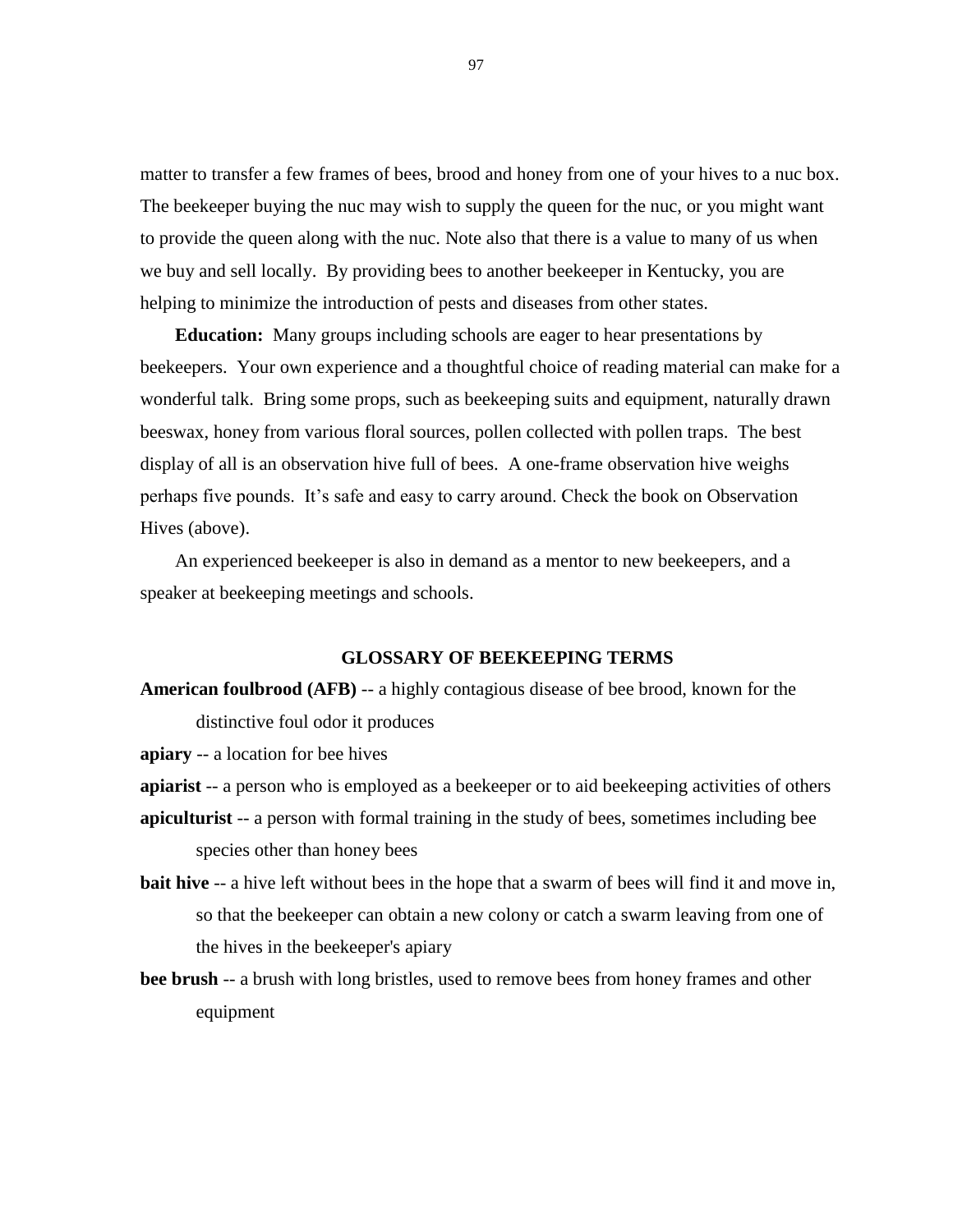matter to transfer a few frames of bees, brood and honey from one of your hives to a nuc box. The beekeeper buying the nuc may wish to supply the queen for the nuc, or you might want to provide the queen along with the nuc. Note also that there is a value to many of us when we buy and sell locally. By providing bees to another beekeeper in Kentucky, you are helping to minimize the introduction of pests and diseases from other states.

**Education:** Many groups including schools are eager to hear presentations by beekeepers. Your own experience and a thoughtful choice of reading material can make for a wonderful talk. Bring some props, such as beekeeping suits and equipment, naturally drawn beeswax, honey from various floral sources, pollen collected with pollen traps. The best display of all is an observation hive full of bees. A one-frame observation hive weighs perhaps five pounds. It's safe and easy to carry around. Check the book on Observation Hives (above).

An experienced beekeeper is also in demand as a mentor to new beekeepers, and a speaker at beekeeping meetings and schools.

## GLOSSARY OF BEEKEEPING TERMS

**American foulbrood (AFB)** -- a highly contagious disease of bee brood, known for the distinctive foul odor it produces

**apiary** -- a location for bee hives

**apiarist** -- a person who is employed as a beekeeper or to aid beekeeping activities of others

**apiculturist** -- a person with formal training in the study of bees, sometimes including bee species other than honey bees

**bait hive** -- a hive left without bees in the hope that a swarm of bees will find it and move in, so that the beekeeper can obtain a new colony or catch a swarm leaving from one of the hives in the beekeeper's apiary

**bee brush** -- a brush with long bristles, used to remove bees from honey frames and other equipment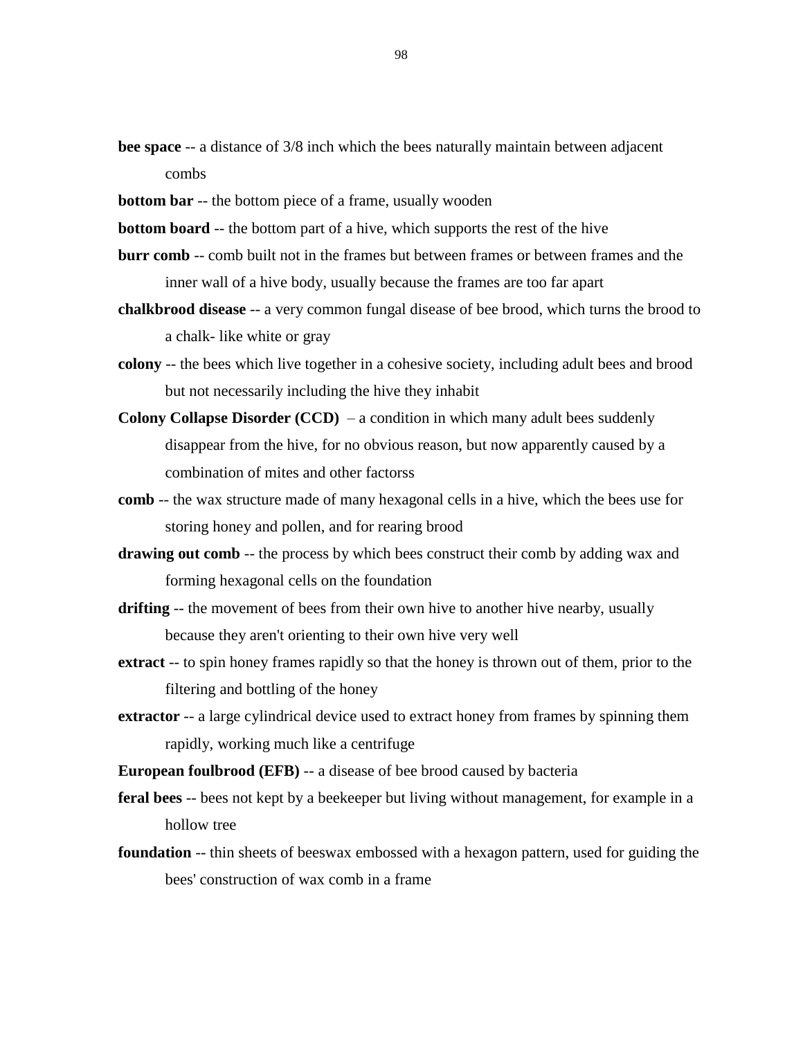**bee space** -- a distance of 3/8 inch which the bees naturally maintain between adjacent combs

**bottom bar** -- the bottom piece of a frame, usually wooden

**bottom board** -- the bottom part of a hive, which supports the rest of the hive

**burr comb** -- comb built not in the frames but between frames or between frames and the inner wall of a hive body, usually because the frames are too far apart

**chalkbrood disease** -- a very common fungal disease of bee brood, which turns the brood to a chalk- like white or gray

**colony** -- the bees which live together in a cohesive society, including adult bees and brood but not necessarily including the hive they inhabit

**Colony Collapse Disorder (CCD)** – a condition in which many adult bees suddenly disappear from the hive, for no obvious reason, but now apparently caused by a combination of mites and other factorss

**comb** -- the wax structure made of many hexagonal cells in a hive, which the bees use for storing honey and pollen, and for rearing brood

**drawing out comb** -- the process by which bees construct their comb by adding wax and forming hexagonal cells on the foundation

**drifting** -- the movement of bees from their own hive to another hive nearby, usually because they aren't orienting to their own hive very well

**extract** -- to spin honey frames rapidly so that the honey is thrown out of them, prior to the filtering and bottling of the honey

**extractor** -- a large cylindrical device used to extract honey from frames by spinning them rapidly, working much like a centrifuge

**European foulbrood (EFB)** -- a disease of bee brood caused by bacteria

**feral bees** -- bees not kept by a beekeeper but living without management, for example in a hollow tree

**foundation** -- thin sheets of beeswax embossed with a hexagon pattern, used for guiding the bees' construction of wax comb in a frame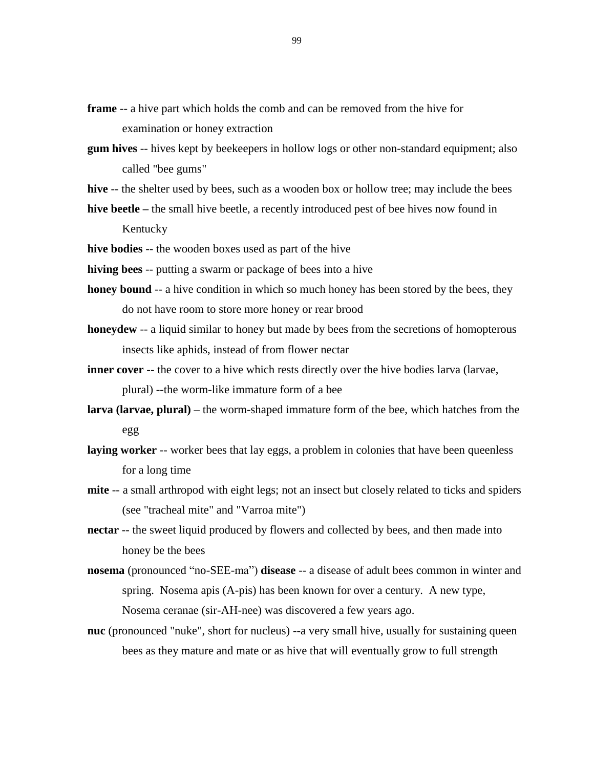**frame** -- a hive part which holds the comb and can be removed from the hive for examination or honey extraction

**gum hives** -- hives kept by beekeepers in hollow logs or other non-standard equipment; also called "bee gums"

**hive** -- the shelter used by bees, such as a wooden box or hollow tree; may include the bees

**hive beetle** – the small hive beetle, a recently introduced pest of bee hives now found in Kentucky

**hive bodies** -- the wooden boxes used as part of the hive

**hiving bees** -- putting a swarm or package of bees into a hive

**honey bound** -- a hive condition in which so much honey has been stored by the bees, they do not have room to store more honey or rear brood

**honeydew** -- a liquid similar to honey but made by bees from the secretions of homopterous insects like aphids, instead of from flower nectar

**inner cover** -- the cover to a hive which rests directly over the hive bodies larva (larvae, plural) --the worm-like immature form of a bee

**larva (larvae, plural)** – the worm-shaped immature form of the bee, which hatches from the egg

**laying worker** -- worker bees that lay eggs, a problem in colonies that have been queenless for a long time

**mite** -- a small arthropod with eight legs; not an insect but closely related to ticks and spiders (see "tracheal mite" and "Varroa mite")

**nectar** -- the sweet liquid produced by flowers and collected by bees, and then made into honey be the bees

**nosema** (pronounced "no-SEE-ma") **disease** -- a disease of adult bees common in winter and spring. Nosema apis (A-pis) has been known for over a century. A new type, Nosema ceranae (sir-AH-nee) was discovered a few years ago.

**nuc** (pronounced "nuke", short for nucleus) --a very small hive, usually for sustaining queen bees as they mature and mate or as hive that will eventually grow to full strength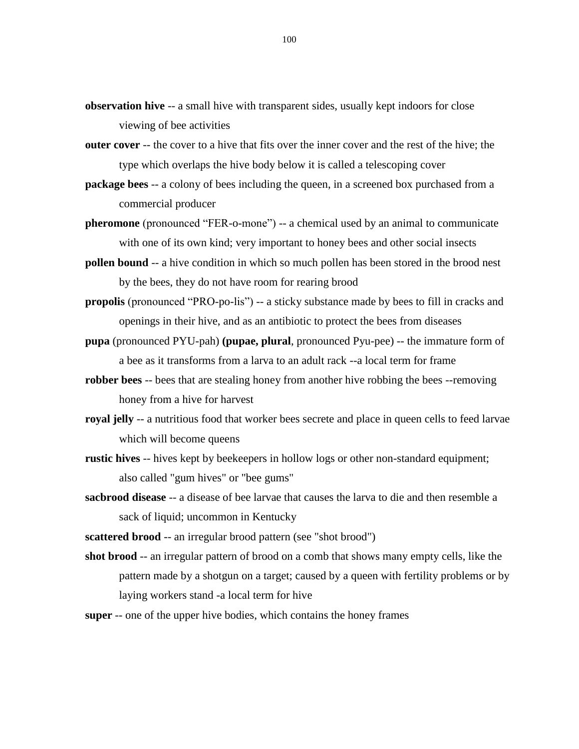**observation hive** -- a small hive with transparent sides, usually kept indoors for close viewing of bee activities

**outer cover** -- the cover to a hive that fits over the inner cover and the rest of the hive; the type which overlaps the hive body below it is called a telescoping cover

**package bees** -- a colony of bees including the queen, in a screened box purchased from a commercial producer

**pheromone** (pronounced "FER-o-mone") -- a chemical used by an animal to communicate with one of its own kind; very important to honey bees and other social insects

**pollen bound** -- a hive condition in which so much pollen has been stored in the brood nest by the bees, they do not have room for rearing brood

**propolis** (pronounced "PRO-po-lis") -- a sticky substance made by bees to fill in cracks and openings in their hive, and as an antibiotic to protect the bees from diseases

**pupa** (pronounced PYU-pah) **(pupae, plural**, pronounced Pyu-pee) -- the immature form of a bee as it transforms from a larva to an adult rack --a local term for frame

**robber bees** -- bees that are stealing honey from another hive robbing the bees --removing honey from a hive for harvest

**royal jelly** -- a nutritious food that worker bees secrete and place in queen cells to feed larvae which will become queens

**rustic hives** -- hives kept by beekeepers in hollow logs or other non-standard equipment; also called "gum hives" or "bee gums"

**sacbrood disease** -- a disease of bee larvae that causes the larva to die and then resemble a sack of liquid; uncommon in Kentucky

**scattered brood** -- an irregular brood pattern (see "shot brood")

**shot brood** -- an irregular pattern of brood on a comb that shows many empty cells, like the pattern made by a shotgun on a target; caused by a queen with fertility problems or by laying workers stand -a local term for hive

**super** -- one of the upper hive bodies, which contains the honey frames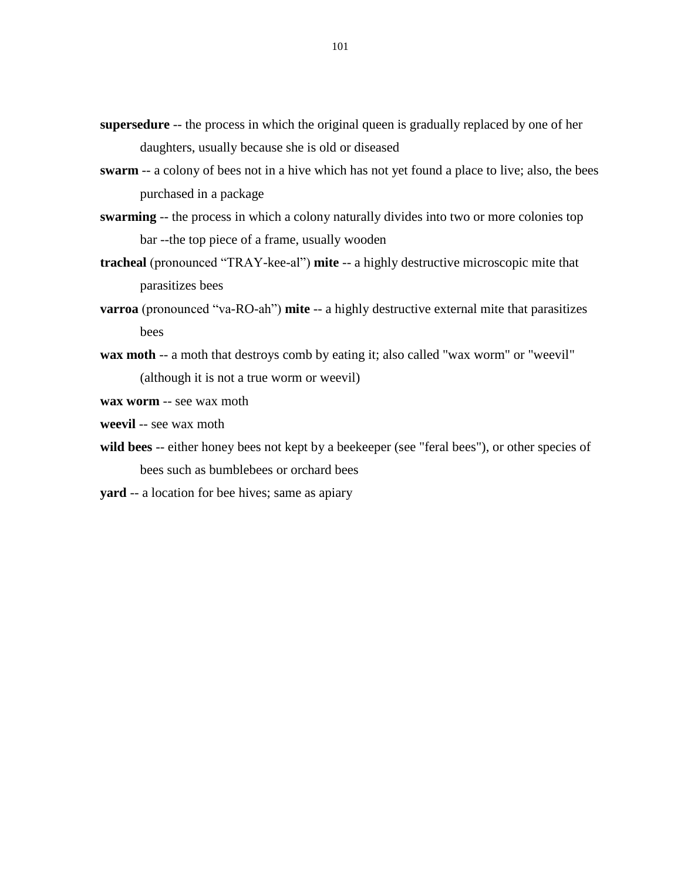**supersedure** -- the process in which the original queen is gradually replaced by one of her daughters, usually because she is old or diseased

**swarm** -- a colony of bees not in a hive which has not yet found a place to live; also, the bees purchased in a package

**swarming** -- the process in which a colony naturally divides into two or more colonies top bar --the top piece of a frame, usually wooden

**tracheal** (pronounced "TRAY-kee-al") **mite** -- a highly destructive microscopic mite that parasitizes bees

**varroa** (pronounced "va-RO-ah") **mite** -- a highly destructive external mite that parasitizes bees

**wax moth** -- a moth that destroys comb by eating it; also called "wax worm" or "weevil" (although it is not a true worm or weevil)

**wax worm** -- see wax moth

**weevil** -- see wax moth

**wild bees** -- either honey bees not kept by a beekeeper (see "feral bees"), or other species of bees such as bumblebees or orchard bees

**yard** -- a location for bee hives; same as apiary